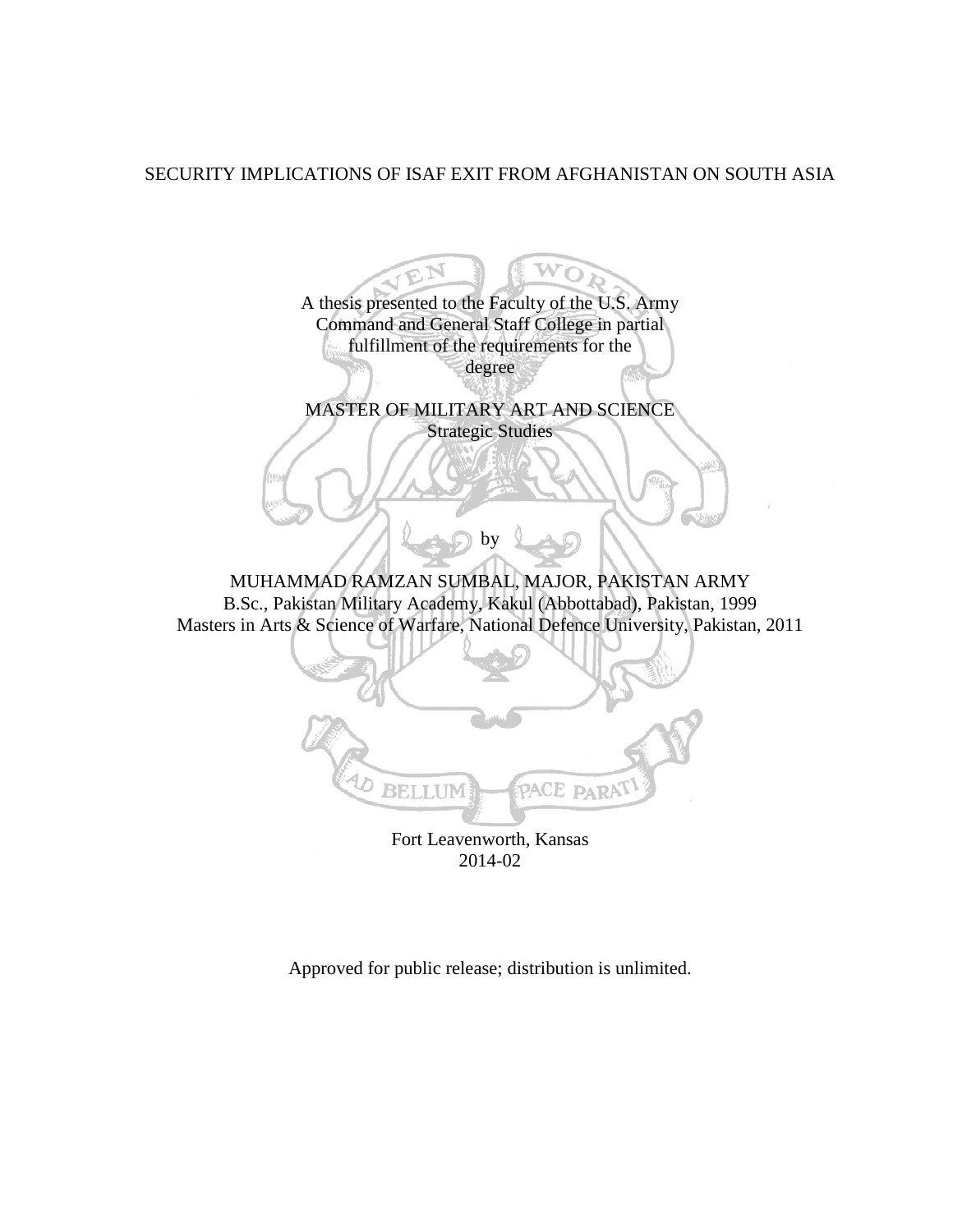# SECURITY IMPLICATIONS OF ISAF EXIT FROM AFGHANISTAN ON SOUTH ASIA

A thesis presented to the Faculty of the U.S. Army Command and General Staff College in partial fulfillment of the requirements for the degree

MASTER OF MILITARY ART AND SCIENCE
Strategic Studies

by

MUHAMMAD RAMZAN SUMBAL, MAJOR, PAKISTAN ARMY
B.Sc., Pakistan Military Academy, Kakul (Abbottabad), Pakistan, 1999
Masters in Arts & Science of Warfare, National Defence University, Pakistan, 2011

Fort Leavenworth, Kansas
2014-02

Approved for public release; distribution is unlimited.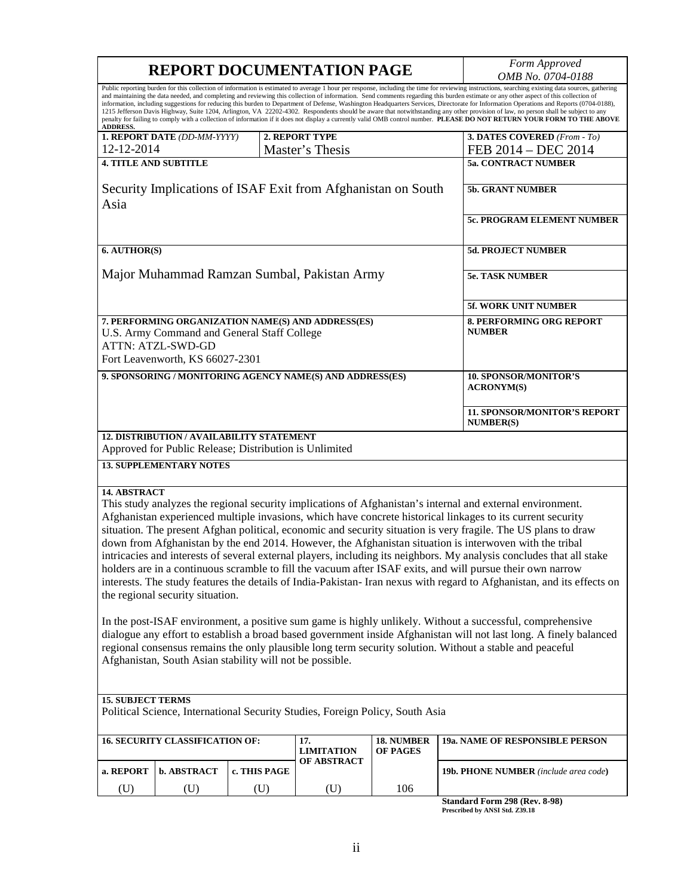# REPORT DOCUMENTATION PAGE

*Form Approved*
*OMB No. 0704-0188*

Public reporting burden for this collection of information is estimated to average 1 hour per response, including the time for reviewing instructions, searching existing data sources, gathering and maintaining the data needed, and completing and reviewing this collection of information. Send comments regarding this burden estimate or any other aspect of this collection of information, including suggestions for reducing this burden to Department of Defense, Washington Headquarters Services, Directorate for Information Operations and Reports (0704-0188), 1215 Jefferson Davis Highway, Suite 1204, Arlington, VA 22202-4302. Respondents should be aware that notwithstanding any other provision of law, no person shall be subject to any penalty for failing to comply with a collection of information if it does not display a currently valid OMB control number. **PLEASE DO NOT RETURN YOUR FORM TO THE ABOVE ADDRESS.**

| **1. REPORT DATE** *(DD-MM-YYYY)* | **2. REPORT TYPE** | **3. DATES COVERED** *(From - To)* |
|---|---|---|
| 12-12-2014 | Master's Thesis | FEB 2014 – DEC 2014 |

**4. TITLE AND SUBTITLE**

Security Implications of ISAF Exit from Afghanistan on South Asia

**5a. CONTRACT NUMBER**

**5b. GRANT NUMBER**

**5c. PROGRAM ELEMENT NUMBER**

**6. AUTHOR(S)**

Major Muhammad Ramzan Sumbal, Pakistan Army

**5d. PROJECT NUMBER**

**5e. TASK NUMBER**

**5f. WORK UNIT NUMBER**

**7. PERFORMING ORGANIZATION NAME(S) AND ADDRESS(ES)**
U.S. Army Command and General Staff College
ATTN: ATZL-SWD-GD
Fort Leavenworth, KS 66027-2301

**8. PERFORMING ORG REPORT NUMBER**

**9. SPONSORING / MONITORING AGENCY NAME(S) AND ADDRESS(ES)**

**10. SPONSOR/MONITOR'S ACRONYM(S)**

**11. SPONSOR/MONITOR'S REPORT NUMBER(S)**

**12. DISTRIBUTION / AVAILABILITY STATEMENT**
Approved for Public Release; Distribution is Unlimited

**13. SUPPLEMENTARY NOTES**

**14. ABSTRACT**
This study analyzes the regional security implications of Afghanistan's internal and external environment. Afghanistan experienced multiple invasions, which have concrete historical linkages to its current security situation. The present Afghan political, economic and security situation is very fragile. The US plans to draw down from Afghanistan by the end 2014. However, the Afghanistan situation is interwoven with the tribal intricacies and interests of several external players, including its neighbors. My analysis concludes that all stake holders are in a continuous scramble to fill the vacuum after ISAF exits, and will pursue their own narrow interests. The study features the details of India-Pakistan- Iran nexus with regard to Afghanistan, and its effects on the regional security situation.

In the post-ISAF environment, a positive sum game is highly unlikely. Without a successful, comprehensive dialogue any effort to establish a broad based government inside Afghanistan will not last long. A finely balanced regional consensus remains the only plausible long term security solution. Without a stable and peaceful Afghanistan, South Asian stability will not be possible.

**15. SUBJECT TERMS**
Political Science, International Security Studies, Foreign Policy, South Asia

| **16. SECURITY CLASSIFICATION OF:** | | | **17. LIMITATION OF ABSTRACT** | **18. NUMBER OF PAGES** | **19a. NAME OF RESPONSIBLE PERSON** |
|---|---|---|---|---|---|
| **a. REPORT** | **b. ABSTRACT** | **c. THIS PAGE** | | | **19b. PHONE NUMBER** *(include area code)* |
| (U) | (U) | (U) | (U) | 106 | |

**Standard Form 298 (Rev. 8-98)**
**Prescribed by ANSI Std. Z39.18**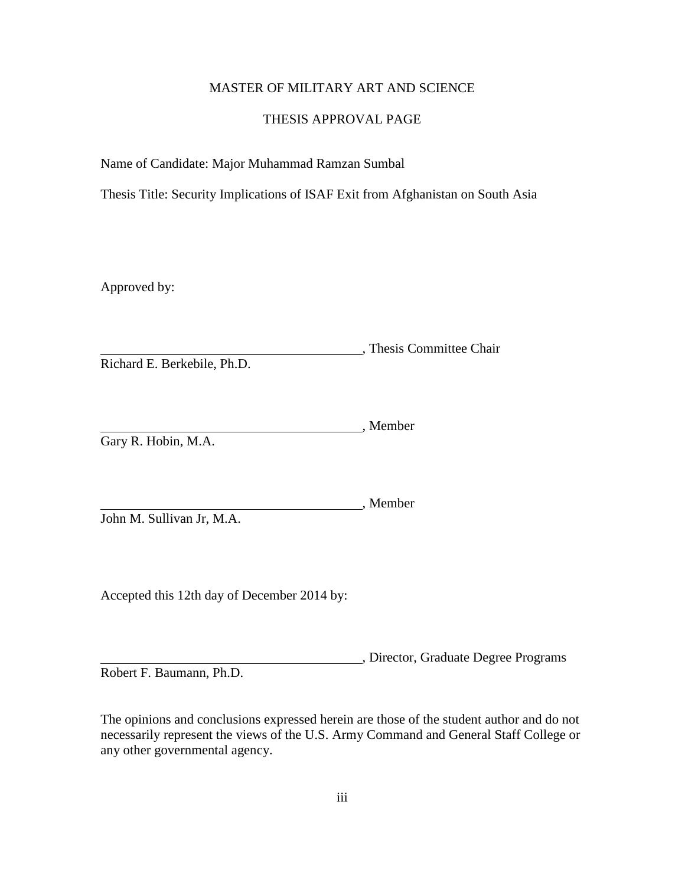MASTER OF MILITARY ART AND SCIENCE

THESIS APPROVAL PAGE

Name of Candidate: Major Muhammad Ramzan Sumbal

Thesis Title: Security Implications of ISAF Exit from Afghanistan on South Asia

Approved by:

\_\_\_\_\_\_\_\_\_\_\_\_\_\_\_\_\_\_\_\_\_\_\_\_\_\_\_\_\_\_\_\_\_\_\_\_\_\_\_\_, Thesis Committee Chair
Richard E. Berkebile, Ph.D.

\_\_\_\_\_\_\_\_\_\_\_\_\_\_\_\_\_\_\_\_\_\_\_\_\_\_\_\_\_\_\_\_\_\_\_\_\_\_\_\_, Member
Gary R. Hobin, M.A.

\_\_\_\_\_\_\_\_\_\_\_\_\_\_\_\_\_\_\_\_\_\_\_\_\_\_\_\_\_\_\_\_\_\_\_\_\_\_\_\_, Member
John M. Sullivan Jr, M.A.

Accepted this 12th day of December 2014 by:

\_\_\_\_\_\_\_\_\_\_\_\_\_\_\_\_\_\_\_\_\_\_\_\_\_\_\_\_\_\_\_\_\_\_\_\_\_\_\_\_, Director, Graduate Degree Programs
Robert F. Baumann, Ph.D.

The opinions and conclusions expressed herein are those of the student author and do not necessarily represent the views of the U.S. Army Command and General Staff College or any other governmental agency.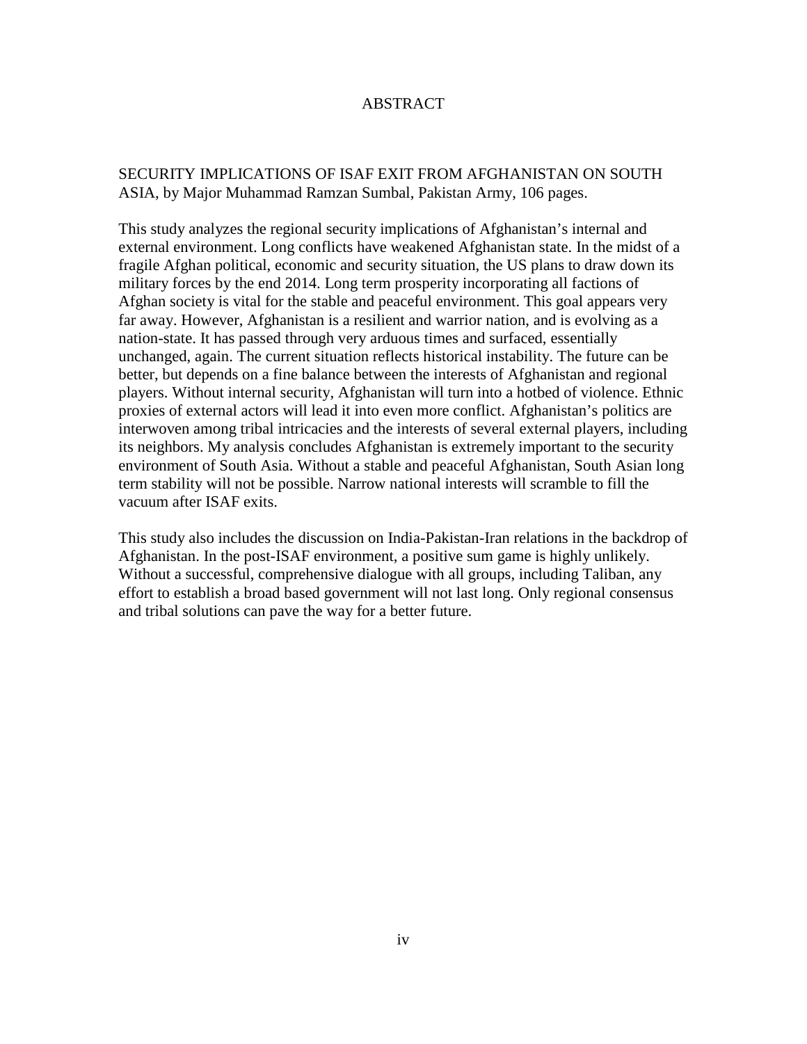# ABSTRACT

SECURITY IMPLICATIONS OF ISAF EXIT FROM AFGHANISTAN ON SOUTH ASIA, by Major Muhammad Ramzan Sumbal, Pakistan Army, 106 pages.

This study analyzes the regional security implications of Afghanistan's internal and external environment. Long conflicts have weakened Afghanistan state. In the midst of a fragile Afghan political, economic and security situation, the US plans to draw down its military forces by the end 2014. Long term prosperity incorporating all factions of Afghan society is vital for the stable and peaceful environment. This goal appears very far away. However, Afghanistan is a resilient and warrior nation, and is evolving as a nation-state. It has passed through very arduous times and surfaced, essentially unchanged, again. The current situation reflects historical instability. The future can be better, but depends on a fine balance between the interests of Afghanistan and regional players. Without internal security, Afghanistan will turn into a hotbed of violence. Ethnic proxies of external actors will lead it into even more conflict. Afghanistan's politics are interwoven among tribal intricacies and the interests of several external players, including its neighbors. My analysis concludes Afghanistan is extremely important to the security environment of South Asia. Without a stable and peaceful Afghanistan, South Asian long term stability will not be possible. Narrow national interests will scramble to fill the vacuum after ISAF exits.

This study also includes the discussion on India-Pakistan-Iran relations in the backdrop of Afghanistan. In the post-ISAF environment, a positive sum game is highly unlikely. Without a successful, comprehensive dialogue with all groups, including Taliban, any effort to establish a broad based government will not last long. Only regional consensus and tribal solutions can pave the way for a better future.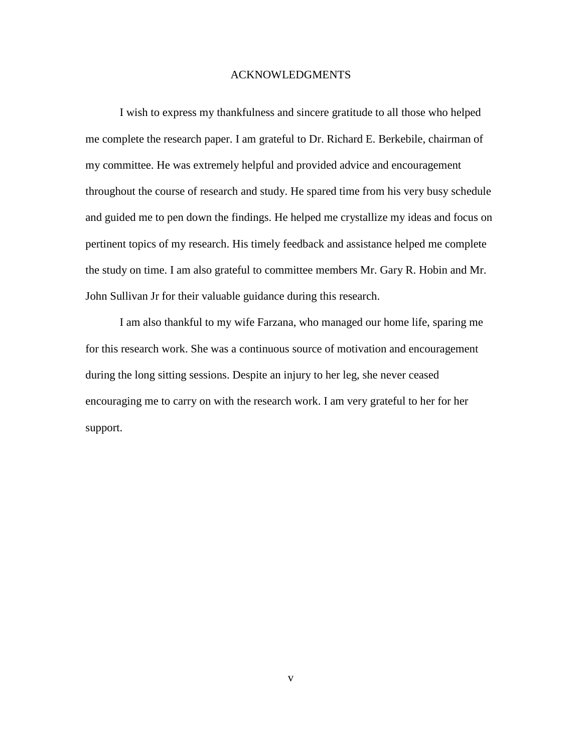# ACKNOWLEDGMENTS

I wish to express my thankfulness and sincere gratitude to all those who helped me complete the research paper. I am grateful to Dr. Richard E. Berkebile, chairman of my committee. He was extremely helpful and provided advice and encouragement throughout the course of research and study. He spared time from his very busy schedule and guided me to pen down the findings. He helped me crystallize my ideas and focus on pertinent topics of my research. His timely feedback and assistance helped me complete the study on time. I am also grateful to committee members Mr. Gary R. Hobin and Mr. John Sullivan Jr for their valuable guidance during this research.

I am also thankful to my wife Farzana, who managed our home life, sparing me for this research work. She was a continuous source of motivation and encouragement during the long sitting sessions. Despite an injury to her leg, she never ceased encouraging me to carry on with the research work. I am very grateful to her for her support.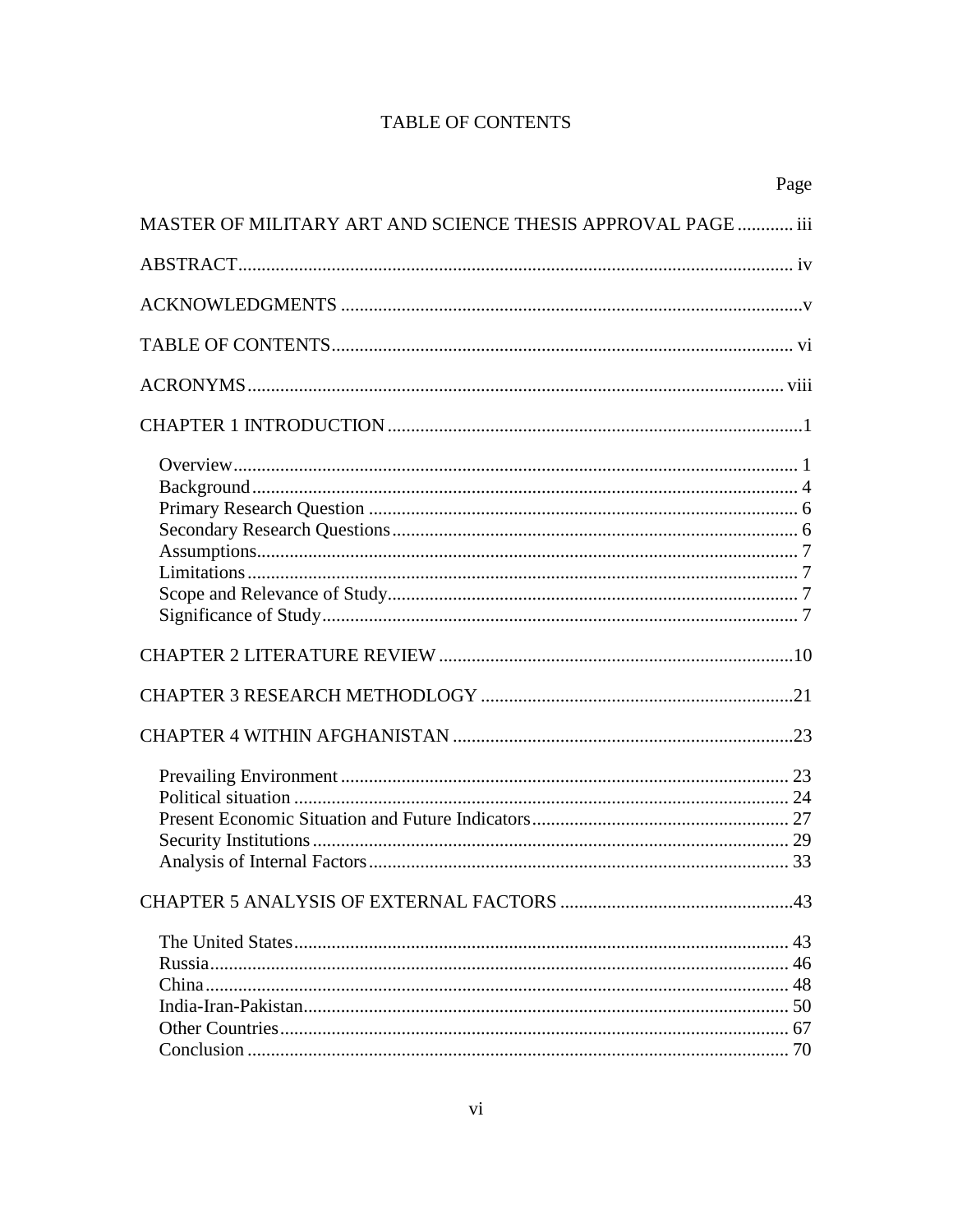# TABLE OF CONTENTS

| | Page |
|---|---|
| MASTER OF MILITARY ART AND SCIENCE THESIS APPROVAL PAGE | iii |
| ABSTRACT | iv |
| ACKNOWLEDGMENTS | v |
| TABLE OF CONTENTS | vi |
| ACRONYMS | viii |
| CHAPTER 1 INTRODUCTION | 1 |
| Overview | 1 |
| Background | 4 |
| Primary Research Question | 6 |
| Secondary Research Questions | 6 |
| Assumptions | 7 |
| Limitations | 7 |
| Scope and Relevance of Study | 7 |
| Significance of Study | 7 |
| CHAPTER 2 LITERATURE REVIEW | 10 |
| CHAPTER 3 RESEARCH METHODLOGY | 21 |
| CHAPTER 4 WITHIN AFGHANISTAN | 23 |
| Prevailing Environment | 23 |
| Political situation | 24 |
| Present Economic Situation and Future Indicators | 27 |
| Security Institutions | 29 |
| Analysis of Internal Factors | 33 |
| CHAPTER 5 ANALYSIS OF EXTERNAL FACTORS | 43 |
| The United States | 43 |
| Russia | 46 |
| China | 48 |
| India-Iran-Pakistan | 50 |
| Other Countries | 67 |
| Conclusion | 70 |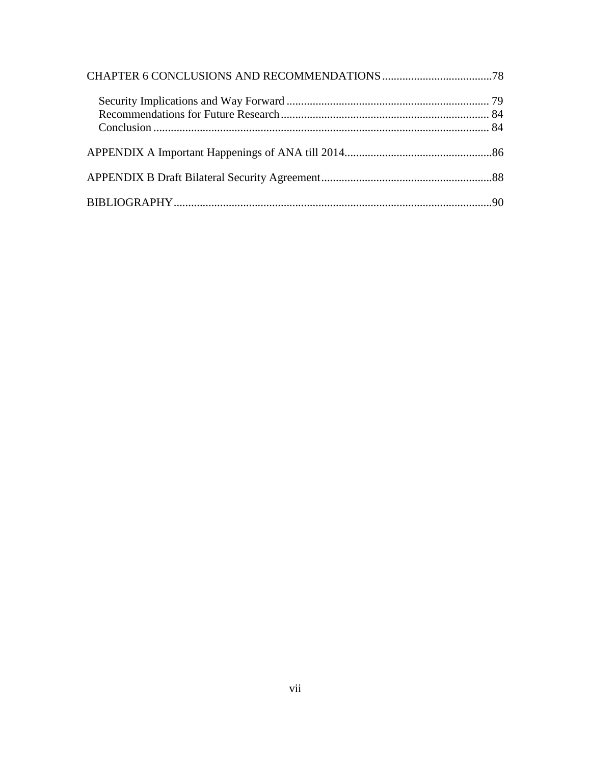CHAPTER 6 CONCLUSIONS AND RECOMMENDATIONS......................................78

- Security Implications and Way Forward ..................................................................... 79
- Recommendations for Future Research....................................................................... 84
- Conclusion .................................................................................................................. 84

APPENDIX A Important Happenings of ANA till 2014..................................................86

APPENDIX B Draft Bilateral Security Agreement...........................................................88

BIBLIOGRAPHY.............................................................................................................90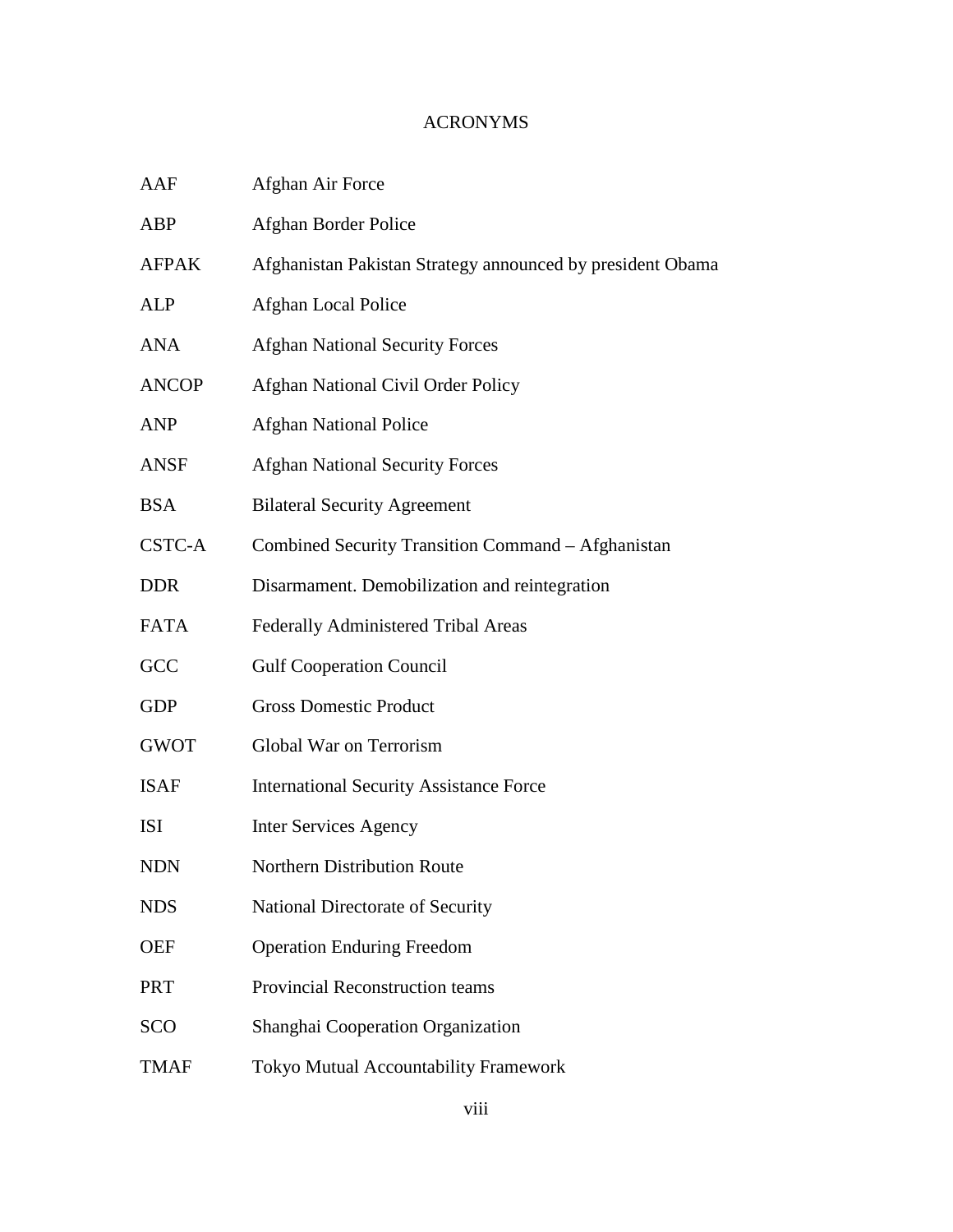# ACRONYMS

| | |
|---|---|
| AAF | Afghan Air Force |
| ABP | Afghan Border Police |
| AFPAK | Afghanistan Pakistan Strategy announced by president Obama |
| ALP | Afghan Local Police |
| ANA | Afghan National Security Forces |
| ANCOP | Afghan National Civil Order Policy |
| ANP | Afghan National Police |
| ANSF | Afghan National Security Forces |
| BSA | Bilateral Security Agreement |
| CSTC-A | Combined Security Transition Command – Afghanistan |
| DDR | Disarmament. Demobilization and reintegration |
| FATA | Federally Administered Tribal Areas |
| GCC | Gulf Cooperation Council |
| GDP | Gross Domestic Product |
| GWOT | Global War on Terrorism |
| ISAF | International Security Assistance Force |
| ISI | Inter Services Agency |
| NDN | Northern Distribution Route |
| NDS | National Directorate of Security |
| OEF | Operation Enduring Freedom |
| PRT | Provincial Reconstruction teams |
| SCO | Shanghai Cooperation Organization |
| TMAF | Tokyo Mutual Accountability Framework |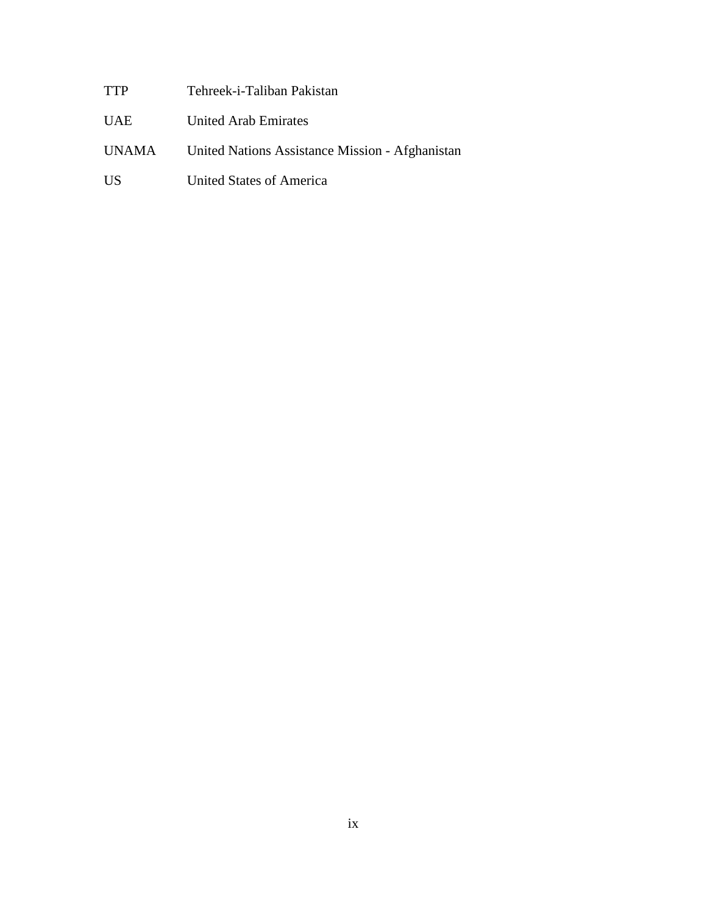| | |
|---|---|
| TTP | Tehreek-i-Taliban Pakistan |
| UAE | United Arab Emirates |
| UNAMA | United Nations Assistance Mission - Afghanistan |
| US | United States of America |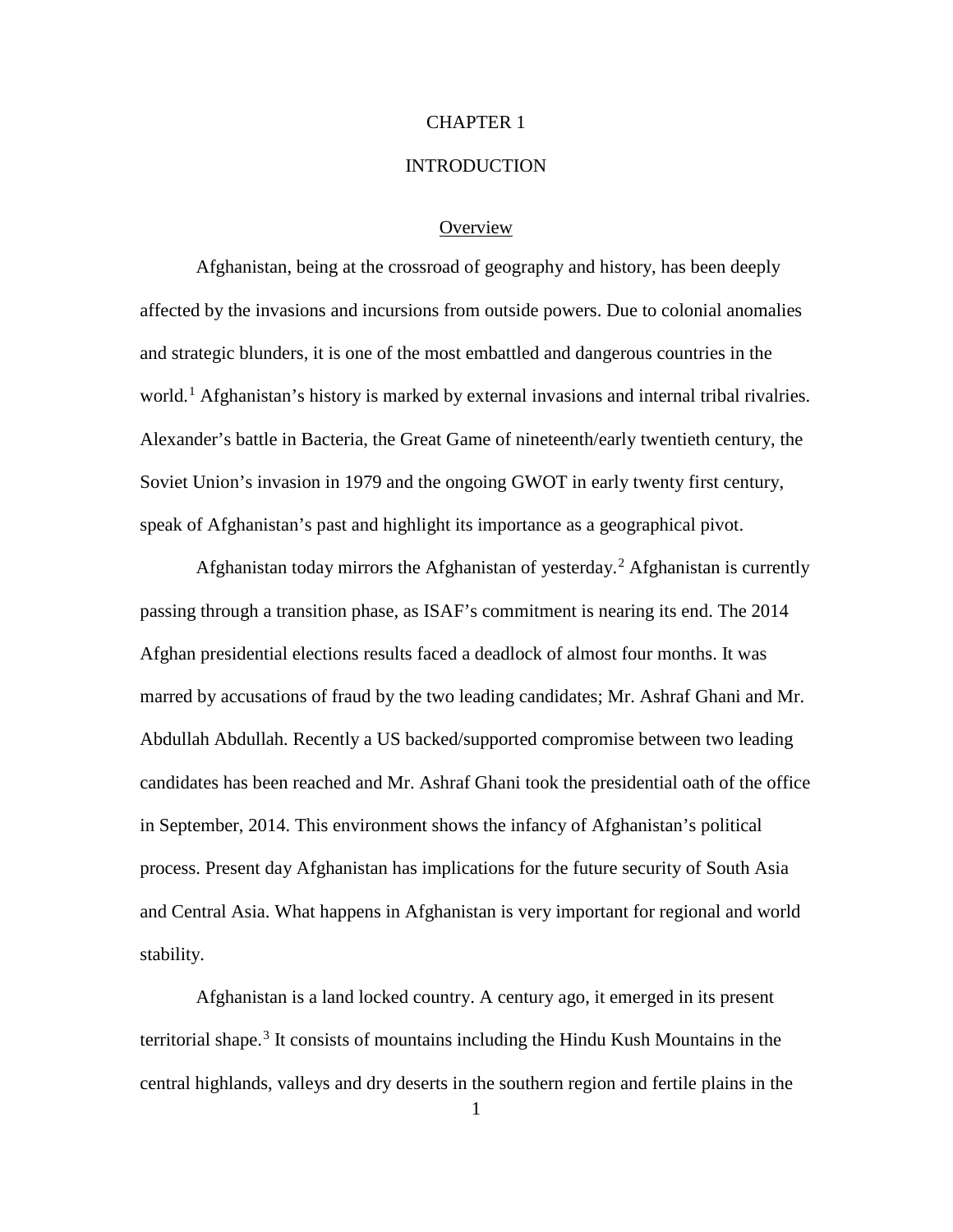# CHAPTER 1

# INTRODUCTION

## Overview

Afghanistan, being at the crossroad of geography and history, has been deeply affected by the invasions and incursions from outside powers. Due to colonial anomalies and strategic blunders, it is one of the most embattled and dangerous countries in the world.[1] Afghanistan's history is marked by external invasions and internal tribal rivalries. Alexander's battle in Bacteria, the Great Game of nineteenth/early twentieth century, the Soviet Union's invasion in 1979 and the ongoing GWOT in early twenty first century, speak of Afghanistan's past and highlight its importance as a geographical pivot.

Afghanistan today mirrors the Afghanistan of yesterday.[2] Afghanistan is currently passing through a transition phase, as ISAF's commitment is nearing its end. The 2014 Afghan presidential elections results faced a deadlock of almost four months. It was marred by accusations of fraud by the two leading candidates; Mr. Ashraf Ghani and Mr. Abdullah Abdullah. Recently a US backed/supported compromise between two leading candidates has been reached and Mr. Ashraf Ghani took the presidential oath of the office in September, 2014. This environment shows the infancy of Afghanistan's political process. Present day Afghanistan has implications for the future security of South Asia and Central Asia. What happens in Afghanistan is very important for regional and world stability.

Afghanistan is a land locked country. A century ago, it emerged in its present territorial shape.[3] It consists of mountains including the Hindu Kush Mountains in the central highlands, valleys and dry deserts in the southern region and fertile plains in the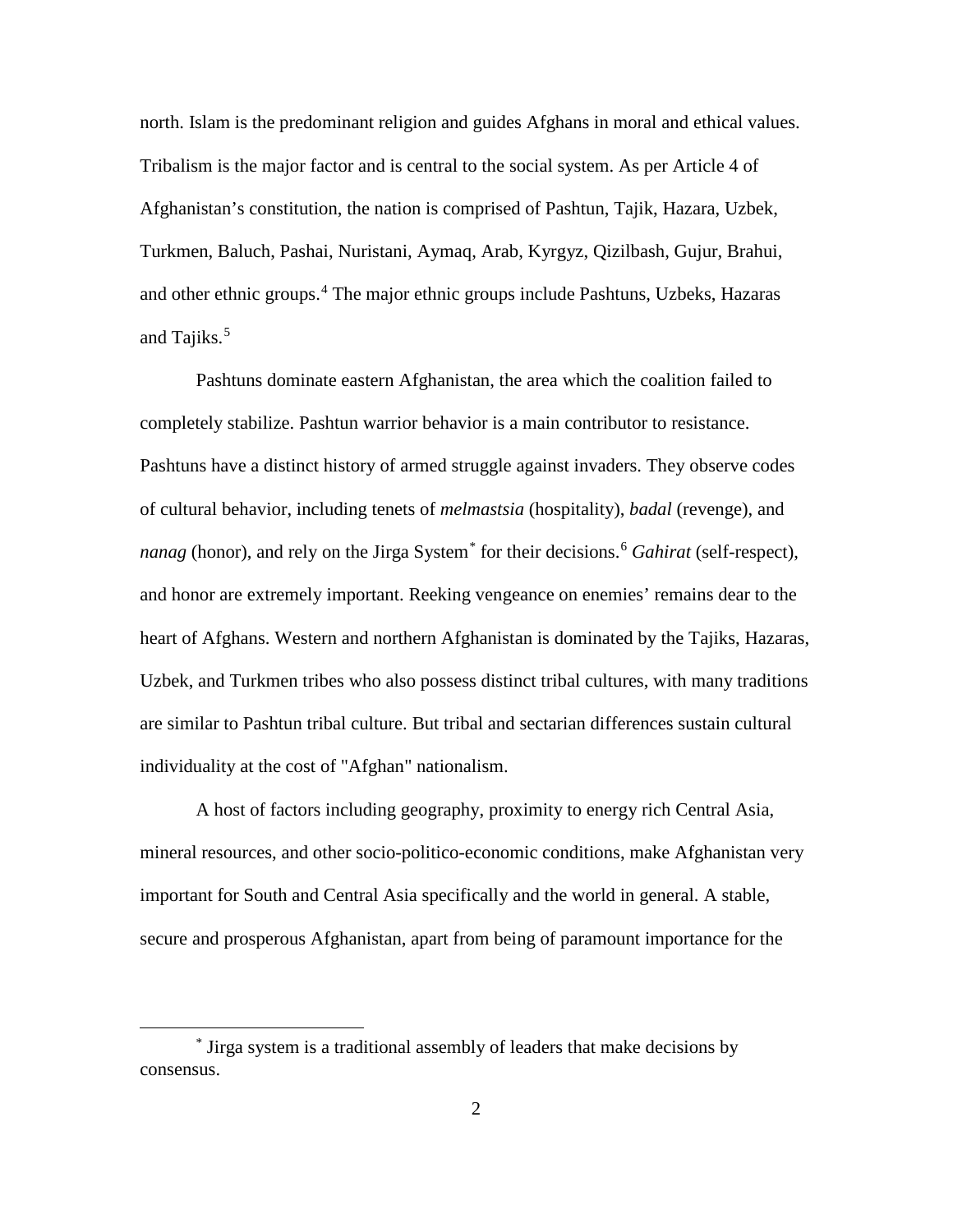north. Islam is the predominant religion and guides Afghans in moral and ethical values. Tribalism is the major factor and is central to the social system. As per Article 4 of Afghanistan's constitution, the nation is comprised of Pashtun, Tajik, Hazara, Uzbek, Turkmen, Baluch, Pashai, Nuristani, Aymaq, Arab, Kyrgyz, Qizilbash, Gujur, Brahui, and other ethnic groups.[4] The major ethnic groups include Pashtuns, Uzbeks, Hazaras and Tajiks.[5]

Pashtuns dominate eastern Afghanistan, the area which the coalition failed to completely stabilize. Pashtun warrior behavior is a main contributor to resistance. Pashtuns have a distinct history of armed struggle against invaders. They observe codes of cultural behavior, including tenets of *melmastsia* (hospitality), *badal* (revenge), and *nanag* (honor), and rely on the Jirga System[*] for their decisions.[6] *Gahirat* (self-respect), and honor are extremely important. Reeking vengeance on enemies' remains dear to the heart of Afghans. Western and northern Afghanistan is dominated by the Tajiks, Hazaras, Uzbek, and Turkmen tribes who also possess distinct tribal cultures, with many traditions are similar to Pashtun tribal culture. But tribal and sectarian differences sustain cultural individuality at the cost of "Afghan" nationalism.

A host of factors including geography, proximity to energy rich Central Asia, mineral resources, and other socio-politico-economic conditions, make Afghanistan very important for South and Central Asia specifically and the world in general. A stable, secure and prosperous Afghanistan, apart from being of paramount importance for the

---

[*] Jirga system is a traditional assembly of leaders that make decisions by consensus.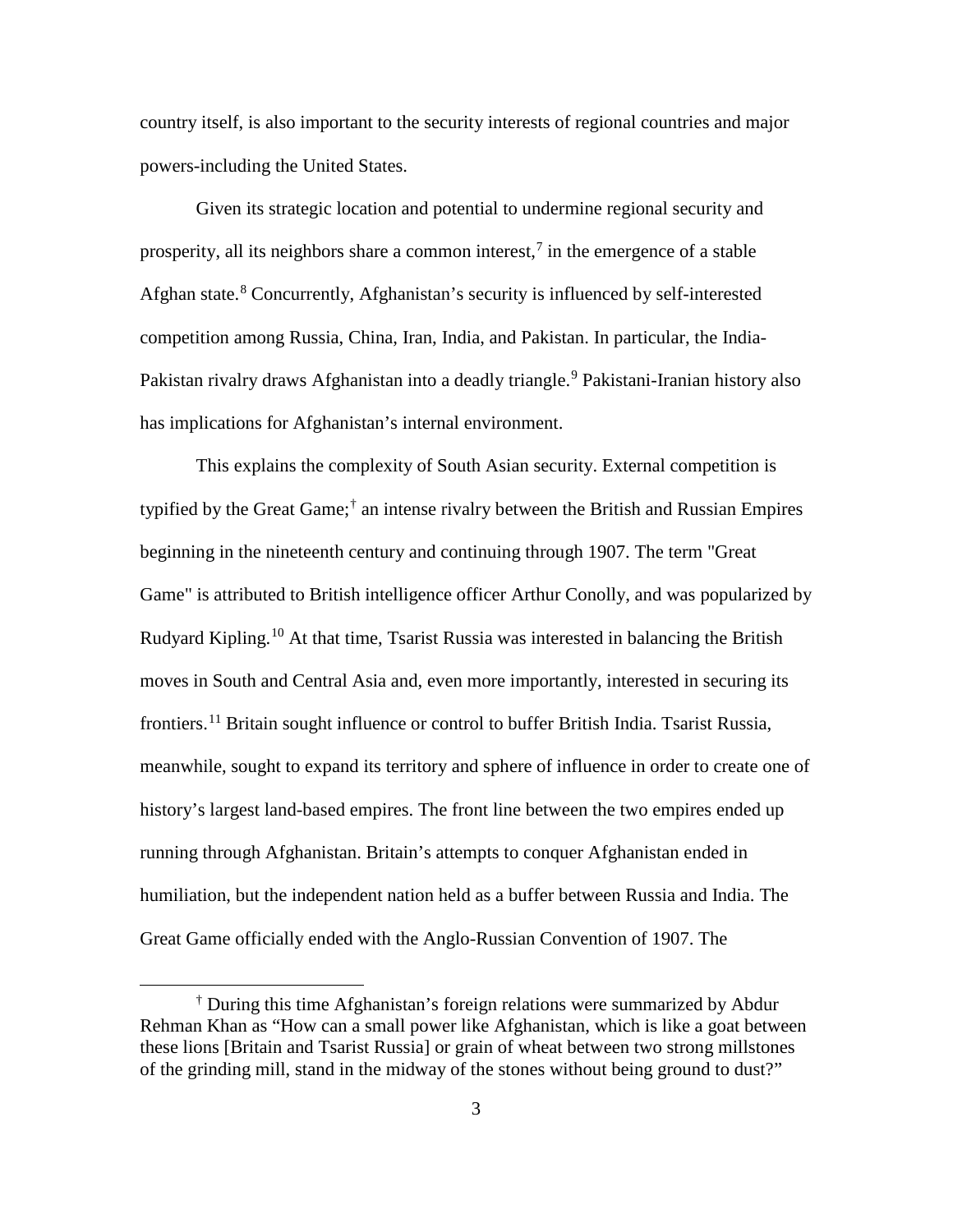country itself, is also important to the security interests of regional countries and major powers-including the United States.

Given its strategic location and potential to undermine regional security and prosperity, all its neighbors share a common interest,[7] in the emergence of a stable Afghan state.[8] Concurrently, Afghanistan's security is influenced by self-interested competition among Russia, China, Iran, India, and Pakistan. In particular, the India-Pakistan rivalry draws Afghanistan into a deadly triangle.[9] Pakistani-Iranian history also has implications for Afghanistan's internal environment.

This explains the complexity of South Asian security. External competition is typified by the Great Game;[†] an intense rivalry between the British and Russian Empires beginning in the nineteenth century and continuing through 1907. The term "Great Game" is attributed to British intelligence officer Arthur Conolly, and was popularized by Rudyard Kipling.[10] At that time, Tsarist Russia was interested in balancing the British moves in South and Central Asia and, even more importantly, interested in securing its frontiers.[11] Britain sought influence or control to buffer British India. Tsarist Russia, meanwhile, sought to expand its territory and sphere of influence in order to create one of history's largest land-based empires. The front line between the two empires ended up running through Afghanistan. Britain's attempts to conquer Afghanistan ended in humiliation, but the independent nation held as a buffer between Russia and India. The Great Game officially ended with the Anglo-Russian Convention of 1907. The

---

[†] During this time Afghanistan's foreign relations were summarized by Abdur Rehman Khan as "How can a small power like Afghanistan, which is like a goat between these lions [Britain and Tsarist Russia] or grain of wheat between two strong millstones of the grinding mill, stand in the midway of the stones without being ground to dust?"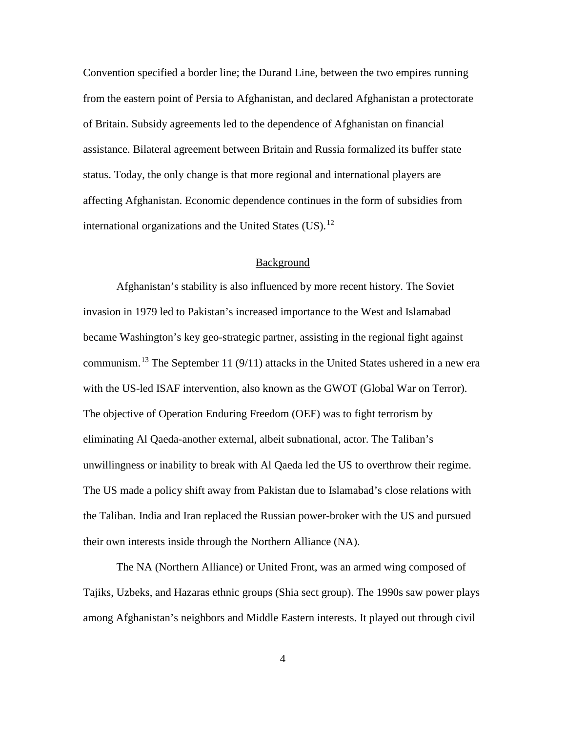Convention specified a border line; the Durand Line, between the two empires running from the eastern point of Persia to Afghanistan, and declared Afghanistan a protectorate of Britain. Subsidy agreements led to the dependence of Afghanistan on financial assistance. Bilateral agreement between Britain and Russia formalized its buffer state status. Today, the only change is that more regional and international players are affecting Afghanistan. Economic dependence continues in the form of subsidies from international organizations and the United States (US).[12]

## Background

Afghanistan's stability is also influenced by more recent history. The Soviet invasion in 1979 led to Pakistan's increased importance to the West and Islamabad became Washington's key geo-strategic partner, assisting in the regional fight against communism.[13] The September 11 (9/11) attacks in the United States ushered in a new era with the US-led ISAF intervention, also known as the GWOT (Global War on Terror). The objective of Operation Enduring Freedom (OEF) was to fight terrorism by eliminating Al Qaeda-another external, albeit subnational, actor. The Taliban's unwillingness or inability to break with Al Qaeda led the US to overthrow their regime. The US made a policy shift away from Pakistan due to Islamabad's close relations with the Taliban. India and Iran replaced the Russian power-broker with the US and pursued their own interests inside through the Northern Alliance (NA).

The NA (Northern Alliance) or United Front, was an armed wing composed of Tajiks, Uzbeks, and Hazaras ethnic groups (Shia sect group). The 1990s saw power plays among Afghanistan's neighbors and Middle Eastern interests. It played out through civil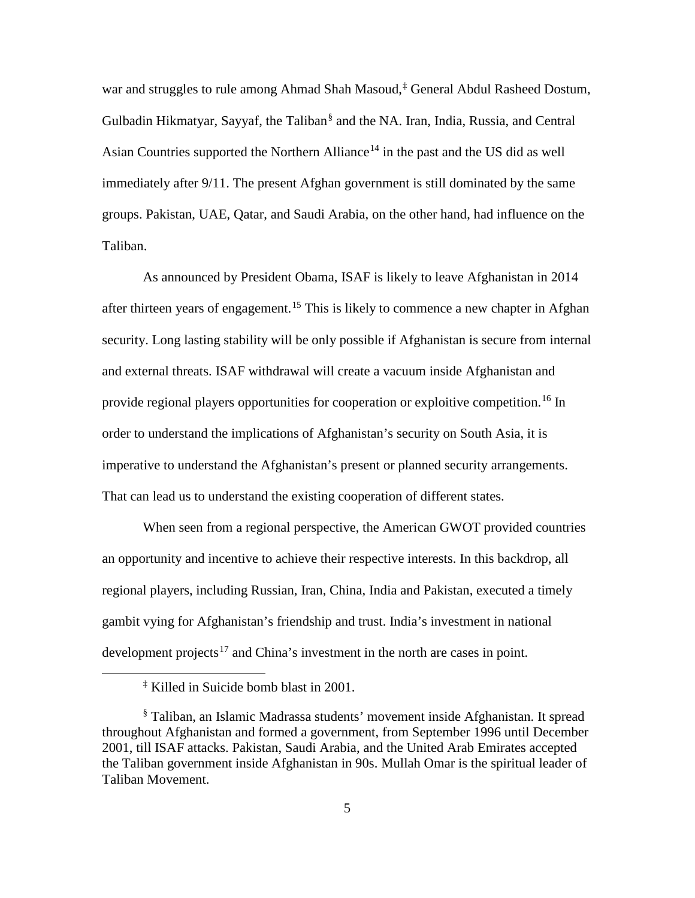war and struggles to rule among Ahmad Shah Masoud,[‡] General Abdul Rasheed Dostum, Gulbadin Hikmatyar, Sayyaf, the Taliban[§] and the NA. Iran, India, Russia, and Central Asian Countries supported the Northern Alliance[14] in the past and the US did as well immediately after 9/11. The present Afghan government is still dominated by the same groups. Pakistan, UAE, Qatar, and Saudi Arabia, on the other hand, had influence on the Taliban.

As announced by President Obama, ISAF is likely to leave Afghanistan in 2014 after thirteen years of engagement.[15] This is likely to commence a new chapter in Afghan security. Long lasting stability will be only possible if Afghanistan is secure from internal and external threats. ISAF withdrawal will create a vacuum inside Afghanistan and provide regional players opportunities for cooperation or exploitive competition.[16] In order to understand the implications of Afghanistan's security on South Asia, it is imperative to understand the Afghanistan's present or planned security arrangements. That can lead us to understand the existing cooperation of different states.

When seen from a regional perspective, the American GWOT provided countries an opportunity and incentive to achieve their respective interests. In this backdrop, all regional players, including Russian, Iran, China, India and Pakistan, executed a timely gambit vying for Afghanistan's friendship and trust. India's investment in national development projects[17] and China's investment in the north are cases in point.

---

[‡] Killed in Suicide bomb blast in 2001.

[§] Taliban, an Islamic Madrassa students' movement inside Afghanistan. It spread throughout Afghanistan and formed a government, from September 1996 until December 2001, till ISAF attacks. Pakistan, Saudi Arabia, and the United Arab Emirates accepted the Taliban government inside Afghanistan in 90s. Mullah Omar is the spiritual leader of Taliban Movement.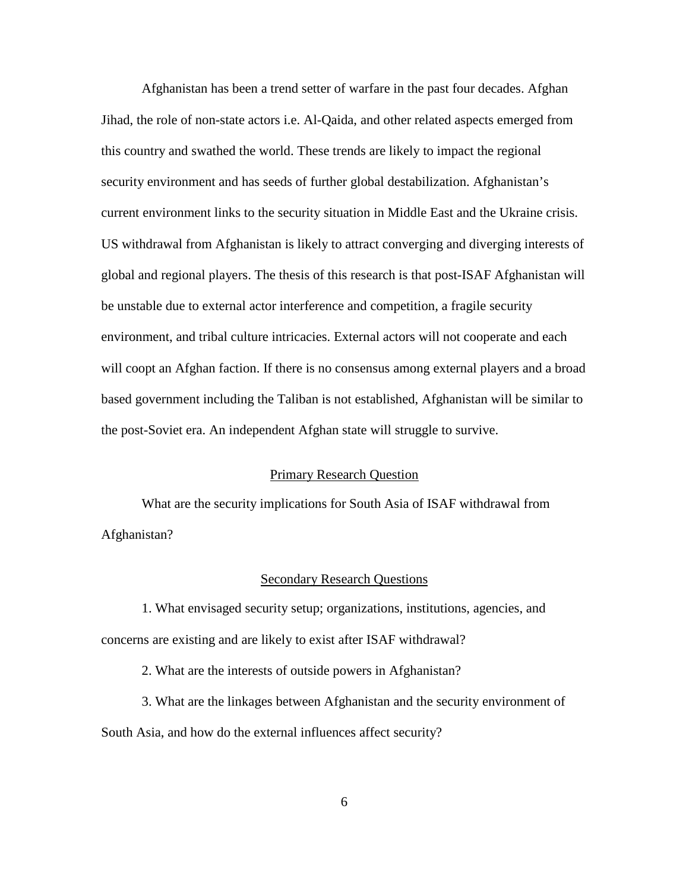Afghanistan has been a trend setter of warfare in the past four decades. Afghan Jihad, the role of non-state actors i.e. Al-Qaida, and other related aspects emerged from this country and swathed the world. These trends are likely to impact the regional security environment and has seeds of further global destabilization. Afghanistan's current environment links to the security situation in Middle East and the Ukraine crisis. US withdrawal from Afghanistan is likely to attract converging and diverging interests of global and regional players. The thesis of this research is that post-ISAF Afghanistan will be unstable due to external actor interference and competition, a fragile security environment, and tribal culture intricacies. External actors will not cooperate and each will coopt an Afghan faction. If there is no consensus among external players and a broad based government including the Taliban is not established, Afghanistan will be similar to the post-Soviet era. An independent Afghan state will struggle to survive.

## Primary Research Question

What are the security implications for South Asia of ISAF withdrawal from Afghanistan?

## Secondary Research Questions

1. What envisaged security setup; organizations, institutions, agencies, and concerns are existing and are likely to exist after ISAF withdrawal?

2. What are the interests of outside powers in Afghanistan?

3. What are the linkages between Afghanistan and the security environment of South Asia, and how do the external influences affect security?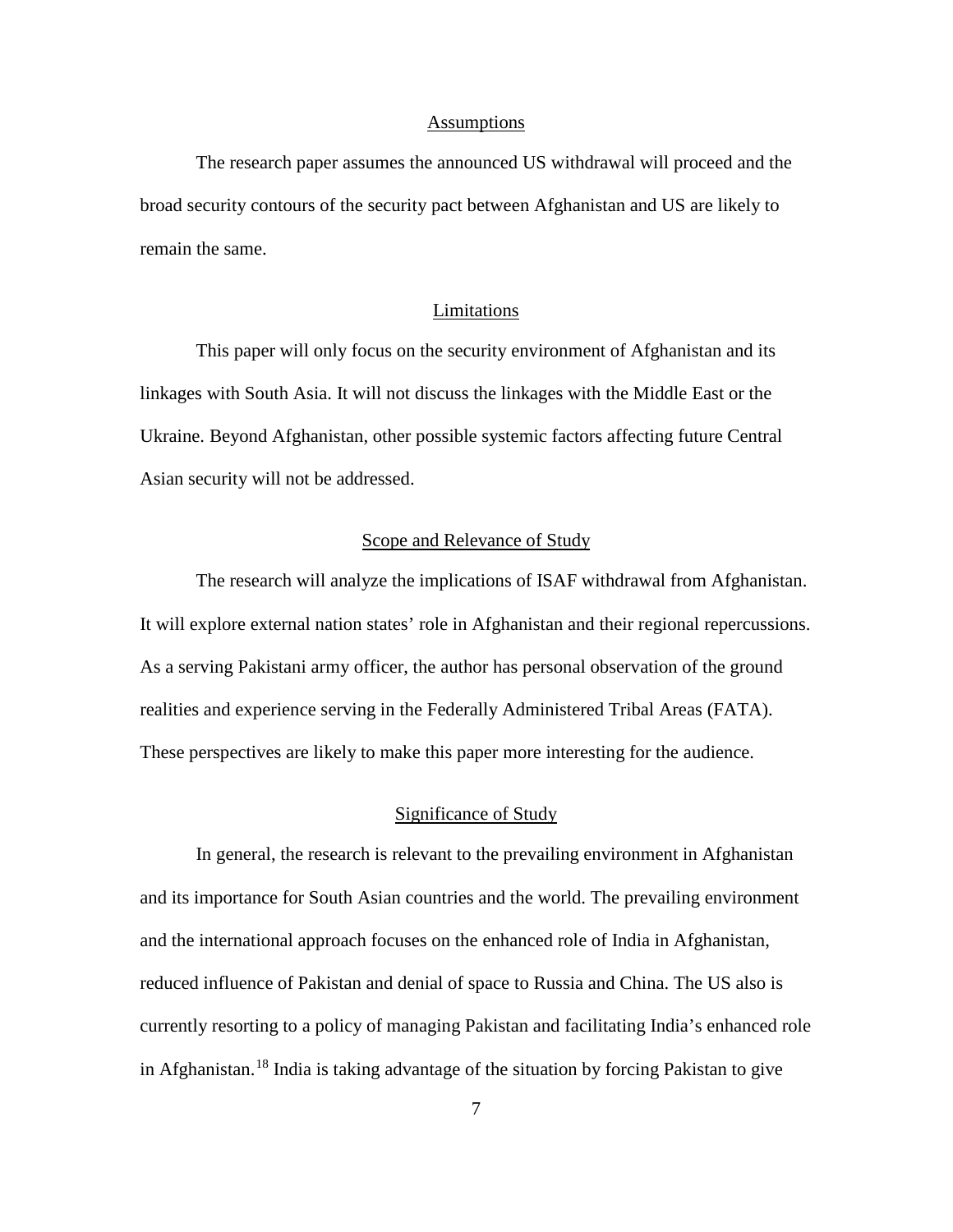## Assumptions

The research paper assumes the announced US withdrawal will proceed and the broad security contours of the security pact between Afghanistan and US are likely to remain the same.

## Limitations

This paper will only focus on the security environment of Afghanistan and its linkages with South Asia. It will not discuss the linkages with the Middle East or the Ukraine. Beyond Afghanistan, other possible systemic factors affecting future Central Asian security will not be addressed.

## Scope and Relevance of Study

The research will analyze the implications of ISAF withdrawal from Afghanistan. It will explore external nation states' role in Afghanistan and their regional repercussions. As a serving Pakistani army officer, the author has personal observation of the ground realities and experience serving in the Federally Administered Tribal Areas (FATA). These perspectives are likely to make this paper more interesting for the audience.

## Significance of Study

In general, the research is relevant to the prevailing environment in Afghanistan and its importance for South Asian countries and the world. The prevailing environment and the international approach focuses on the enhanced role of India in Afghanistan, reduced influence of Pakistan and denial of space to Russia and China. The US also is currently resorting to a policy of managing Pakistan and facilitating India's enhanced role in Afghanistan.[18] India is taking advantage of the situation by forcing Pakistan to give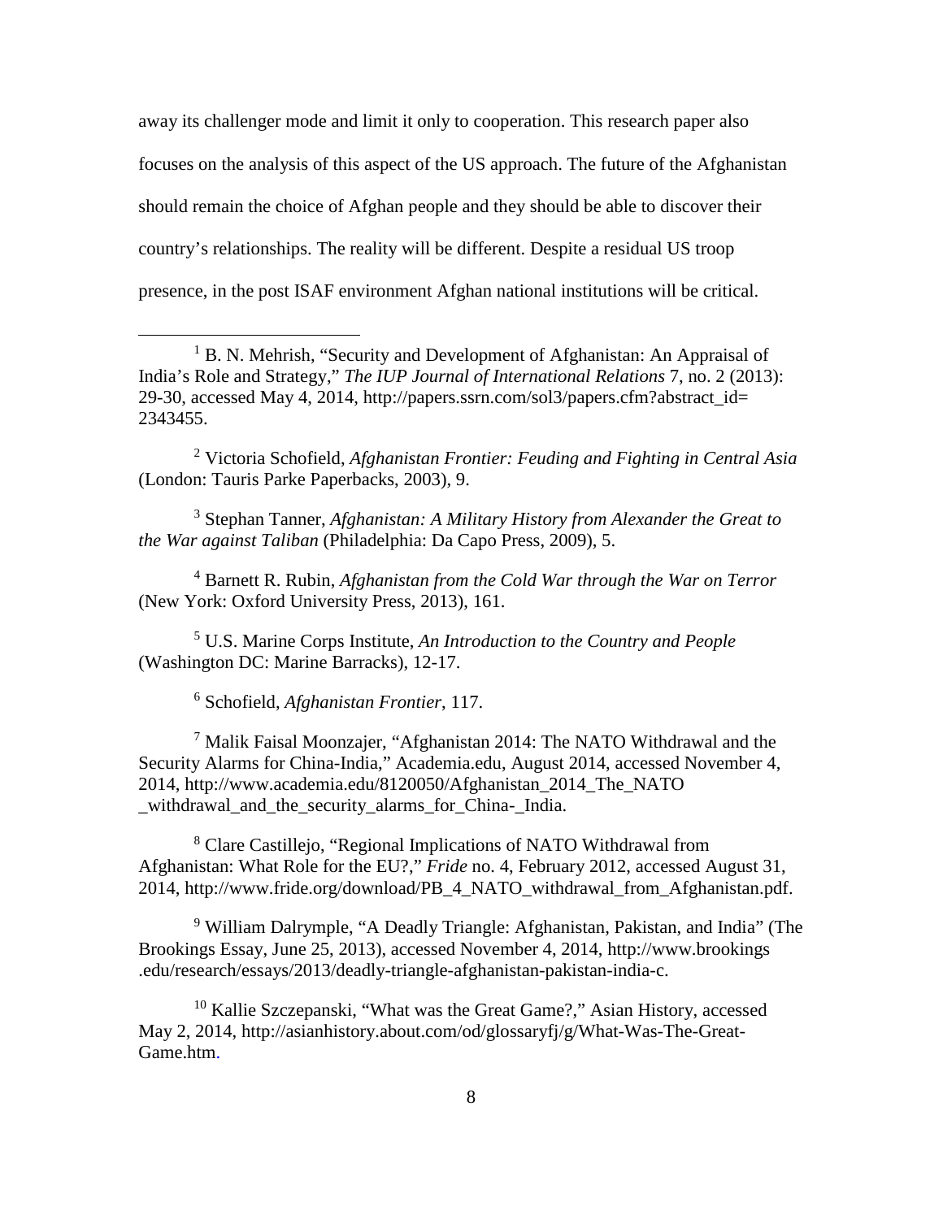away its challenger mode and limit it only to cooperation. This research paper also focuses on the analysis of this aspect of the US approach. The future of the Afghanistan should remain the choice of Afghan people and they should be able to discover their country's relationships. The reality will be different. Despite a residual US troop presence, in the post ISAF environment Afghan national institutions will be critical.

---

[1] B. N. Mehrish, "Security and Development of Afghanistan: An Appraisal of India's Role and Strategy," *The IUP Journal of International Relations* 7, no. 2 (2013): 29-30, accessed May 4, 2014, http://papers.ssrn.com/sol3/papers.cfm?abstract_id= 2343455.

[2] Victoria Schofield, *Afghanistan Frontier: Feuding and Fighting in Central Asia* (London: Tauris Parke Paperbacks, 2003), 9.

[3] Stephan Tanner, *Afghanistan: A Military History from Alexander the Great to the War against Taliban* (Philadelphia: Da Capo Press, 2009), 5.

[4] Barnett R. Rubin, *Afghanistan from the Cold War through the War on Terror* (New York: Oxford University Press, 2013), 161.

[5] U.S. Marine Corps Institute, *An Introduction to the Country and People* (Washington DC: Marine Barracks), 12-17.

[6] Schofield, *Afghanistan Frontier*, 117.

[7] Malik Faisal Moonzajer, "Afghanistan 2014: The NATO Withdrawal and the Security Alarms for China-India," Academia.edu, August 2014, accessed November 4, 2014, http://www.academia.edu/8120050/Afghanistan_2014_The_NATO _withdrawal_and_the_security_alarms_for_China-_India.

[8] Clare Castillejo, "Regional Implications of NATO Withdrawal from Afghanistan: What Role for the EU?," *Fride* no. 4, February 2012, accessed August 31, 2014, http://www.fride.org/download/PB_4_NATO_withdrawal_from_Afghanistan.pdf.

[9] William Dalrymple, "A Deadly Triangle: Afghanistan, Pakistan, and India" (The Brookings Essay, June 25, 2013), accessed November 4, 2014, http://www.brookings .edu/research/essays/2013/deadly-triangle-afghanistan-pakistan-india-c.

[10] Kallie Szczepanski, "What was the Great Game?," Asian History, accessed May 2, 2014, http://asianhistory.about.com/od/glossaryfj/g/What-Was-The-Great-Game.htm.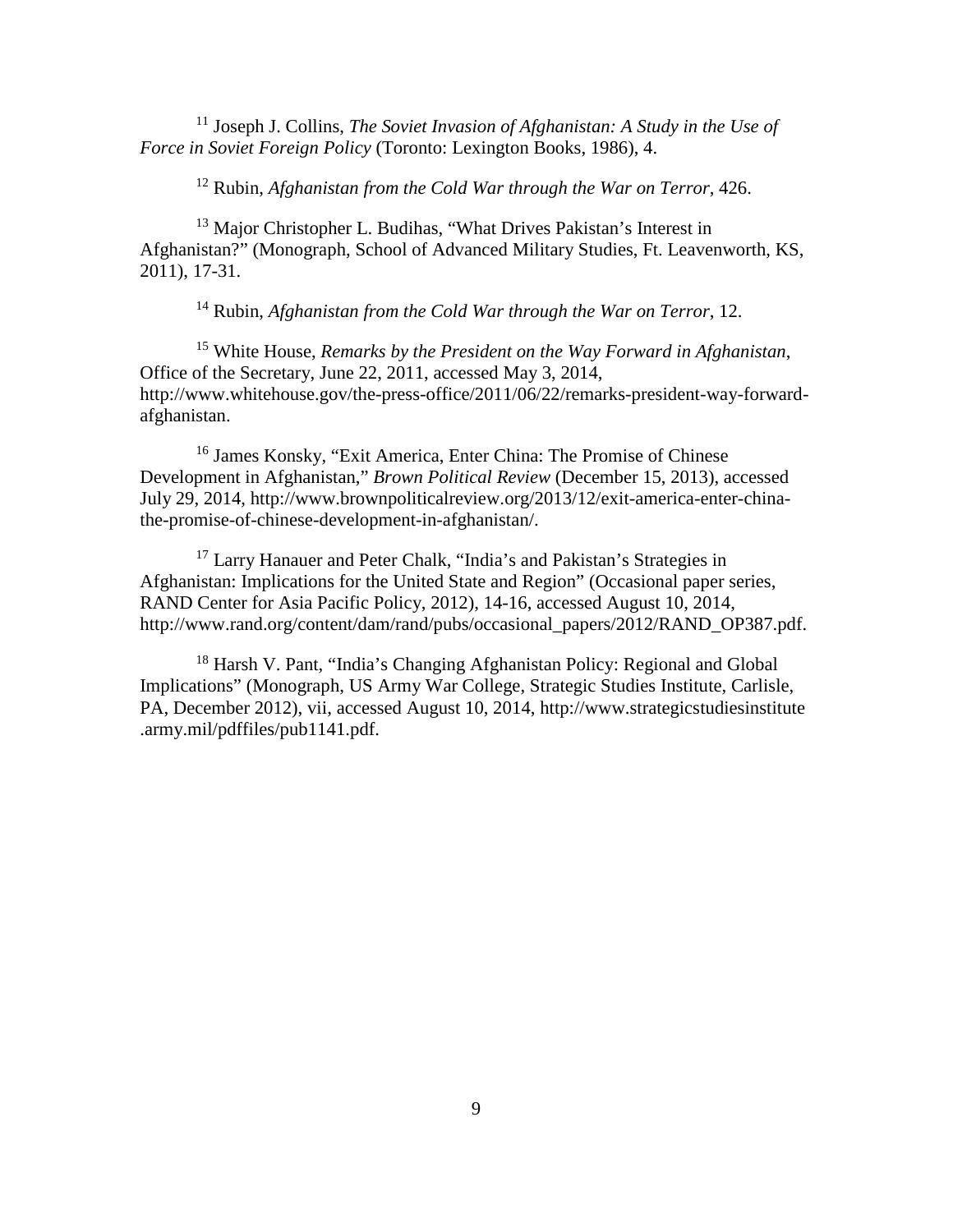[11] Joseph J. Collins, *The Soviet Invasion of Afghanistan: A Study in the Use of Force in Soviet Foreign Policy* (Toronto: Lexington Books, 1986), 4.

[12] Rubin, *Afghanistan from the Cold War through the War on Terror*, 426.

[13] Major Christopher L. Budihas, "What Drives Pakistan's Interest in Afghanistan?" (Monograph, School of Advanced Military Studies, Ft. Leavenworth, KS, 2011), 17-31.

[14] Rubin, *Afghanistan from the Cold War through the War on Terror*, 12.

[15] White House, *Remarks by the President on the Way Forward in Afghanistan*, Office of the Secretary, June 22, 2011, accessed May 3, 2014, http://www.whitehouse.gov/the-press-office/2011/06/22/remarks-president-way-forward-afghanistan.

[16] James Konsky, "Exit America, Enter China: The Promise of Chinese Development in Afghanistan," *Brown Political Review* (December 15, 2013), accessed July 29, 2014, http://www.brownpoliticalreview.org/2013/12/exit-america-enter-china-the-promise-of-chinese-development-in-afghanistan/.

[17] Larry Hanauer and Peter Chalk, "India's and Pakistan's Strategies in Afghanistan: Implications for the United State and Region" (Occasional paper series, RAND Center for Asia Pacific Policy, 2012), 14-16, accessed August 10, 2014, http://www.rand.org/content/dam/rand/pubs/occasional_papers/2012/RAND_OP387.pdf.

[18] Harsh V. Pant, "India's Changing Afghanistan Policy: Regional and Global Implications" (Monograph, US Army War College, Strategic Studies Institute, Carlisle, PA, December 2012), vii, accessed August 10, 2014, http://www.strategicstudiesinstitute.army.mil/pdffiles/pub1141.pdf.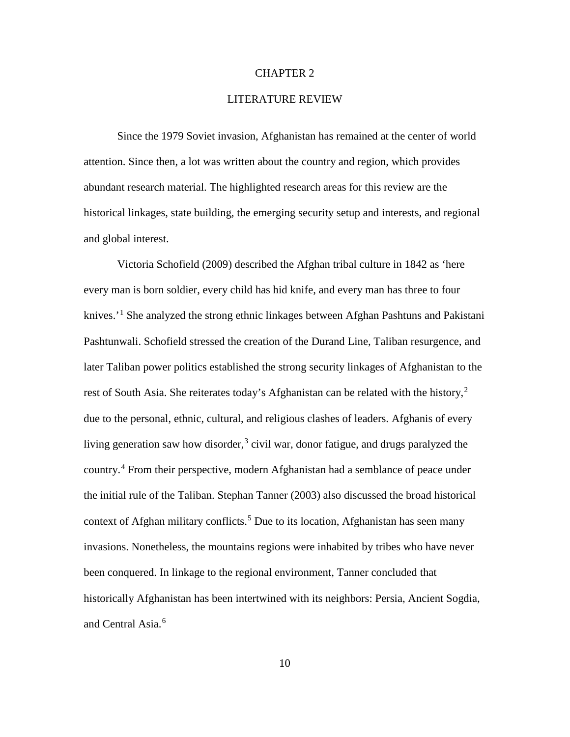# CHAPTER 2

## LITERATURE REVIEW

Since the 1979 Soviet invasion, Afghanistan has remained at the center of world attention. Since then, a lot was written about the country and region, which provides abundant research material. The highlighted research areas for this review are the historical linkages, state building, the emerging security setup and interests, and regional and global interest.

Victoria Schofield (2009) described the Afghan tribal culture in 1842 as 'here every man is born soldier, every child has hid knife, and every man has three to four knives.'[1] She analyzed the strong ethnic linkages between Afghan Pashtuns and Pakistani Pashtunwali. Schofield stressed the creation of the Durand Line, Taliban resurgence, and later Taliban power politics established the strong security linkages of Afghanistan to the rest of South Asia. She reiterates today's Afghanistan can be related with the history,[2] due to the personal, ethnic, cultural, and religious clashes of leaders. Afghanis of every living generation saw how disorder,[3] civil war, donor fatigue, and drugs paralyzed the country.[4] From their perspective, modern Afghanistan had a semblance of peace under the initial rule of the Taliban. Stephan Tanner (2003) also discussed the broad historical context of Afghan military conflicts.[5] Due to its location, Afghanistan has seen many invasions. Nonetheless, the mountains regions were inhabited by tribes who have never been conquered. In linkage to the regional environment, Tanner concluded that historically Afghanistan has been intertwined with its neighbors: Persia, Ancient Sogdia, and Central Asia.[6]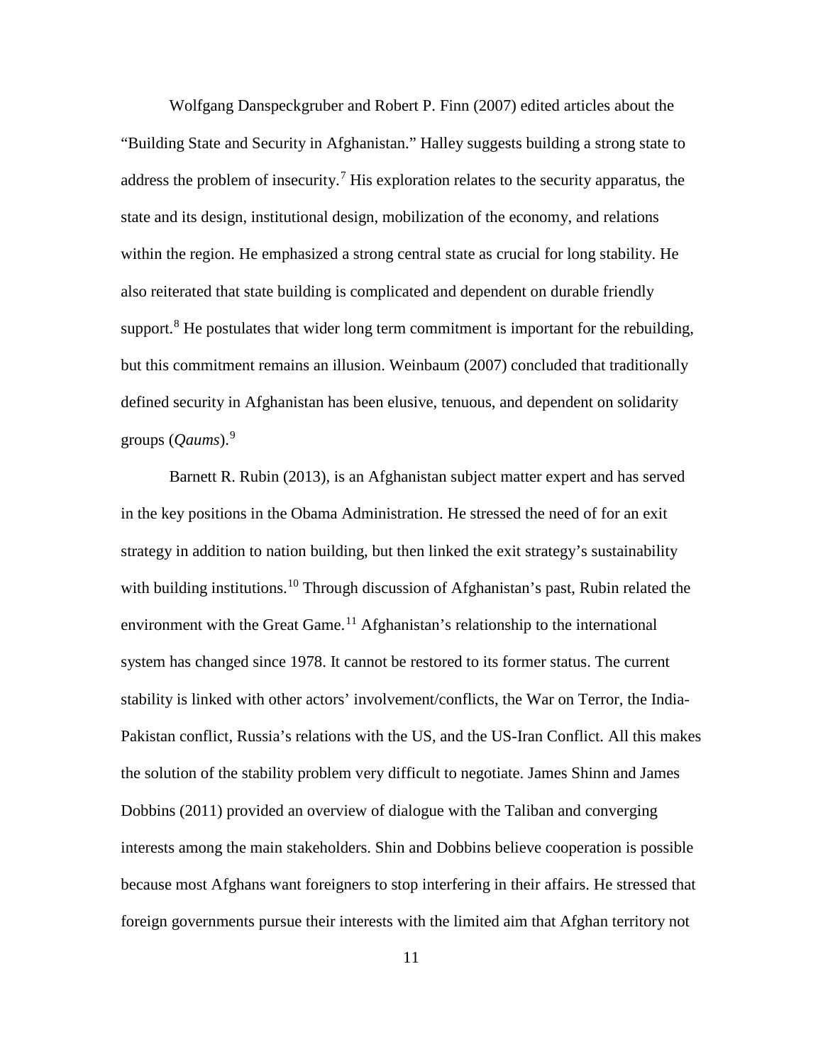Wolfgang Danspeckgruber and Robert P. Finn (2007) edited articles about the "Building State and Security in Afghanistan." Halley suggests building a strong state to address the problem of insecurity.[7] His exploration relates to the security apparatus, the state and its design, institutional design, mobilization of the economy, and relations within the region. He emphasized a strong central state as crucial for long stability. He also reiterated that state building is complicated and dependent on durable friendly support.[8] He postulates that wider long term commitment is important for the rebuilding, but this commitment remains an illusion. Weinbaum (2007) concluded that traditionally defined security in Afghanistan has been elusive, tenuous, and dependent on solidarity groups (*Qaums*).[9]

Barnett R. Rubin (2013), is an Afghanistan subject matter expert and has served in the key positions in the Obama Administration. He stressed the need of for an exit strategy in addition to nation building, but then linked the exit strategy's sustainability with building institutions.[10] Through discussion of Afghanistan's past, Rubin related the environment with the Great Game.[11] Afghanistan's relationship to the international system has changed since 1978. It cannot be restored to its former status. The current stability is linked with other actors' involvement/conflicts, the War on Terror, the India-Pakistan conflict, Russia's relations with the US, and the US-Iran Conflict. All this makes the solution of the stability problem very difficult to negotiate. James Shinn and James Dobbins (2011) provided an overview of dialogue with the Taliban and converging interests among the main stakeholders. Shin and Dobbins believe cooperation is possible because most Afghans want foreigners to stop interfering in their affairs. He stressed that foreign governments pursue their interests with the limited aim that Afghan territory not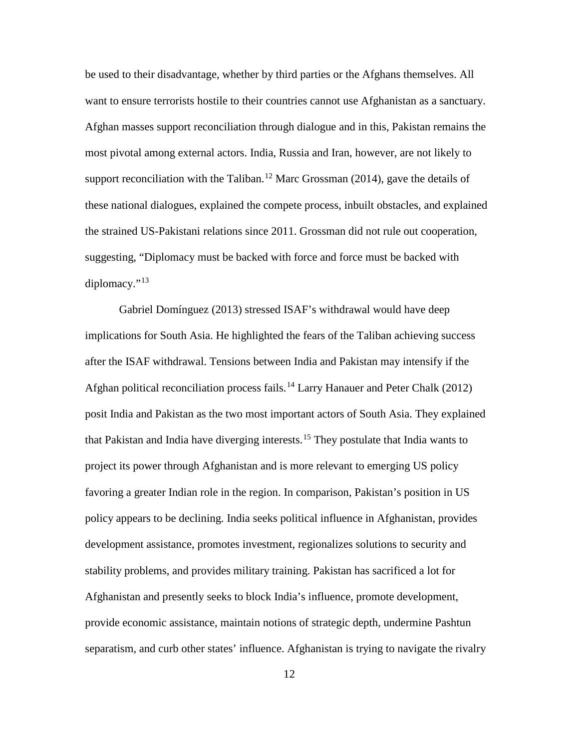be used to their disadvantage, whether by third parties or the Afghans themselves. All want to ensure terrorists hostile to their countries cannot use Afghanistan as a sanctuary. Afghan masses support reconciliation through dialogue and in this, Pakistan remains the most pivotal among external actors. India, Russia and Iran, however, are not likely to support reconciliation with the Taliban.[12] Marc Grossman (2014), gave the details of these national dialogues, explained the compete process, inbuilt obstacles, and explained the strained US-Pakistani relations since 2011. Grossman did not rule out cooperation, suggesting, "Diplomacy must be backed with force and force must be backed with diplomacy."[13]

Gabriel Domínguez (2013) stressed ISAF's withdrawal would have deep implications for South Asia. He highlighted the fears of the Taliban achieving success after the ISAF withdrawal. Tensions between India and Pakistan may intensify if the Afghan political reconciliation process fails.[14] Larry Hanauer and Peter Chalk (2012) posit India and Pakistan as the two most important actors of South Asia. They explained that Pakistan and India have diverging interests.[15] They postulate that India wants to project its power through Afghanistan and is more relevant to emerging US policy favoring a greater Indian role in the region. In comparison, Pakistan's position in US policy appears to be declining. India seeks political influence in Afghanistan, provides development assistance, promotes investment, regionalizes solutions to security and stability problems, and provides military training. Pakistan has sacrificed a lot for Afghanistan and presently seeks to block India's influence, promote development, provide economic assistance, maintain notions of strategic depth, undermine Pashtun separatism, and curb other states' influence. Afghanistan is trying to navigate the rivalry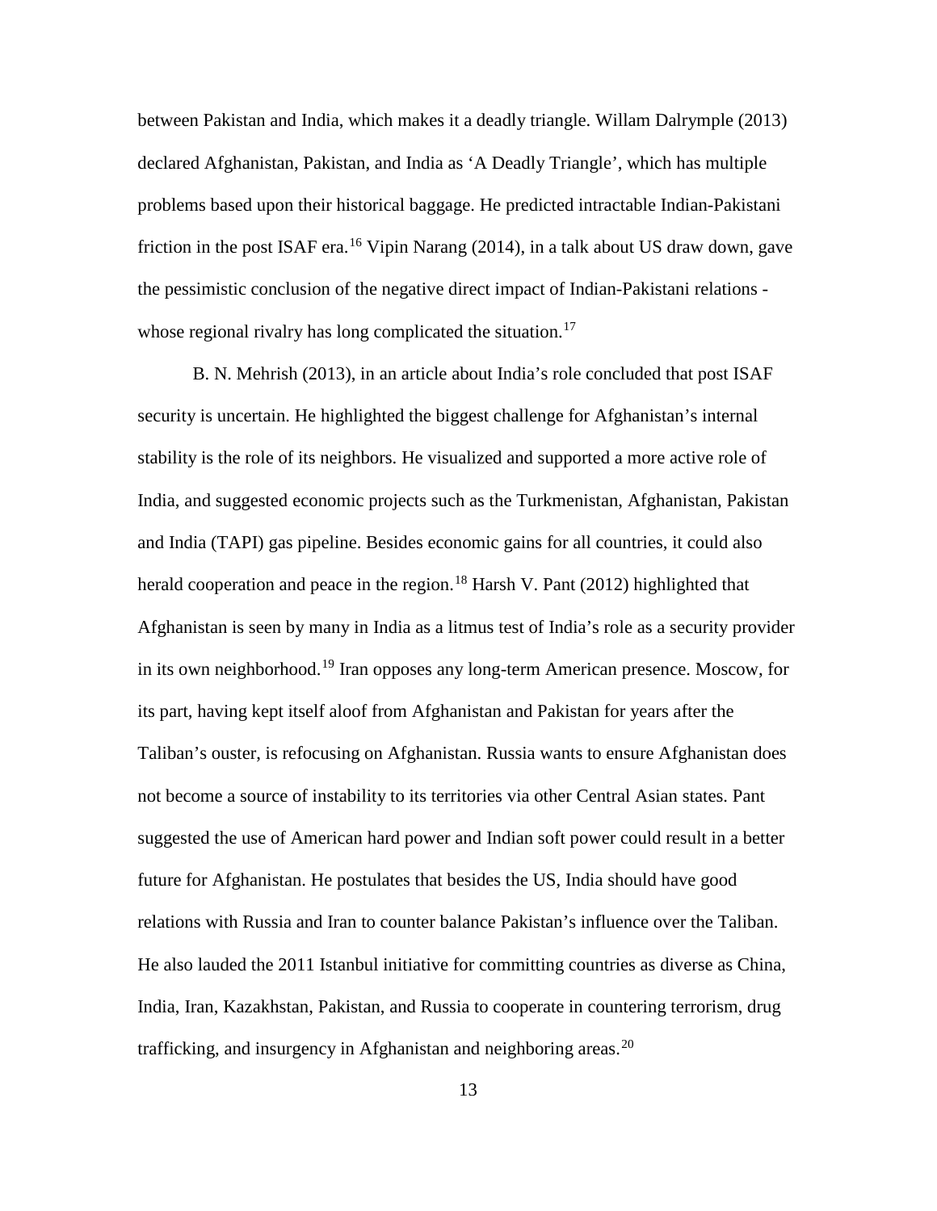between Pakistan and India, which makes it a deadly triangle. Willam Dalrymple (2013) declared Afghanistan, Pakistan, and India as 'A Deadly Triangle', which has multiple problems based upon their historical baggage. He predicted intractable Indian-Pakistani friction in the post ISAF era.[16] Vipin Narang (2014), in a talk about US draw down, gave the pessimistic conclusion of the negative direct impact of Indian-Pakistani relations - whose regional rivalry has long complicated the situation.[17]

B. N. Mehrish (2013), in an article about India's role concluded that post ISAF security is uncertain. He highlighted the biggest challenge for Afghanistan's internal stability is the role of its neighbors. He visualized and supported a more active role of India, and suggested economic projects such as the Turkmenistan, Afghanistan, Pakistan and India (TAPI) gas pipeline. Besides economic gains for all countries, it could also herald cooperation and peace in the region.[18] Harsh V. Pant (2012) highlighted that Afghanistan is seen by many in India as a litmus test of India's role as a security provider in its own neighborhood.[19] Iran opposes any long-term American presence. Moscow, for its part, having kept itself aloof from Afghanistan and Pakistan for years after the Taliban's ouster, is refocusing on Afghanistan. Russia wants to ensure Afghanistan does not become a source of instability to its territories via other Central Asian states. Pant suggested the use of American hard power and Indian soft power could result in a better future for Afghanistan. He postulates that besides the US, India should have good relations with Russia and Iran to counter balance Pakistan's influence over the Taliban. He also lauded the 2011 Istanbul initiative for committing countries as diverse as China, India, Iran, Kazakhstan, Pakistan, and Russia to cooperate in countering terrorism, drug trafficking, and insurgency in Afghanistan and neighboring areas.[20]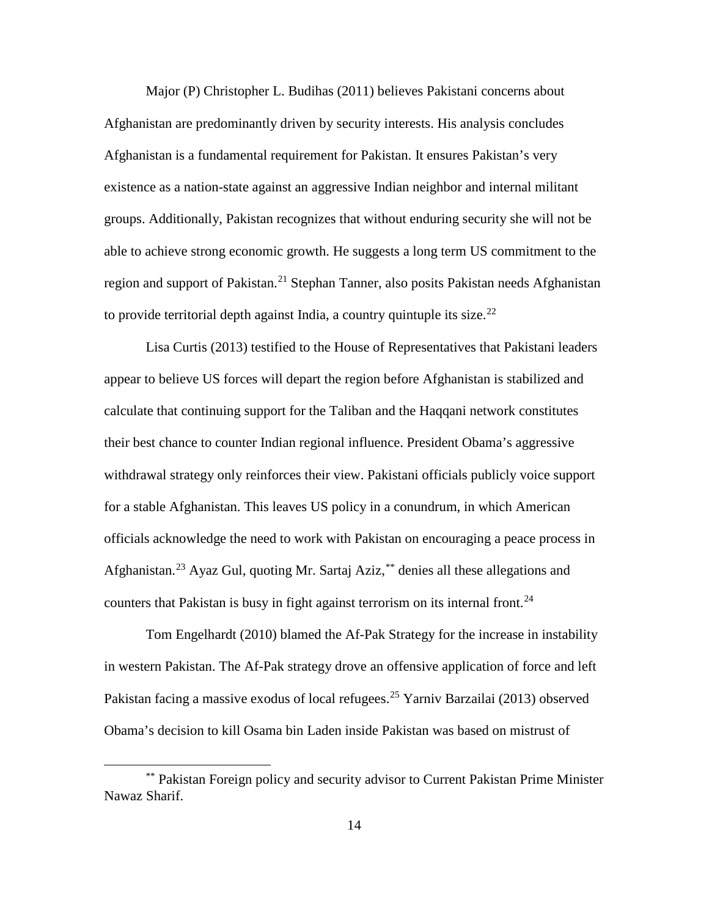Major (P) Christopher L. Budihas (2011) believes Pakistani concerns about Afghanistan are predominantly driven by security interests. His analysis concludes Afghanistan is a fundamental requirement for Pakistan. It ensures Pakistan's very existence as a nation-state against an aggressive Indian neighbor and internal militant groups. Additionally, Pakistan recognizes that without enduring security she will not be able to achieve strong economic growth. He suggests a long term US commitment to the region and support of Pakistan.[21] Stephan Tanner, also posits Pakistan needs Afghanistan to provide territorial depth against India, a country quintuple its size.[22]

Lisa Curtis (2013) testified to the House of Representatives that Pakistani leaders appear to believe US forces will depart the region before Afghanistan is stabilized and calculate that continuing support for the Taliban and the Haqqani network constitutes their best chance to counter Indian regional influence. President Obama's aggressive withdrawal strategy only reinforces their view. Pakistani officials publicly voice support for a stable Afghanistan. This leaves US policy in a conundrum, in which American officials acknowledge the need to work with Pakistan on encouraging a peace process in Afghanistan.[23] Ayaz Gul, quoting Mr. Sartaj Aziz,[**] denies all these allegations and counters that Pakistan is busy in fight against terrorism on its internal front.[24]

Tom Engelhardt (2010) blamed the Af-Pak Strategy for the increase in instability in western Pakistan. The Af-Pak strategy drove an offensive application of force and left Pakistan facing a massive exodus of local refugees.[25] Yarniv Barzailai (2013) observed Obama's decision to kill Osama bin Laden inside Pakistan was based on mistrust of

[**] Pakistan Foreign policy and security advisor to Current Pakistan Prime Minister Nawaz Sharif.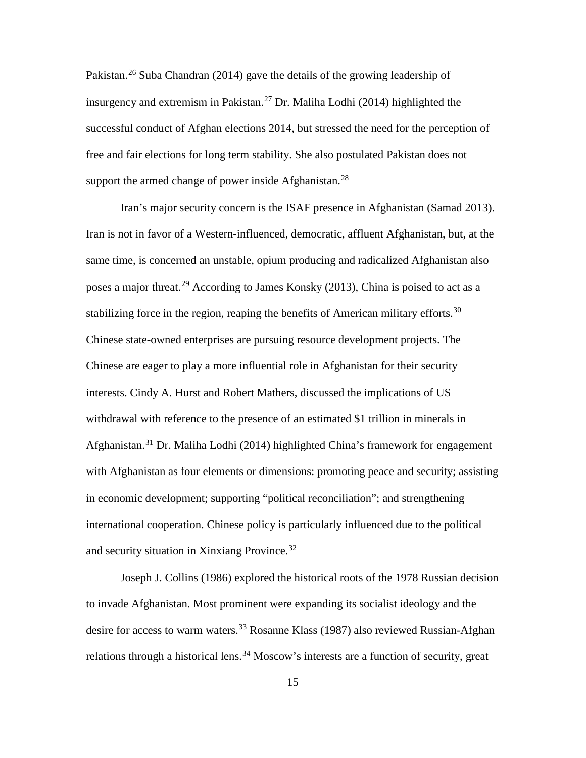Pakistan.[26] Suba Chandran (2014) gave the details of the growing leadership of insurgency and extremism in Pakistan.[27] Dr. Maliha Lodhi (2014) highlighted the successful conduct of Afghan elections 2014, but stressed the need for the perception of free and fair elections for long term stability. She also postulated Pakistan does not support the armed change of power inside Afghanistan.[28]

Iran's major security concern is the ISAF presence in Afghanistan (Samad 2013). Iran is not in favor of a Western-influenced, democratic, affluent Afghanistan, but, at the same time, is concerned an unstable, opium producing and radicalized Afghanistan also poses a major threat.[29] According to James Konsky (2013), China is poised to act as a stabilizing force in the region, reaping the benefits of American military efforts.[30] Chinese state-owned enterprises are pursuing resource development projects. The Chinese are eager to play a more influential role in Afghanistan for their security interests. Cindy A. Hurst and Robert Mathers, discussed the implications of US withdrawal with reference to the presence of an estimated $1 trillion in minerals in Afghanistan.[31] Dr. Maliha Lodhi (2014) highlighted China's framework for engagement with Afghanistan as four elements or dimensions: promoting peace and security; assisting in economic development; supporting "political reconciliation"; and strengthening international cooperation. Chinese policy is particularly influenced due to the political and security situation in Xinxiang Province.[32]

Joseph J. Collins (1986) explored the historical roots of the 1978 Russian decision to invade Afghanistan. Most prominent were expanding its socialist ideology and the desire for access to warm waters.[33] Rosanne Klass (1987) also reviewed Russian-Afghan relations through a historical lens.[34] Moscow's interests are a function of security, great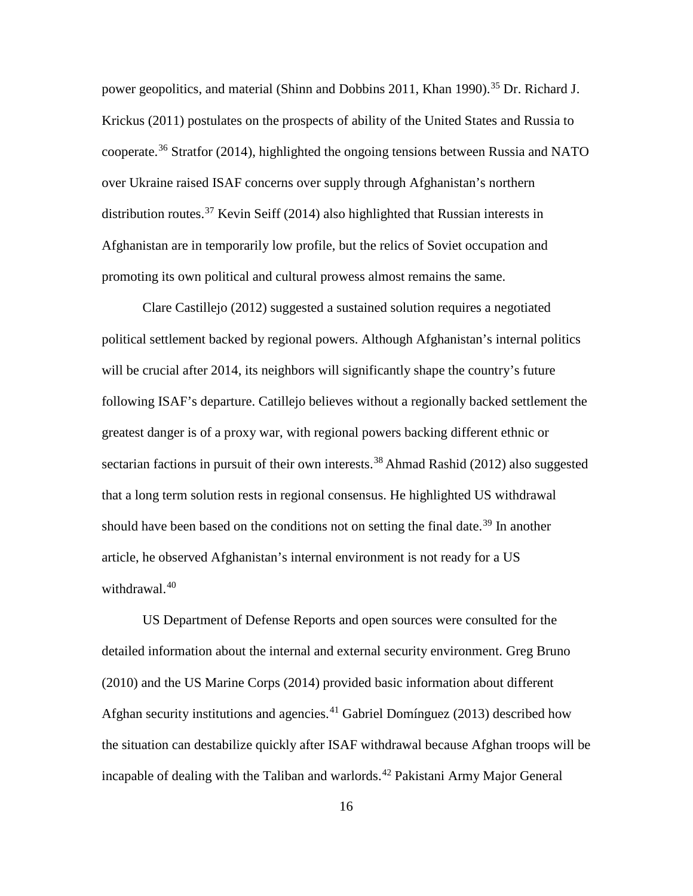power geopolitics, and material (Shinn and Dobbins 2011, Khan 1990).[35] Dr. Richard J. Krickus (2011) postulates on the prospects of ability of the United States and Russia to cooperate.[36] Stratfor (2014), highlighted the ongoing tensions between Russia and NATO over Ukraine raised ISAF concerns over supply through Afghanistan's northern distribution routes.[37] Kevin Seiff (2014) also highlighted that Russian interests in Afghanistan are in temporarily low profile, but the relics of Soviet occupation and promoting its own political and cultural prowess almost remains the same.

Clare Castillejo (2012) suggested a sustained solution requires a negotiated political settlement backed by regional powers. Although Afghanistan's internal politics will be crucial after 2014, its neighbors will significantly shape the country's future following ISAF's departure. Catillejo believes without a regionally backed settlement the greatest danger is of a proxy war, with regional powers backing different ethnic or sectarian factions in pursuit of their own interests.[38] Ahmad Rashid (2012) also suggested that a long term solution rests in regional consensus. He highlighted US withdrawal should have been based on the conditions not on setting the final date.[39] In another article, he observed Afghanistan's internal environment is not ready for a US withdrawal.[40]

US Department of Defense Reports and open sources were consulted for the detailed information about the internal and external security environment. Greg Bruno (2010) and the US Marine Corps (2014) provided basic information about different Afghan security institutions and agencies.[41] Gabriel Domínguez (2013) described how the situation can destabilize quickly after ISAF withdrawal because Afghan troops will be incapable of dealing with the Taliban and warlords.[42] Pakistani Army Major General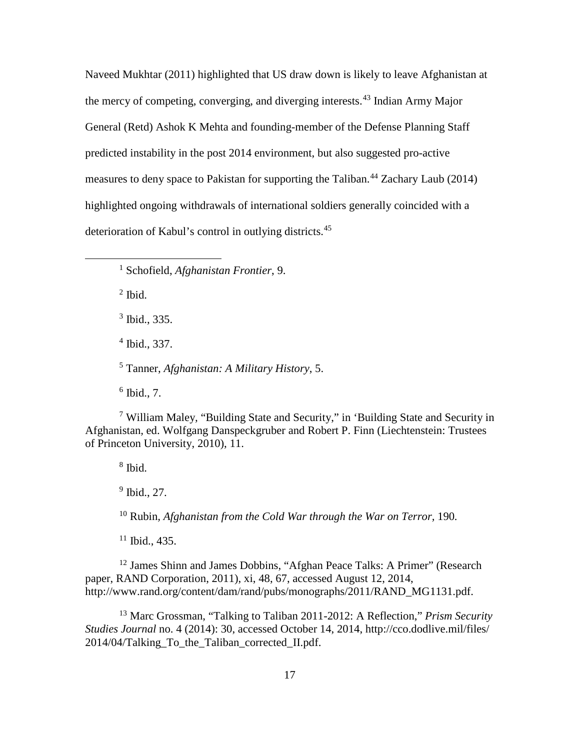Naveed Mukhtar (2011) highlighted that US draw down is likely to leave Afghanistan at the mercy of competing, converging, and diverging interests.[43] Indian Army Major General (Retd) Ashok K Mehta and founding-member of the Defense Planning Staff predicted instability in the post 2014 environment, but also suggested pro-active measures to deny space to Pakistan for supporting the Taliban.[44] Zachary Laub (2014) highlighted ongoing withdrawals of international soldiers generally coincided with a deterioration of Kabul's control in outlying districts.[45]

---

[1] Schofield, *Afghanistan Frontier*, 9.

[2] Ibid.

[3] Ibid., 335.

[4] Ibid., 337.

[5] Tanner, *Afghanistan: A Military History*, 5.

[6] Ibid., 7.

[7] William Maley, "Building State and Security," in 'Building State and Security in Afghanistan, ed. Wolfgang Danspeckgruber and Robert P. Finn (Liechtenstein: Trustees of Princeton University, 2010), 11.

[8] Ibid.

[9] Ibid., 27.

[10] Rubin, *Afghanistan from the Cold War through the War on Terror*, 190.

[11] Ibid., 435.

[12] James Shinn and James Dobbins, "Afghan Peace Talks: A Primer" (Research paper, RAND Corporation, 2011), xi, 48, 67, accessed August 12, 2014, http://www.rand.org/content/dam/rand/pubs/monographs/2011/RAND_MG1131.pdf.

[13] Marc Grossman, "Talking to Taliban 2011-2012: A Reflection," *Prism Security Studies Journal* no. 4 (2014): 30, accessed October 14, 2014, http://cco.dodlive.mil/files/2014/04/Talking_To_the_Taliban_corrected_II.pdf.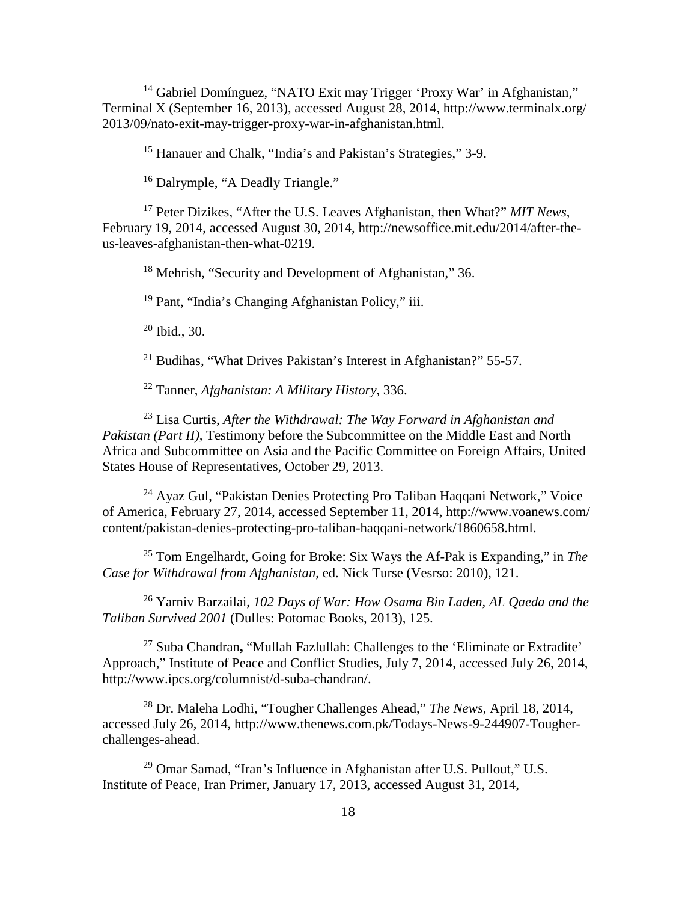[14] Gabriel Domínguez, "NATO Exit may Trigger 'Proxy War' in Afghanistan," Terminal X (September 16, 2013), accessed August 28, 2014, http://www.terminalx.org/2013/09/nato-exit-may-trigger-proxy-war-in-afghanistan.html.

[15] Hanauer and Chalk, "India's and Pakistan's Strategies," 3-9.

[16] Dalrymple, "A Deadly Triangle."

[17] Peter Dizikes, "After the U.S. Leaves Afghanistan, then What?" *MIT News*, February 19, 2014, accessed August 30, 2014, http://newsoffice.mit.edu/2014/after-the-us-leaves-afghanistan-then-what-0219.

[18] Mehrish, "Security and Development of Afghanistan," 36.

[19] Pant, "India's Changing Afghanistan Policy," iii.

[20] Ibid., 30.

[21] Budihas, "What Drives Pakistan's Interest in Afghanistan?" 55-57.

[22] Tanner, *Afghanistan: A Military History*, 336.

[23] Lisa Curtis, *After the Withdrawal: The Way Forward in Afghanistan and Pakistan (Part II)*, Testimony before the Subcommittee on the Middle East and North Africa and Subcommittee on Asia and the Pacific Committee on Foreign Affairs, United States House of Representatives, October 29, 2013.

[24] Ayaz Gul, "Pakistan Denies Protecting Pro Taliban Haqqani Network," Voice of America, February 27, 2014, accessed September 11, 2014, http://www.voanews.com/content/pakistan-denies-protecting-pro-taliban-haqqani-network/1860658.html.

[25] Tom Engelhardt, Going for Broke: Six Ways the Af-Pak is Expanding," in *The Case for Withdrawal from Afghanistan*, ed. Nick Turse (Vesrso: 2010), 121.

[26] Yarniv Barzailai, *102 Days of War: How Osama Bin Laden, AL Qaeda and the Taliban Survived 2001* (Dulles: Potomac Books, 2013), 125.

[27] Suba Chandran**,** "Mullah Fazlullah: Challenges to the 'Eliminate or Extradite' Approach," Institute of Peace and Conflict Studies, July 7, 2014, accessed July 26, 2014, http://www.ipcs.org/columnist/d-suba-chandran/.

[28] Dr. Maleha Lodhi, "Tougher Challenges Ahead," *The News*, April 18, 2014, accessed July 26, 2014, http://www.thenews.com.pk/Todays-News-9-244907-Tougher-challenges-ahead.

[29] Omar Samad, "Iran's Influence in Afghanistan after U.S. Pullout," U.S. Institute of Peace, Iran Primer, January 17, 2013, accessed August 31, 2014,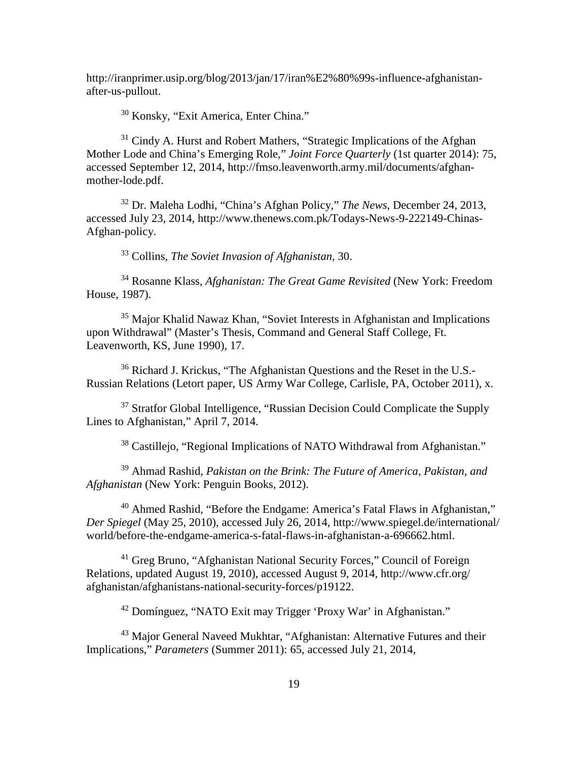http://iranprimer.usip.org/blog/2013/jan/17/iran%E2%80%99s-influence-afghanistan-after-us-pullout.

[30] Konsky, "Exit America, Enter China."

[31] Cindy A. Hurst and Robert Mathers, "Strategic Implications of the Afghan Mother Lode and China's Emerging Role," *Joint Force Quarterly* (1st quarter 2014): 75, accessed September 12, 2014, http://fmso.leavenworth.army.mil/documents/afghan-mother-lode.pdf.

[32] Dr. Maleha Lodhi, "China's Afghan Policy," *The News*, December 24, 2013, accessed July 23, 2014, http://www.thenews.com.pk/Todays-News-9-222149-Chinas-Afghan-policy.

[33] Collins, *The Soviet Invasion of Afghanistan*, 30.

[34] Rosanne Klass, *Afghanistan: The Great Game Revisited* (New York: Freedom House, 1987).

[35] Major Khalid Nawaz Khan, "Soviet Interests in Afghanistan and Implications upon Withdrawal" (Master's Thesis, Command and General Staff College, Ft. Leavenworth, KS, June 1990), 17.

[36] Richard J. Krickus, "The Afghanistan Questions and the Reset in the U.S.-Russian Relations (Letort paper, US Army War College, Carlisle, PA, October 2011), x.

[37] Stratfor Global Intelligence, "Russian Decision Could Complicate the Supply Lines to Afghanistan," April 7, 2014.

[38] Castillejo, "Regional Implications of NATO Withdrawal from Afghanistan."

[39] Ahmad Rashid, *Pakistan on the Brink: The Future of America, Pakistan, and Afghanistan* (New York: Penguin Books, 2012).

[40] Ahmed Rashid, "Before the Endgame: America's Fatal Flaws in Afghanistan," *Der Spiegel* (May 25, 2010), accessed July 26, 2014, http://www.spiegel.de/international/world/before-the-endgame-america-s-fatal-flaws-in-afghanistan-a-696662.html.

[41] Greg Bruno, "Afghanistan National Security Forces," Council of Foreign Relations, updated August 19, 2010), accessed August 9, 2014, http://www.cfr.org/afghanistan/afghanistans-national-security-forces/p19122.

[42] Domínguez, "NATO Exit may Trigger 'Proxy War' in Afghanistan."

[43] Major General Naveed Mukhtar, "Afghanistan: Alternative Futures and their Implications," *Parameters* (Summer 2011): 65, accessed July 21, 2014,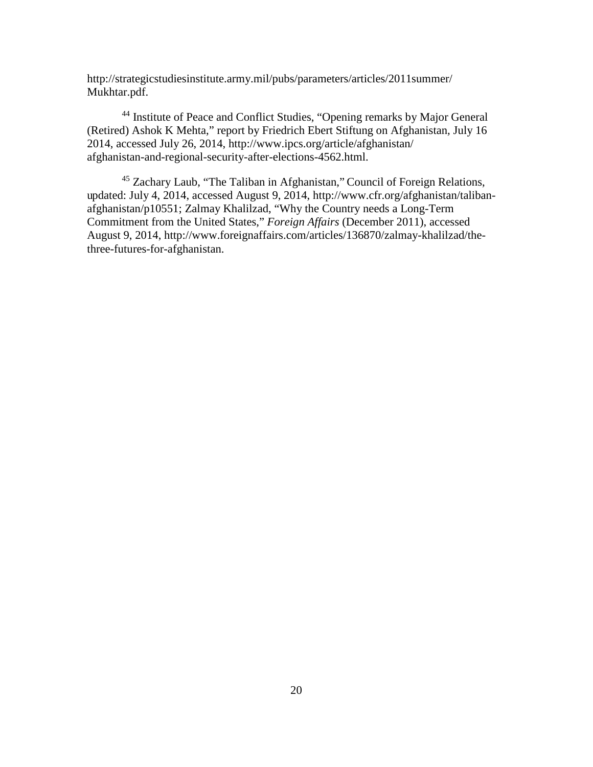http://strategicstudiesinstitute.army.mil/pubs/parameters/articles/2011summer/Mukhtar.pdf.

[44] Institute of Peace and Conflict Studies, "Opening remarks by Major General (Retired) Ashok K Mehta," report by Friedrich Ebert Stiftung on Afghanistan, July 16 2014, accessed July 26, 2014, http://www.ipcs.org/article/afghanistan/afghanistan-and-regional-security-after-elections-4562.html.

[45] Zachary Laub, "The Taliban in Afghanistan," Council of Foreign Relations, updated: July 4, 2014, accessed August 9, 2014, http://www.cfr.org/afghanistan/taliban-afghanistan/p10551; Zalmay Khalilzad, "Why the Country needs a Long-Term Commitment from the United States," *Foreign Affairs* (December 2011), accessed August 9, 2014, http://www.foreignaffairs.com/articles/136870/zalmay-khalilzad/the-three-futures-for-afghanistan.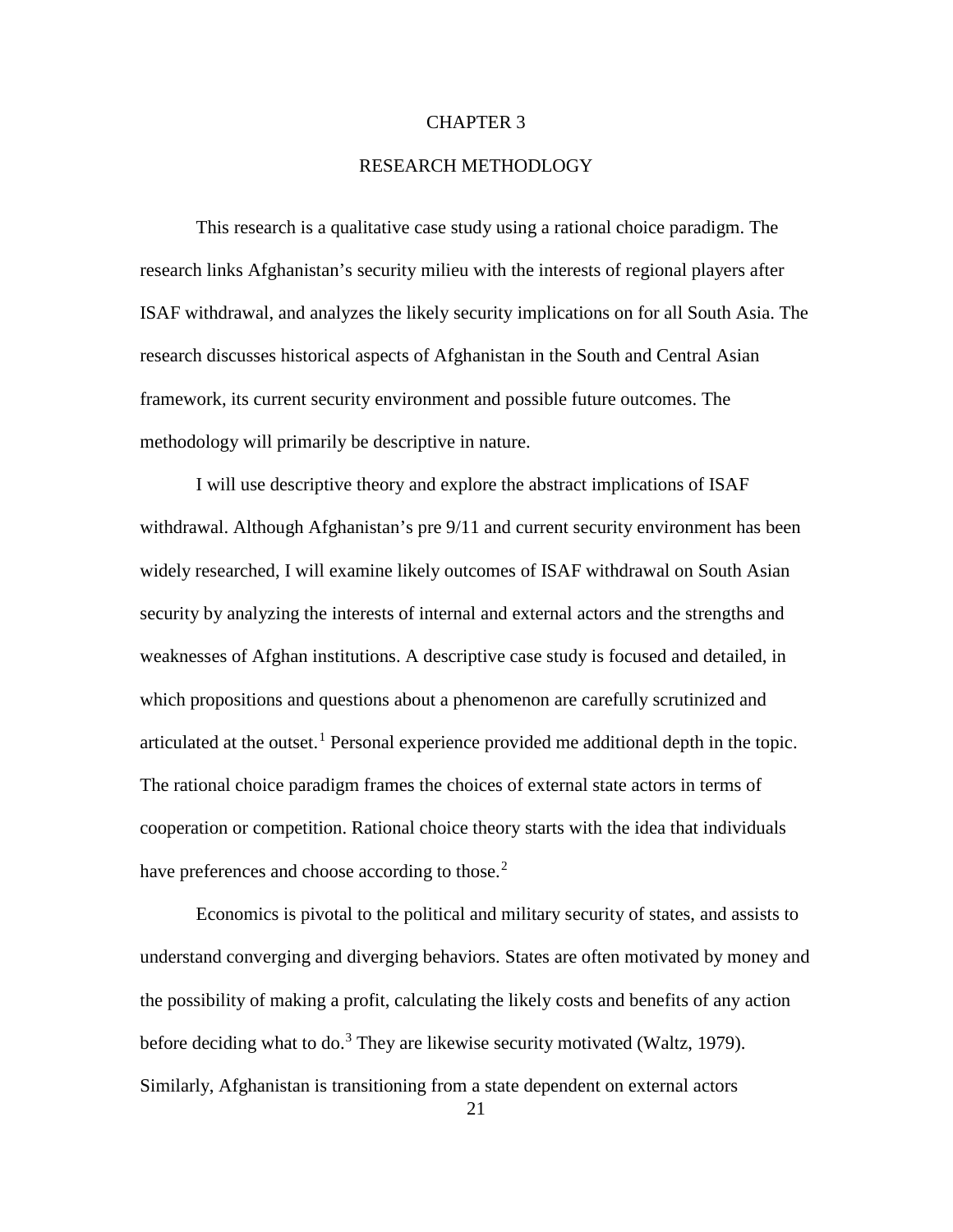# CHAPTER 3

# RESEARCH METHODLOGY

This research is a qualitative case study using a rational choice paradigm. The research links Afghanistan's security milieu with the interests of regional players after ISAF withdrawal, and analyzes the likely security implications on for all South Asia. The research discusses historical aspects of Afghanistan in the South and Central Asian framework, its current security environment and possible future outcomes. The methodology will primarily be descriptive in nature.

I will use descriptive theory and explore the abstract implications of ISAF withdrawal. Although Afghanistan's pre 9/11 and current security environment has been widely researched, I will examine likely outcomes of ISAF withdrawal on South Asian security by analyzing the interests of internal and external actors and the strengths and weaknesses of Afghan institutions. A descriptive case study is focused and detailed, in which propositions and questions about a phenomenon are carefully scrutinized and articulated at the outset.[1] Personal experience provided me additional depth in the topic. The rational choice paradigm frames the choices of external state actors in terms of cooperation or competition. Rational choice theory starts with the idea that individuals have preferences and choose according to those.[2]

Economics is pivotal to the political and military security of states, and assists to understand converging and diverging behaviors. States are often motivated by money and the possibility of making a profit, calculating the likely costs and benefits of any action before deciding what to do.[3] They are likewise security motivated (Waltz, 1979). Similarly, Afghanistan is transitioning from a state dependent on external actors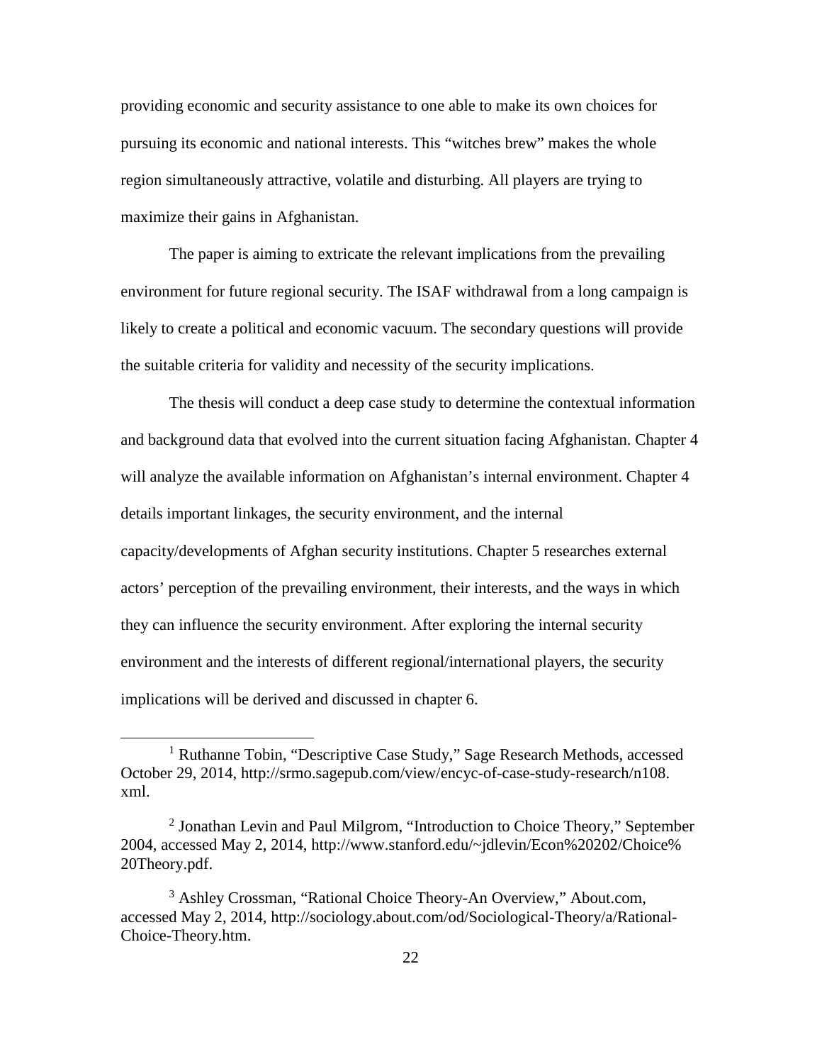providing economic and security assistance to one able to make its own choices for pursuing its economic and national interests. This "witches brew" makes the whole region simultaneously attractive, volatile and disturbing. All players are trying to maximize their gains in Afghanistan.

The paper is aiming to extricate the relevant implications from the prevailing environment for future regional security. The ISAF withdrawal from a long campaign is likely to create a political and economic vacuum. The secondary questions will provide the suitable criteria for validity and necessity of the security implications.

The thesis will conduct a deep case study to determine the contextual information and background data that evolved into the current situation facing Afghanistan. Chapter 4 will analyze the available information on Afghanistan's internal environment. Chapter 4 details important linkages, the security environment, and the internal capacity/developments of Afghan security institutions. Chapter 5 researches external actors' perception of the prevailing environment, their interests, and the ways in which they can influence the security environment. After exploring the internal security environment and the interests of different regional/international players, the security implications will be derived and discussed in chapter 6.

---

[1] Ruthanne Tobin, "Descriptive Case Study," Sage Research Methods, accessed October 29, 2014, http://srmo.sagepub.com/view/encyc-of-case-study-research/n108.xml.

[2] Jonathan Levin and Paul Milgrom, "Introduction to Choice Theory," September 2004, accessed May 2, 2014, http://www.stanford.edu/~jdlevin/Econ%20202/Choice%20Theory.pdf.

[3] Ashley Crossman, "Rational Choice Theory-An Overview," About.com, accessed May 2, 2014, http://sociology.about.com/od/Sociological-Theory/a/Rational-Choice-Theory.htm.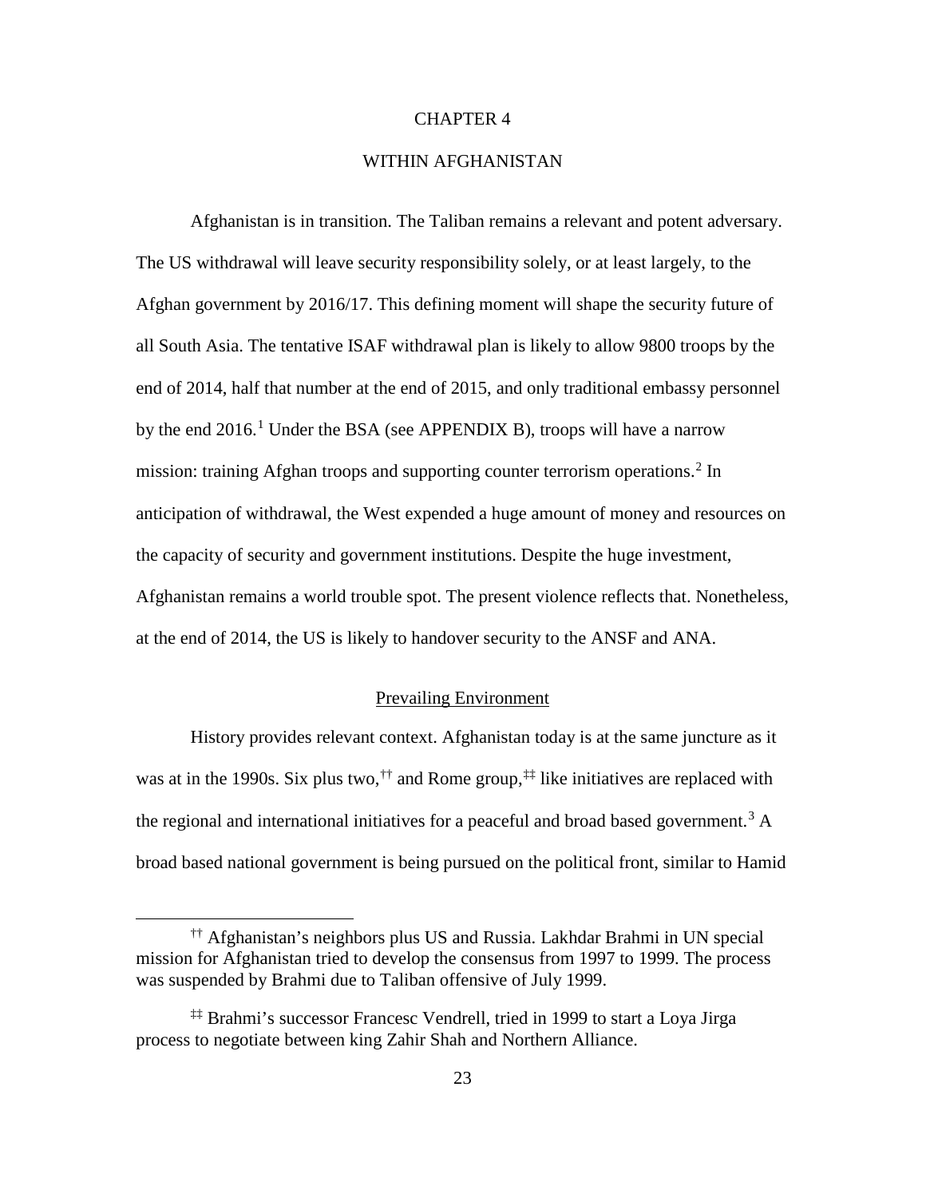# CHAPTER 4

# WITHIN AFGHANISTAN

Afghanistan is in transition. The Taliban remains a relevant and potent adversary. The US withdrawal will leave security responsibility solely, or at least largely, to the Afghan government by 2016/17. This defining moment will shape the security future of all South Asia. The tentative ISAF withdrawal plan is likely to allow 9800 troops by the end of 2014, half that number at the end of 2015, and only traditional embassy personnel by the end 2016.[1] Under the BSA (see APPENDIX B), troops will have a narrow mission: training Afghan troops and supporting counter terrorism operations.[2] In anticipation of withdrawal, the West expended a huge amount of money and resources on the capacity of security and government institutions. Despite the huge investment, Afghanistan remains a world trouble spot. The present violence reflects that. Nonetheless, at the end of 2014, the US is likely to handover security to the ANSF and ANA.

## Prevailing Environment

History provides relevant context. Afghanistan today is at the same juncture as it was at in the 1990s. Six plus two,[††] and Rome group,[‡‡] like initiatives are replaced with the regional and international initiatives for a peaceful and broad based government.[3] A broad based national government is being pursued on the political front, similar to Hamid

[††] Afghanistan's neighbors plus US and Russia. Lakhdar Brahmi in UN special mission for Afghanistan tried to develop the consensus from 1997 to 1999. The process was suspended by Brahmi due to Taliban offensive of July 1999.

[‡‡] Brahmi's successor Francesc Vendrell, tried in 1999 to start a Loya Jirga process to negotiate between king Zahir Shah and Northern Alliance.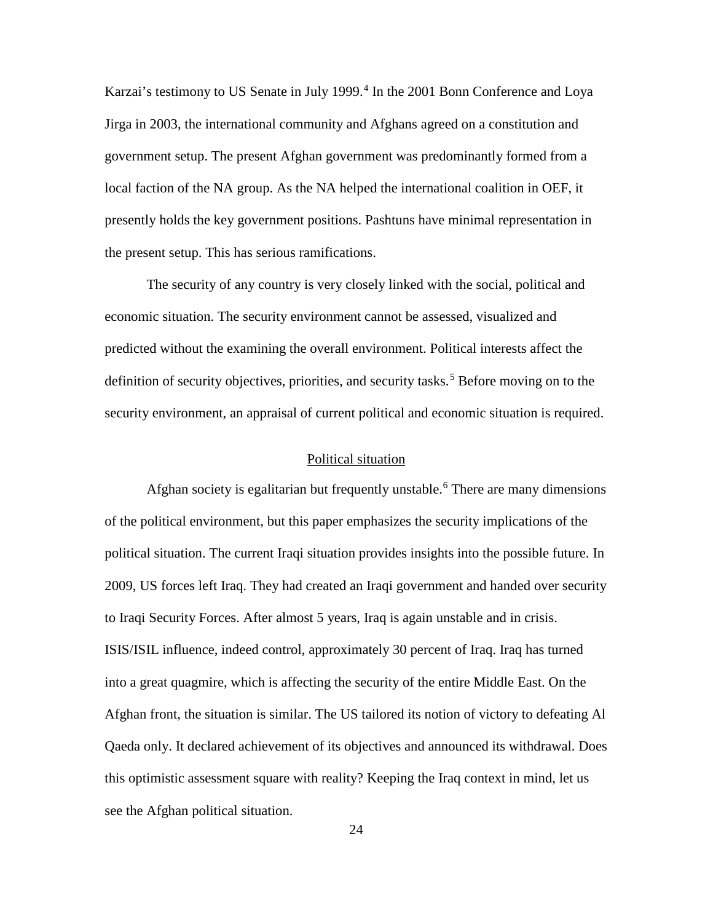Karzai's testimony to US Senate in July 1999.[4] In the 2001 Bonn Conference and Loya Jirga in 2003, the international community and Afghans agreed on a constitution and government setup. The present Afghan government was predominantly formed from a local faction of the NA group. As the NA helped the international coalition in OEF, it presently holds the key government positions. Pashtuns have minimal representation in the present setup. This has serious ramifications.

The security of any country is very closely linked with the social, political and economic situation. The security environment cannot be assessed, visualized and predicted without the examining the overall environment. Political interests affect the definition of security objectives, priorities, and security tasks.[5] Before moving on to the security environment, an appraisal of current political and economic situation is required.

## Political situation

Afghan society is egalitarian but frequently unstable.[6] There are many dimensions of the political environment, but this paper emphasizes the security implications of the political situation. The current Iraqi situation provides insights into the possible future. In 2009, US forces left Iraq. They had created an Iraqi government and handed over security to Iraqi Security Forces. After almost 5 years, Iraq is again unstable and in crisis. ISIS/ISIL influence, indeed control, approximately 30 percent of Iraq. Iraq has turned into a great quagmire, which is affecting the security of the entire Middle East. On the Afghan front, the situation is similar. The US tailored its notion of victory to defeating Al Qaeda only. It declared achievement of its objectives and announced its withdrawal. Does this optimistic assessment square with reality? Keeping the Iraq context in mind, let us see the Afghan political situation.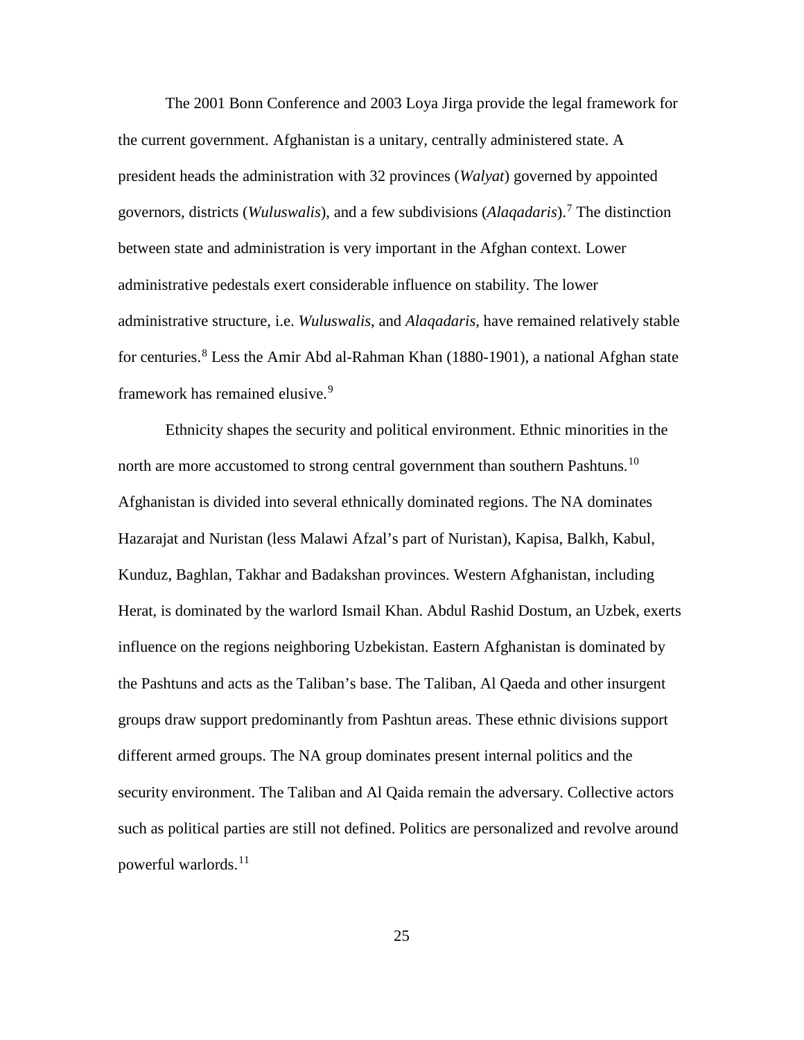The 2001 Bonn Conference and 2003 Loya Jirga provide the legal framework for the current government. Afghanistan is a unitary, centrally administered state. A president heads the administration with 32 provinces (*Walyat*) governed by appointed governors, districts (*Wuluswalis*), and a few subdivisions (*Alaqadaris*).[7] The distinction between state and administration is very important in the Afghan context. Lower administrative pedestals exert considerable influence on stability. The lower administrative structure, i.e. *Wuluswalis*, and *Alaqadaris*, have remained relatively stable for centuries.[8] Less the Amir Abd al-Rahman Khan (1880-1901), a national Afghan state framework has remained elusive.[9]

Ethnicity shapes the security and political environment. Ethnic minorities in the north are more accustomed to strong central government than southern Pashtuns.[10] Afghanistan is divided into several ethnically dominated regions. The NA dominates Hazarajat and Nuristan (less Malawi Afzal's part of Nuristan), Kapisa, Balkh, Kabul, Kunduz, Baghlan, Takhar and Badakshan provinces. Western Afghanistan, including Herat, is dominated by the warlord Ismail Khan. Abdul Rashid Dostum, an Uzbek, exerts influence on the regions neighboring Uzbekistan. Eastern Afghanistan is dominated by the Pashtuns and acts as the Taliban's base. The Taliban, Al Qaeda and other insurgent groups draw support predominantly from Pashtun areas. These ethnic divisions support different armed groups. The NA group dominates present internal politics and the security environment. The Taliban and Al Qaida remain the adversary. Collective actors such as political parties are still not defined. Politics are personalized and revolve around powerful warlords.[11]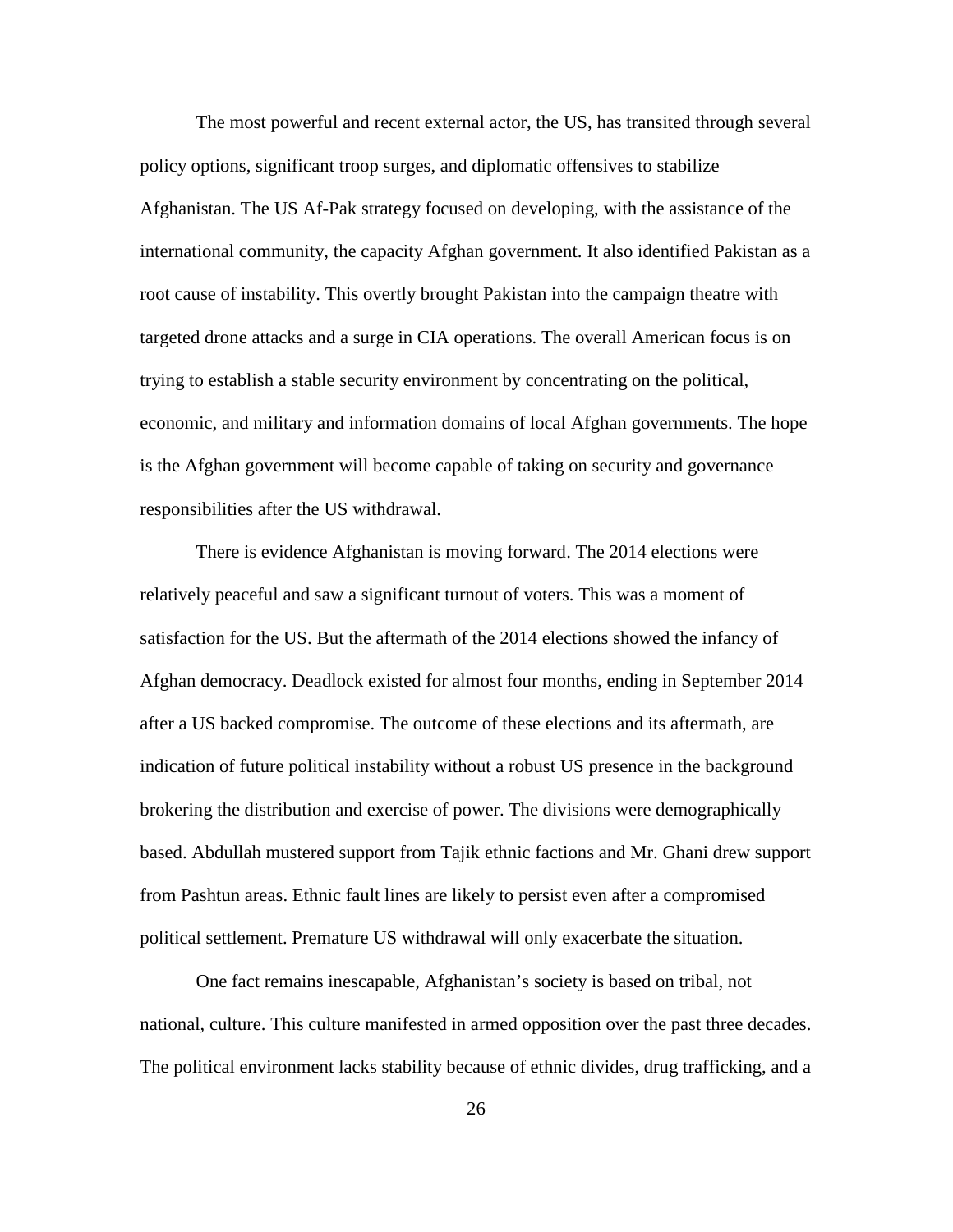The most powerful and recent external actor, the US, has transited through several policy options, significant troop surges, and diplomatic offensives to stabilize Afghanistan. The US Af-Pak strategy focused on developing, with the assistance of the international community, the capacity Afghan government. It also identified Pakistan as a root cause of instability. This overtly brought Pakistan into the campaign theatre with targeted drone attacks and a surge in CIA operations. The overall American focus is on trying to establish a stable security environment by concentrating on the political, economic, and military and information domains of local Afghan governments. The hope is the Afghan government will become capable of taking on security and governance responsibilities after the US withdrawal.

There is evidence Afghanistan is moving forward. The 2014 elections were relatively peaceful and saw a significant turnout of voters. This was a moment of satisfaction for the US. But the aftermath of the 2014 elections showed the infancy of Afghan democracy. Deadlock existed for almost four months, ending in September 2014 after a US backed compromise. The outcome of these elections and its aftermath, are indication of future political instability without a robust US presence in the background brokering the distribution and exercise of power. The divisions were demographically based. Abdullah mustered support from Tajik ethnic factions and Mr. Ghani drew support from Pashtun areas. Ethnic fault lines are likely to persist even after a compromised political settlement. Premature US withdrawal will only exacerbate the situation.

One fact remains inescapable, Afghanistan's society is based on tribal, not national, culture. This culture manifested in armed opposition over the past three decades. The political environment lacks stability because of ethnic divides, drug trafficking, and a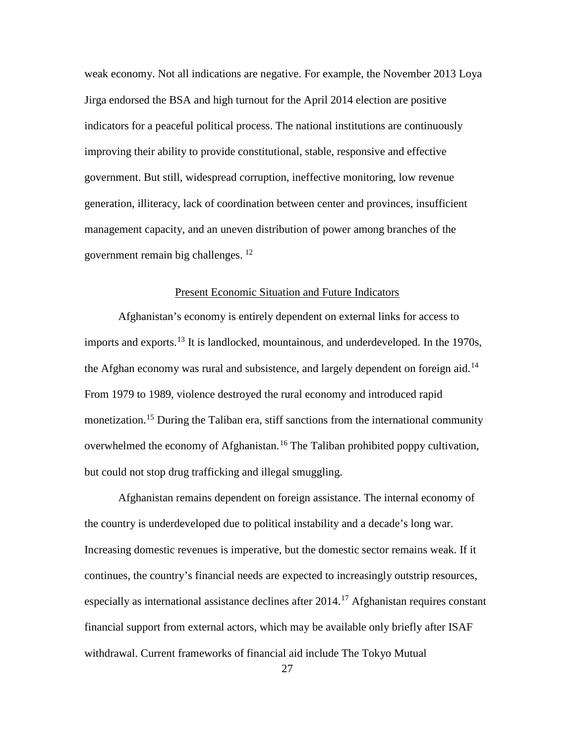weak economy. Not all indications are negative. For example, the November 2013 Loya Jirga endorsed the BSA and high turnout for the April 2014 election are positive indicators for a peaceful political process. The national institutions are continuously improving their ability to provide constitutional, stable, responsive and effective government. But still, widespread corruption, ineffective monitoring, low revenue generation, illiteracy, lack of coordination between center and provinces, insufficient management capacity, and an uneven distribution of power among branches of the government remain big challenges. [12]

## Present Economic Situation and Future Indicators

Afghanistan's economy is entirely dependent on external links for access to imports and exports.[13] It is landlocked, mountainous, and underdeveloped. In the 1970s, the Afghan economy was rural and subsistence, and largely dependent on foreign aid.[14] From 1979 to 1989, violence destroyed the rural economy and introduced rapid monetization.[15] During the Taliban era, stiff sanctions from the international community overwhelmed the economy of Afghanistan.[16] The Taliban prohibited poppy cultivation, but could not stop drug trafficking and illegal smuggling.

Afghanistan remains dependent on foreign assistance. The internal economy of the country is underdeveloped due to political instability and a decade's long war. Increasing domestic revenues is imperative, but the domestic sector remains weak. If it continues, the country's financial needs are expected to increasingly outstrip resources, especially as international assistance declines after 2014.[17] Afghanistan requires constant financial support from external actors, which may be available only briefly after ISAF withdrawal. Current frameworks of financial aid include The Tokyo Mutual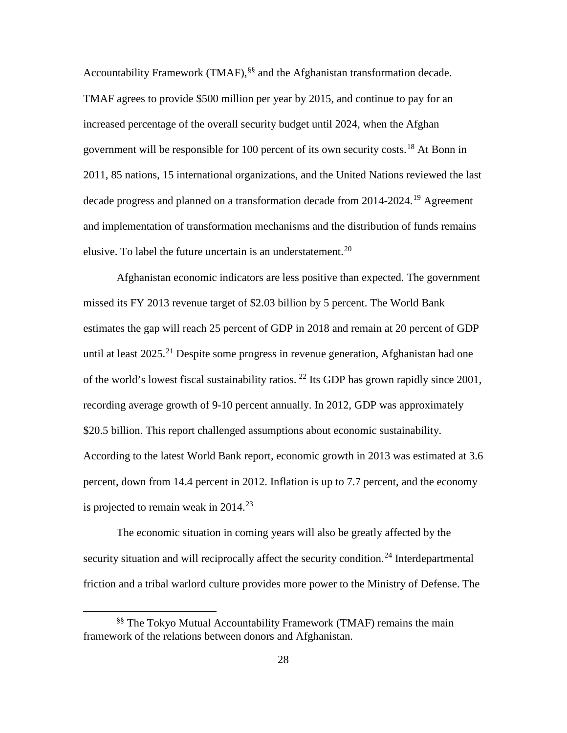Accountability Framework (TMAF),[§§] and the Afghanistan transformation decade. TMAF agrees to provide $500 million per year by 2015, and continue to pay for an increased percentage of the overall security budget until 2024, when the Afghan government will be responsible for 100 percent of its own security costs.[18] At Bonn in 2011, 85 nations, 15 international organizations, and the United Nations reviewed the last decade progress and planned on a transformation decade from 2014-2024.[19] Agreement and implementation of transformation mechanisms and the distribution of funds remains elusive. To label the future uncertain is an understatement.[20]

Afghanistan economic indicators are less positive than expected. The government missed its FY 2013 revenue target of $2.03 billion by 5 percent. The World Bank estimates the gap will reach 25 percent of GDP in 2018 and remain at 20 percent of GDP until at least 2025.[21] Despite some progress in revenue generation, Afghanistan had one of the world's lowest fiscal sustainability ratios. [22] Its GDP has grown rapidly since 2001, recording average growth of 9-10 percent annually. In 2012, GDP was approximately $20.5 billion. This report challenged assumptions about economic sustainability. According to the latest World Bank report, economic growth in 2013 was estimated at 3.6 percent, down from 14.4 percent in 2012. Inflation is up to 7.7 percent, and the economy is projected to remain weak in 2014.[23]

The economic situation in coming years will also be greatly affected by the security situation and will reciprocally affect the security condition.[24] Interdepartmental friction and a tribal warlord culture provides more power to the Ministry of Defense. The

[§§] The Tokyo Mutual Accountability Framework (TMAF) remains the main framework of the relations between donors and Afghanistan.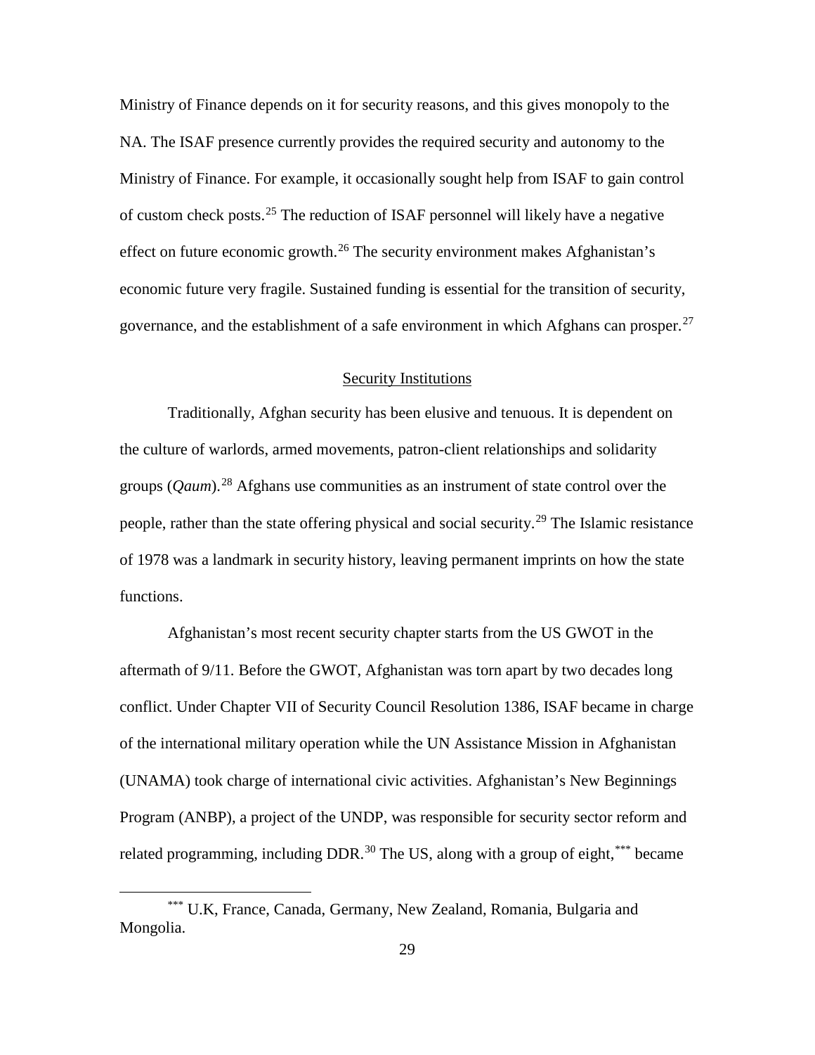Ministry of Finance depends on it for security reasons, and this gives monopoly to the NA. The ISAF presence currently provides the required security and autonomy to the Ministry of Finance. For example, it occasionally sought help from ISAF to gain control of custom check posts.[25] The reduction of ISAF personnel will likely have a negative effect on future economic growth.[26] The security environment makes Afghanistan's economic future very fragile. Sustained funding is essential for the transition of security, governance, and the establishment of a safe environment in which Afghans can prosper.[27]

## Security Institutions

Traditionally, Afghan security has been elusive and tenuous. It is dependent on the culture of warlords, armed movements, patron-client relationships and solidarity groups (*Qaum*).[28] Afghans use communities as an instrument of state control over the people, rather than the state offering physical and social security.[29] The Islamic resistance of 1978 was a landmark in security history, leaving permanent imprints on how the state functions.

Afghanistan's most recent security chapter starts from the US GWOT in the aftermath of 9/11. Before the GWOT, Afghanistan was torn apart by two decades long conflict. Under Chapter VII of Security Council Resolution 1386, ISAF became in charge of the international military operation while the UN Assistance Mission in Afghanistan (UNAMA) took charge of international civic activities. Afghanistan's New Beginnings Program (ANBP), a project of the UNDP, was responsible for security sector reform and related programming, including DDR.[30] The US, along with a group of eight,[***] became

[***] U.K, France, Canada, Germany, New Zealand, Romania, Bulgaria and Mongolia.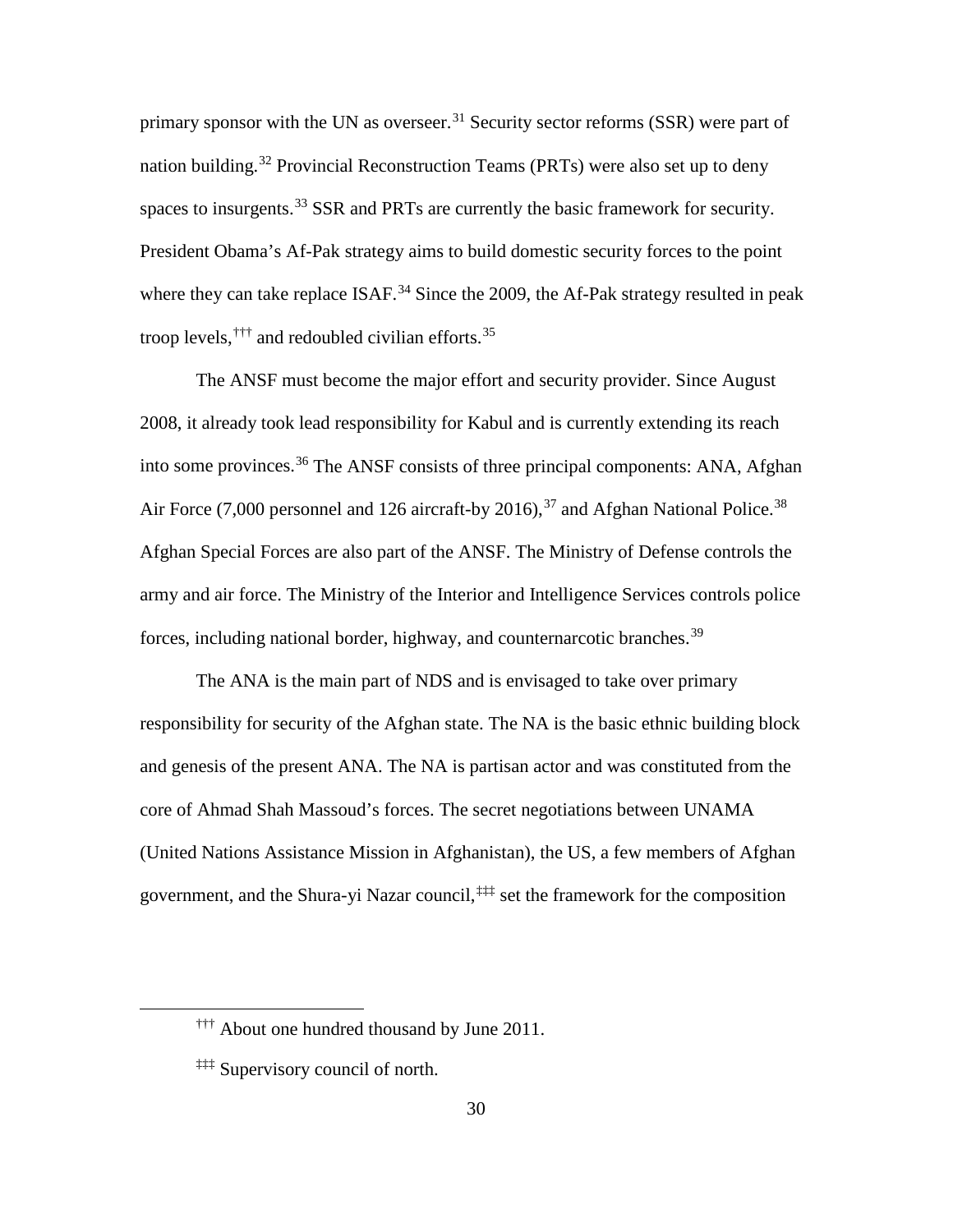primary sponsor with the UN as overseer.[31] Security sector reforms (SSR) were part of nation building.[32] Provincial Reconstruction Teams (PRTs) were also set up to deny spaces to insurgents.[33] SSR and PRTs are currently the basic framework for security. President Obama's Af-Pak strategy aims to build domestic security forces to the point where they can take replace ISAF.[34] Since the 2009, the Af-Pak strategy resulted in peak troop levels,[†††] and redoubled civilian efforts.[35]

The ANSF must become the major effort and security provider. Since August 2008, it already took lead responsibility for Kabul and is currently extending its reach into some provinces.[36] The ANSF consists of three principal components: ANA, Afghan Air Force (7,000 personnel and 126 aircraft-by 2016),[37] and Afghan National Police.[38] Afghan Special Forces are also part of the ANSF. The Ministry of Defense controls the army and air force. The Ministry of the Interior and Intelligence Services controls police forces, including national border, highway, and counternarcotic branches.[39]

The ANA is the main part of NDS and is envisaged to take over primary responsibility for security of the Afghan state. The NA is the basic ethnic building block and genesis of the present ANA. The NA is partisan actor and was constituted from the core of Ahmad Shah Massoud's forces. The secret negotiations between UNAMA (United Nations Assistance Mission in Afghanistan), the US, a few members of Afghan government, and the Shura-yi Nazar council,[‡‡‡] set the framework for the composition

---

[†††] About one hundred thousand by June 2011.

[‡‡‡] Supervisory council of north.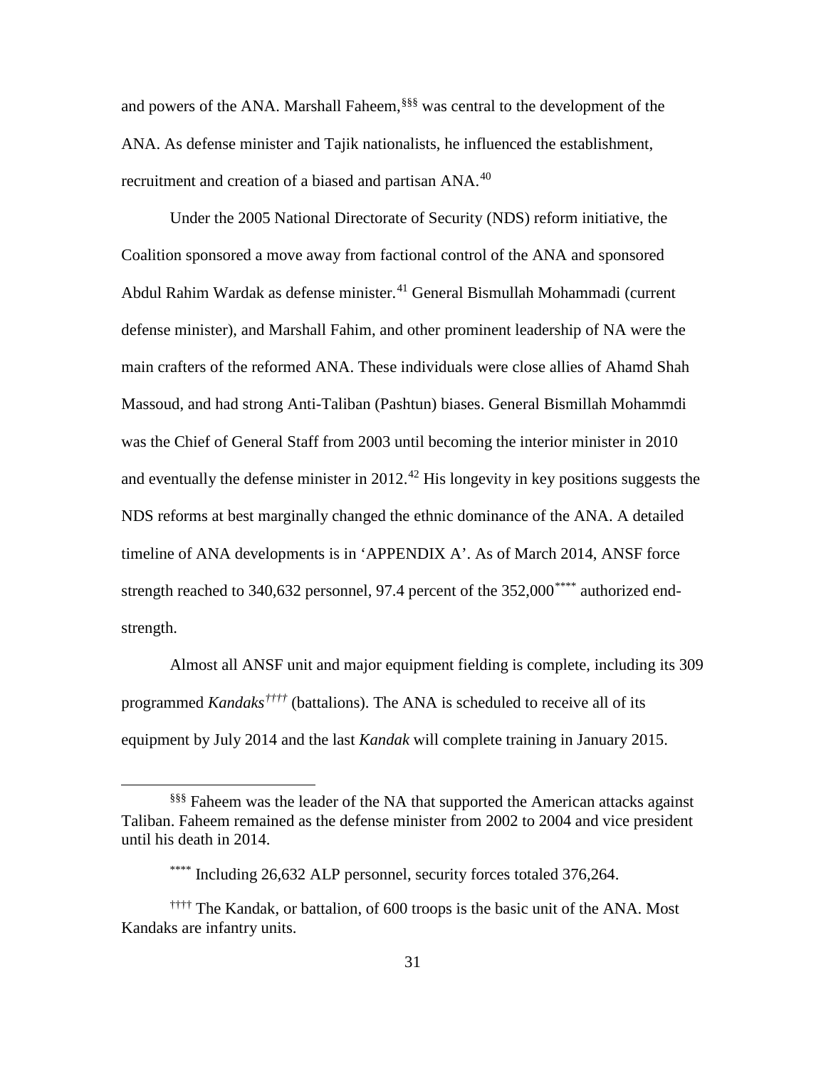and powers of the ANA. Marshall Faheem,[§§§] was central to the development of the ANA. As defense minister and Tajik nationalists, he influenced the establishment, recruitment and creation of a biased and partisan ANA.[40]

Under the 2005 National Directorate of Security (NDS) reform initiative, the Coalition sponsored a move away from factional control of the ANA and sponsored Abdul Rahim Wardak as defense minister.[41] General Bismullah Mohammadi (current defense minister), and Marshall Fahim, and other prominent leadership of NA were the main crafters of the reformed ANA. These individuals were close allies of Ahamd Shah Massoud, and had strong Anti-Taliban (Pashtun) biases. General Bismillah Mohammdi was the Chief of General Staff from 2003 until becoming the interior minister in 2010 and eventually the defense minister in 2012.[42] His longevity in key positions suggests the NDS reforms at best marginally changed the ethnic dominance of the ANA. A detailed timeline of ANA developments is in 'APPENDIX A'. As of March 2014, ANSF force strength reached to 340,632 personnel, 97.4 percent of the 352,000[****] authorized end-strength.

Almost all ANSF unit and major equipment fielding is complete, including its 309 programmed *Kandaks*[††††] (battalions). The ANA is scheduled to receive all of its equipment by July 2014 and the last *Kandak* will complete training in January 2015.

---

[§§§] Faheem was the leader of the NA that supported the American attacks against Taliban. Faheem remained as the defense minister from 2002 to 2004 and vice president until his death in 2014.

[****] Including 26,632 ALP personnel, security forces totaled 376,264.

[††††] The Kandak, or battalion, of 600 troops is the basic unit of the ANA. Most Kandaks are infantry units.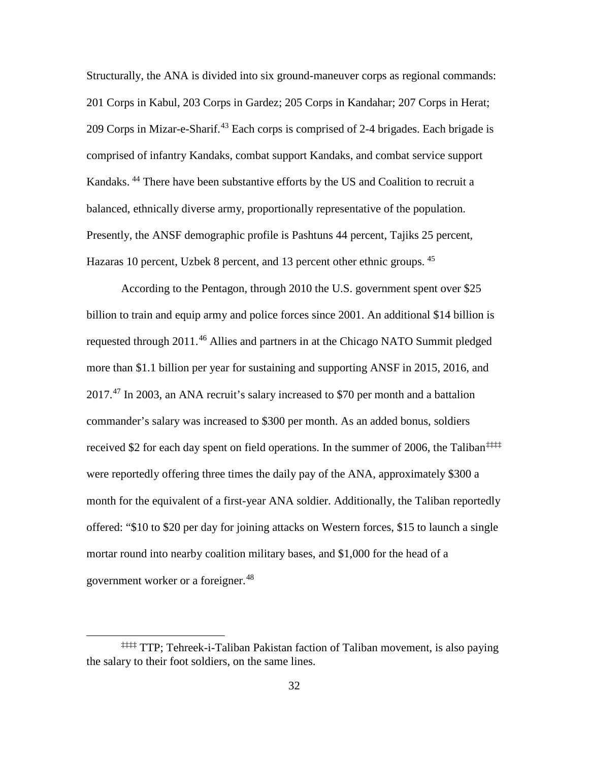Structurally, the ANA is divided into six ground-maneuver corps as regional commands: 201 Corps in Kabul, 203 Corps in Gardez; 205 Corps in Kandahar; 207 Corps in Herat; 209 Corps in Mizar-e-Sharif.[43] Each corps is comprised of 2-4 brigades. Each brigade is comprised of infantry Kandaks, combat support Kandaks, and combat service support Kandaks. [44] There have been substantive efforts by the US and Coalition to recruit a balanced, ethnically diverse army, proportionally representative of the population. Presently, the ANSF demographic profile is Pashtuns 44 percent, Tajiks 25 percent, Hazaras 10 percent, Uzbek 8 percent, and 13 percent other ethnic groups. [45]

According to the Pentagon, through 2010 the U.S. government spent over $25 billion to train and equip army and police forces since 2001. An additional $14 billion is requested through 2011.[46] Allies and partners in at the Chicago NATO Summit pledged more than $1.1 billion per year for sustaining and supporting ANSF in 2015, 2016, and 2017.[47] In 2003, an ANA recruit's salary increased to $70 per month and a battalion commander's salary was increased to $300 per month. As an added bonus, soldiers received $2 for each day spent on field operations. In the summer of 2006, the Taliban[‡‡‡‡] were reportedly offering three times the daily pay of the ANA, approximately $300 a month for the equivalent of a first-year ANA soldier. Additionally, the Taliban reportedly offered: "$10 to $20 per day for joining attacks on Western forces, $15 to launch a single mortar round into nearby coalition military bases, and $1,000 for the head of a government worker or a foreigner.[48]

[‡‡‡‡] TTP; Tehreek-i-Taliban Pakistan faction of Taliban movement, is also paying the salary to their foot soldiers, on the same lines.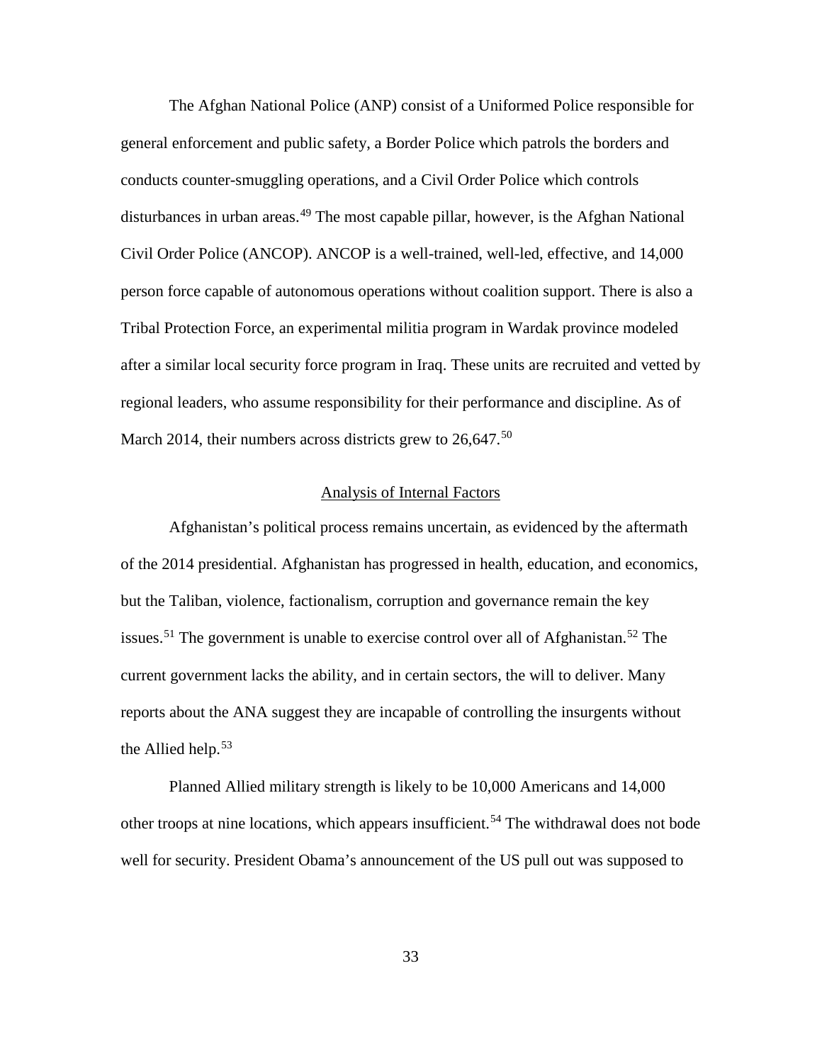The Afghan National Police (ANP) consist of a Uniformed Police responsible for general enforcement and public safety, a Border Police which patrols the borders and conducts counter-smuggling operations, and a Civil Order Police which controls disturbances in urban areas.[49] The most capable pillar, however, is the Afghan National Civil Order Police (ANCOP). ANCOP is a well-trained, well-led, effective, and 14,000 person force capable of autonomous operations without coalition support. There is also a Tribal Protection Force, an experimental militia program in Wardak province modeled after a similar local security force program in Iraq. These units are recruited and vetted by regional leaders, who assume responsibility for their performance and discipline. As of March 2014, their numbers across districts grew to 26,647.[50]

## Analysis of Internal Factors

Afghanistan's political process remains uncertain, as evidenced by the aftermath of the 2014 presidential. Afghanistan has progressed in health, education, and economics, but the Taliban, violence, factionalism, corruption and governance remain the key issues.[51] The government is unable to exercise control over all of Afghanistan.[52] The current government lacks the ability, and in certain sectors, the will to deliver. Many reports about the ANA suggest they are incapable of controlling the insurgents without the Allied help.[53]

Planned Allied military strength is likely to be 10,000 Americans and 14,000 other troops at nine locations, which appears insufficient.[54] The withdrawal does not bode well for security. President Obama's announcement of the US pull out was supposed to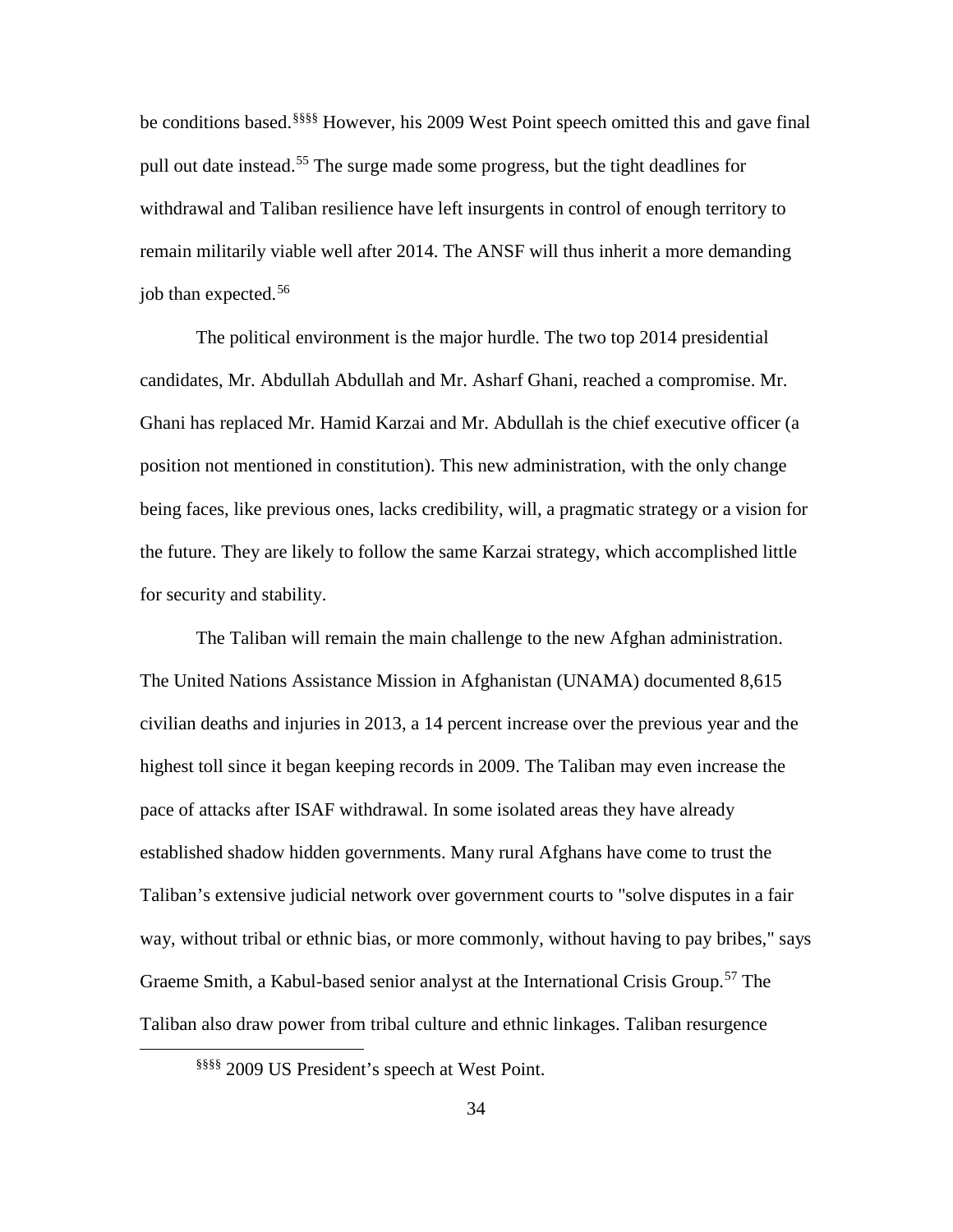be conditions based.[§§§§] However, his 2009 West Point speech omitted this and gave final pull out date instead.[55] The surge made some progress, but the tight deadlines for withdrawal and Taliban resilience have left insurgents in control of enough territory to remain militarily viable well after 2014. The ANSF will thus inherit a more demanding job than expected.[56]

The political environment is the major hurdle. The two top 2014 presidential candidates, Mr. Abdullah Abdullah and Mr. Asharf Ghani, reached a compromise. Mr. Ghani has replaced Mr. Hamid Karzai and Mr. Abdullah is the chief executive officer (a position not mentioned in constitution). This new administration, with the only change being faces, like previous ones, lacks credibility, will, a pragmatic strategy or a vision for the future. They are likely to follow the same Karzai strategy, which accomplished little for security and stability.

The Taliban will remain the main challenge to the new Afghan administration. The United Nations Assistance Mission in Afghanistan (UNAMA) documented 8,615 civilian deaths and injuries in 2013, a 14 percent increase over the previous year and the highest toll since it began keeping records in 2009. The Taliban may even increase the pace of attacks after ISAF withdrawal. In some isolated areas they have already established shadow hidden governments. Many rural Afghans have come to trust the Taliban's extensive judicial network over government courts to "solve disputes in a fair way, without tribal or ethnic bias, or more commonly, without having to pay bribes," says Graeme Smith, a Kabul-based senior analyst at the International Crisis Group.[57] The Taliban also draw power from tribal culture and ethnic linkages. Taliban resurgence

[§§§§] 2009 US President's speech at West Point.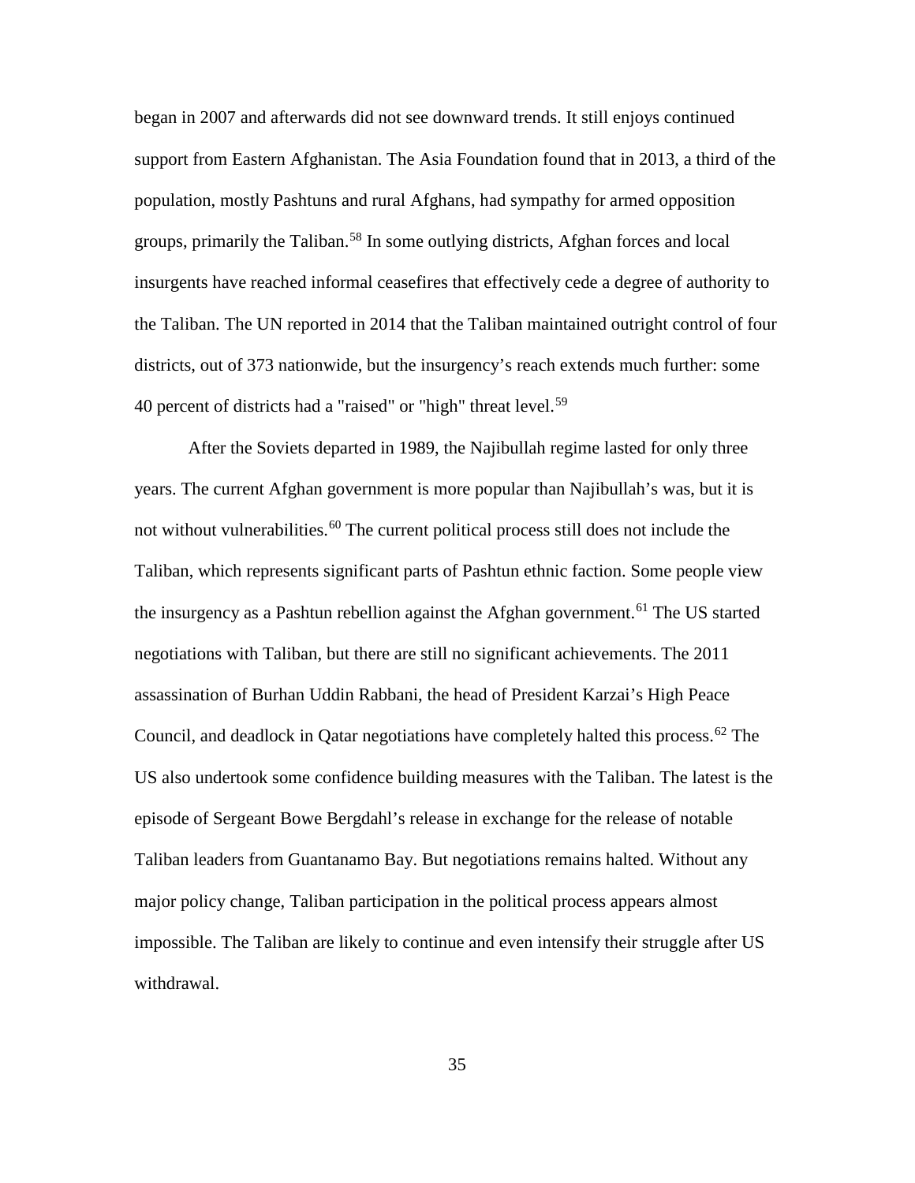began in 2007 and afterwards did not see downward trends. It still enjoys continued support from Eastern Afghanistan. The Asia Foundation found that in 2013, a third of the population, mostly Pashtuns and rural Afghans, had sympathy for armed opposition groups, primarily the Taliban.[58] In some outlying districts, Afghan forces and local insurgents have reached informal ceasefires that effectively cede a degree of authority to the Taliban. The UN reported in 2014 that the Taliban maintained outright control of four districts, out of 373 nationwide, but the insurgency's reach extends much further: some 40 percent of districts had a "raised" or "high" threat level.[59]

After the Soviets departed in 1989, the Najibullah regime lasted for only three years. The current Afghan government is more popular than Najibullah's was, but it is not without vulnerabilities.[60] The current political process still does not include the Taliban, which represents significant parts of Pashtun ethnic faction. Some people view the insurgency as a Pashtun rebellion against the Afghan government.[61] The US started negotiations with Taliban, but there are still no significant achievements. The 2011 assassination of Burhan Uddin Rabbani, the head of President Karzai's High Peace Council, and deadlock in Qatar negotiations have completely halted this process.[62] The US also undertook some confidence building measures with the Taliban. The latest is the episode of Sergeant Bowe Bergdahl's release in exchange for the release of notable Taliban leaders from Guantanamo Bay. But negotiations remains halted. Without any major policy change, Taliban participation in the political process appears almost impossible. The Taliban are likely to continue and even intensify their struggle after US withdrawal.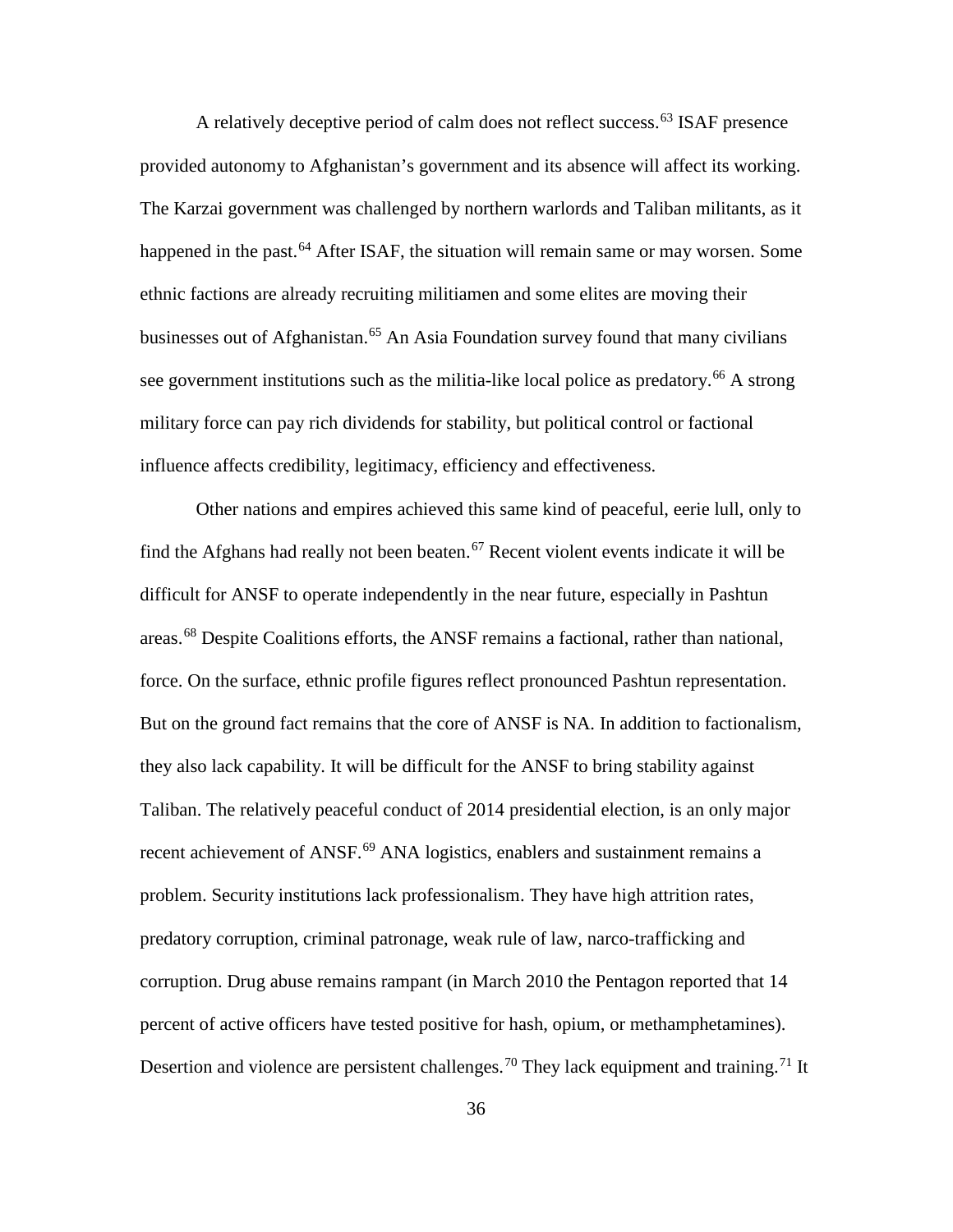A relatively deceptive period of calm does not reflect success.[63] ISAF presence provided autonomy to Afghanistan's government and its absence will affect its working. The Karzai government was challenged by northern warlords and Taliban militants, as it happened in the past.[64] After ISAF, the situation will remain same or may worsen. Some ethnic factions are already recruiting militiamen and some elites are moving their businesses out of Afghanistan.[65] An Asia Foundation survey found that many civilians see government institutions such as the militia-like local police as predatory.[66] A strong military force can pay rich dividends for stability, but political control or factional influence affects credibility, legitimacy, efficiency and effectiveness.

Other nations and empires achieved this same kind of peaceful, eerie lull, only to find the Afghans had really not been beaten.[67] Recent violent events indicate it will be difficult for ANSF to operate independently in the near future, especially in Pashtun areas.[68] Despite Coalitions efforts, the ANSF remains a factional, rather than national, force. On the surface, ethnic profile figures reflect pronounced Pashtun representation. But on the ground fact remains that the core of ANSF is NA. In addition to factionalism, they also lack capability. It will be difficult for the ANSF to bring stability against Taliban. The relatively peaceful conduct of 2014 presidential election, is an only major recent achievement of ANSF.[69] ANA logistics, enablers and sustainment remains a problem. Security institutions lack professionalism. They have high attrition rates, predatory corruption, criminal patronage, weak rule of law, narco-trafficking and corruption. Drug abuse remains rampant (in March 2010 the Pentagon reported that 14 percent of active officers have tested positive for hash, opium, or methamphetamines). Desertion and violence are persistent challenges.[70] They lack equipment and training.[71] It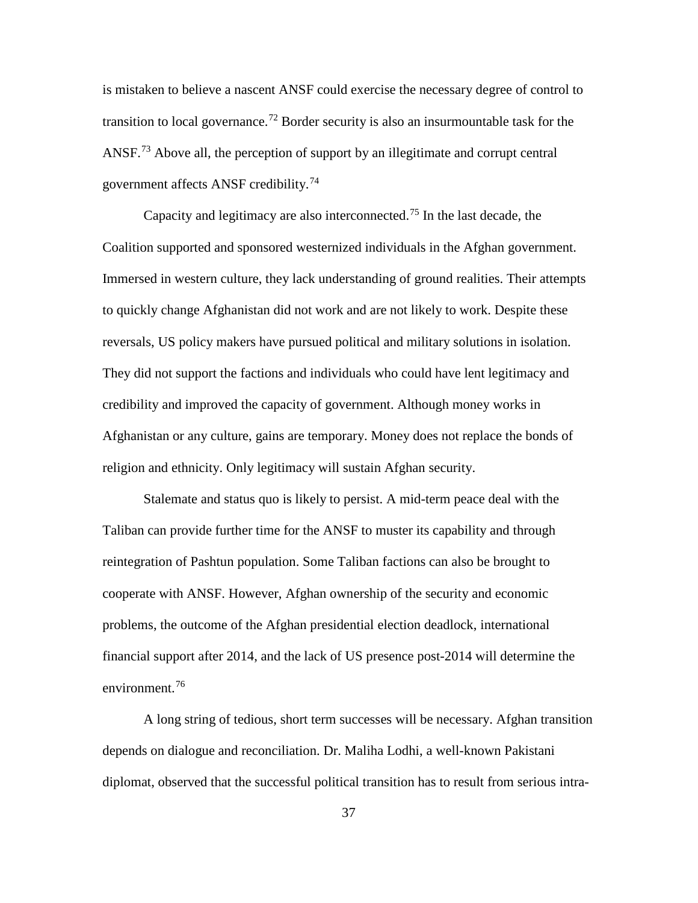is mistaken to believe a nascent ANSF could exercise the necessary degree of control to transition to local governance.[72] Border security is also an insurmountable task for the ANSF.[73] Above all, the perception of support by an illegitimate and corrupt central government affects ANSF credibility.[74]

Capacity and legitimacy are also interconnected.[75] In the last decade, the Coalition supported and sponsored westernized individuals in the Afghan government. Immersed in western culture, they lack understanding of ground realities. Their attempts to quickly change Afghanistan did not work and are not likely to work. Despite these reversals, US policy makers have pursued political and military solutions in isolation. They did not support the factions and individuals who could have lent legitimacy and credibility and improved the capacity of government. Although money works in Afghanistan or any culture, gains are temporary. Money does not replace the bonds of religion and ethnicity. Only legitimacy will sustain Afghan security.

Stalemate and status quo is likely to persist. A mid-term peace deal with the Taliban can provide further time for the ANSF to muster its capability and through reintegration of Pashtun population. Some Taliban factions can also be brought to cooperate with ANSF. However, Afghan ownership of the security and economic problems, the outcome of the Afghan presidential election deadlock, international financial support after 2014, and the lack of US presence post-2014 will determine the environment.[76]

A long string of tedious, short term successes will be necessary. Afghan transition depends on dialogue and reconciliation. Dr. Maliha Lodhi, a well-known Pakistani diplomat, observed that the successful political transition has to result from serious intra-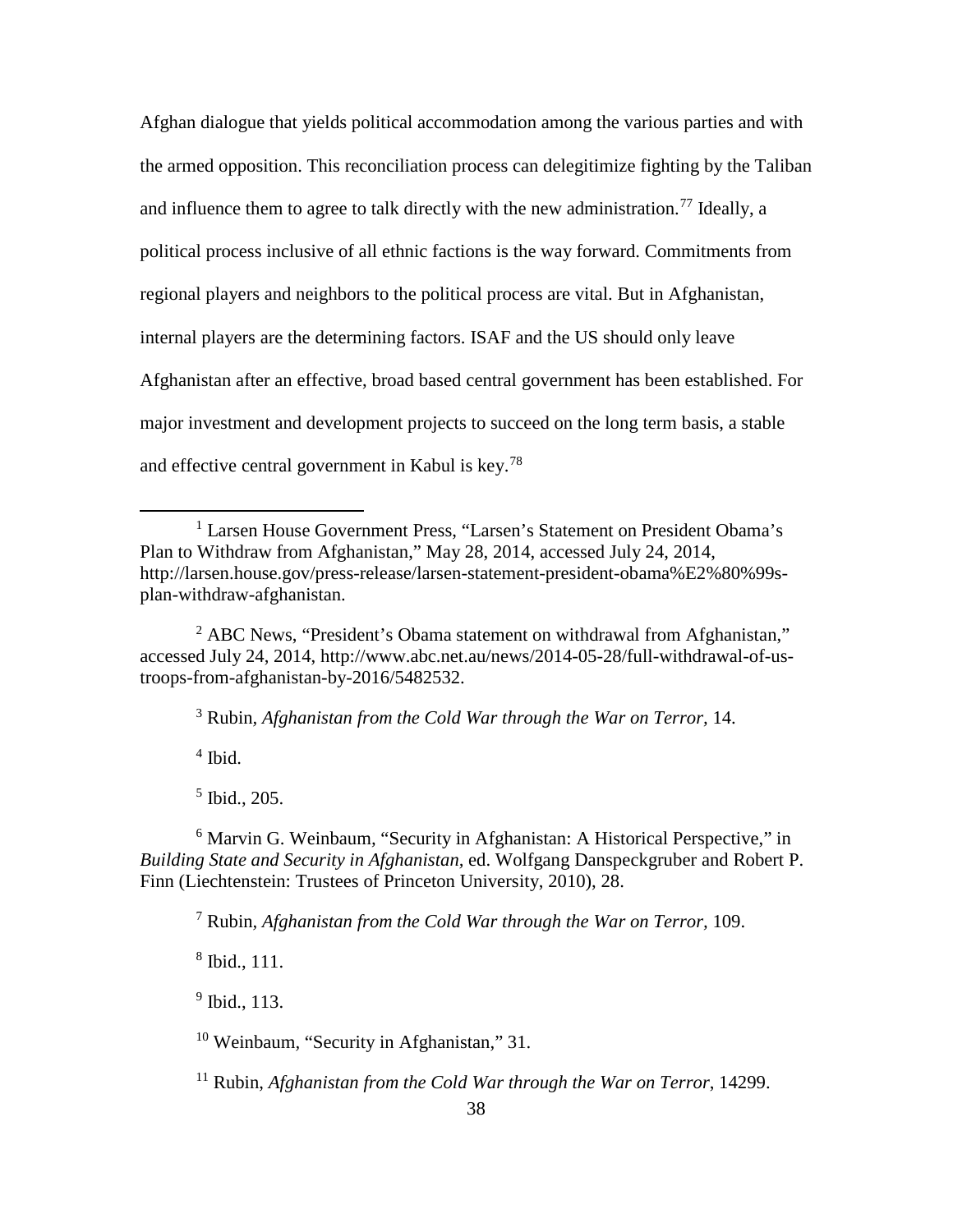Afghan dialogue that yields political accommodation among the various parties and with the armed opposition. This reconciliation process can delegitimize fighting by the Taliban and influence them to agree to talk directly with the new administration.[77] Ideally, a political process inclusive of all ethnic factions is the way forward. Commitments from regional players and neighbors to the political process are vital. But in Afghanistan, internal players are the determining factors. ISAF and the US should only leave Afghanistan after an effective, broad based central government has been established. For major investment and development projects to succeed on the long term basis, a stable and effective central government in Kabul is key.[78]

---

[1] Larsen House Government Press, "Larsen's Statement on President Obama's Plan to Withdraw from Afghanistan," May 28, 2014, accessed July 24, 2014, http://larsen.house.gov/press-release/larsen-statement-president-obama%E2%80%99s-plan-withdraw-afghanistan.

[2] ABC News, "President's Obama statement on withdrawal from Afghanistan," accessed July 24, 2014, http://www.abc.net.au/news/2014-05-28/full-withdrawal-of-us-troops-from-afghanistan-by-2016/5482532.

[3] Rubin, *Afghanistan from the Cold War through the War on Terror*, 14.

[4] Ibid.

[5] Ibid., 205.

[6] Marvin G. Weinbaum, "Security in Afghanistan: A Historical Perspective," in *Building State and Security in Afghanistan*, ed. Wolfgang Danspeckgruber and Robert P. Finn (Liechtenstein: Trustees of Princeton University, 2010), 28.

[7] Rubin, *Afghanistan from the Cold War through the War on Terror*, 109.

[8] Ibid., 111.

[9] Ibid., 113.

[10] Weinbaum, "Security in Afghanistan," 31.

[11] Rubin, *Afghanistan from the Cold War through the War on Terror*, 14299.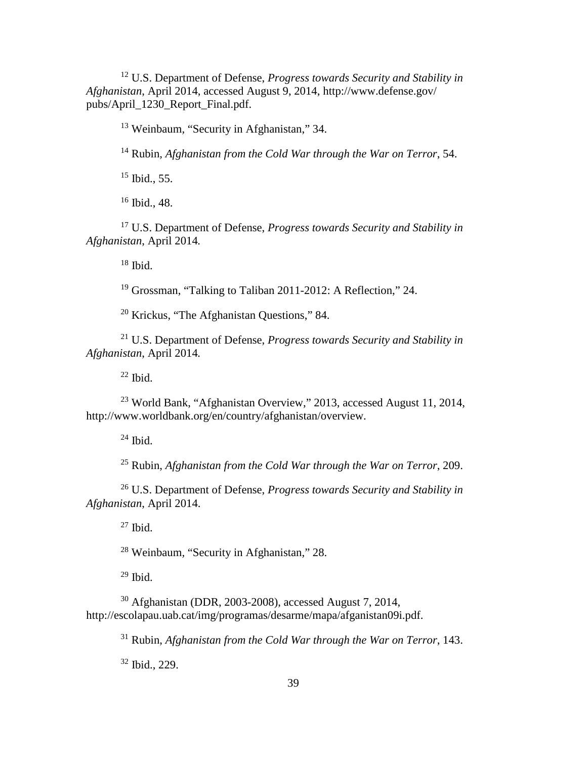[12] U.S. Department of Defense, *Progress towards Security and Stability in Afghanistan*, April 2014, accessed August 9, 2014, http://www.defense.gov/pubs/April_1230_Report_Final.pdf.

[13] Weinbaum, "Security in Afghanistan," 34.

[14] Rubin, *Afghanistan from the Cold War through the War on Terror*, 54.

[15] Ibid., 55.

[16] Ibid., 48.

[17] U.S. Department of Defense, *Progress towards Security and Stability in Afghanistan*, April 2014*.*

[18] Ibid.

[19] Grossman, "Talking to Taliban 2011-2012: A Reflection," 24.

[20] Krickus, "The Afghanistan Questions," 84.

[21] U.S. Department of Defense, *Progress towards Security and Stability in Afghanistan*, April 2014*.*

[22] Ibid.

[23] World Bank, "Afghanistan Overview," 2013, accessed August 11, 2014, http://www.worldbank.org/en/country/afghanistan/overview.

[24] Ibid.

[25] Rubin, *Afghanistan from the Cold War through the War on Terror*, 209.

[26] U.S. Department of Defense, *Progress towards Security and Stability in Afghanistan*, April 2014.

[27] Ibid.

[28] Weinbaum, "Security in Afghanistan," 28.

[29] Ibid.

[30] Afghanistan (DDR, 2003-2008), accessed August 7, 2014, http://escolapau.uab.cat/img/programas/desarme/mapa/afganistan09i.pdf.

[31] Rubin, *Afghanistan from the Cold War through the War on Terror*, 143.

[32] Ibid., 229.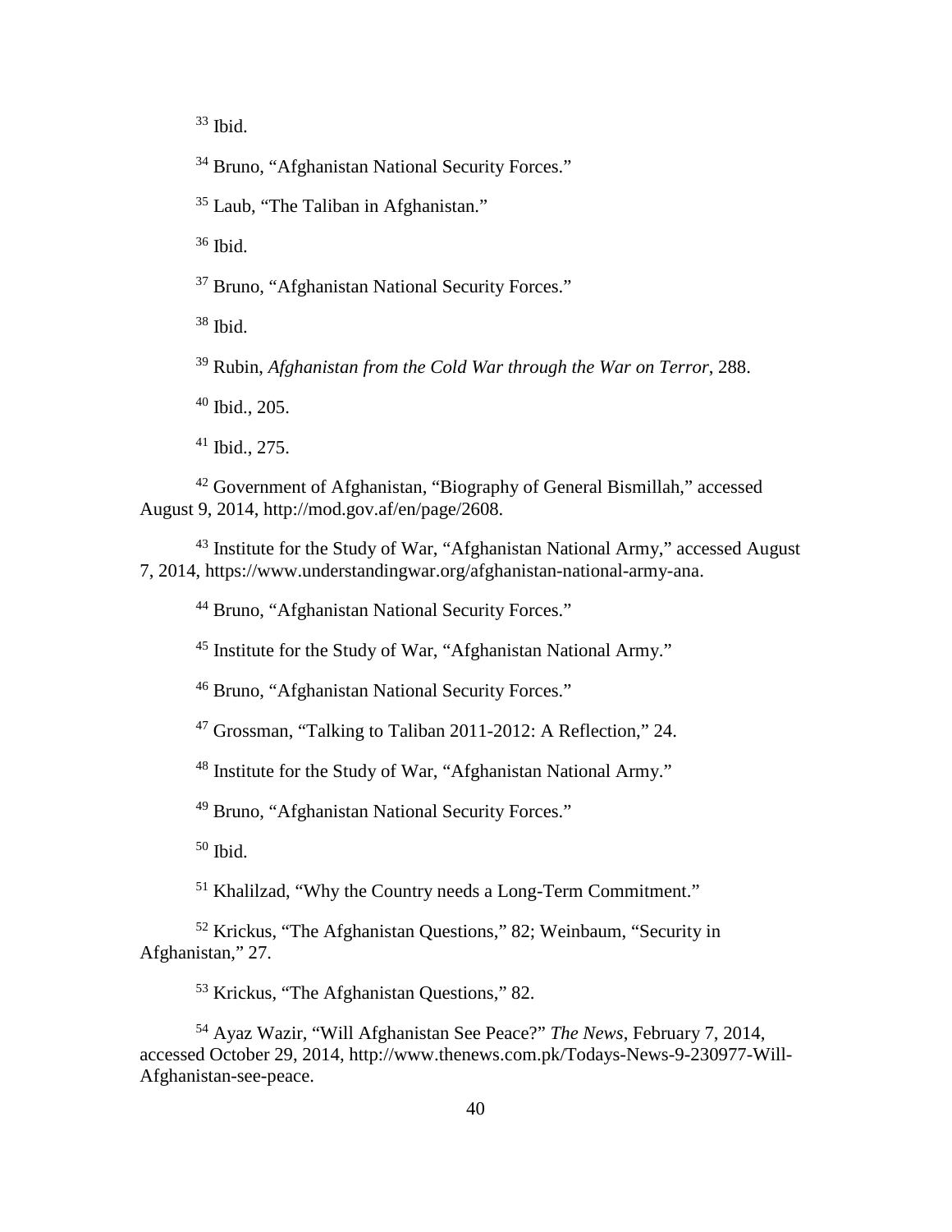[33] Ibid.

[34] Bruno, "Afghanistan National Security Forces."

[35] Laub, "The Taliban in Afghanistan."

[36] Ibid.

[37] Bruno, "Afghanistan National Security Forces."

[38] Ibid.

[39] Rubin, *Afghanistan from the Cold War through the War on Terror*, 288.

[40] Ibid., 205.

[41] Ibid., 275.

[42] Government of Afghanistan, "Biography of General Bismillah," accessed August 9, 2014, http://mod.gov.af/en/page/2608.

[43] Institute for the Study of War, "Afghanistan National Army," accessed August 7, 2014, https://www.understandingwar.org/afghanistan-national-army-ana.

[44] Bruno, "Afghanistan National Security Forces."

[45] Institute for the Study of War, "Afghanistan National Army."

[46] Bruno, "Afghanistan National Security Forces."

[47] Grossman, "Talking to Taliban 2011-2012: A Reflection," 24.

[48] Institute for the Study of War, "Afghanistan National Army."

[49] Bruno, "Afghanistan National Security Forces."

[50] Ibid.

[51] Khalilzad, "Why the Country needs a Long-Term Commitment."

[52] Krickus, "The Afghanistan Questions," 82; Weinbaum, "Security in Afghanistan," 27.

[53] Krickus, "The Afghanistan Questions," 82.

[54] Ayaz Wazir, "Will Afghanistan See Peace?" *The News*, February 7, 2014, accessed October 29, 2014, http://www.thenews.com.pk/Todays-News-9-230977-Will-Afghanistan-see-peace.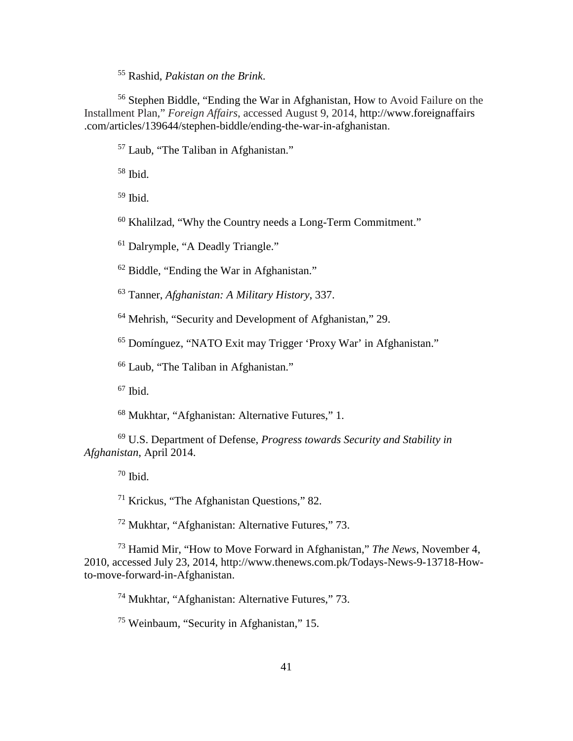[55] Rashid, *Pakistan on the Brink*.

[56] Stephen Biddle, "Ending the War in Afghanistan, How to Avoid Failure on the Installment Plan," *Foreign Affairs*, accessed August 9, 2014, http://www.foreignaffairs .com/articles/139644/stephen-biddle/ending-the-war-in-afghanistan.

[57] Laub, "The Taliban in Afghanistan."

[58] Ibid.

[59] Ibid.

[60] Khalilzad, "Why the Country needs a Long-Term Commitment."

[61] Dalrymple, "A Deadly Triangle."

[62] Biddle, "Ending the War in Afghanistan."

[63] Tanner, *Afghanistan: A Military History*, 337.

[64] Mehrish, "Security and Development of Afghanistan," 29.

[65] Domínguez, "NATO Exit may Trigger 'Proxy War' in Afghanistan."

[66] Laub, "The Taliban in Afghanistan."

[67] Ibid.

[68] Mukhtar, "Afghanistan: Alternative Futures," 1.

[69] U.S. Department of Defense, *Progress towards Security and Stability in Afghanistan*, April 2014.

[70] Ibid.

[71] Krickus, "The Afghanistan Questions," 82.

[72] Mukhtar, "Afghanistan: Alternative Futures," 73.

[73] Hamid Mir, "How to Move Forward in Afghanistan," *The News*, November 4, 2010, accessed July 23, 2014, http://www.thenews.com.pk/Todays-News-9-13718-How-to-move-forward-in-Afghanistan.

[74] Mukhtar, "Afghanistan: Alternative Futures," 73.

[75] Weinbaum, "Security in Afghanistan," 15.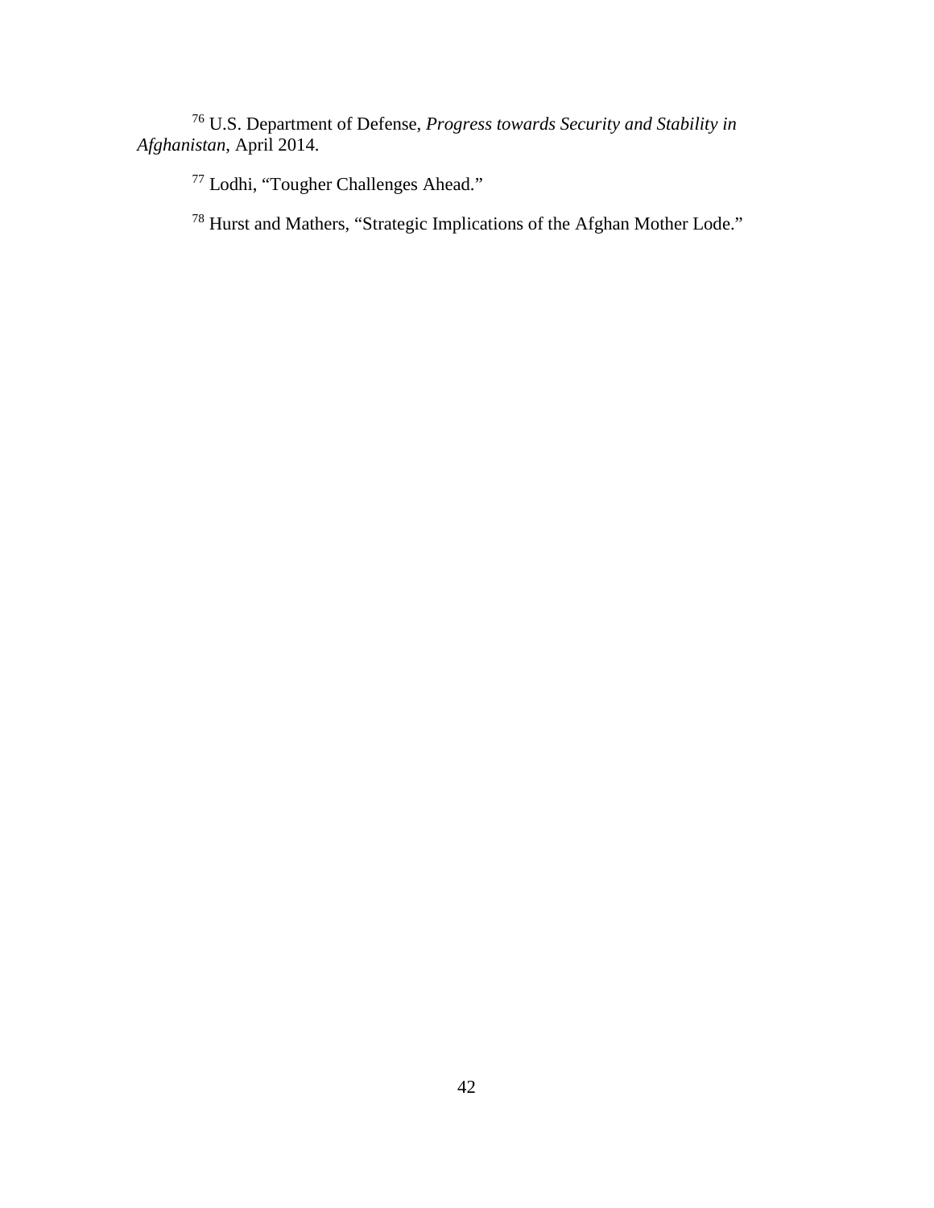[76] U.S. Department of Defense, *Progress towards Security and Stability in Afghanistan*, April 2014.

[77] Lodhi, "Tougher Challenges Ahead."

[78] Hurst and Mathers, "Strategic Implications of the Afghan Mother Lode."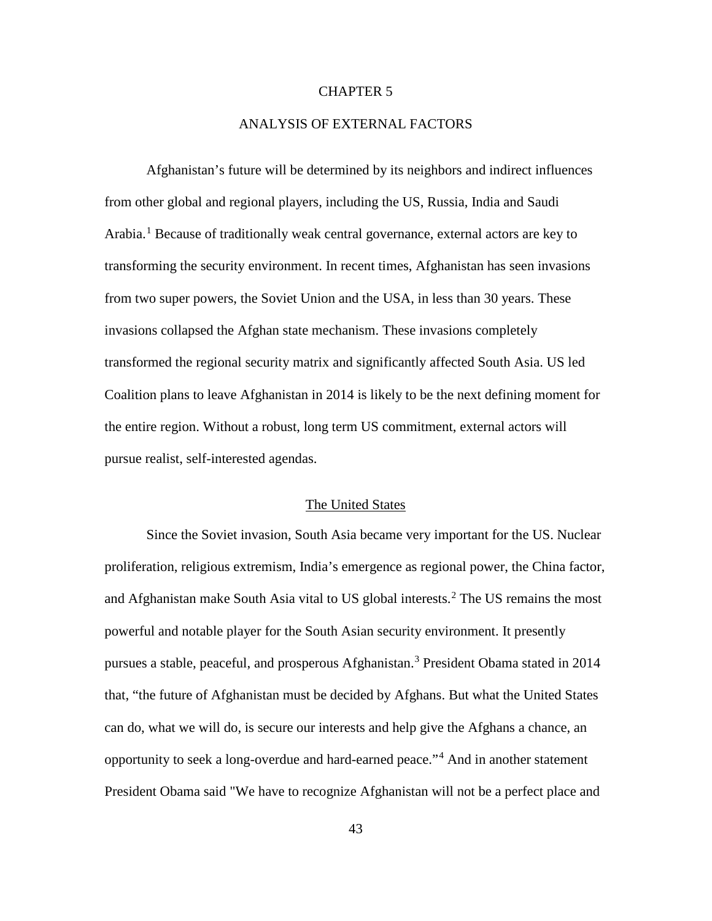# CHAPTER 5

# ANALYSIS OF EXTERNAL FACTORS

Afghanistan's future will be determined by its neighbors and indirect influences from other global and regional players, including the US, Russia, India and Saudi Arabia.[1] Because of traditionally weak central governance, external actors are key to transforming the security environment. In recent times, Afghanistan has seen invasions from two super powers, the Soviet Union and the USA, in less than 30 years. These invasions collapsed the Afghan state mechanism. These invasions completely transformed the regional security matrix and significantly affected South Asia. US led Coalition plans to leave Afghanistan in 2014 is likely to be the next defining moment for the entire region. Without a robust, long term US commitment, external actors will pursue realist, self-interested agendas.

## The United States

Since the Soviet invasion, South Asia became very important for the US. Nuclear proliferation, religious extremism, India's emergence as regional power, the China factor, and Afghanistan make South Asia vital to US global interests.[2] The US remains the most powerful and notable player for the South Asian security environment. It presently pursues a stable, peaceful, and prosperous Afghanistan.[3] President Obama stated in 2014 that, "the future of Afghanistan must be decided by Afghans. But what the United States can do, what we will do, is secure our interests and help give the Afghans a chance, an opportunity to seek a long-overdue and hard-earned peace."[4] And in another statement President Obama said "We have to recognize Afghanistan will not be a perfect place and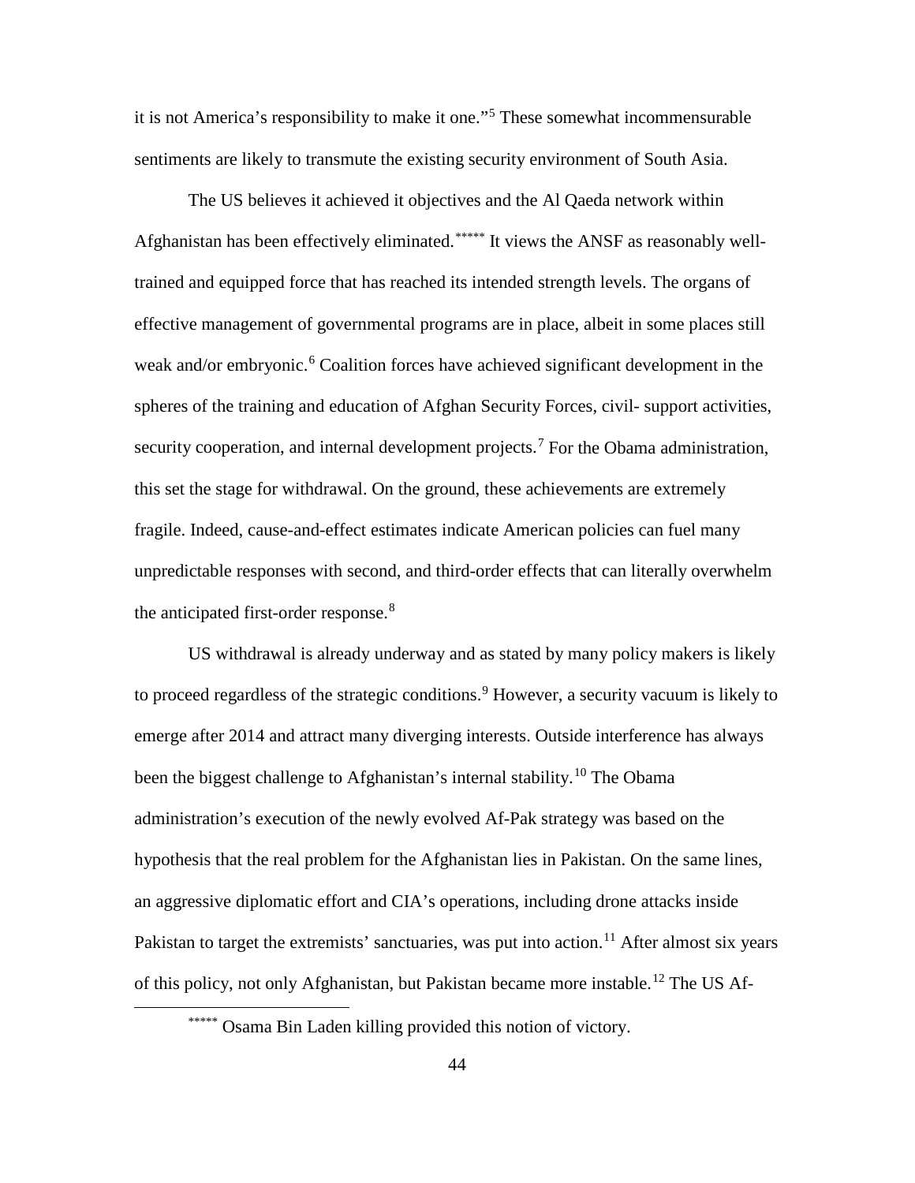it is not America's responsibility to make it one."[5] These somewhat incommensurable sentiments are likely to transmute the existing security environment of South Asia.

The US believes it achieved it objectives and the Al Qaeda network within Afghanistan has been effectively eliminated.[*****] It views the ANSF as reasonably well-trained and equipped force that has reached its intended strength levels. The organs of effective management of governmental programs are in place, albeit in some places still weak and/or embryonic.[6] Coalition forces have achieved significant development in the spheres of the training and education of Afghan Security Forces, civil- support activities, security cooperation, and internal development projects.[7] For the Obama administration, this set the stage for withdrawal. On the ground, these achievements are extremely fragile. Indeed, cause-and-effect estimates indicate American policies can fuel many unpredictable responses with second, and third-order effects that can literally overwhelm the anticipated first-order response.[8]

US withdrawal is already underway and as stated by many policy makers is likely to proceed regardless of the strategic conditions.[9] However, a security vacuum is likely to emerge after 2014 and attract many diverging interests. Outside interference has always been the biggest challenge to Afghanistan's internal stability.[10] The Obama administration's execution of the newly evolved Af-Pak strategy was based on the hypothesis that the real problem for the Afghanistan lies in Pakistan. On the same lines, an aggressive diplomatic effort and CIA's operations, including drone attacks inside Pakistan to target the extremists' sanctuaries, was put into action.[11] After almost six years of this policy, not only Afghanistan, but Pakistan became more instable.[12] The US Af-

[*****] Osama Bin Laden killing provided this notion of victory.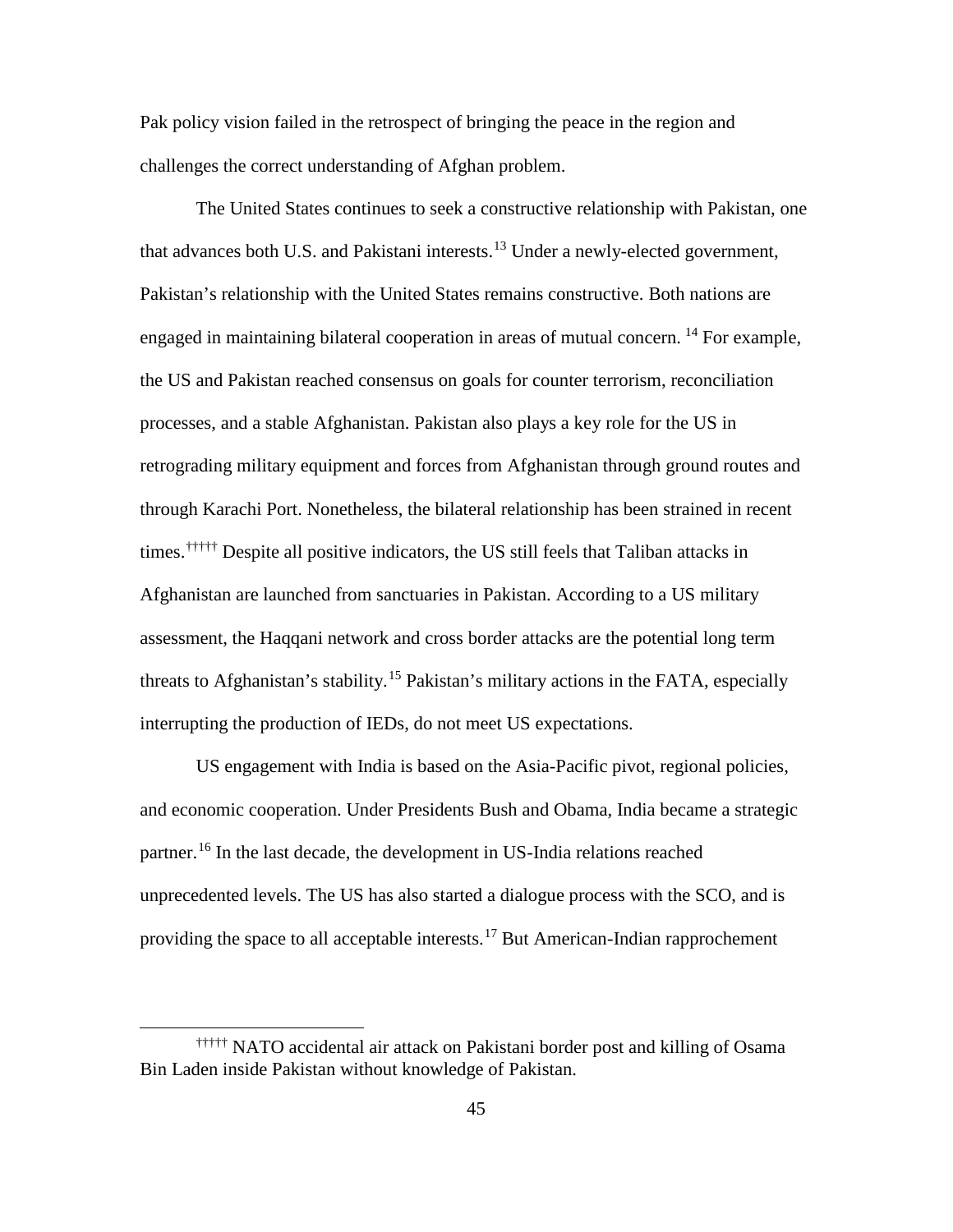Pak policy vision failed in the retrospect of bringing the peace in the region and challenges the correct understanding of Afghan problem.

The United States continues to seek a constructive relationship with Pakistan, one that advances both U.S. and Pakistani interests.[13] Under a newly-elected government, Pakistan's relationship with the United States remains constructive. Both nations are engaged in maintaining bilateral cooperation in areas of mutual concern. [14] For example, the US and Pakistan reached consensus on goals for counter terrorism, reconciliation processes, and a stable Afghanistan. Pakistan also plays a key role for the US in retrograding military equipment and forces from Afghanistan through ground routes and through Karachi Port. Nonetheless, the bilateral relationship has been strained in recent times.[†††††] Despite all positive indicators, the US still feels that Taliban attacks in Afghanistan are launched from sanctuaries in Pakistan. According to a US military assessment, the Haqqani network and cross border attacks are the potential long term threats to Afghanistan's stability.[15] Pakistan's military actions in the FATA, especially interrupting the production of IEDs, do not meet US expectations.

US engagement with India is based on the Asia-Pacific pivot, regional policies, and economic cooperation. Under Presidents Bush and Obama, India became a strategic partner.[16] In the last decade, the development in US-India relations reached unprecedented levels. The US has also started a dialogue process with the SCO, and is providing the space to all acceptable interests.[17] But American-Indian rapprochement

[†††††] NATO accidental air attack on Pakistani border post and killing of Osama Bin Laden inside Pakistan without knowledge of Pakistan.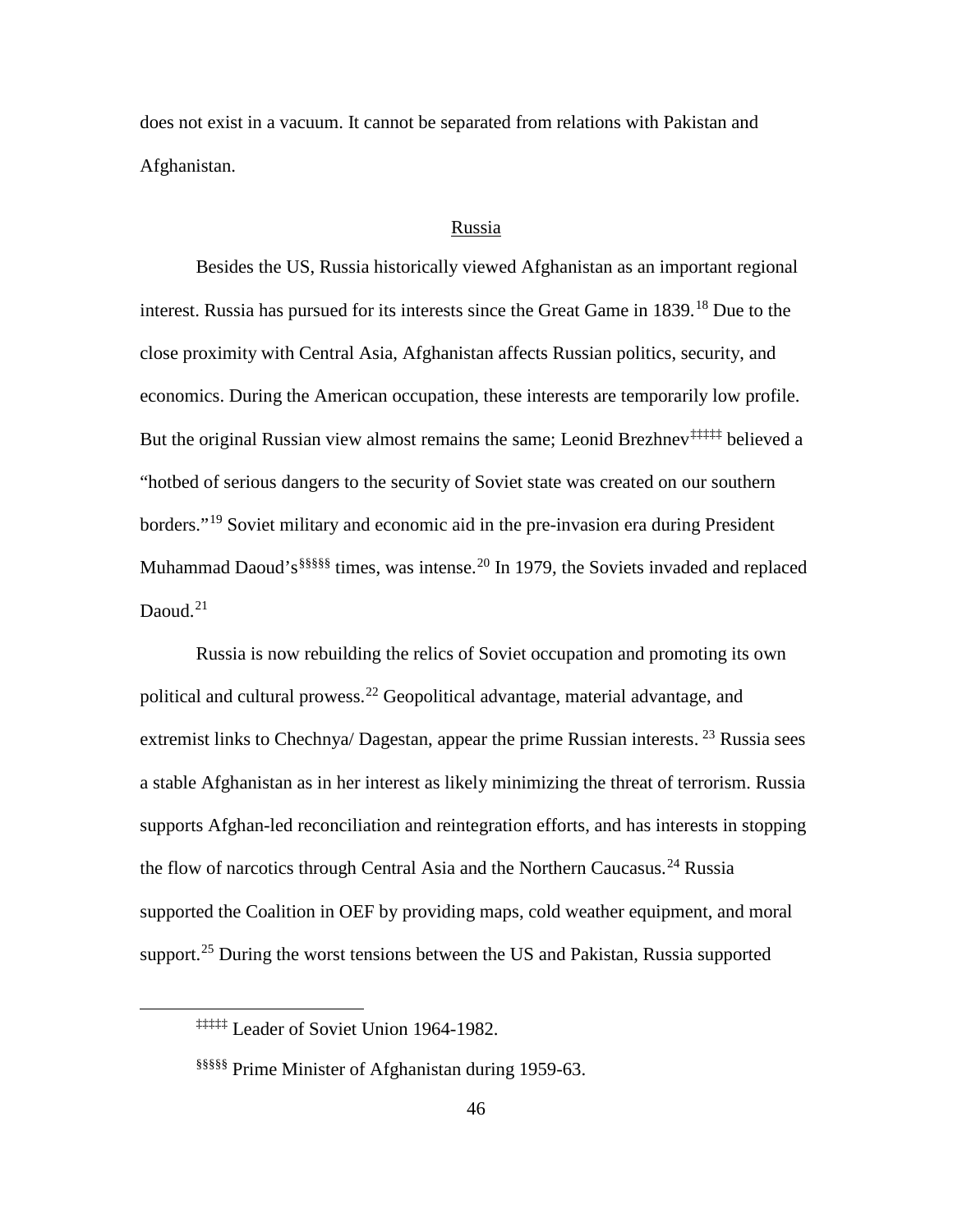does not exist in a vacuum. It cannot be separated from relations with Pakistan and Afghanistan.

## Russia

Besides the US, Russia historically viewed Afghanistan as an important regional interest. Russia has pursued for its interests since the Great Game in 1839.[18] Due to the close proximity with Central Asia, Afghanistan affects Russian politics, security, and economics. During the American occupation, these interests are temporarily low profile. But the original Russian view almost remains the same; Leonid Brezhnev[‡‡‡‡‡] believed a "hotbed of serious dangers to the security of Soviet state was created on our southern borders."[19] Soviet military and economic aid in the pre-invasion era during President Muhammad Daoud's[§§§§§] times, was intense.[20] In 1979, the Soviets invaded and replaced Daoud.[21]

Russia is now rebuilding the relics of Soviet occupation and promoting its own political and cultural prowess.[22] Geopolitical advantage, material advantage, and extremist links to Chechnya/ Dagestan, appear the prime Russian interests. [23] Russia sees a stable Afghanistan as in her interest as likely minimizing the threat of terrorism. Russia supports Afghan-led reconciliation and reintegration efforts, and has interests in stopping the flow of narcotics through Central Asia and the Northern Caucasus.[24] Russia supported the Coalition in OEF by providing maps, cold weather equipment, and moral support.[25] During the worst tensions between the US and Pakistan, Russia supported

---

[‡‡‡‡‡] Leader of Soviet Union 1964-1982.

[§§§§§] Prime Minister of Afghanistan during 1959-63.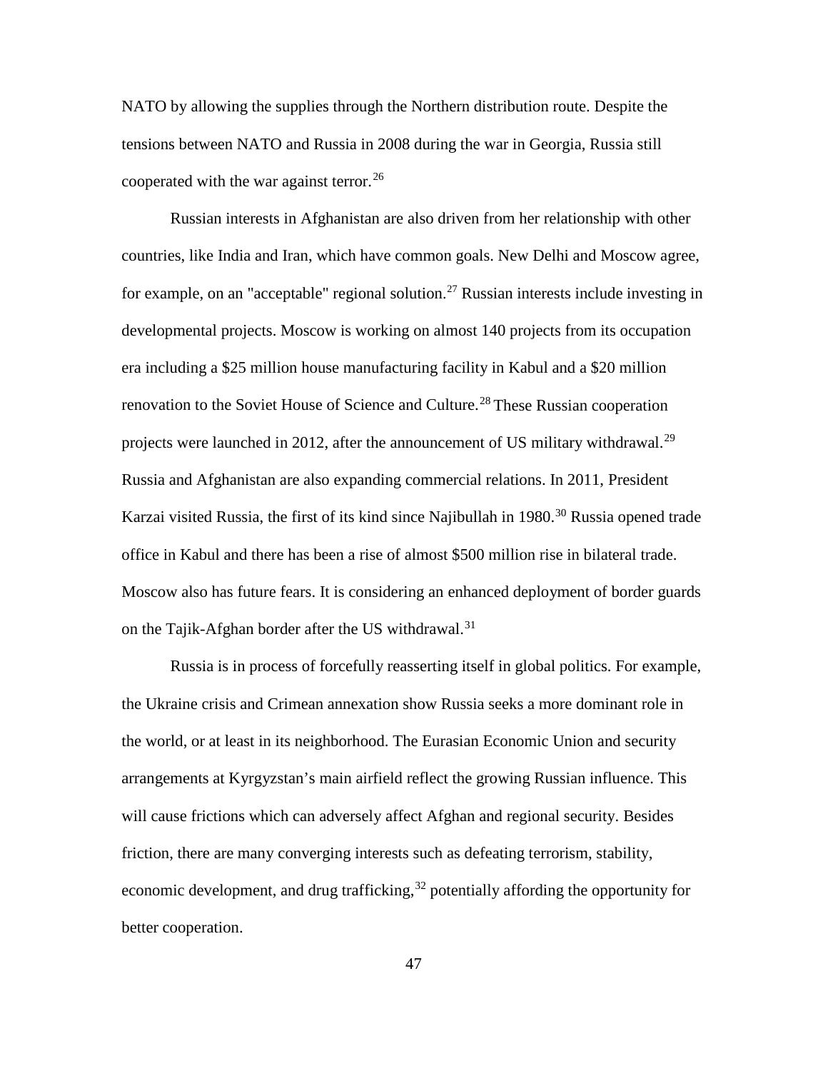NATO by allowing the supplies through the Northern distribution route. Despite the tensions between NATO and Russia in 2008 during the war in Georgia, Russia still cooperated with the war against terror.[26]

Russian interests in Afghanistan are also driven from her relationship with other countries, like India and Iran, which have common goals. New Delhi and Moscow agree, for example, on an "acceptable" regional solution.[27] Russian interests include investing in developmental projects. Moscow is working on almost 140 projects from its occupation era including a $25 million house manufacturing facility in Kabul and a $20 million renovation to the Soviet House of Science and Culture.[28] These Russian cooperation projects were launched in 2012, after the announcement of US military withdrawal.[29] Russia and Afghanistan are also expanding commercial relations. In 2011, President Karzai visited Russia, the first of its kind since Najibullah in 1980.[30] Russia opened trade office in Kabul and there has been a rise of almost $500 million rise in bilateral trade. Moscow also has future fears. It is considering an enhanced deployment of border guards on the Tajik-Afghan border after the US withdrawal.[31]

Russia is in process of forcefully reasserting itself in global politics. For example, the Ukraine crisis and Crimean annexation show Russia seeks a more dominant role in the world, or at least in its neighborhood. The Eurasian Economic Union and security arrangements at Kyrgyzstan's main airfield reflect the growing Russian influence. This will cause frictions which can adversely affect Afghan and regional security. Besides friction, there are many converging interests such as defeating terrorism, stability, economic development, and drug trafficking,[32] potentially affording the opportunity for better cooperation.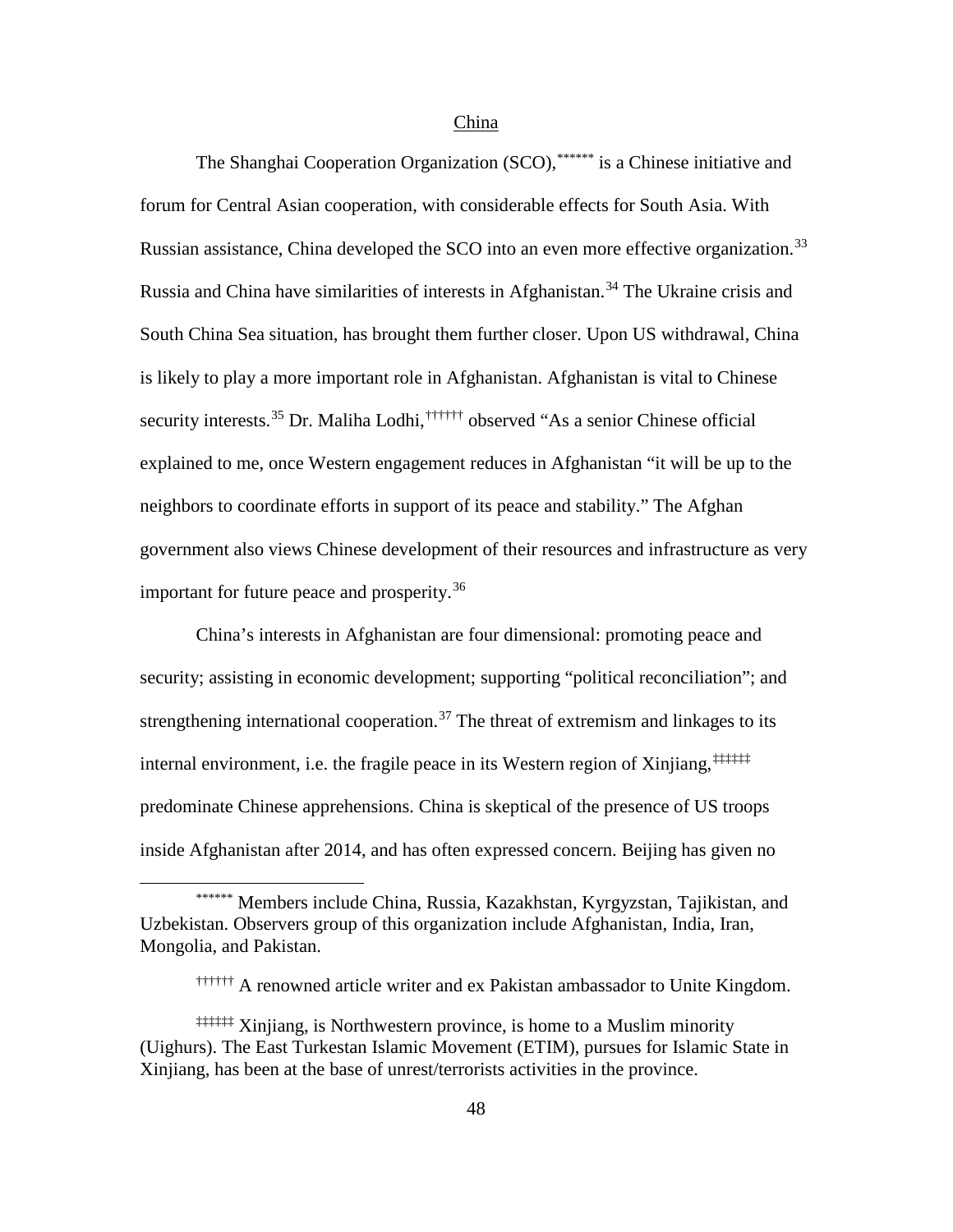## China

The Shanghai Cooperation Organization (SCO),[******] is a Chinese initiative and forum for Central Asian cooperation, with considerable effects for South Asia. With Russian assistance, China developed the SCO into an even more effective organization.[33] Russia and China have similarities of interests in Afghanistan.[34] The Ukraine crisis and South China Sea situation, has brought them further closer. Upon US withdrawal, China is likely to play a more important role in Afghanistan. Afghanistan is vital to Chinese security interests.[35] Dr. Maliha Lodhi,[††††††] observed "As a senior Chinese official explained to me, once Western engagement reduces in Afghanistan "it will be up to the neighbors to coordinate efforts in support of its peace and stability." The Afghan government also views Chinese development of their resources and infrastructure as very important for future peace and prosperity.[36]

China's interests in Afghanistan are four dimensional: promoting peace and security; assisting in economic development; supporting "political reconciliation"; and strengthening international cooperation.[37] The threat of extremism and linkages to its internal environment, i.e. the fragile peace in its Western region of Xinjiang,[‡‡‡‡‡‡] predominate Chinese apprehensions. China is skeptical of the presence of US troops inside Afghanistan after 2014, and has often expressed concern. Beijing has given no

---

[******] Members include China, Russia, Kazakhstan, Kyrgyzstan, Tajikistan, and Uzbekistan. Observers group of this organization include Afghanistan, India, Iran, Mongolia, and Pakistan.

[††††††] A renowned article writer and ex Pakistan ambassador to Unite Kingdom.

[‡‡‡‡‡‡] Xinjiang, is Northwestern province, is home to a Muslim minority (Uighurs). The East Turkestan Islamic Movement (ETIM), pursues for Islamic State in Xinjiang, has been at the base of unrest/terrorists activities in the province.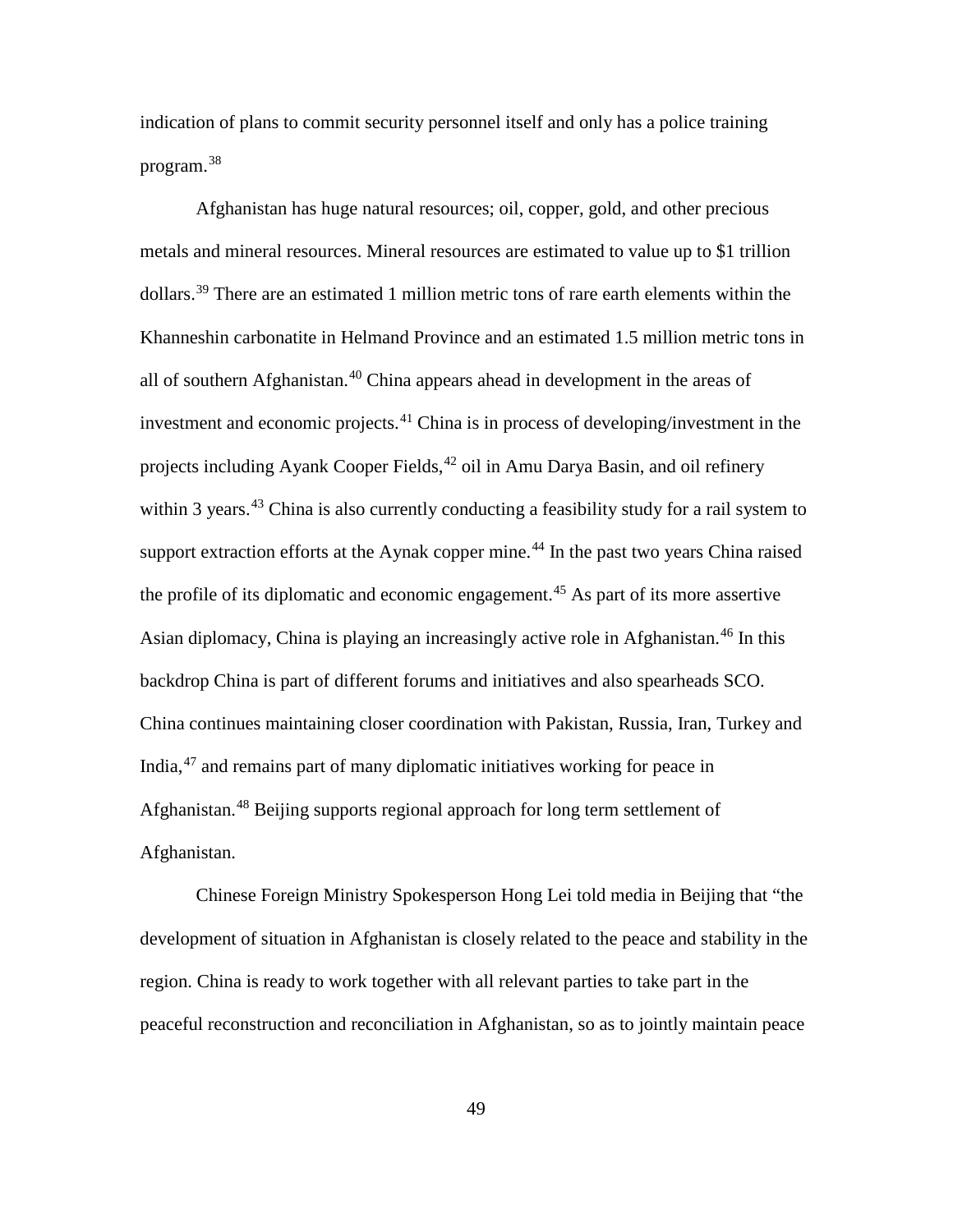indication of plans to commit security personnel itself and only has a police training program.[38]

Afghanistan has huge natural resources; oil, copper, gold, and other precious metals and mineral resources. Mineral resources are estimated to value up to $1 trillion dollars.[39] There are an estimated 1 million metric tons of rare earth elements within the Khanneshin carbonatite in Helmand Province and an estimated 1.5 million metric tons in all of southern Afghanistan.[40] China appears ahead in development in the areas of investment and economic projects.[41] China is in process of developing/investment in the projects including Ayank Cooper Fields,[42] oil in Amu Darya Basin, and oil refinery within 3 years.[43] China is also currently conducting a feasibility study for a rail system to support extraction efforts at the Aynak copper mine.[44] In the past two years China raised the profile of its diplomatic and economic engagement.[45] As part of its more assertive Asian diplomacy, China is playing an increasingly active role in Afghanistan.[46] In this backdrop China is part of different forums and initiatives and also spearheads SCO. China continues maintaining closer coordination with Pakistan, Russia, Iran, Turkey and India,[47] and remains part of many diplomatic initiatives working for peace in Afghanistan.[48] Beijing supports regional approach for long term settlement of Afghanistan.

Chinese Foreign Ministry Spokesperson Hong Lei told media in Beijing that "the development of situation in Afghanistan is closely related to the peace and stability in the region. China is ready to work together with all relevant parties to take part in the peaceful reconstruction and reconciliation in Afghanistan, so as to jointly maintain peace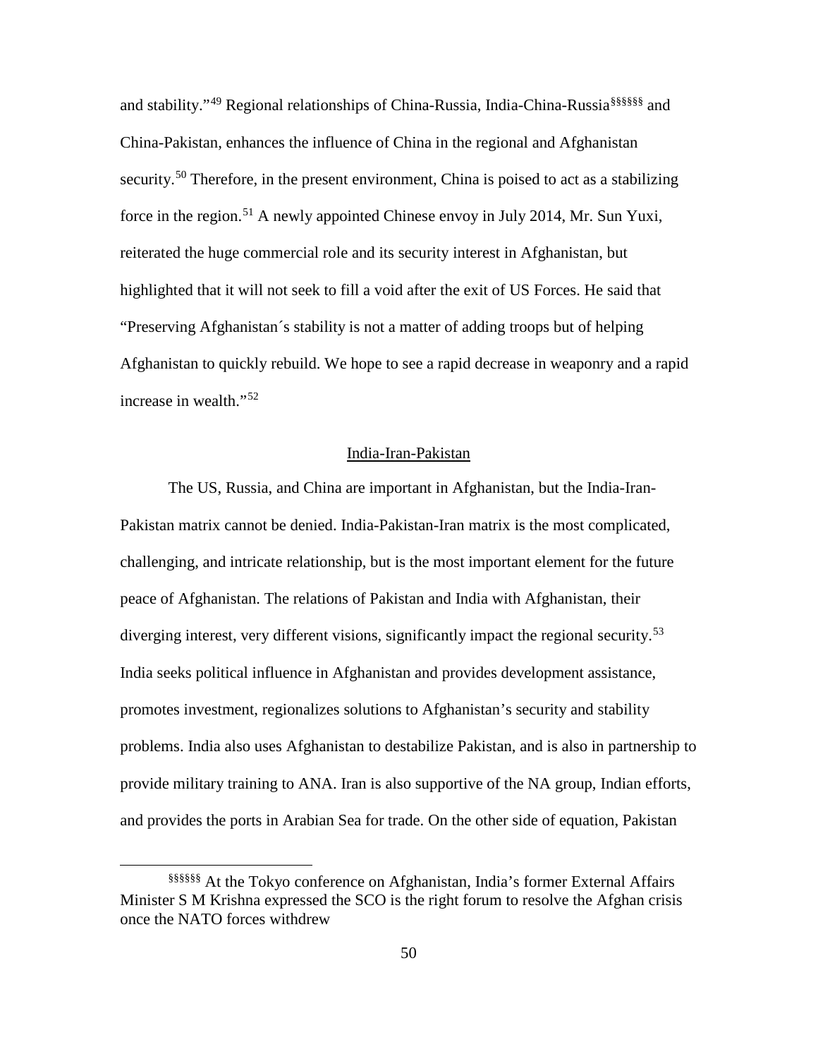and stability."[49] Regional relationships of China-Russia, India-China-Russia[§§§§§§] and China-Pakistan, enhances the influence of China in the regional and Afghanistan security.[50] Therefore, in the present environment, China is poised to act as a stabilizing force in the region.[51] A newly appointed Chinese envoy in July 2014, Mr. Sun Yuxi, reiterated the huge commercial role and its security interest in Afghanistan, but highlighted that it will not seek to fill a void after the exit of US Forces. He said that "Preserving Afghanistan´s stability is not a matter of adding troops but of helping Afghanistan to quickly rebuild. We hope to see a rapid decrease in weaponry and a rapid increase in wealth."[52]

## India-Iran-Pakistan

The US, Russia, and China are important in Afghanistan, but the India-Iran-Pakistan matrix cannot be denied. India-Pakistan-Iran matrix is the most complicated, challenging, and intricate relationship, but is the most important element for the future peace of Afghanistan. The relations of Pakistan and India with Afghanistan, their diverging interest, very different visions, significantly impact the regional security.[53] India seeks political influence in Afghanistan and provides development assistance, promotes investment, regionalizes solutions to Afghanistan's security and stability problems. India also uses Afghanistan to destabilize Pakistan, and is also in partnership to provide military training to ANA. Iran is also supportive of the NA group, Indian efforts, and provides the ports in Arabian Sea for trade. On the other side of equation, Pakistan

[§§§§§§] At the Tokyo conference on Afghanistan, India's former External Affairs Minister S M Krishna expressed the SCO is the right forum to resolve the Afghan crisis once the NATO forces withdrew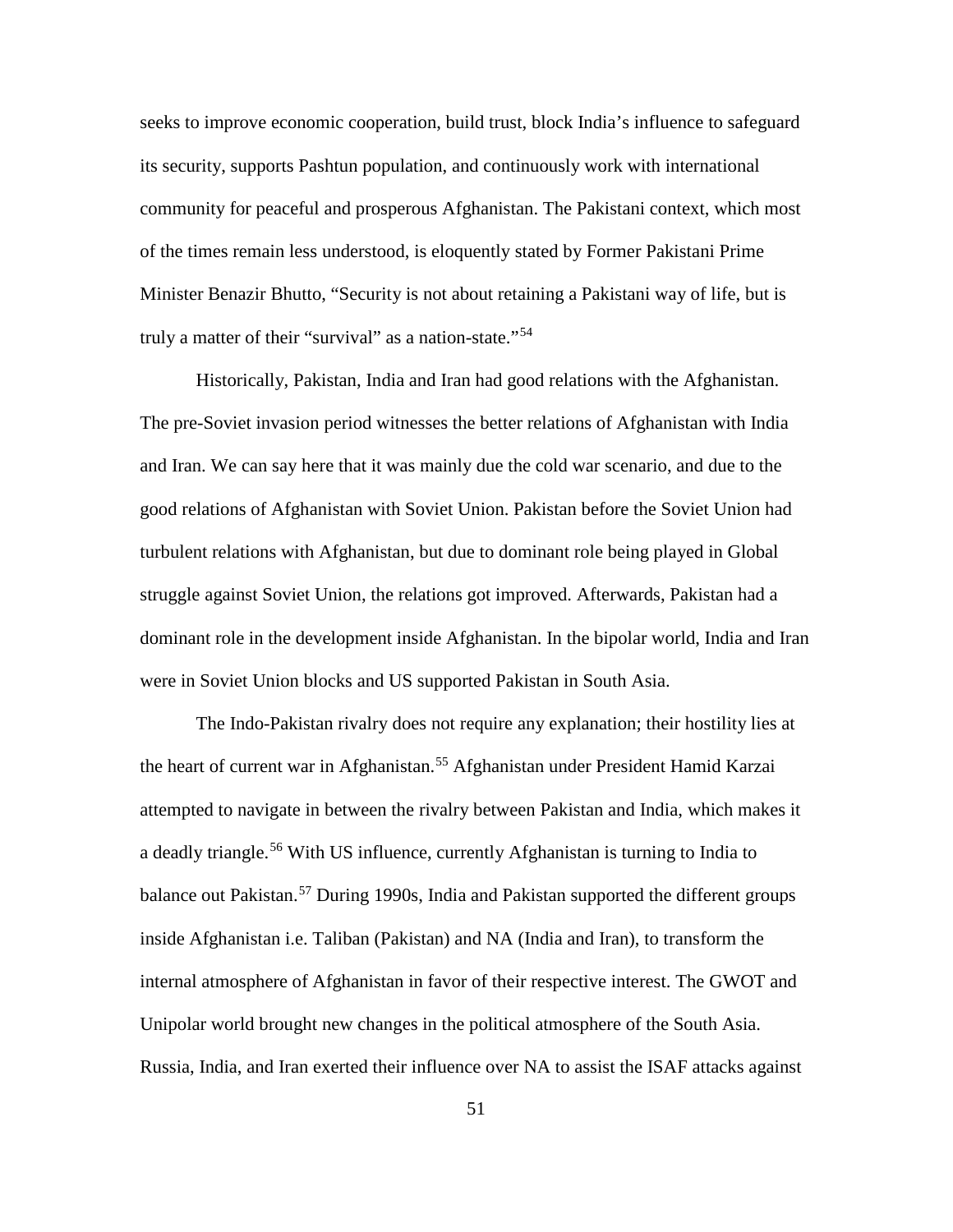seeks to improve economic cooperation, build trust, block India's influence to safeguard its security, supports Pashtun population, and continuously work with international community for peaceful and prosperous Afghanistan. The Pakistani context, which most of the times remain less understood, is eloquently stated by Former Pakistani Prime Minister Benazir Bhutto, "Security is not about retaining a Pakistani way of life, but is truly a matter of their "survival" as a nation-state."[54]

Historically, Pakistan, India and Iran had good relations with the Afghanistan. The pre-Soviet invasion period witnesses the better relations of Afghanistan with India and Iran. We can say here that it was mainly due the cold war scenario, and due to the good relations of Afghanistan with Soviet Union. Pakistan before the Soviet Union had turbulent relations with Afghanistan, but due to dominant role being played in Global struggle against Soviet Union, the relations got improved. Afterwards, Pakistan had a dominant role in the development inside Afghanistan. In the bipolar world, India and Iran were in Soviet Union blocks and US supported Pakistan in South Asia.

The Indo-Pakistan rivalry does not require any explanation; their hostility lies at the heart of current war in Afghanistan.[55] Afghanistan under President Hamid Karzai attempted to navigate in between the rivalry between Pakistan and India, which makes it a deadly triangle.[56] With US influence, currently Afghanistan is turning to India to balance out Pakistan.[57] During 1990s, India and Pakistan supported the different groups inside Afghanistan i.e. Taliban (Pakistan) and NA (India and Iran), to transform the internal atmosphere of Afghanistan in favor of their respective interest. The GWOT and Unipolar world brought new changes in the political atmosphere of the South Asia. Russia, India, and Iran exerted their influence over NA to assist the ISAF attacks against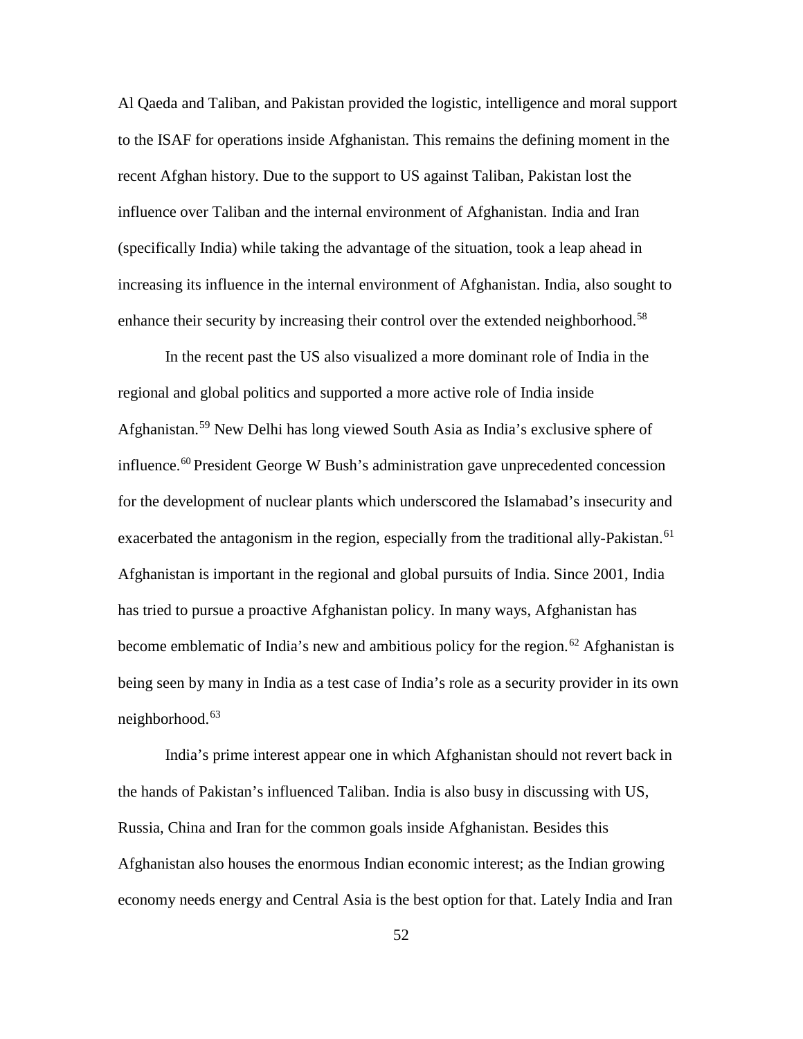Al Qaeda and Taliban, and Pakistan provided the logistic, intelligence and moral support to the ISAF for operations inside Afghanistan. This remains the defining moment in the recent Afghan history. Due to the support to US against Taliban, Pakistan lost the influence over Taliban and the internal environment of Afghanistan. India and Iran (specifically India) while taking the advantage of the situation, took a leap ahead in increasing its influence in the internal environment of Afghanistan. India, also sought to enhance their security by increasing their control over the extended neighborhood.[58]

In the recent past the US also visualized a more dominant role of India in the regional and global politics and supported a more active role of India inside Afghanistan.[59] New Delhi has long viewed South Asia as India's exclusive sphere of influence.[60] President George W Bush's administration gave unprecedented concession for the development of nuclear plants which underscored the Islamabad's insecurity and exacerbated the antagonism in the region, especially from the traditional ally-Pakistan.[61] Afghanistan is important in the regional and global pursuits of India. Since 2001, India has tried to pursue a proactive Afghanistan policy. In many ways, Afghanistan has become emblematic of India's new and ambitious policy for the region.[62] Afghanistan is being seen by many in India as a test case of India's role as a security provider in its own neighborhood.[63]

India's prime interest appear one in which Afghanistan should not revert back in the hands of Pakistan's influenced Taliban. India is also busy in discussing with US, Russia, China and Iran for the common goals inside Afghanistan. Besides this Afghanistan also houses the enormous Indian economic interest; as the Indian growing economy needs energy and Central Asia is the best option for that. Lately India and Iran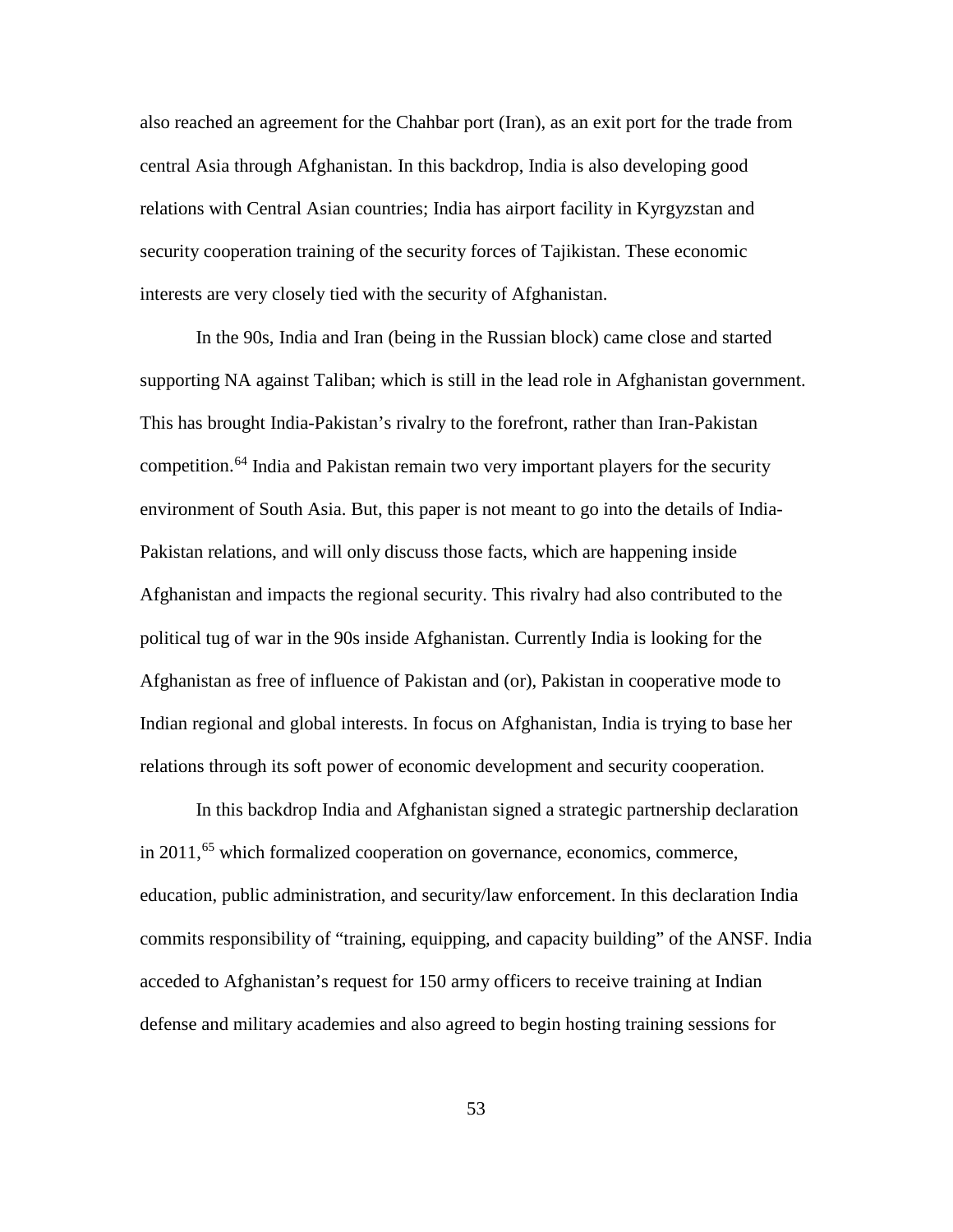also reached an agreement for the Chahbar port (Iran), as an exit port for the trade from central Asia through Afghanistan. In this backdrop, India is also developing good relations with Central Asian countries; India has airport facility in Kyrgyzstan and security cooperation training of the security forces of Tajikistan. These economic interests are very closely tied with the security of Afghanistan.

In the 90s, India and Iran (being in the Russian block) came close and started supporting NA against Taliban; which is still in the lead role in Afghanistan government. This has brought India-Pakistan's rivalry to the forefront, rather than Iran-Pakistan competition.[64] India and Pakistan remain two very important players for the security environment of South Asia. But, this paper is not meant to go into the details of India-Pakistan relations, and will only discuss those facts, which are happening inside Afghanistan and impacts the regional security. This rivalry had also contributed to the political tug of war in the 90s inside Afghanistan. Currently India is looking for the Afghanistan as free of influence of Pakistan and (or), Pakistan in cooperative mode to Indian regional and global interests. In focus on Afghanistan, India is trying to base her relations through its soft power of economic development and security cooperation.

In this backdrop India and Afghanistan signed a strategic partnership declaration in 2011,[65] which formalized cooperation on governance, economics, commerce, education, public administration, and security/law enforcement. In this declaration India commits responsibility of "training, equipping, and capacity building" of the ANSF. India acceded to Afghanistan's request for 150 army officers to receive training at Indian defense and military academies and also agreed to begin hosting training sessions for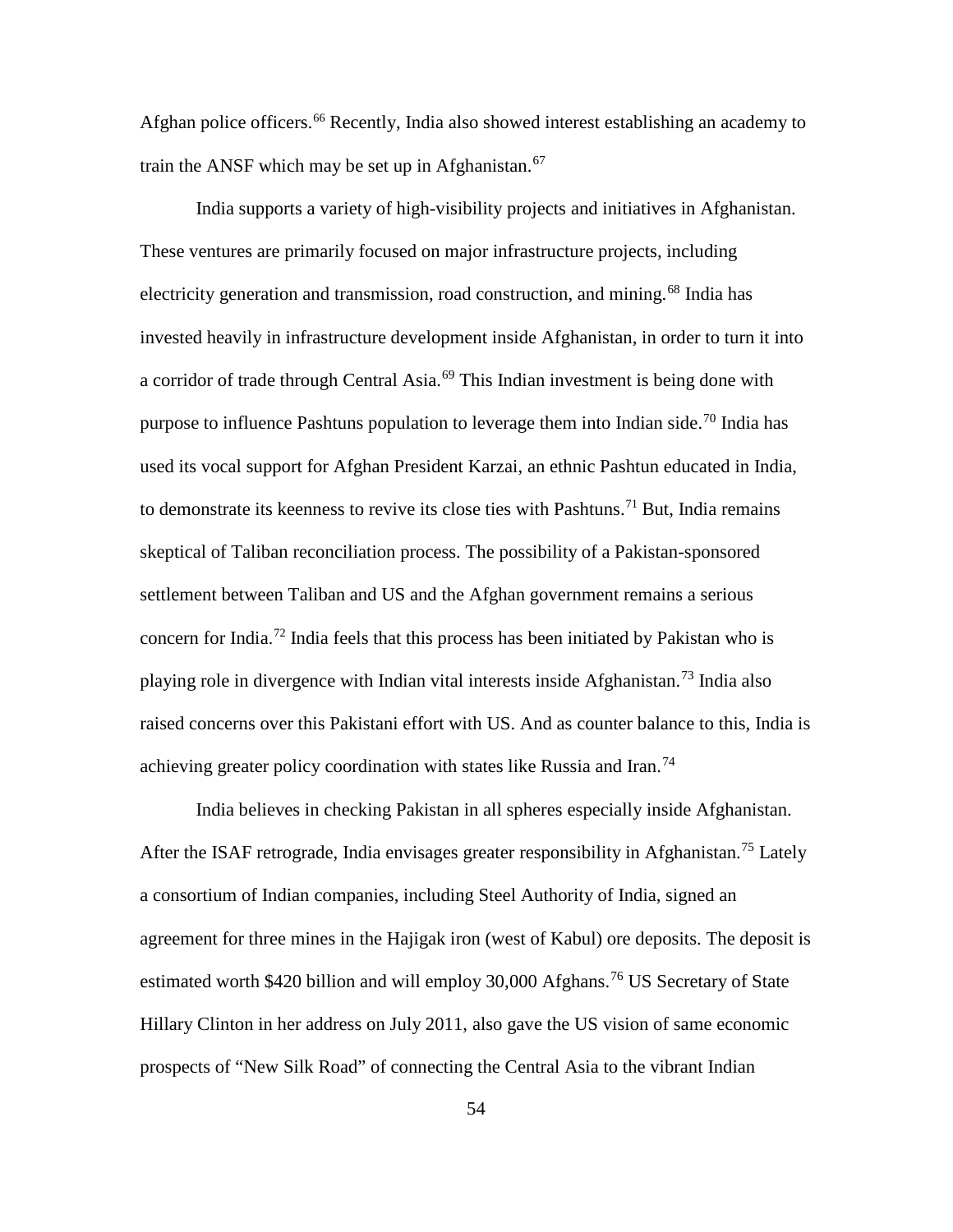Afghan police officers.[66] Recently, India also showed interest establishing an academy to train the ANSF which may be set up in Afghanistan.[67]

India supports a variety of high-visibility projects and initiatives in Afghanistan. These ventures are primarily focused on major infrastructure projects, including electricity generation and transmission, road construction, and mining.[68] India has invested heavily in infrastructure development inside Afghanistan, in order to turn it into a corridor of trade through Central Asia.[69] This Indian investment is being done with purpose to influence Pashtuns population to leverage them into Indian side.[70] India has used its vocal support for Afghan President Karzai, an ethnic Pashtun educated in India, to demonstrate its keenness to revive its close ties with Pashtuns.[71] But, India remains skeptical of Taliban reconciliation process. The possibility of a Pakistan-sponsored settlement between Taliban and US and the Afghan government remains a serious concern for India.[72] India feels that this process has been initiated by Pakistan who is playing role in divergence with Indian vital interests inside Afghanistan.[73] India also raised concerns over this Pakistani effort with US. And as counter balance to this, India is achieving greater policy coordination with states like Russia and Iran.[74]

India believes in checking Pakistan in all spheres especially inside Afghanistan. After the ISAF retrograde, India envisages greater responsibility in Afghanistan.[75] Lately a consortium of Indian companies, including Steel Authority of India, signed an agreement for three mines in the Hajigak iron (west of Kabul) ore deposits. The deposit is estimated worth \$420 billion and will employ 30,000 Afghans.[76] US Secretary of State Hillary Clinton in her address on July 2011, also gave the US vision of same economic prospects of "New Silk Road" of connecting the Central Asia to the vibrant Indian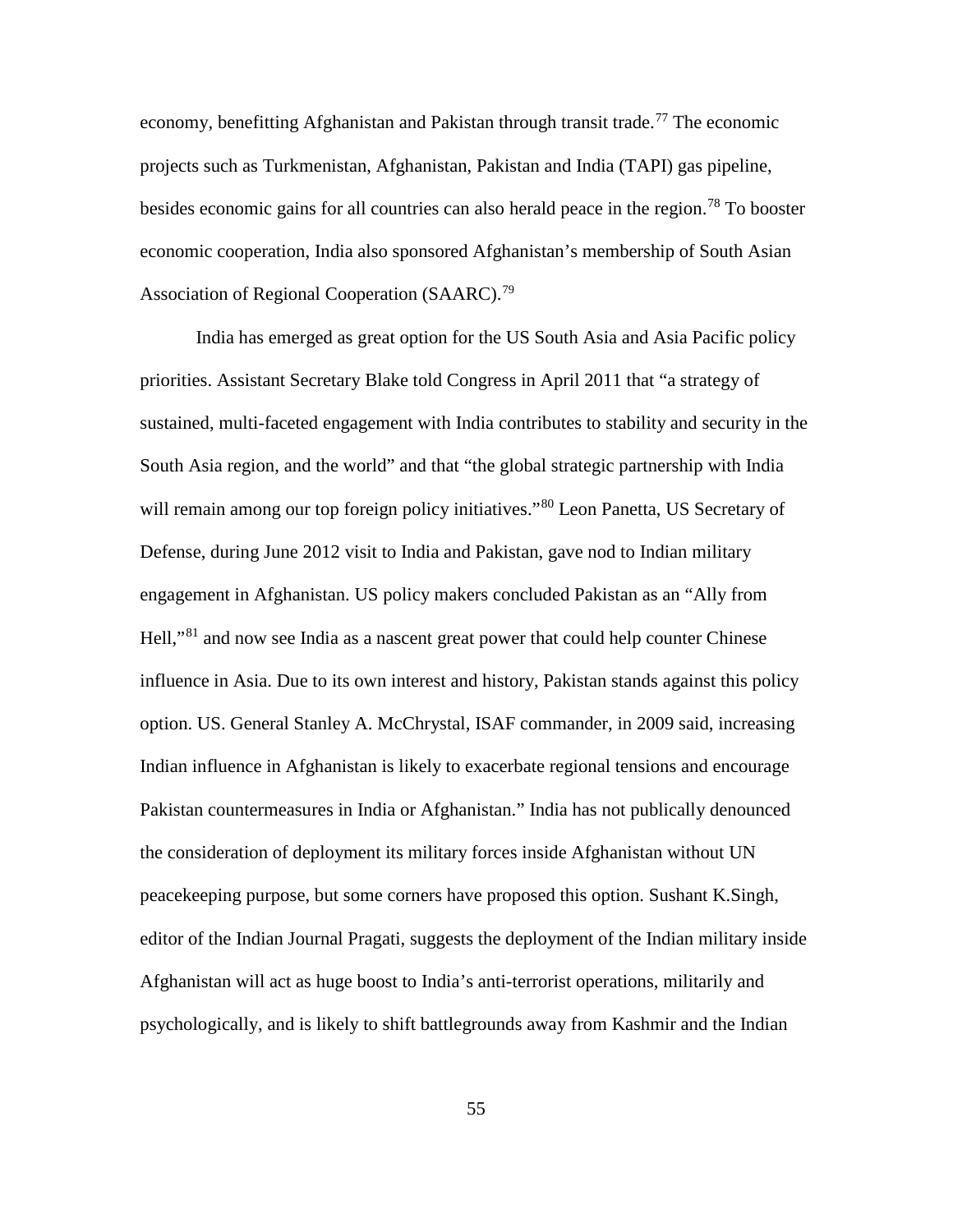economy, benefitting Afghanistan and Pakistan through transit trade.[77] The economic projects such as Turkmenistan, Afghanistan, Pakistan and India (TAPI) gas pipeline, besides economic gains for all countries can also herald peace in the region.[78] To booster economic cooperation, India also sponsored Afghanistan's membership of South Asian Association of Regional Cooperation (SAARC).[79]

India has emerged as great option for the US South Asia and Asia Pacific policy priorities. Assistant Secretary Blake told Congress in April 2011 that "a strategy of sustained, multi-faceted engagement with India contributes to stability and security in the South Asia region, and the world" and that "the global strategic partnership with India will remain among our top foreign policy initiatives."[80] Leon Panetta, US Secretary of Defense, during June 2012 visit to India and Pakistan, gave nod to Indian military engagement in Afghanistan. US policy makers concluded Pakistan as an "Ally from Hell,"[81] and now see India as a nascent great power that could help counter Chinese influence in Asia. Due to its own interest and history, Pakistan stands against this policy option. US. General Stanley A. McChrystal, ISAF commander, in 2009 said, increasing Indian influence in Afghanistan is likely to exacerbate regional tensions and encourage Pakistan countermeasures in India or Afghanistan." India has not publically denounced the consideration of deployment its military forces inside Afghanistan without UN peacekeeping purpose, but some corners have proposed this option. Sushant K.Singh, editor of the Indian Journal Pragati, suggests the deployment of the Indian military inside Afghanistan will act as huge boost to India's anti-terrorist operations, militarily and psychologically, and is likely to shift battlegrounds away from Kashmir and the Indian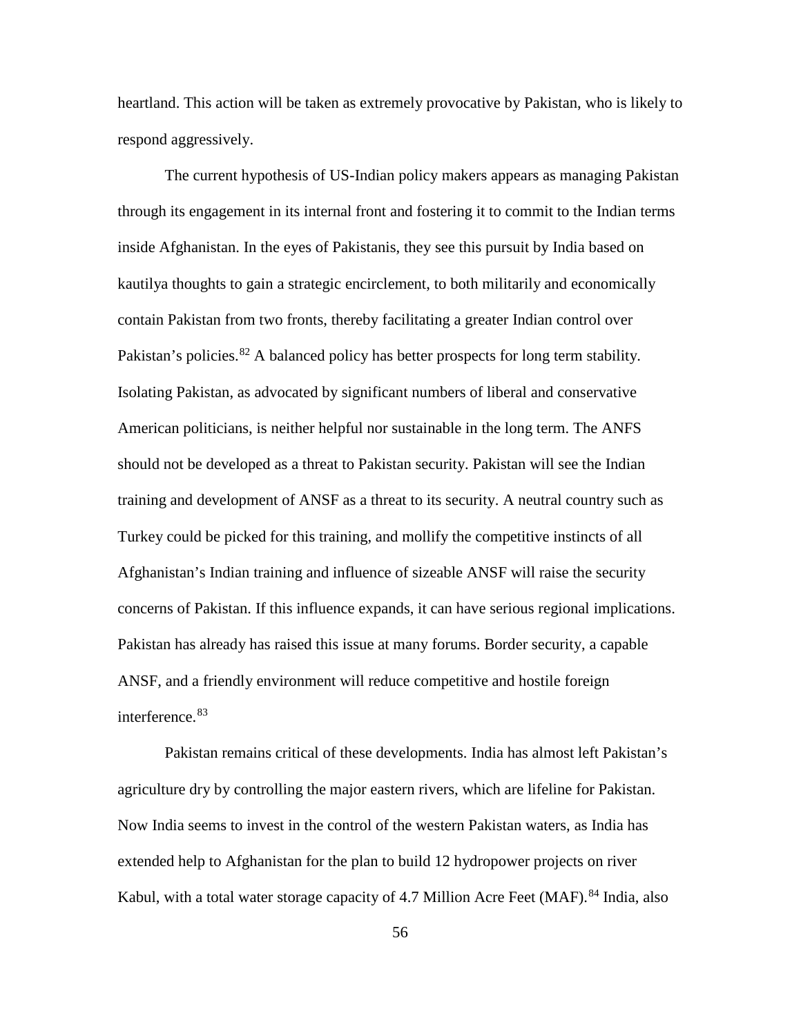heartland. This action will be taken as extremely provocative by Pakistan, who is likely to respond aggressively.

The current hypothesis of US-Indian policy makers appears as managing Pakistan through its engagement in its internal front and fostering it to commit to the Indian terms inside Afghanistan. In the eyes of Pakistanis, they see this pursuit by India based on kautilya thoughts to gain a strategic encirclement, to both militarily and economically contain Pakistan from two fronts, thereby facilitating a greater Indian control over Pakistan's policies.[82] A balanced policy has better prospects for long term stability. Isolating Pakistan, as advocated by significant numbers of liberal and conservative American politicians, is neither helpful nor sustainable in the long term. The ANFS should not be developed as a threat to Pakistan security. Pakistan will see the Indian training and development of ANSF as a threat to its security. A neutral country such as Turkey could be picked for this training, and mollify the competitive instincts of all Afghanistan's Indian training and influence of sizeable ANSF will raise the security concerns of Pakistan. If this influence expands, it can have serious regional implications. Pakistan has already has raised this issue at many forums. Border security, a capable ANSF, and a friendly environment will reduce competitive and hostile foreign interference.[83]

Pakistan remains critical of these developments. India has almost left Pakistan's agriculture dry by controlling the major eastern rivers, which are lifeline for Pakistan. Now India seems to invest in the control of the western Pakistan waters, as India has extended help to Afghanistan for the plan to build 12 hydropower projects on river Kabul, with a total water storage capacity of 4.7 Million Acre Feet (MAF).[84] India, also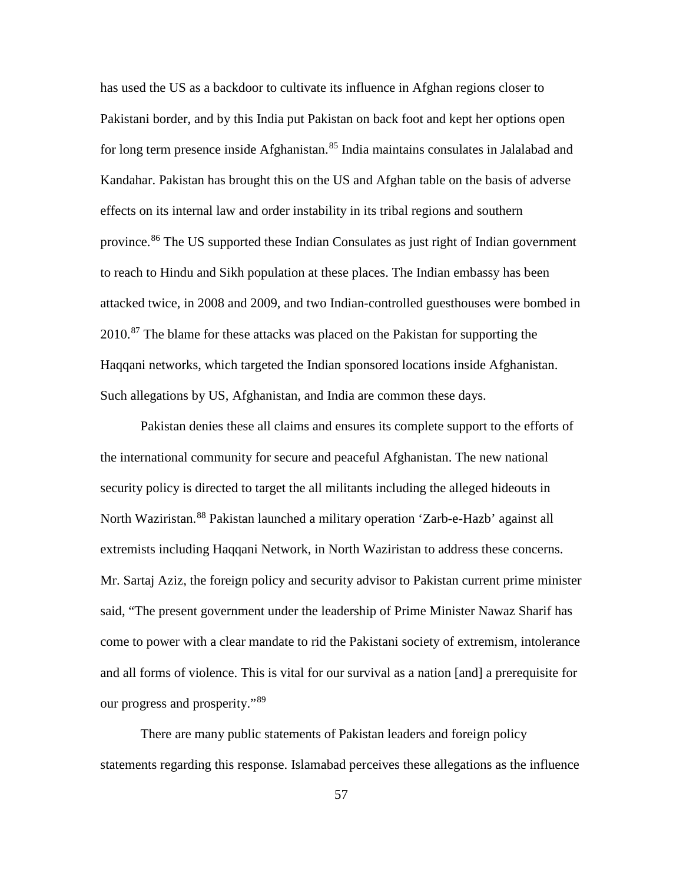has used the US as a backdoor to cultivate its influence in Afghan regions closer to Pakistani border, and by this India put Pakistan on back foot and kept her options open for long term presence inside Afghanistan.[85] India maintains consulates in Jalalabad and Kandahar. Pakistan has brought this on the US and Afghan table on the basis of adverse effects on its internal law and order instability in its tribal regions and southern province.[86] The US supported these Indian Consulates as just right of Indian government to reach to Hindu and Sikh population at these places. The Indian embassy has been attacked twice, in 2008 and 2009, and two Indian-controlled guesthouses were bombed in 2010.[87] The blame for these attacks was placed on the Pakistan for supporting the Haqqani networks, which targeted the Indian sponsored locations inside Afghanistan. Such allegations by US, Afghanistan, and India are common these days.

Pakistan denies these all claims and ensures its complete support to the efforts of the international community for secure and peaceful Afghanistan. The new national security policy is directed to target the all militants including the alleged hideouts in North Waziristan.[88] Pakistan launched a military operation 'Zarb-e-Hazb' against all extremists including Haqqani Network, in North Waziristan to address these concerns. Mr. Sartaj Aziz, the foreign policy and security advisor to Pakistan current prime minister said, "The present government under the leadership of Prime Minister Nawaz Sharif has come to power with a clear mandate to rid the Pakistani society of extremism, intolerance and all forms of violence. This is vital for our survival as a nation [and] a prerequisite for our progress and prosperity."[89]

There are many public statements of Pakistan leaders and foreign policy statements regarding this response. Islamabad perceives these allegations as the influence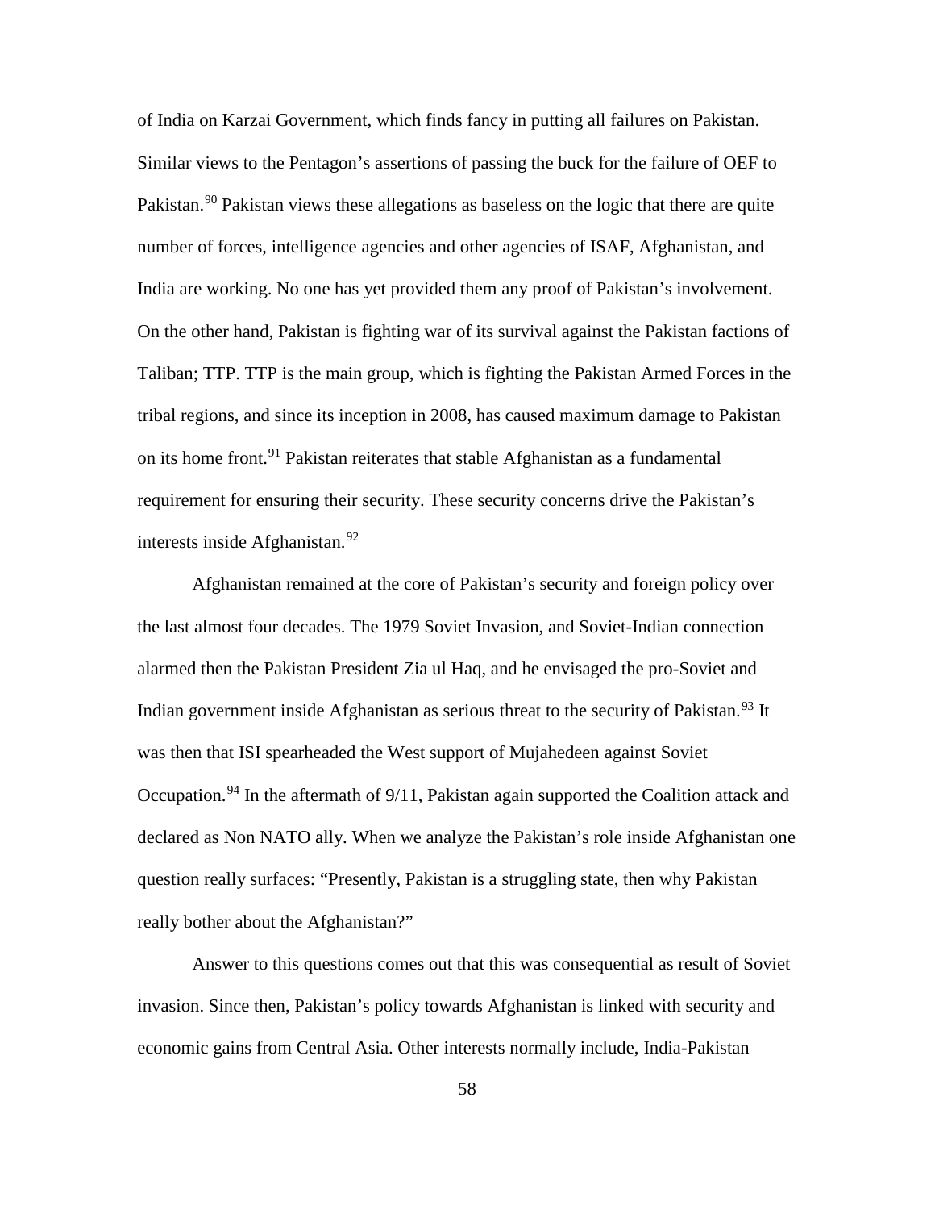of India on Karzai Government, which finds fancy in putting all failures on Pakistan. Similar views to the Pentagon's assertions of passing the buck for the failure of OEF to Pakistan.[90] Pakistan views these allegations as baseless on the logic that there are quite number of forces, intelligence agencies and other agencies of ISAF, Afghanistan, and India are working. No one has yet provided them any proof of Pakistan's involvement. On the other hand, Pakistan is fighting war of its survival against the Pakistan factions of Taliban; TTP. TTP is the main group, which is fighting the Pakistan Armed Forces in the tribal regions, and since its inception in 2008, has caused maximum damage to Pakistan on its home front.[91] Pakistan reiterates that stable Afghanistan as a fundamental requirement for ensuring their security. These security concerns drive the Pakistan's interests inside Afghanistan.[92]

Afghanistan remained at the core of Pakistan's security and foreign policy over the last almost four decades. The 1979 Soviet Invasion, and Soviet-Indian connection alarmed then the Pakistan President Zia ul Haq, and he envisaged the pro-Soviet and Indian government inside Afghanistan as serious threat to the security of Pakistan.[93] It was then that ISI spearheaded the West support of Mujahedeen against Soviet Occupation.[94] In the aftermath of 9/11, Pakistan again supported the Coalition attack and declared as Non NATO ally. When we analyze the Pakistan's role inside Afghanistan one question really surfaces: "Presently, Pakistan is a struggling state, then why Pakistan really bother about the Afghanistan?"

Answer to this questions comes out that this was consequential as result of Soviet invasion. Since then, Pakistan's policy towards Afghanistan is linked with security and economic gains from Central Asia. Other interests normally include, India-Pakistan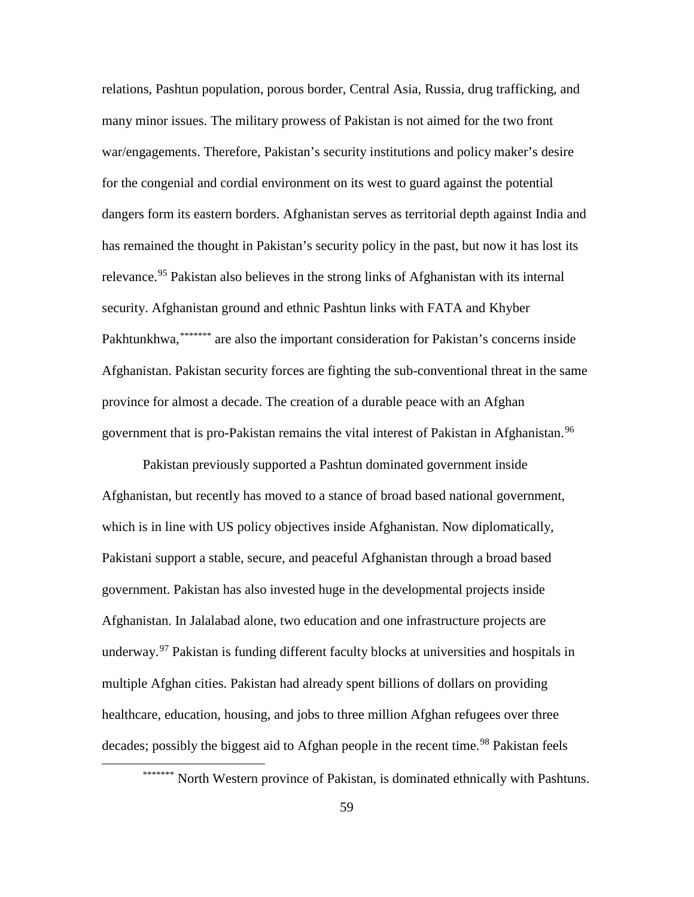relations, Pashtun population, porous border, Central Asia, Russia, drug trafficking, and many minor issues. The military prowess of Pakistan is not aimed for the two front war/engagements. Therefore, Pakistan's security institutions and policy maker's desire for the congenial and cordial environment on its west to guard against the potential dangers form its eastern borders. Afghanistan serves as territorial depth against India and has remained the thought in Pakistan's security policy in the past, but now it has lost its relevance.[95] Pakistan also believes in the strong links of Afghanistan with its internal security. Afghanistan ground and ethnic Pashtun links with FATA and Khyber Pakhtunkhwa,[*******] are also the important consideration for Pakistan's concerns inside Afghanistan. Pakistan security forces are fighting the sub-conventional threat in the same province for almost a decade. The creation of a durable peace with an Afghan government that is pro-Pakistan remains the vital interest of Pakistan in Afghanistan.[96]

Pakistan previously supported a Pashtun dominated government inside Afghanistan, but recently has moved to a stance of broad based national government, which is in line with US policy objectives inside Afghanistan. Now diplomatically, Pakistani support a stable, secure, and peaceful Afghanistan through a broad based government. Pakistan has also invested huge in the developmental projects inside Afghanistan. In Jalalabad alone, two education and one infrastructure projects are underway.[97] Pakistan is funding different faculty blocks at universities and hospitals in multiple Afghan cities. Pakistan had already spent billions of dollars on providing healthcare, education, housing, and jobs to three million Afghan refugees over three decades; possibly the biggest aid to Afghan people in the recent time.[98] Pakistan feels

---

[*******] North Western province of Pakistan, is dominated ethnically with Pashtuns.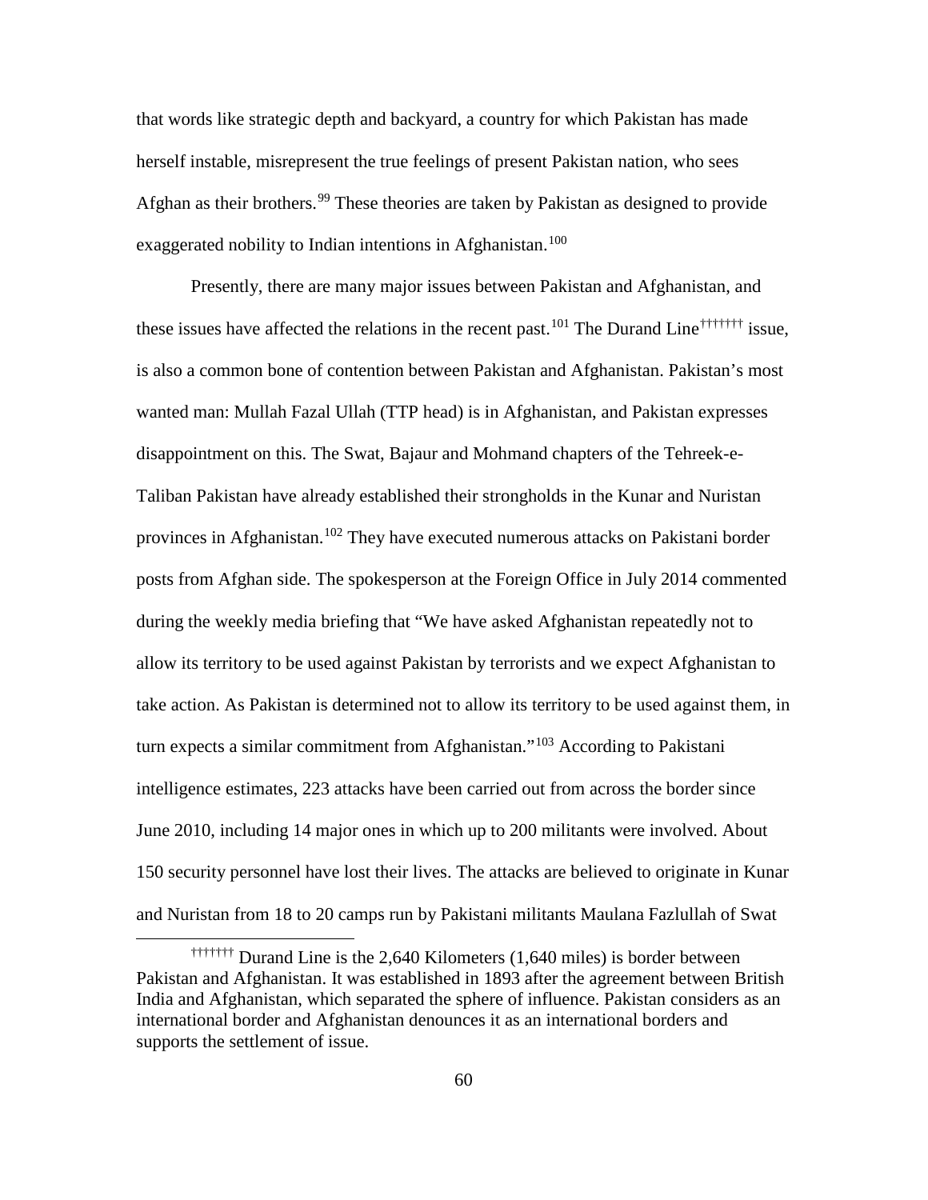that words like strategic depth and backyard, a country for which Pakistan has made herself instable, misrepresent the true feelings of present Pakistan nation, who sees Afghan as their brothers.[99] These theories are taken by Pakistan as designed to provide exaggerated nobility to Indian intentions in Afghanistan.[100]

Presently, there are many major issues between Pakistan and Afghanistan, and these issues have affected the relations in the recent past.[101] The Durand Line[†††††††] issue, is also a common bone of contention between Pakistan and Afghanistan. Pakistan's most wanted man: Mullah Fazal Ullah (TTP head) is in Afghanistan, and Pakistan expresses disappointment on this. The Swat, Bajaur and Mohmand chapters of the Tehreek-e-Taliban Pakistan have already established their strongholds in the Kunar and Nuristan provinces in Afghanistan.[102] They have executed numerous attacks on Pakistani border posts from Afghan side. The spokesperson at the Foreign Office in July 2014 commented during the weekly media briefing that "We have asked Afghanistan repeatedly not to allow its territory to be used against Pakistan by terrorists and we expect Afghanistan to take action. As Pakistan is determined not to allow its territory to be used against them, in turn expects a similar commitment from Afghanistan."[103] According to Pakistani intelligence estimates, 223 attacks have been carried out from across the border since June 2010, including 14 major ones in which up to 200 militants were involved. About 150 security personnel have lost their lives. The attacks are believed to originate in Kunar and Nuristan from 18 to 20 camps run by Pakistani militants Maulana Fazlullah of Swat

[†††††††] Durand Line is the 2,640 Kilometers (1,640 miles) is border between Pakistan and Afghanistan. It was established in 1893 after the agreement between British India and Afghanistan, which separated the sphere of influence. Pakistan considers as an international border and Afghanistan denounces it as an international borders and supports the settlement of issue.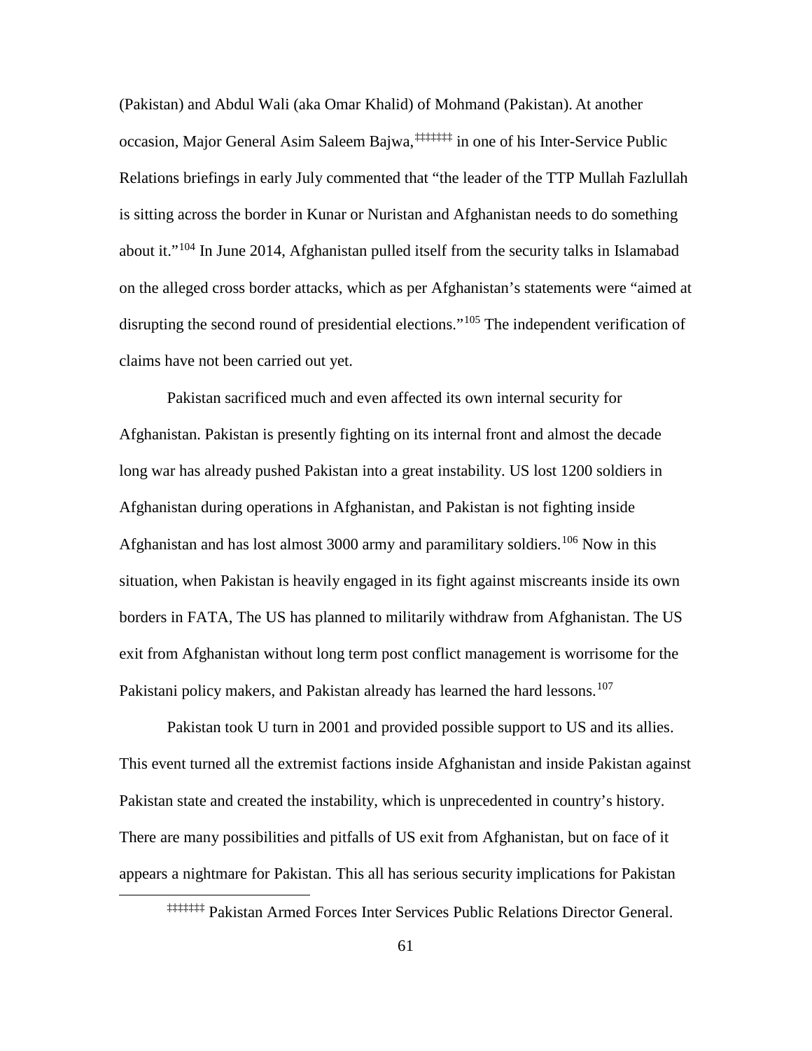(Pakistan) and Abdul Wali (aka Omar Khalid) of Mohmand (Pakistan). At another occasion, Major General Asim Saleem Bajwa,[‡‡‡‡‡‡‡] in one of his Inter-Service Public Relations briefings in early July commented that "the leader of the TTP Mullah Fazlullah is sitting across the border in Kunar or Nuristan and Afghanistan needs to do something about it."[104] In June 2014, Afghanistan pulled itself from the security talks in Islamabad on the alleged cross border attacks, which as per Afghanistan's statements were "aimed at disrupting the second round of presidential elections."[105] The independent verification of claims have not been carried out yet.

Pakistan sacrificed much and even affected its own internal security for Afghanistan. Pakistan is presently fighting on its internal front and almost the decade long war has already pushed Pakistan into a great instability. US lost 1200 soldiers in Afghanistan during operations in Afghanistan, and Pakistan is not fighting inside Afghanistan and has lost almost 3000 army and paramilitary soldiers.[106] Now in this situation, when Pakistan is heavily engaged in its fight against miscreants inside its own borders in FATA, The US has planned to militarily withdraw from Afghanistan. The US exit from Afghanistan without long term post conflict management is worrisome for the Pakistani policy makers, and Pakistan already has learned the hard lessons.[107]

Pakistan took U turn in 2001 and provided possible support to US and its allies. This event turned all the extremist factions inside Afghanistan and inside Pakistan against Pakistan state and created the instability, which is unprecedented in country's history. There are many possibilities and pitfalls of US exit from Afghanistan, but on face of it appears a nightmare for Pakistan. This all has serious security implications for Pakistan

[‡‡‡‡‡‡‡] Pakistan Armed Forces Inter Services Public Relations Director General.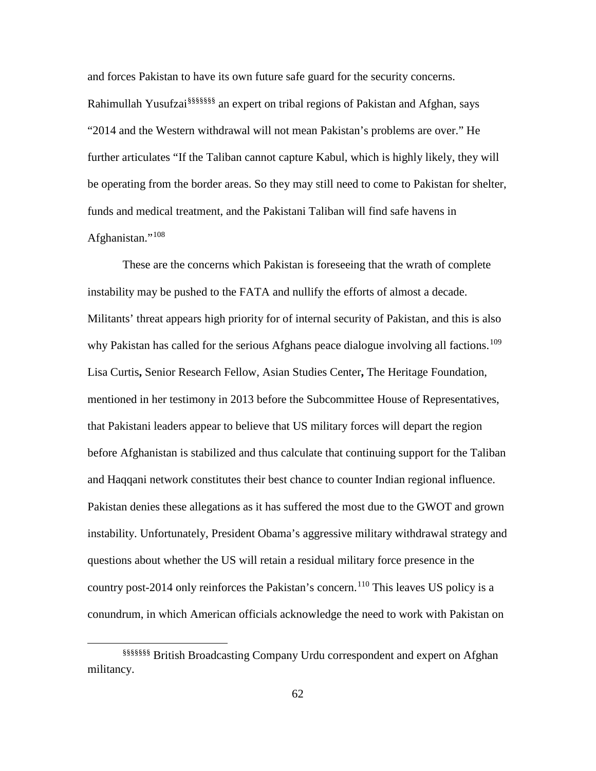and forces Pakistan to have its own future safe guard for the security concerns. Rahimullah Yusufzai[§§§§§§§] an expert on tribal regions of Pakistan and Afghan, says "2014 and the Western withdrawal will not mean Pakistan's problems are over." He further articulates "If the Taliban cannot capture Kabul, which is highly likely, they will be operating from the border areas. So they may still need to come to Pakistan for shelter, funds and medical treatment, and the Pakistani Taliban will find safe havens in Afghanistan."[108]

These are the concerns which Pakistan is foreseeing that the wrath of complete instability may be pushed to the FATA and nullify the efforts of almost a decade. Militants' threat appears high priority for of internal security of Pakistan, and this is also why Pakistan has called for the serious Afghans peace dialogue involving all factions.[109] Lisa Curtis**,** Senior Research Fellow, Asian Studies Center**,** The Heritage Foundation, mentioned in her testimony in 2013 before the Subcommittee House of Representatives, that Pakistani leaders appear to believe that US military forces will depart the region before Afghanistan is stabilized and thus calculate that continuing support for the Taliban and Haqqani network constitutes their best chance to counter Indian regional influence. Pakistan denies these allegations as it has suffered the most due to the GWOT and grown instability. Unfortunately, President Obama's aggressive military withdrawal strategy and questions about whether the US will retain a residual military force presence in the country post-2014 only reinforces the Pakistan's concern.[110] This leaves US policy is a conundrum, in which American officials acknowledge the need to work with Pakistan on

---

[§§§§§§§] British Broadcasting Company Urdu correspondent and expert on Afghan militancy.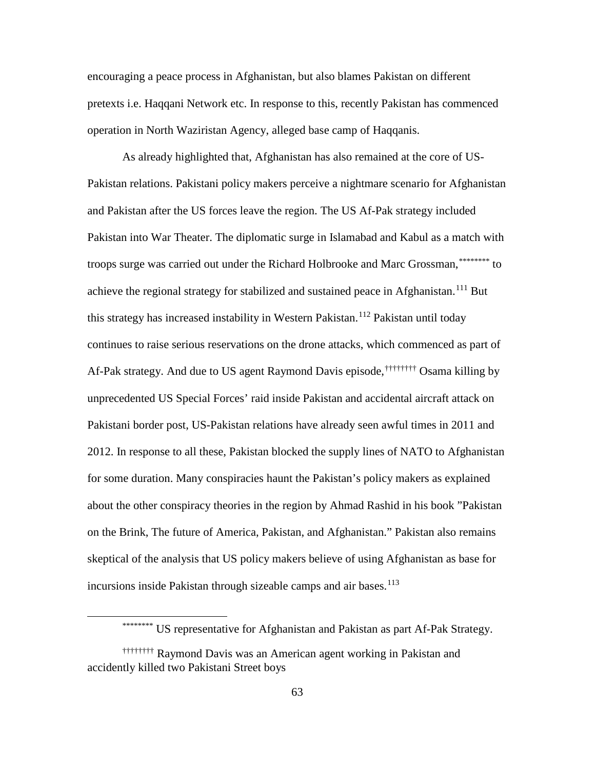encouraging a peace process in Afghanistan, but also blames Pakistan on different pretexts i.e. Haqqani Network etc. In response to this, recently Pakistan has commenced operation in North Waziristan Agency, alleged base camp of Haqqanis.

As already highlighted that, Afghanistan has also remained at the core of US-Pakistan relations. Pakistani policy makers perceive a nightmare scenario for Afghanistan and Pakistan after the US forces leave the region. The US Af-Pak strategy included Pakistan into War Theater. The diplomatic surge in Islamabad and Kabul as a match with troops surge was carried out under the Richard Holbrooke and Marc Grossman,[********] to achieve the regional strategy for stabilized and sustained peace in Afghanistan.[111] But this strategy has increased instability in Western Pakistan.[112] Pakistan until today continues to raise serious reservations on the drone attacks, which commenced as part of Af-Pak strategy. And due to US agent Raymond Davis episode,[††††††††] Osama killing by unprecedented US Special Forces' raid inside Pakistan and accidental aircraft attack on Pakistani border post, US-Pakistan relations have already seen awful times in 2011 and 2012. In response to all these, Pakistan blocked the supply lines of NATO to Afghanistan for some duration. Many conspiracies haunt the Pakistan's policy makers as explained about the other conspiracy theories in the region by Ahmad Rashid in his book "Pakistan on the Brink, The future of America, Pakistan, and Afghanistan." Pakistan also remains skeptical of the analysis that US policy makers believe of using Afghanistan as base for incursions inside Pakistan through sizeable camps and air bases.[113]

---

[********] US representative for Afghanistan and Pakistan as part Af-Pak Strategy.

[††††††††] Raymond Davis was an American agent working in Pakistan and accidently killed two Pakistani Street boys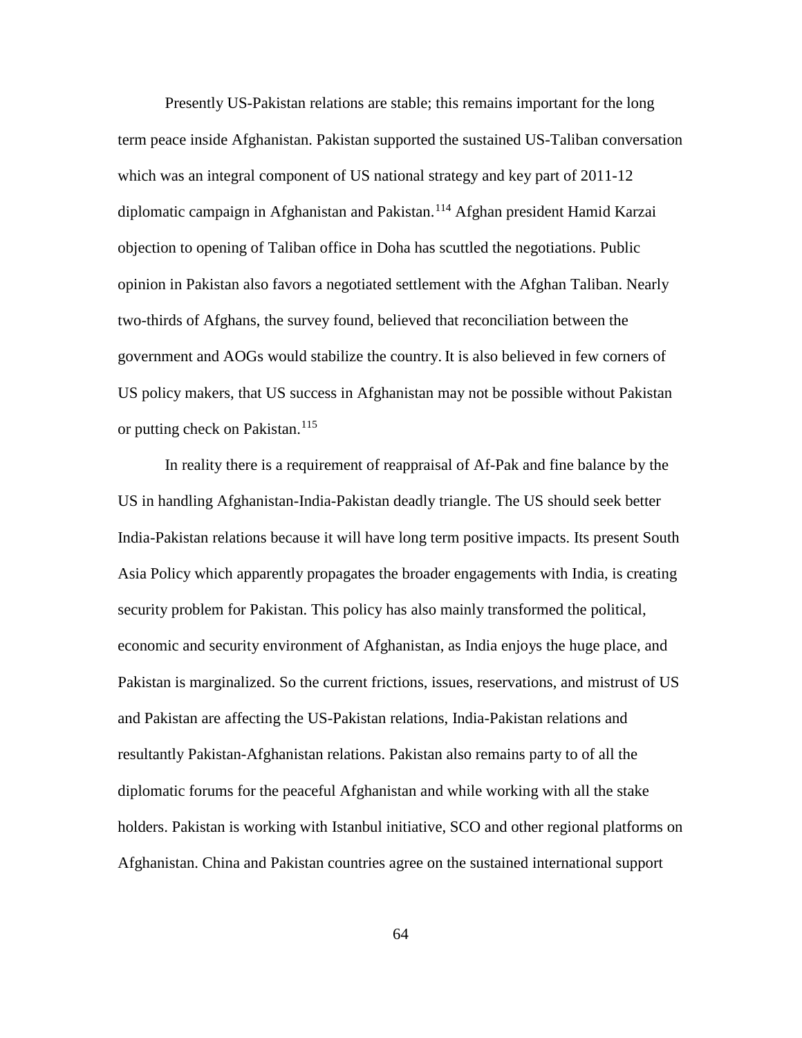Presently US-Pakistan relations are stable; this remains important for the long term peace inside Afghanistan. Pakistan supported the sustained US-Taliban conversation which was an integral component of US national strategy and key part of 2011-12 diplomatic campaign in Afghanistan and Pakistan.[114] Afghan president Hamid Karzai objection to opening of Taliban office in Doha has scuttled the negotiations. Public opinion in Pakistan also favors a negotiated settlement with the Afghan Taliban. Nearly two-thirds of Afghans, the survey found, believed that reconciliation between the government and AOGs would stabilize the country. It is also believed in few corners of US policy makers, that US success in Afghanistan may not be possible without Pakistan or putting check on Pakistan.[115]

In reality there is a requirement of reappraisal of Af-Pak and fine balance by the US in handling Afghanistan-India-Pakistan deadly triangle. The US should seek better India-Pakistan relations because it will have long term positive impacts. Its present South Asia Policy which apparently propagates the broader engagements with India, is creating security problem for Pakistan. This policy has also mainly transformed the political, economic and security environment of Afghanistan, as India enjoys the huge place, and Pakistan is marginalized. So the current frictions, issues, reservations, and mistrust of US and Pakistan are affecting the US-Pakistan relations, India-Pakistan relations and resultantly Pakistan-Afghanistan relations. Pakistan also remains party to of all the diplomatic forums for the peaceful Afghanistan and while working with all the stake holders. Pakistan is working with Istanbul initiative, SCO and other regional platforms on Afghanistan. China and Pakistan countries agree on the sustained international support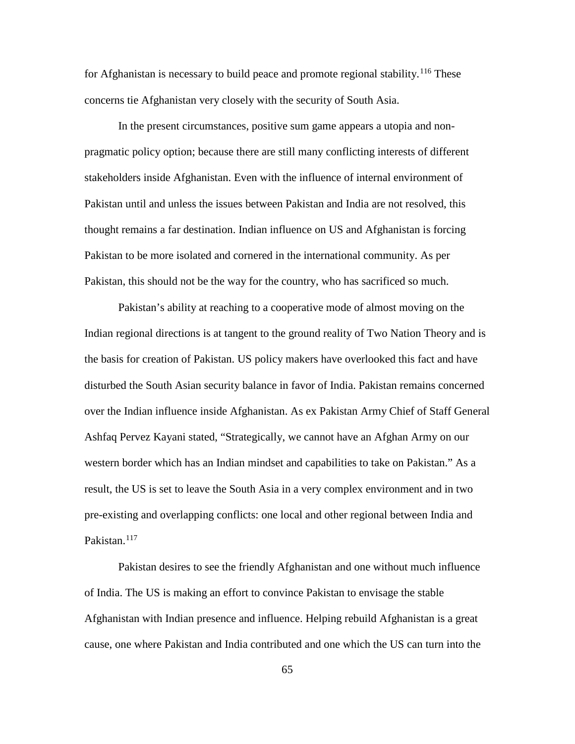for Afghanistan is necessary to build peace and promote regional stability.[116] These concerns tie Afghanistan very closely with the security of South Asia.

In the present circumstances, positive sum game appears a utopia and non-pragmatic policy option; because there are still many conflicting interests of different stakeholders inside Afghanistan. Even with the influence of internal environment of Pakistan until and unless the issues between Pakistan and India are not resolved, this thought remains a far destination. Indian influence on US and Afghanistan is forcing Pakistan to be more isolated and cornered in the international community. As per Pakistan, this should not be the way for the country, who has sacrificed so much.

Pakistan's ability at reaching to a cooperative mode of almost moving on the Indian regional directions is at tangent to the ground reality of Two Nation Theory and is the basis for creation of Pakistan. US policy makers have overlooked this fact and have disturbed the South Asian security balance in favor of India. Pakistan remains concerned over the Indian influence inside Afghanistan. As ex Pakistan Army Chief of Staff General Ashfaq Pervez Kayani stated, "Strategically, we cannot have an Afghan Army on our western border which has an Indian mindset and capabilities to take on Pakistan." As a result, the US is set to leave the South Asia in a very complex environment and in two pre-existing and overlapping conflicts: one local and other regional between India and Pakistan.[117]

Pakistan desires to see the friendly Afghanistan and one without much influence of India. The US is making an effort to convince Pakistan to envisage the stable Afghanistan with Indian presence and influence. Helping rebuild Afghanistan is a great cause, one where Pakistan and India contributed and one which the US can turn into the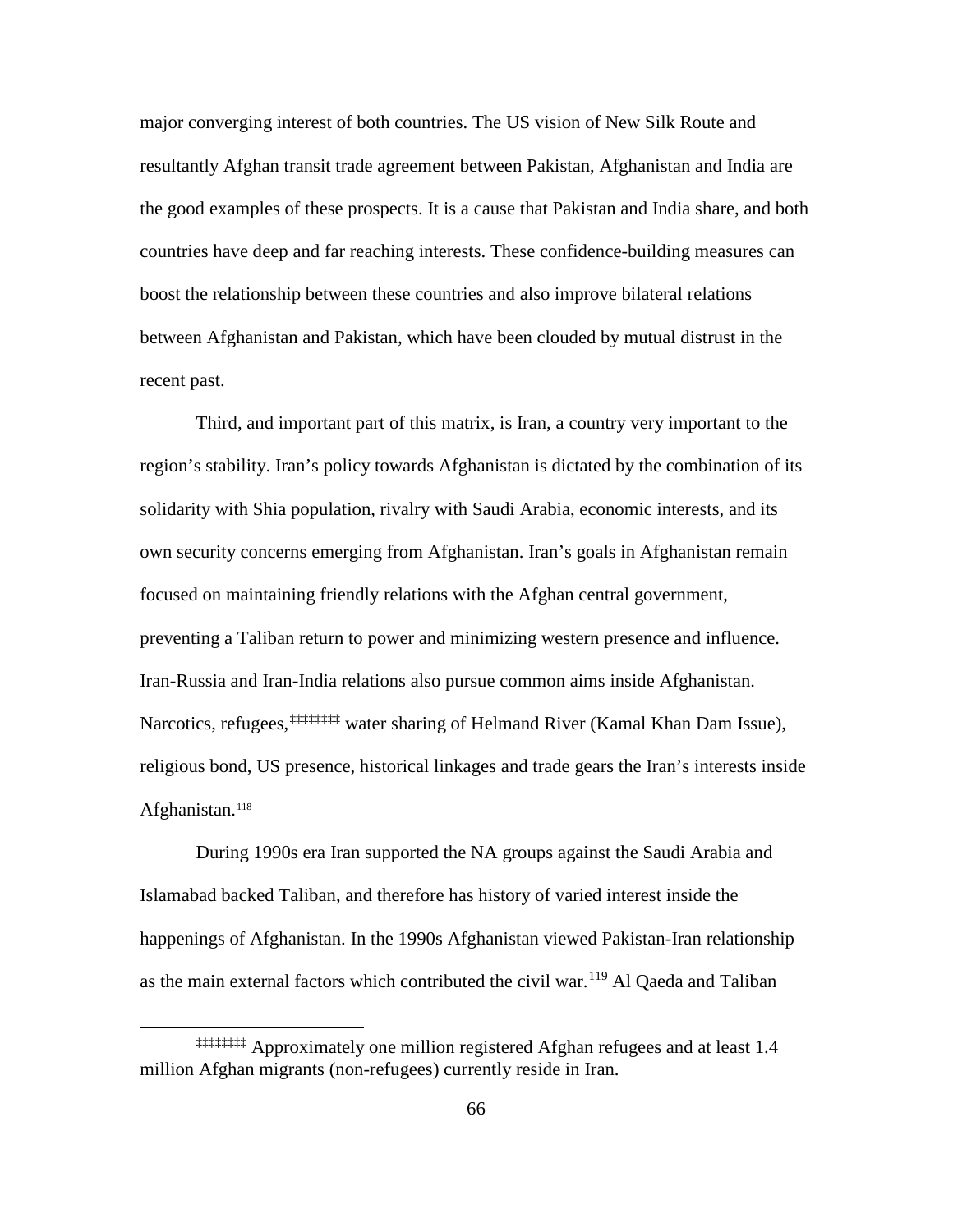major converging interest of both countries. The US vision of New Silk Route and resultantly Afghan transit trade agreement between Pakistan, Afghanistan and India are the good examples of these prospects. It is a cause that Pakistan and India share, and both countries have deep and far reaching interests. These confidence-building measures can boost the relationship between these countries and also improve bilateral relations between Afghanistan and Pakistan, which have been clouded by mutual distrust in the recent past.

Third, and important part of this matrix, is Iran, a country very important to the region's stability. Iran's policy towards Afghanistan is dictated by the combination of its solidarity with Shia population, rivalry with Saudi Arabia, economic interests, and its own security concerns emerging from Afghanistan. Iran's goals in Afghanistan remain focused on maintaining friendly relations with the Afghan central government, preventing a Taliban return to power and minimizing western presence and influence. Iran-Russia and Iran-India relations also pursue common aims inside Afghanistan. Narcotics, refugees,[‡‡‡‡‡‡‡] water sharing of Helmand River (Kamal Khan Dam Issue), religious bond, US presence, historical linkages and trade gears the Iran's interests inside Afghanistan.[118]

During 1990s era Iran supported the NA groups against the Saudi Arabia and Islamabad backed Taliban, and therefore has history of varied interest inside the happenings of Afghanistan. In the 1990s Afghanistan viewed Pakistan-Iran relationship as the main external factors which contributed the civil war.[119] Al Qaeda and Taliban

---

[‡‡‡‡‡‡‡] Approximately one million registered Afghan refugees and at least 1.4 million Afghan migrants (non-refugees) currently reside in Iran.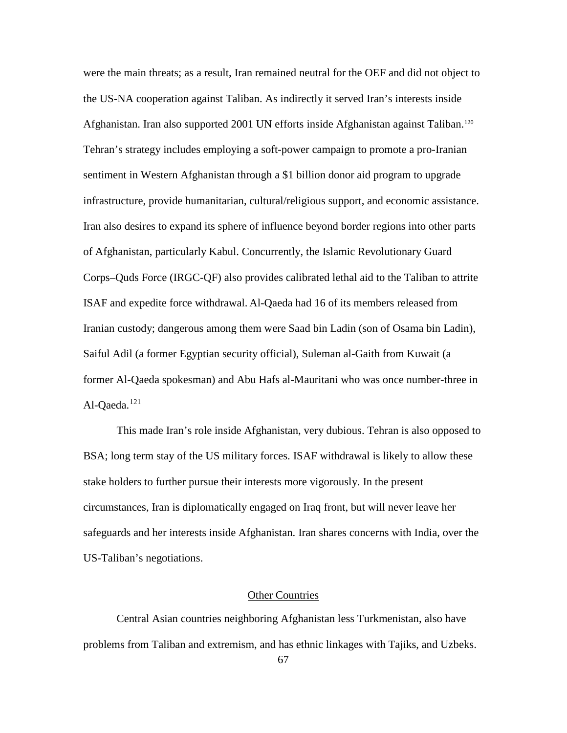were the main threats; as a result, Iran remained neutral for the OEF and did not object to the US-NA cooperation against Taliban. As indirectly it served Iran's interests inside Afghanistan. Iran also supported 2001 UN efforts inside Afghanistan against Taliban.[120] Tehran's strategy includes employing a soft-power campaign to promote a pro-Iranian sentiment in Western Afghanistan through a $1 billion donor aid program to upgrade infrastructure, provide humanitarian, cultural/religious support, and economic assistance. Iran also desires to expand its sphere of influence beyond border regions into other parts of Afghanistan, particularly Kabul. Concurrently, the Islamic Revolutionary Guard Corps–Quds Force (IRGC-QF) also provides calibrated lethal aid to the Taliban to attrite ISAF and expedite force withdrawal. Al-Qaeda had 16 of its members released from Iranian custody; dangerous among them were Saad bin Ladin (son of Osama bin Ladin), Saiful Adil (a former Egyptian security official), Suleman al-Gaith from Kuwait (a former Al-Qaeda spokesman) and Abu Hafs al-Mauritani who was once number-three in Al-Qaeda.[121]

This made Iran's role inside Afghanistan, very dubious. Tehran is also opposed to BSA; long term stay of the US military forces. ISAF withdrawal is likely to allow these stake holders to further pursue their interests more vigorously. In the present circumstances, Iran is diplomatically engaged on Iraq front, but will never leave her safeguards and her interests inside Afghanistan. Iran shares concerns with India, over the US-Taliban's negotiations.

## Other Countries

Central Asian countries neighboring Afghanistan less Turkmenistan, also have problems from Taliban and extremism, and has ethnic linkages with Tajiks, and Uzbeks.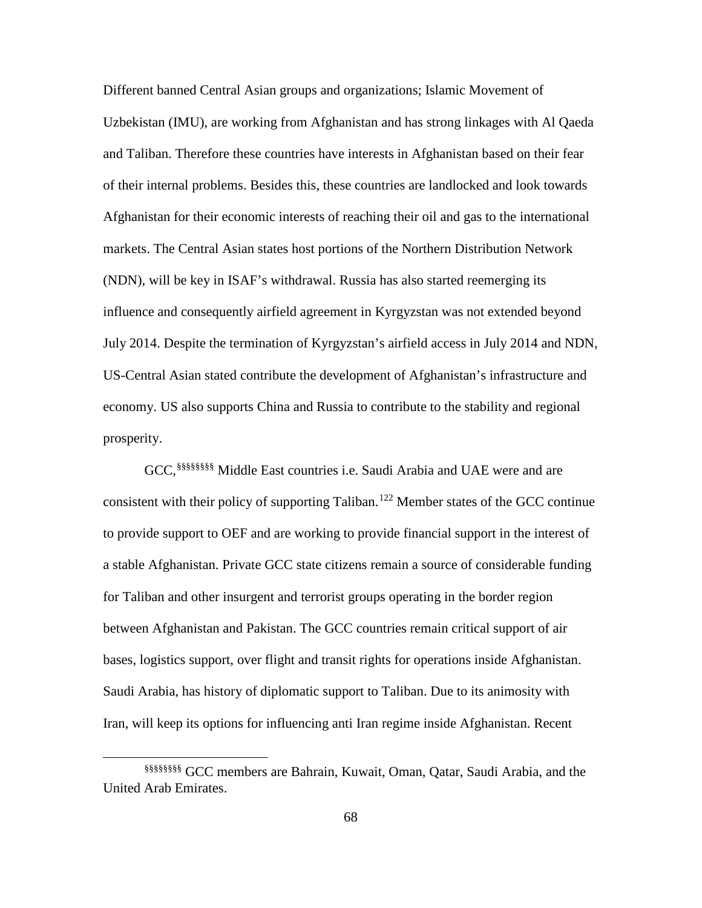Different banned Central Asian groups and organizations; Islamic Movement of Uzbekistan (IMU), are working from Afghanistan and has strong linkages with Al Qaeda and Taliban. Therefore these countries have interests in Afghanistan based on their fear of their internal problems. Besides this, these countries are landlocked and look towards Afghanistan for their economic interests of reaching their oil and gas to the international markets. The Central Asian states host portions of the Northern Distribution Network (NDN), will be key in ISAF's withdrawal. Russia has also started reemerging its influence and consequently airfield agreement in Kyrgyzstan was not extended beyond July 2014. Despite the termination of Kyrgyzstan's airfield access in July 2014 and NDN, US-Central Asian stated contribute the development of Afghanistan's infrastructure and economy. US also supports China and Russia to contribute to the stability and regional prosperity.

GCC,[§§§§§§§§] Middle East countries i.e. Saudi Arabia and UAE were and are consistent with their policy of supporting Taliban.[122] Member states of the GCC continue to provide support to OEF and are working to provide financial support in the interest of a stable Afghanistan. Private GCC state citizens remain a source of considerable funding for Taliban and other insurgent and terrorist groups operating in the border region between Afghanistan and Pakistan. The GCC countries remain critical support of air bases, logistics support, over flight and transit rights for operations inside Afghanistan. Saudi Arabia, has history of diplomatic support to Taliban. Due to its animosity with Iran, will keep its options for influencing anti Iran regime inside Afghanistan. Recent

---

[§§§§§§§§] GCC members are Bahrain, Kuwait, Oman, Qatar, Saudi Arabia, and the United Arab Emirates.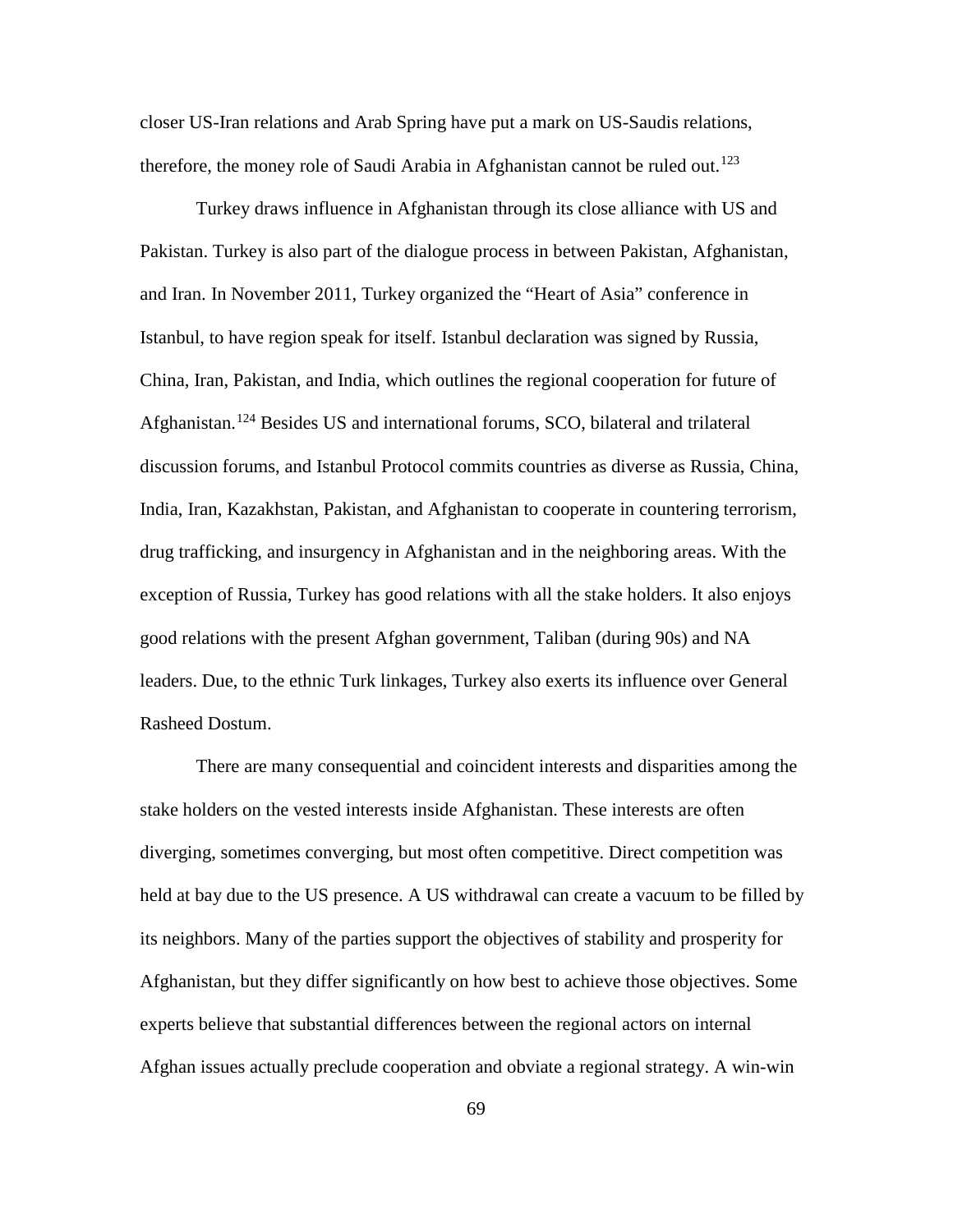closer US-Iran relations and Arab Spring have put a mark on US-Saudis relations, therefore, the money role of Saudi Arabia in Afghanistan cannot be ruled out.[123]

Turkey draws influence in Afghanistan through its close alliance with US and Pakistan. Turkey is also part of the dialogue process in between Pakistan, Afghanistan, and Iran. In November 2011, Turkey organized the "Heart of Asia" conference in Istanbul, to have region speak for itself. Istanbul declaration was signed by Russia, China, Iran, Pakistan, and India, which outlines the regional cooperation for future of Afghanistan.[124] Besides US and international forums, SCO, bilateral and trilateral discussion forums, and Istanbul Protocol commits countries as diverse as Russia, China, India, Iran, Kazakhstan, Pakistan, and Afghanistan to cooperate in countering terrorism, drug trafficking, and insurgency in Afghanistan and in the neighboring areas. With the exception of Russia, Turkey has good relations with all the stake holders. It also enjoys good relations with the present Afghan government, Taliban (during 90s) and NA leaders. Due, to the ethnic Turk linkages, Turkey also exerts its influence over General Rasheed Dostum.

There are many consequential and coincident interests and disparities among the stake holders on the vested interests inside Afghanistan. These interests are often diverging, sometimes converging, but most often competitive. Direct competition was held at bay due to the US presence. A US withdrawal can create a vacuum to be filled by its neighbors. Many of the parties support the objectives of stability and prosperity for Afghanistan, but they differ significantly on how best to achieve those objectives. Some experts believe that substantial differences between the regional actors on internal Afghan issues actually preclude cooperation and obviate a regional strategy. A win-win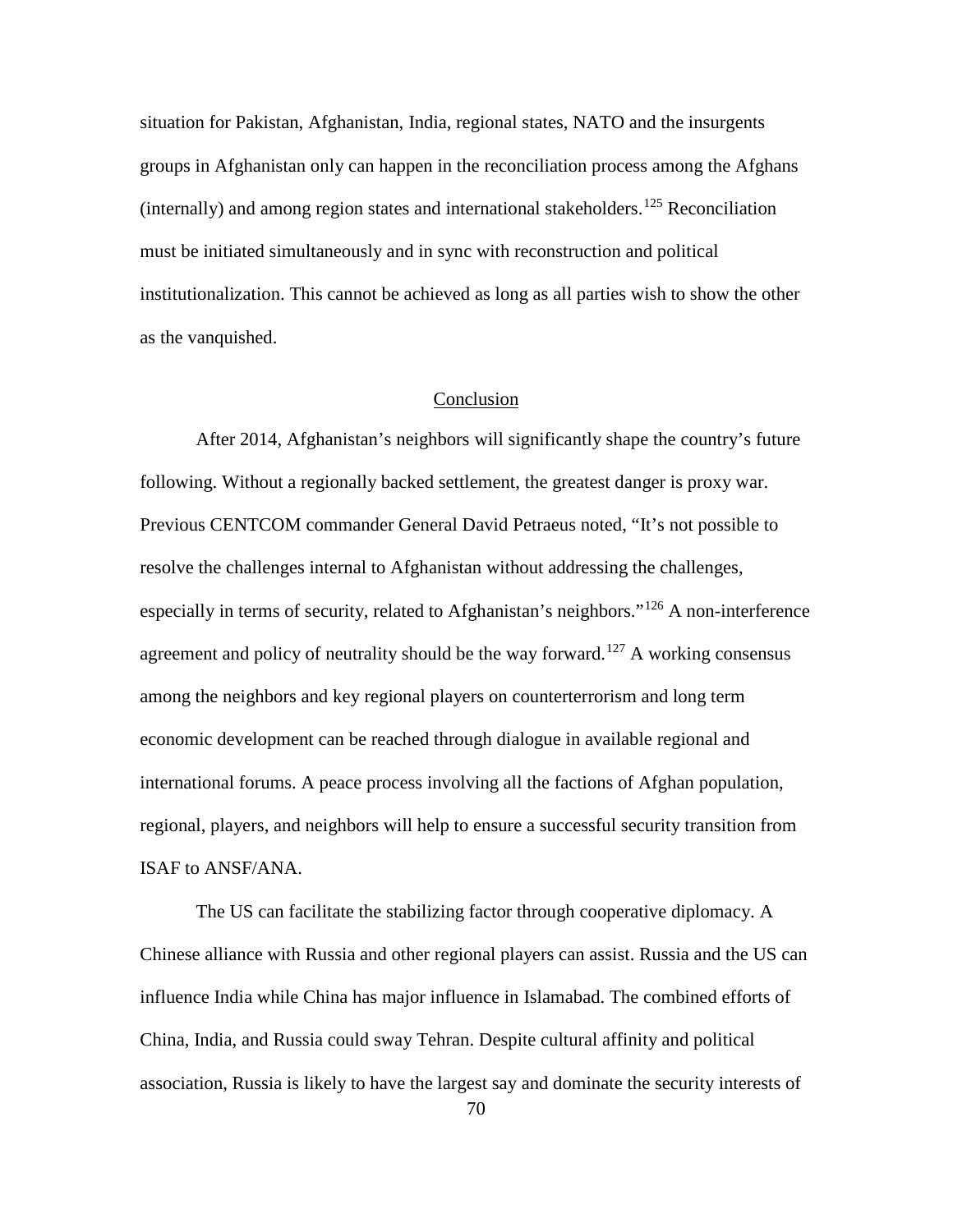situation for Pakistan, Afghanistan, India, regional states, NATO and the insurgents groups in Afghanistan only can happen in the reconciliation process among the Afghans (internally) and among region states and international stakeholders.[125] Reconciliation must be initiated simultaneously and in sync with reconstruction and political institutionalization. This cannot be achieved as long as all parties wish to show the other as the vanquished.

## Conclusion

After 2014, Afghanistan's neighbors will significantly shape the country's future following. Without a regionally backed settlement, the greatest danger is proxy war. Previous CENTCOM commander General David Petraeus noted, "It's not possible to resolve the challenges internal to Afghanistan without addressing the challenges, especially in terms of security, related to Afghanistan's neighbors."[126] A non-interference agreement and policy of neutrality should be the way forward.[127] A working consensus among the neighbors and key regional players on counterterrorism and long term economic development can be reached through dialogue in available regional and international forums. A peace process involving all the factions of Afghan population, regional, players, and neighbors will help to ensure a successful security transition from ISAF to ANSF/ANA.

The US can facilitate the stabilizing factor through cooperative diplomacy. A Chinese alliance with Russia and other regional players can assist. Russia and the US can influence India while China has major influence in Islamabad. The combined efforts of China, India, and Russia could sway Tehran. Despite cultural affinity and political association, Russia is likely to have the largest say and dominate the security interests of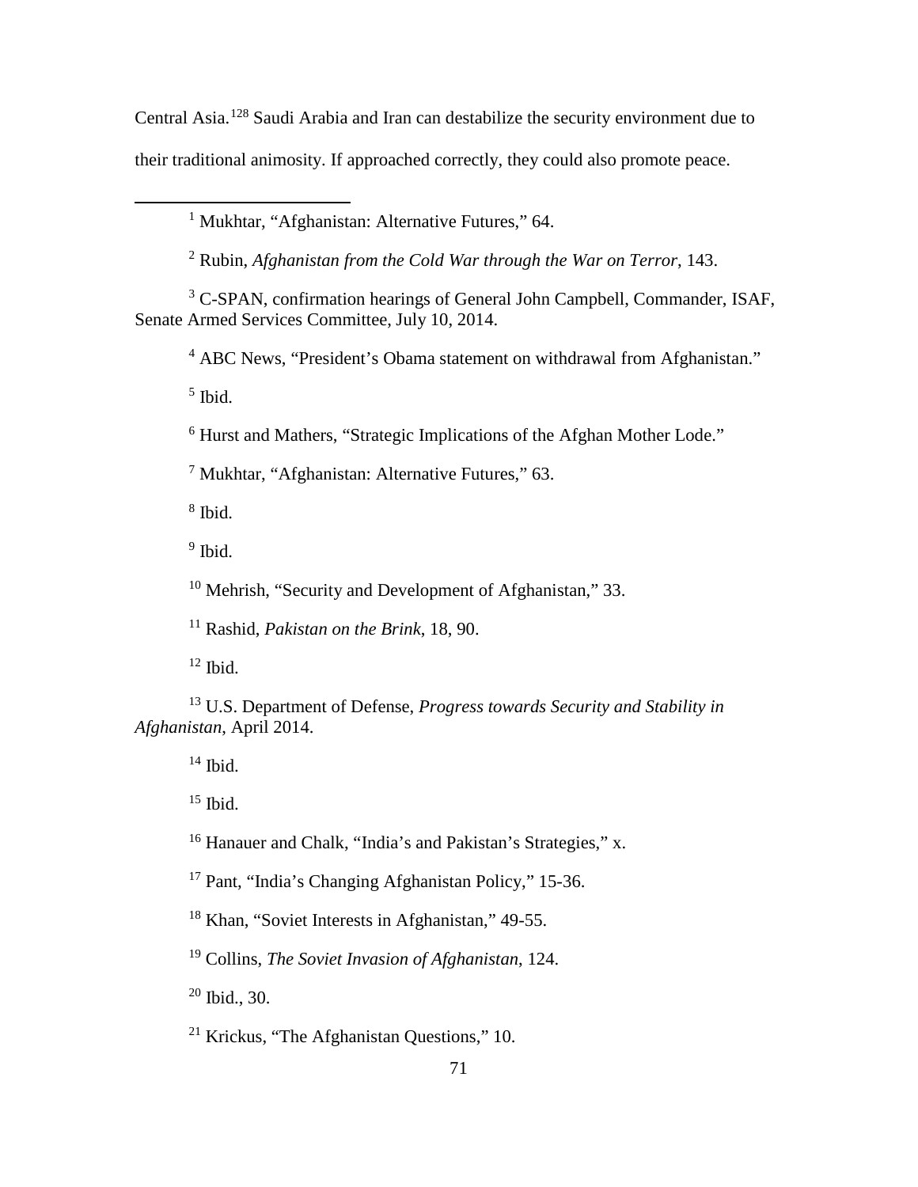Central Asia.[128] Saudi Arabia and Iran can destabilize the security environment due to their traditional animosity. If approached correctly, they could also promote peace.

---

[1] Mukhtar, "Afghanistan: Alternative Futures," 64.

[2] Rubin, *Afghanistan from the Cold War through the War on Terror*, 143.

[3] C-SPAN, confirmation hearings of General John Campbell, Commander, ISAF, Senate Armed Services Committee, July 10, 2014.

[4] ABC News, "President's Obama statement on withdrawal from Afghanistan."

[5] Ibid.

[6] Hurst and Mathers, "Strategic Implications of the Afghan Mother Lode."

[7] Mukhtar, "Afghanistan: Alternative Futures," 63.

[8] Ibid.

[9] Ibid.

[10] Mehrish, "Security and Development of Afghanistan," 33.

[11] Rashid, *Pakistan on the Brink*, 18, 90.

[12] Ibid.

[13] U.S. Department of Defense, *Progress towards Security and Stability in Afghanistan*, April 2014.

[14] Ibid.

[15] Ibid.

[16] Hanauer and Chalk, "India's and Pakistan's Strategies," x.

[17] Pant, "India's Changing Afghanistan Policy," 15-36.

[18] Khan, "Soviet Interests in Afghanistan," 49-55.

[19] Collins, *The Soviet Invasion of Afghanistan*, 124.

[20] Ibid., 30.

[21] Krickus, "The Afghanistan Questions," 10.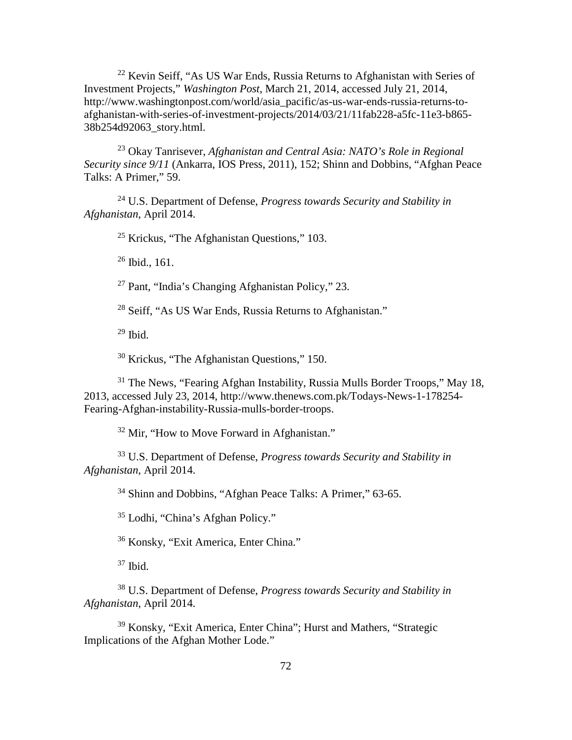[22] Kevin Seiff, "As US War Ends, Russia Returns to Afghanistan with Series of Investment Projects," *Washington Post*, March 21, 2014, accessed July 21, 2014, http://www.washingtonpost.com/world/asia_pacific/as-us-war-ends-russia-returns-to-afghanistan-with-series-of-investment-projects/2014/03/21/11fab228-a5fc-11e3-b865-38b254d92063_story.html.

[23] Okay Tanrisever, *Afghanistan and Central Asia: NATO's Role in Regional Security since 9/11* (Ankarra, IOS Press, 2011), 152; Shinn and Dobbins, "Afghan Peace Talks: A Primer," 59.

[24] U.S. Department of Defense, *Progress towards Security and Stability in Afghanistan*, April 2014.

[25] Krickus, "The Afghanistan Questions," 103.

[26] Ibid., 161.

[27] Pant, "India's Changing Afghanistan Policy," 23.

[28] Seiff, "As US War Ends, Russia Returns to Afghanistan."

[29] Ibid.

[30] Krickus, "The Afghanistan Questions," 150.

[31] The News, "Fearing Afghan Instability, Russia Mulls Border Troops," May 18, 2013, accessed July 23, 2014, http://www.thenews.com.pk/Todays-News-1-178254-Fearing-Afghan-instability-Russia-mulls-border-troops.

[32] Mir, "How to Move Forward in Afghanistan."

[33] U.S. Department of Defense, *Progress towards Security and Stability in Afghanistan*, April 2014.

[34] Shinn and Dobbins, "Afghan Peace Talks: A Primer," 63-65.

[35] Lodhi, "China's Afghan Policy."

[36] Konsky, "Exit America, Enter China."

[37] Ibid.

[38] U.S. Department of Defense, *Progress towards Security and Stability in Afghanistan*, April 2014.

[39] Konsky, "Exit America, Enter China"; Hurst and Mathers, "Strategic Implications of the Afghan Mother Lode."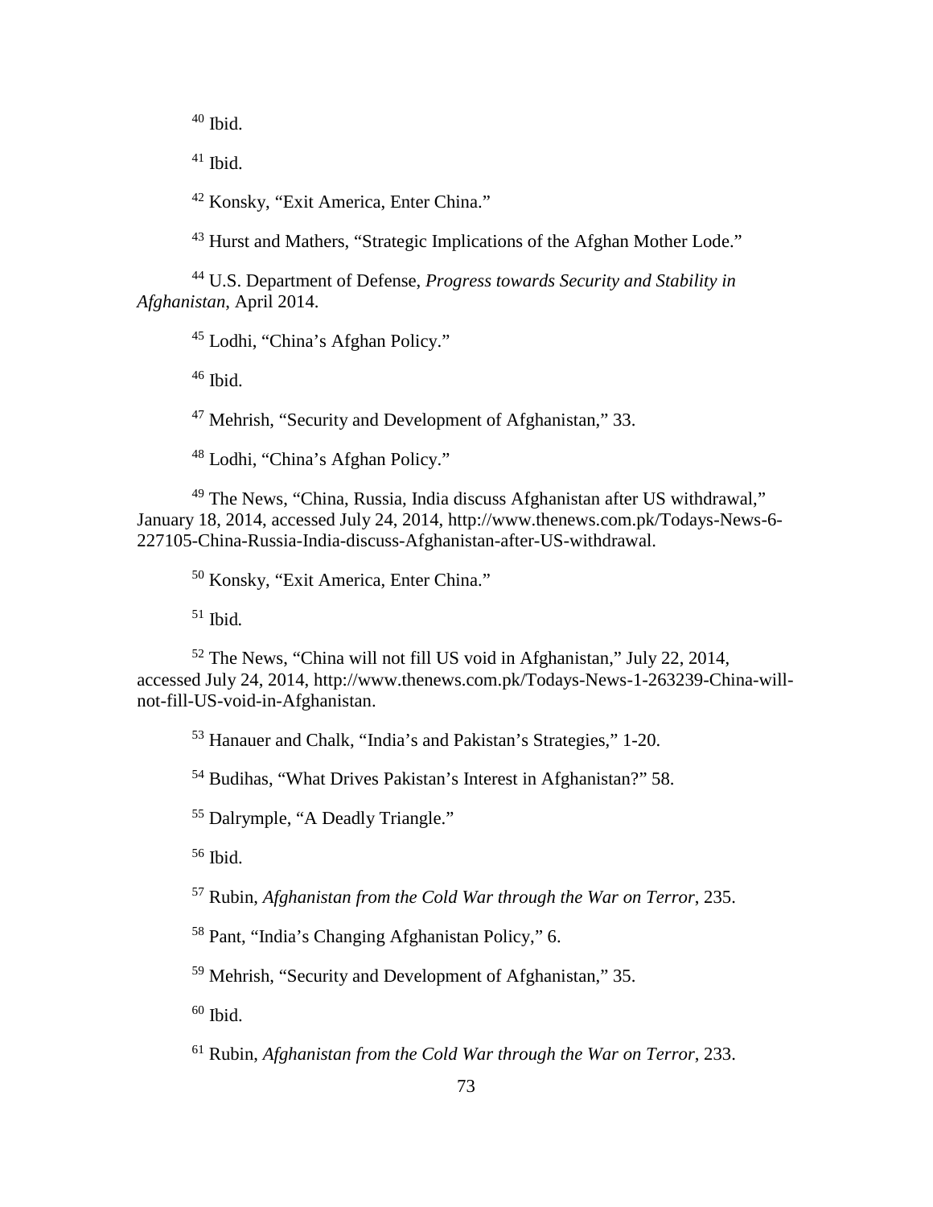[40] Ibid.

[41] Ibid.

[42] Konsky, "Exit America, Enter China."

[43] Hurst and Mathers, "Strategic Implications of the Afghan Mother Lode."

[44] U.S. Department of Defense, *Progress towards Security and Stability in Afghanistan*, April 2014.

[45] Lodhi, "China's Afghan Policy."

[46] Ibid.

[47] Mehrish, "Security and Development of Afghanistan," 33.

[48] Lodhi, "China's Afghan Policy."

[49] The News, "China, Russia, India discuss Afghanistan after US withdrawal," January 18, 2014, accessed July 24, 2014, http://www.thenews.com.pk/Todays-News-6-227105-China-Russia-India-discuss-Afghanistan-after-US-withdrawal.

[50] Konsky, "Exit America, Enter China."

[51] Ibid.

[52] The News, "China will not fill US void in Afghanistan," July 22, 2014, accessed July 24, 2014, http://www.thenews.com.pk/Todays-News-1-263239-China-will-not-fill-US-void-in-Afghanistan.

[53] Hanauer and Chalk, "India's and Pakistan's Strategies," 1-20.

[54] Budihas, "What Drives Pakistan's Interest in Afghanistan?" 58.

[55] Dalrymple, "A Deadly Triangle."

[56] Ibid.

[57] Rubin, *Afghanistan from the Cold War through the War on Terror*, 235.

[58] Pant, "India's Changing Afghanistan Policy," 6.

[59] Mehrish, "Security and Development of Afghanistan," 35.

[60] Ibid.

[61] Rubin, *Afghanistan from the Cold War through the War on Terror*, 233.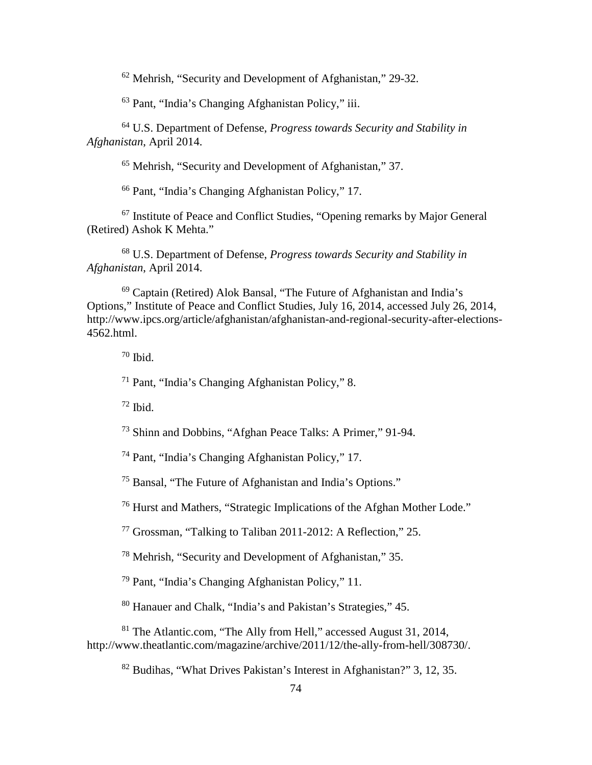[62] Mehrish, "Security and Development of Afghanistan," 29-32.

[63] Pant, "India's Changing Afghanistan Policy," iii.

[64] U.S. Department of Defense, *Progress towards Security and Stability in Afghanistan*, April 2014.

[65] Mehrish, "Security and Development of Afghanistan," 37.

[66] Pant, "India's Changing Afghanistan Policy," 17.

[67] Institute of Peace and Conflict Studies, "Opening remarks by Major General (Retired) Ashok K Mehta."

[68] U.S. Department of Defense, *Progress towards Security and Stability in Afghanistan*, April 2014.

[69] Captain (Retired) Alok Bansal, "The Future of Afghanistan and India's Options," Institute of Peace and Conflict Studies, July 16, 2014, accessed July 26, 2014, http://www.ipcs.org/article/afghanistan/afghanistan-and-regional-security-after-elections-4562.html.

[70] Ibid.

[71] Pant, "India's Changing Afghanistan Policy," 8.

[72] Ibid.

[73] Shinn and Dobbins, "Afghan Peace Talks: A Primer," 91-94.

[74] Pant, "India's Changing Afghanistan Policy," 17.

[75] Bansal, "The Future of Afghanistan and India's Options."

[76] Hurst and Mathers, "Strategic Implications of the Afghan Mother Lode."

[77] Grossman, "Talking to Taliban 2011-2012: A Reflection," 25.

[78] Mehrish, "Security and Development of Afghanistan," 35.

[79] Pant, "India's Changing Afghanistan Policy," 11.

[80] Hanauer and Chalk, "India's and Pakistan's Strategies," 45.

[81] The Atlantic.com, "The Ally from Hell," accessed August 31, 2014, http://www.theatlantic.com/magazine/archive/2011/12/the-ally-from-hell/308730/.

[82] Budihas, "What Drives Pakistan's Interest in Afghanistan?" 3, 12, 35.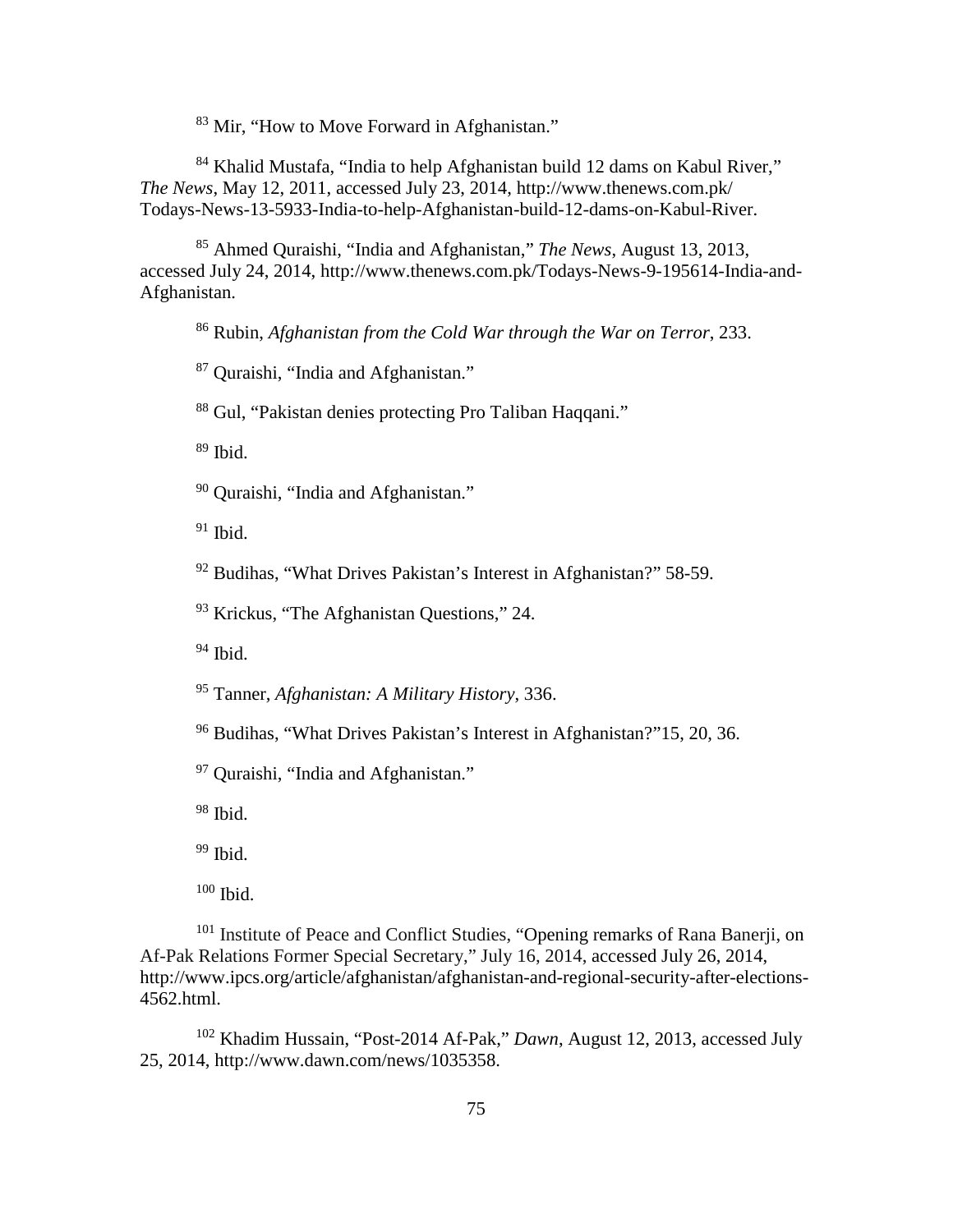[83] Mir, "How to Move Forward in Afghanistan."

[84] Khalid Mustafa, "India to help Afghanistan build 12 dams on Kabul River," *The News*, May 12, 2011, accessed July 23, 2014, http://www.thenews.com.pk/Todays-News-13-5933-India-to-help-Afghanistan-build-12-dams-on-Kabul-River.

[85] Ahmed Quraishi, "India and Afghanistan," *The News*, August 13, 2013, accessed July 24, 2014, http://www.thenews.com.pk/Todays-News-9-195614-India-and-Afghanistan.

[86] Rubin, *Afghanistan from the Cold War through the War on Terror*, 233.

[87] Quraishi, "India and Afghanistan."

[88] Gul, "Pakistan denies protecting Pro Taliban Haqqani."

[89] Ibid.

[90] Quraishi, "India and Afghanistan."

[91] Ibid.

[92] Budihas, "What Drives Pakistan's Interest in Afghanistan?" 58-59.

[93] Krickus, "The Afghanistan Questions," 24.

[94] Ibid.

[95] Tanner, *Afghanistan: A Military History*, 336.

[96] Budihas, "What Drives Pakistan's Interest in Afghanistan?"15, 20, 36.

[97] Quraishi, "India and Afghanistan."

[98] Ibid.

[99] Ibid.

[100] Ibid.

[101] Institute of Peace and Conflict Studies, "Opening remarks of Rana Banerji, on Af-Pak Relations Former Special Secretary," July 16, 2014, accessed July 26, 2014, http://www.ipcs.org/article/afghanistan/afghanistan-and-regional-security-after-elections-4562.html.

[102] Khadim Hussain, "Post-2014 Af-Pak," *Dawn*, August 12, 2013, accessed July 25, 2014, http://www.dawn.com/news/1035358.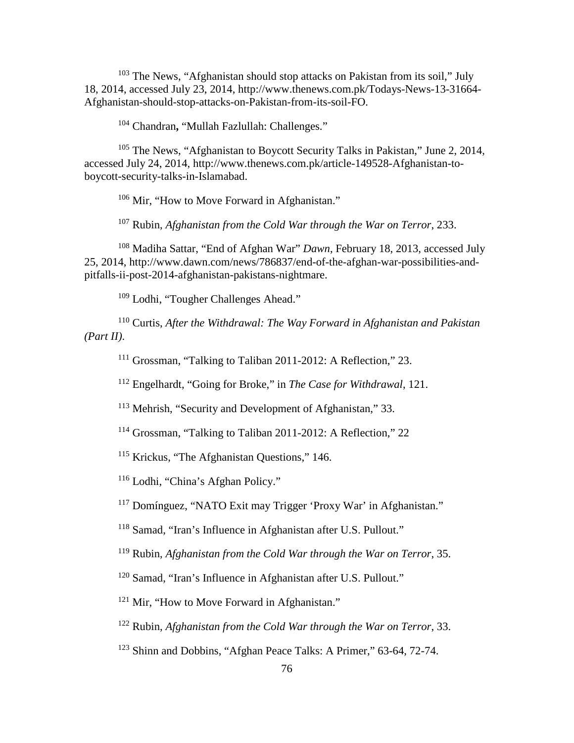[103] The News, "Afghanistan should stop attacks on Pakistan from its soil," July 18, 2014, accessed July 23, 2014, http://www.thenews.com.pk/Todays-News-13-31664-Afghanistan-should-stop-attacks-on-Pakistan-from-its-soil-FO.

[104] Chandran**,** "Mullah Fazlullah: Challenges."

[105] The News, "Afghanistan to Boycott Security Talks in Pakistan," June 2, 2014, accessed July 24, 2014, http://www.thenews.com.pk/article-149528-Afghanistan-to-boycott-security-talks-in-Islamabad.

[106] Mir, "How to Move Forward in Afghanistan."

[107] Rubin, *Afghanistan from the Cold War through the War on Terror*, 233.

[108] Madiha Sattar, "End of Afghan War" *Dawn*, February 18, 2013, accessed July 25, 2014, http://www.dawn.com/news/786837/end-of-the-afghan-war-possibilities-and-pitfalls-ii-post-2014-afghanistan-pakistans-nightmare.

[109] Lodhi, "Tougher Challenges Ahead."

[110] Curtis, *After the Withdrawal: The Way Forward in Afghanistan and Pakistan (Part II)*.

[111] Grossman, "Talking to Taliban 2011-2012: A Reflection," 23.

[112] Engelhardt, "Going for Broke," in *The Case for Withdrawal*, 121.

[113] Mehrish, "Security and Development of Afghanistan," 33.

[114] Grossman, "Talking to Taliban 2011-2012: A Reflection," 22

[115] Krickus, "The Afghanistan Questions," 146.

[116] Lodhi, "China's Afghan Policy."

[117] Domínguez, "NATO Exit may Trigger 'Proxy War' in Afghanistan."

[118] Samad, "Iran's Influence in Afghanistan after U.S. Pullout."

[119] Rubin, *Afghanistan from the Cold War through the War on Terror*, 35.

[120] Samad, "Iran's Influence in Afghanistan after U.S. Pullout."

[121] Mir, "How to Move Forward in Afghanistan."

[122] Rubin, *Afghanistan from the Cold War through the War on Terror*, 33.

[123] Shinn and Dobbins, "Afghan Peace Talks: A Primer," 63-64, 72-74.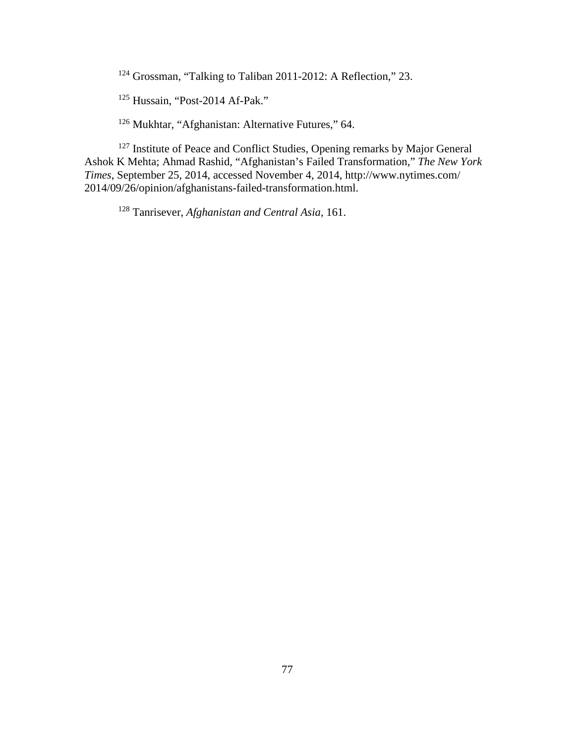[124] Grossman, "Talking to Taliban 2011-2012: A Reflection," 23.

[125] Hussain, "Post-2014 Af-Pak."

[126] Mukhtar, "Afghanistan: Alternative Futures," 64.

[127] Institute of Peace and Conflict Studies, Opening remarks by Major General Ashok K Mehta; Ahmad Rashid, "Afghanistan's Failed Transformation," *The New York Times*, September 25, 2014, accessed November 4, 2014, http://www.nytimes.com/2014/09/26/opinion/afghanistans-failed-transformation.html.

[128] Tanrisever, *Afghanistan and Central Asia*, 161.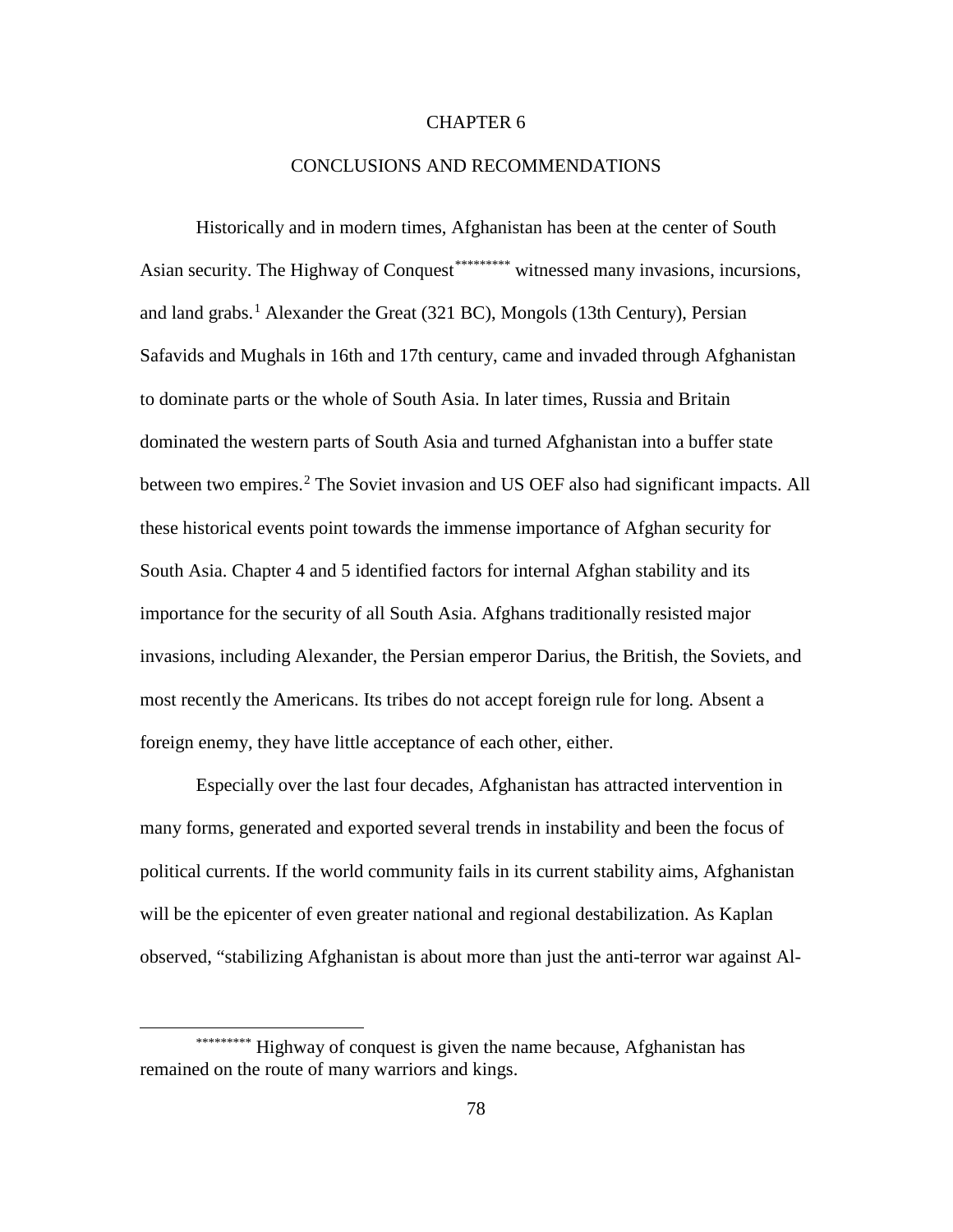# CHAPTER 6

## CONCLUSIONS AND RECOMMENDATIONS

Historically and in modern times, Afghanistan has been at the center of South Asian security. The Highway of Conquest[*********] witnessed many invasions, incursions, and land grabs.[1] Alexander the Great (321 BC), Mongols (13th Century), Persian Safavids and Mughals in 16th and 17th century, came and invaded through Afghanistan to dominate parts or the whole of South Asia. In later times, Russia and Britain dominated the western parts of South Asia and turned Afghanistan into a buffer state between two empires.[2] The Soviet invasion and US OEF also had significant impacts. All these historical events point towards the immense importance of Afghan security for South Asia. Chapter 4 and 5 identified factors for internal Afghan stability and its importance for the security of all South Asia. Afghans traditionally resisted major invasions, including Alexander, the Persian emperor Darius, the British, the Soviets, and most recently the Americans. Its tribes do not accept foreign rule for long. Absent a foreign enemy, they have little acceptance of each other, either.

Especially over the last four decades, Afghanistan has attracted intervention in many forms, generated and exported several trends in instability and been the focus of political currents. If the world community fails in its current stability aims, Afghanistan will be the epicenter of even greater national and regional destabilization. As Kaplan observed, "stabilizing Afghanistan is about more than just the anti-terror war against Al-

---

[*********] Highway of conquest is given the name because, Afghanistan has remained on the route of many warriors and kings.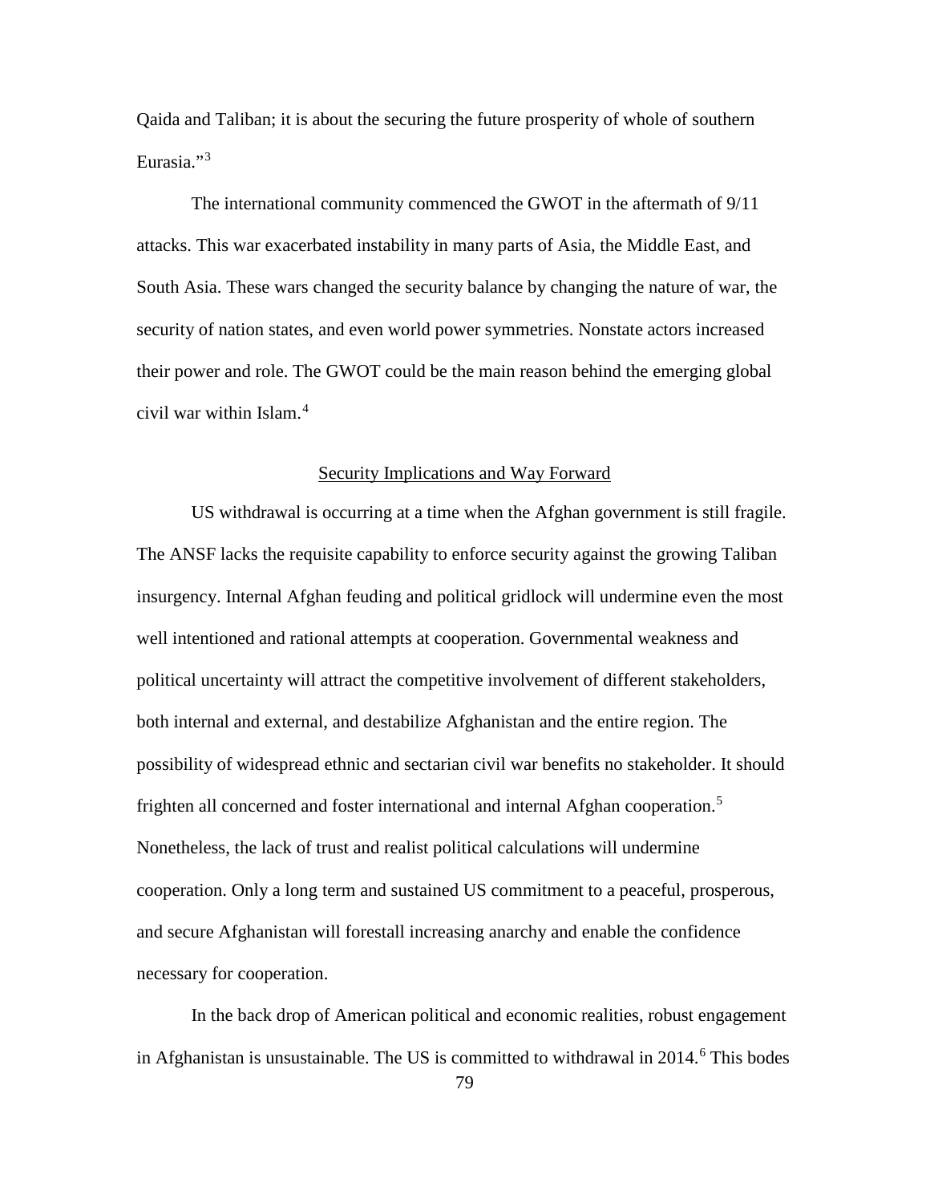Qaida and Taliban; it is about the securing the future prosperity of whole of southern Eurasia."[3]

The international community commenced the GWOT in the aftermath of 9/11 attacks. This war exacerbated instability in many parts of Asia, the Middle East, and South Asia. These wars changed the security balance by changing the nature of war, the security of nation states, and even world power symmetries. Nonstate actors increased their power and role. The GWOT could be the main reason behind the emerging global civil war within Islam.[4]

## Security Implications and Way Forward

US withdrawal is occurring at a time when the Afghan government is still fragile. The ANSF lacks the requisite capability to enforce security against the growing Taliban insurgency. Internal Afghan feuding and political gridlock will undermine even the most well intentioned and rational attempts at cooperation. Governmental weakness and political uncertainty will attract the competitive involvement of different stakeholders, both internal and external, and destabilize Afghanistan and the entire region. The possibility of widespread ethnic and sectarian civil war benefits no stakeholder. It should frighten all concerned and foster international and internal Afghan cooperation.[5] Nonetheless, the lack of trust and realist political calculations will undermine cooperation. Only a long term and sustained US commitment to a peaceful, prosperous, and secure Afghanistan will forestall increasing anarchy and enable the confidence necessary for cooperation.

In the back drop of American political and economic realities, robust engagement in Afghanistan is unsustainable. The US is committed to withdrawal in 2014.[6] This bodes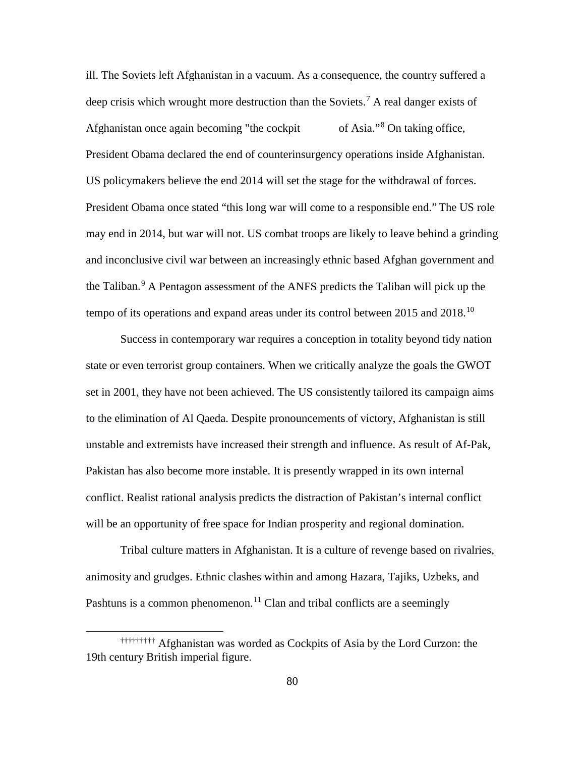ill. The Soviets left Afghanistan in a vacuum. As a consequence, the country suffered a deep crisis which wrought more destruction than the Soviets.[7] A real danger exists of Afghanistan once again becoming "the cockpit of Asia."[8] On taking office, President Obama declared the end of counterinsurgency operations inside Afghanistan. US policymakers believe the end 2014 will set the stage for the withdrawal of forces. President Obama once stated "this long war will come to a responsible end." The US role may end in 2014, but war will not. US combat troops are likely to leave behind a grinding and inconclusive civil war between an increasingly ethnic based Afghan government and the Taliban.[9] A Pentagon assessment of the ANFS predicts the Taliban will pick up the tempo of its operations and expand areas under its control between 2015 and 2018.[10]

Success in contemporary war requires a conception in totality beyond tidy nation state or even terrorist group containers. When we critically analyze the goals the GWOT set in 2001, they have not been achieved. The US consistently tailored its campaign aims to the elimination of Al Qaeda. Despite pronouncements of victory, Afghanistan is still unstable and extremists have increased their strength and influence. As result of Af-Pak, Pakistan has also become more instable. It is presently wrapped in its own internal conflict. Realist rational analysis predicts the distraction of Pakistan's internal conflict will be an opportunity of free space for Indian prosperity and regional domination.

Tribal culture matters in Afghanistan. It is a culture of revenge based on rivalries, animosity and grudges. Ethnic clashes within and among Hazara, Tajiks, Uzbeks, and Pashtuns is a common phenomenon.[11] Clan and tribal conflicts are a seemingly

---

[†††††††††] Afghanistan was worded as Cockpits of Asia by the Lord Curzon: the 19th century British imperial figure.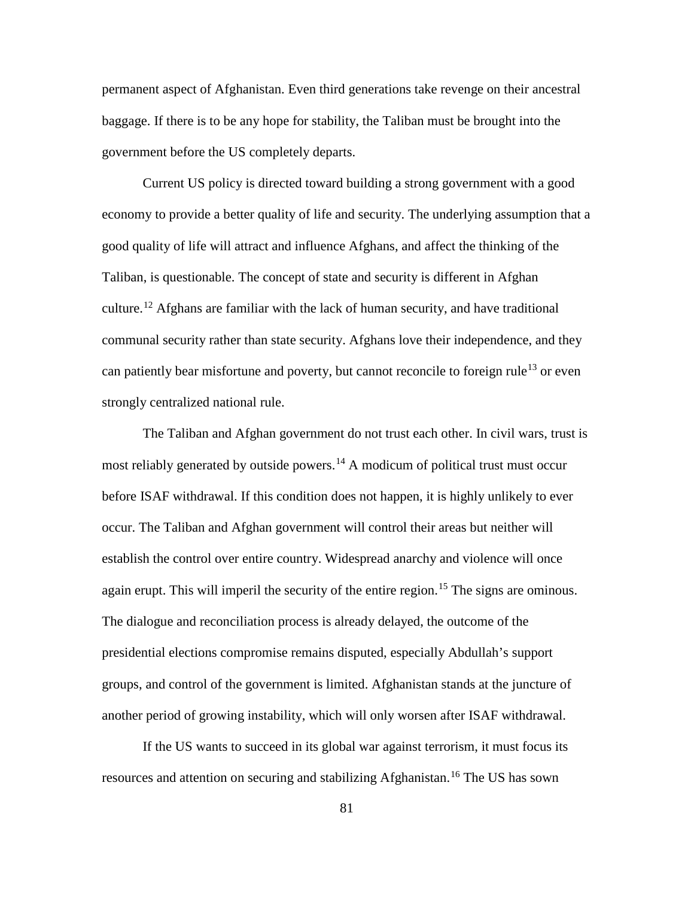permanent aspect of Afghanistan. Even third generations take revenge on their ancestral baggage. If there is to be any hope for stability, the Taliban must be brought into the government before the US completely departs.

Current US policy is directed toward building a strong government with a good economy to provide a better quality of life and security. The underlying assumption that a good quality of life will attract and influence Afghans, and affect the thinking of the Taliban, is questionable. The concept of state and security is different in Afghan culture.[12] Afghans are familiar with the lack of human security, and have traditional communal security rather than state security. Afghans love their independence, and they can patiently bear misfortune and poverty, but cannot reconcile to foreign rule[13] or even strongly centralized national rule.

The Taliban and Afghan government do not trust each other. In civil wars, trust is most reliably generated by outside powers.[14] A modicum of political trust must occur before ISAF withdrawal. If this condition does not happen, it is highly unlikely to ever occur. The Taliban and Afghan government will control their areas but neither will establish the control over entire country. Widespread anarchy and violence will once again erupt. This will imperil the security of the entire region.[15] The signs are ominous. The dialogue and reconciliation process is already delayed, the outcome of the presidential elections compromise remains disputed, especially Abdullah's support groups, and control of the government is limited. Afghanistan stands at the juncture of another period of growing instability, which will only worsen after ISAF withdrawal.

If the US wants to succeed in its global war against terrorism, it must focus its resources and attention on securing and stabilizing Afghanistan.[16] The US has sown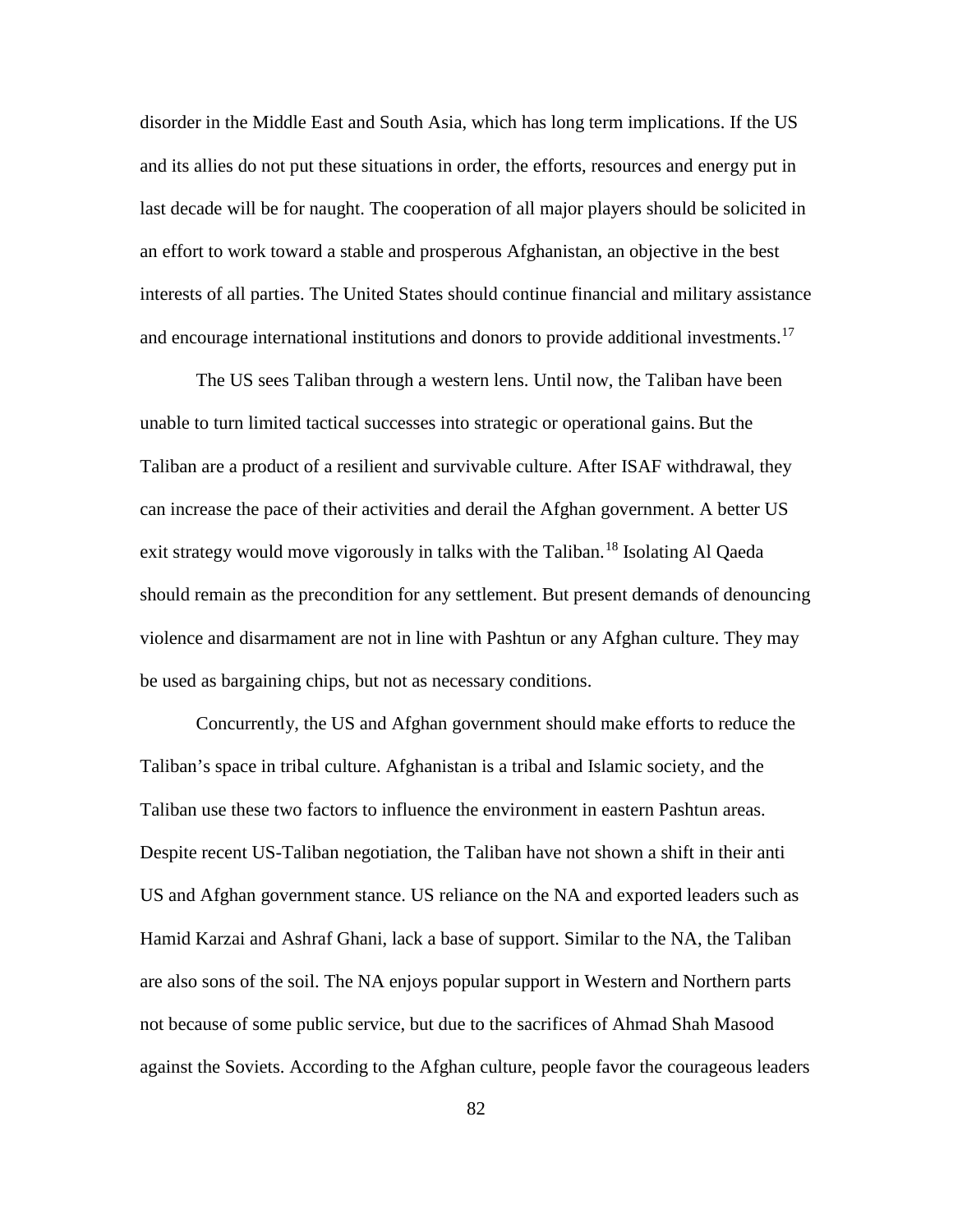disorder in the Middle East and South Asia, which has long term implications. If the US and its allies do not put these situations in order, the efforts, resources and energy put in last decade will be for naught. The cooperation of all major players should be solicited in an effort to work toward a stable and prosperous Afghanistan, an objective in the best interests of all parties. The United States should continue financial and military assistance and encourage international institutions and donors to provide additional investments.[17]

The US sees Taliban through a western lens. Until now, the Taliban have been unable to turn limited tactical successes into strategic or operational gains. But the Taliban are a product of a resilient and survivable culture. After ISAF withdrawal, they can increase the pace of their activities and derail the Afghan government. A better US exit strategy would move vigorously in talks with the Taliban.[18] Isolating Al Qaeda should remain as the precondition for any settlement. But present demands of denouncing violence and disarmament are not in line with Pashtun or any Afghan culture. They may be used as bargaining chips, but not as necessary conditions.

Concurrently, the US and Afghan government should make efforts to reduce the Taliban's space in tribal culture. Afghanistan is a tribal and Islamic society, and the Taliban use these two factors to influence the environment in eastern Pashtun areas. Despite recent US-Taliban negotiation, the Taliban have not shown a shift in their anti US and Afghan government stance. US reliance on the NA and exported leaders such as Hamid Karzai and Ashraf Ghani, lack a base of support. Similar to the NA, the Taliban are also sons of the soil. The NA enjoys popular support in Western and Northern parts not because of some public service, but due to the sacrifices of Ahmad Shah Masood against the Soviets. According to the Afghan culture, people favor the courageous leaders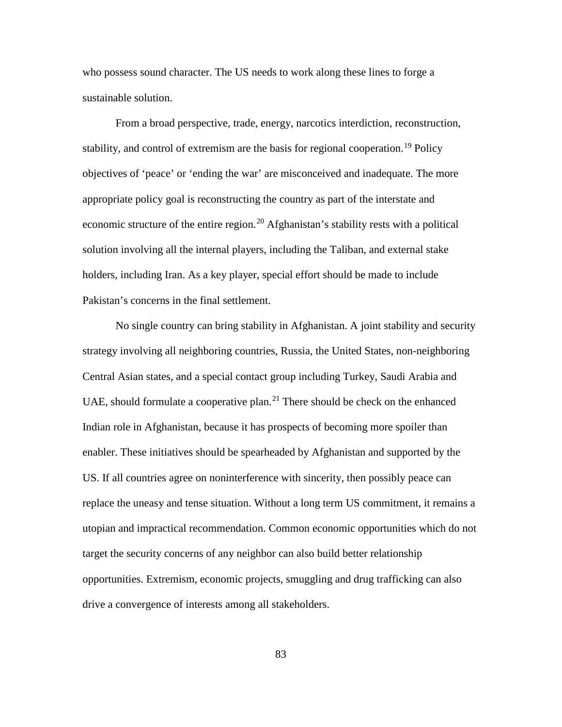who possess sound character. The US needs to work along these lines to forge a sustainable solution.

From a broad perspective, trade, energy, narcotics interdiction, reconstruction, stability, and control of extremism are the basis for regional cooperation.[19] Policy objectives of 'peace' or 'ending the war' are misconceived and inadequate. The more appropriate policy goal is reconstructing the country as part of the interstate and economic structure of the entire region.[20] Afghanistan's stability rests with a political solution involving all the internal players, including the Taliban, and external stake holders, including Iran. As a key player, special effort should be made to include Pakistan's concerns in the final settlement.

No single country can bring stability in Afghanistan. A joint stability and security strategy involving all neighboring countries, Russia, the United States, non-neighboring Central Asian states, and a special contact group including Turkey, Saudi Arabia and UAE, should formulate a cooperative plan.[21] There should be check on the enhanced Indian role in Afghanistan, because it has prospects of becoming more spoiler than enabler. These initiatives should be spearheaded by Afghanistan and supported by the US. If all countries agree on noninterference with sincerity, then possibly peace can replace the uneasy and tense situation. Without a long term US commitment, it remains a utopian and impractical recommendation. Common economic opportunities which do not target the security concerns of any neighbor can also build better relationship opportunities. Extremism, economic projects, smuggling and drug trafficking can also drive a convergence of interests among all stakeholders.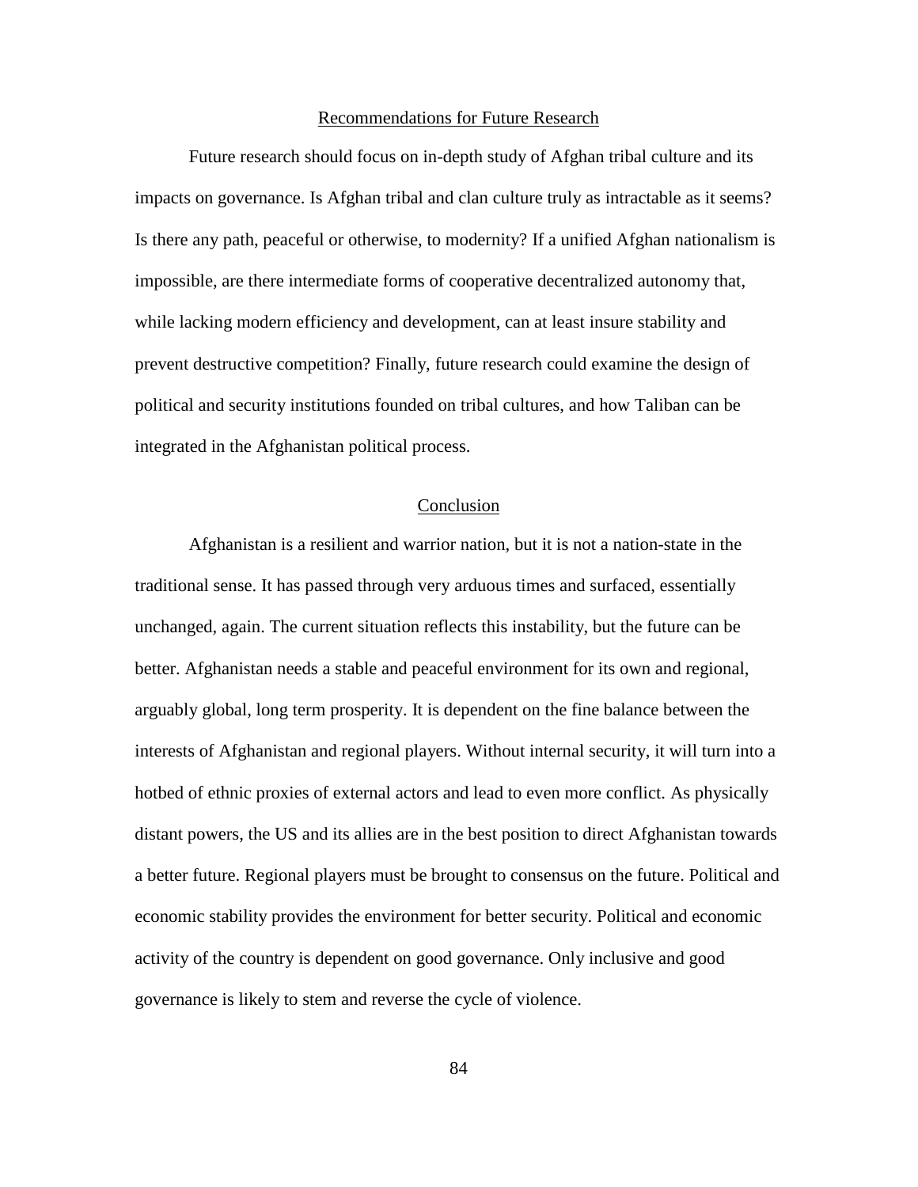## Recommendations for Future Research

Future research should focus on in-depth study of Afghan tribal culture and its impacts on governance. Is Afghan tribal and clan culture truly as intractable as it seems? Is there any path, peaceful or otherwise, to modernity? If a unified Afghan nationalism is impossible, are there intermediate forms of cooperative decentralized autonomy that, while lacking modern efficiency and development, can at least insure stability and prevent destructive competition? Finally, future research could examine the design of political and security institutions founded on tribal cultures, and how Taliban can be integrated in the Afghanistan political process.

## Conclusion

Afghanistan is a resilient and warrior nation, but it is not a nation-state in the traditional sense. It has passed through very arduous times and surfaced, essentially unchanged, again. The current situation reflects this instability, but the future can be better. Afghanistan needs a stable and peaceful environment for its own and regional, arguably global, long term prosperity. It is dependent on the fine balance between the interests of Afghanistan and regional players. Without internal security, it will turn into a hotbed of ethnic proxies of external actors and lead to even more conflict. As physically distant powers, the US and its allies are in the best position to direct Afghanistan towards a better future. Regional players must be brought to consensus on the future. Political and economic stability provides the environment for better security. Political and economic activity of the country is dependent on good governance. Only inclusive and good governance is likely to stem and reverse the cycle of violence.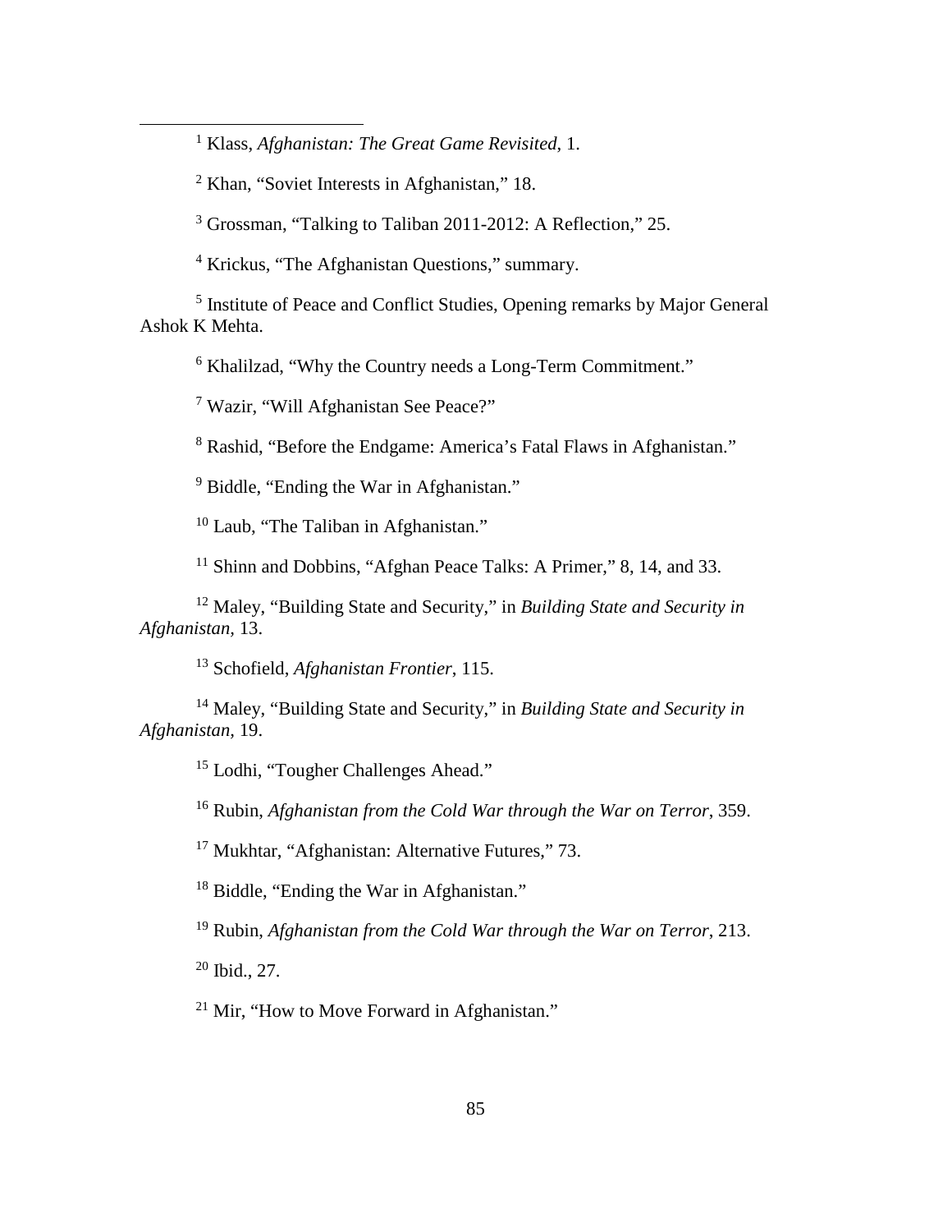[1] Klass, *Afghanistan: The Great Game Revisited*, 1.

[2] Khan, "Soviet Interests in Afghanistan," 18.

[3] Grossman, "Talking to Taliban 2011-2012: A Reflection," 25.

[4] Krickus, "The Afghanistan Questions," summary.

[5] Institute of Peace and Conflict Studies, Opening remarks by Major General Ashok K Mehta.

[6] Khalilzad, "Why the Country needs a Long-Term Commitment."

[7] Wazir, "Will Afghanistan See Peace?"

[8] Rashid, "Before the Endgame: America's Fatal Flaws in Afghanistan."

[9] Biddle, "Ending the War in Afghanistan."

[10] Laub, "The Taliban in Afghanistan."

[11] Shinn and Dobbins, "Afghan Peace Talks: A Primer," 8, 14, and 33.

[12] Maley, "Building State and Security," in *Building State and Security in Afghanistan*, 13.

[13] Schofield, *Afghanistan Frontier*, 115.

[14] Maley, "Building State and Security," in *Building State and Security in Afghanistan*, 19.

[15] Lodhi, "Tougher Challenges Ahead."

[16] Rubin, *Afghanistan from the Cold War through the War on Terror*, 359.

[17] Mukhtar, "Afghanistan: Alternative Futures," 73.

[18] Biddle, "Ending the War in Afghanistan."

[19] Rubin, *Afghanistan from the Cold War through the War on Terror*, 213.

[20] Ibid., 27.

[21] Mir, "How to Move Forward in Afghanistan."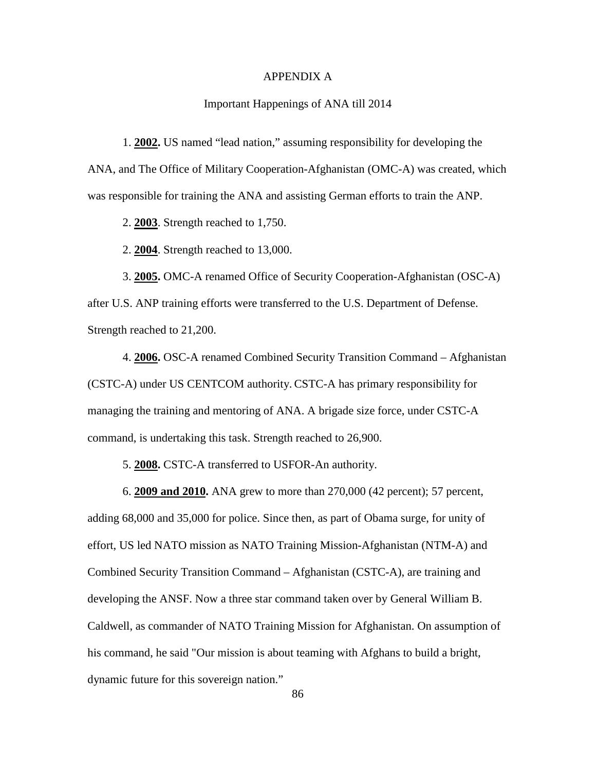# APPENDIX A

## Important Happenings of ANA till 2014

1. **2002.** US named “lead nation,” assuming responsibility for developing the ANA, and The Office of Military Cooperation-Afghanistan (OMC-A) was created, which was responsible for training the ANA and assisting German efforts to train the ANP.

2. **2003**. Strength reached to 1,750.

2. **2004**. Strength reached to 13,000.

3. **2005.** OMC-A renamed Office of Security Cooperation-Afghanistan (OSC-A) after U.S. ANP training efforts were transferred to the U.S. Department of Defense. Strength reached to 21,200.

4. **2006.** OSC-A renamed Combined Security Transition Command – Afghanistan (CSTC-A) under US CENTCOM authority. CSTC-A has primary responsibility for managing the training and mentoring of ANA. A brigade size force, under CSTC-A command, is undertaking this task. Strength reached to 26,900.

5. **2008.** CSTC-A transferred to USFOR-An authority.

6. **2009 and 2010.** ANA grew to more than 270,000 (42 percent); 57 percent, adding 68,000 and 35,000 for police. Since then, as part of Obama surge, for unity of effort, US led NATO mission as NATO Training Mission-Afghanistan (NTM-A) and Combined Security Transition Command – Afghanistan (CSTC-A), are training and developing the ANSF. Now a three star command taken over by General William B. Caldwell, as commander of NATO Training Mission for Afghanistan. On assumption of his command, he said "Our mission is about teaming with Afghans to build a bright, dynamic future for this sovereign nation.”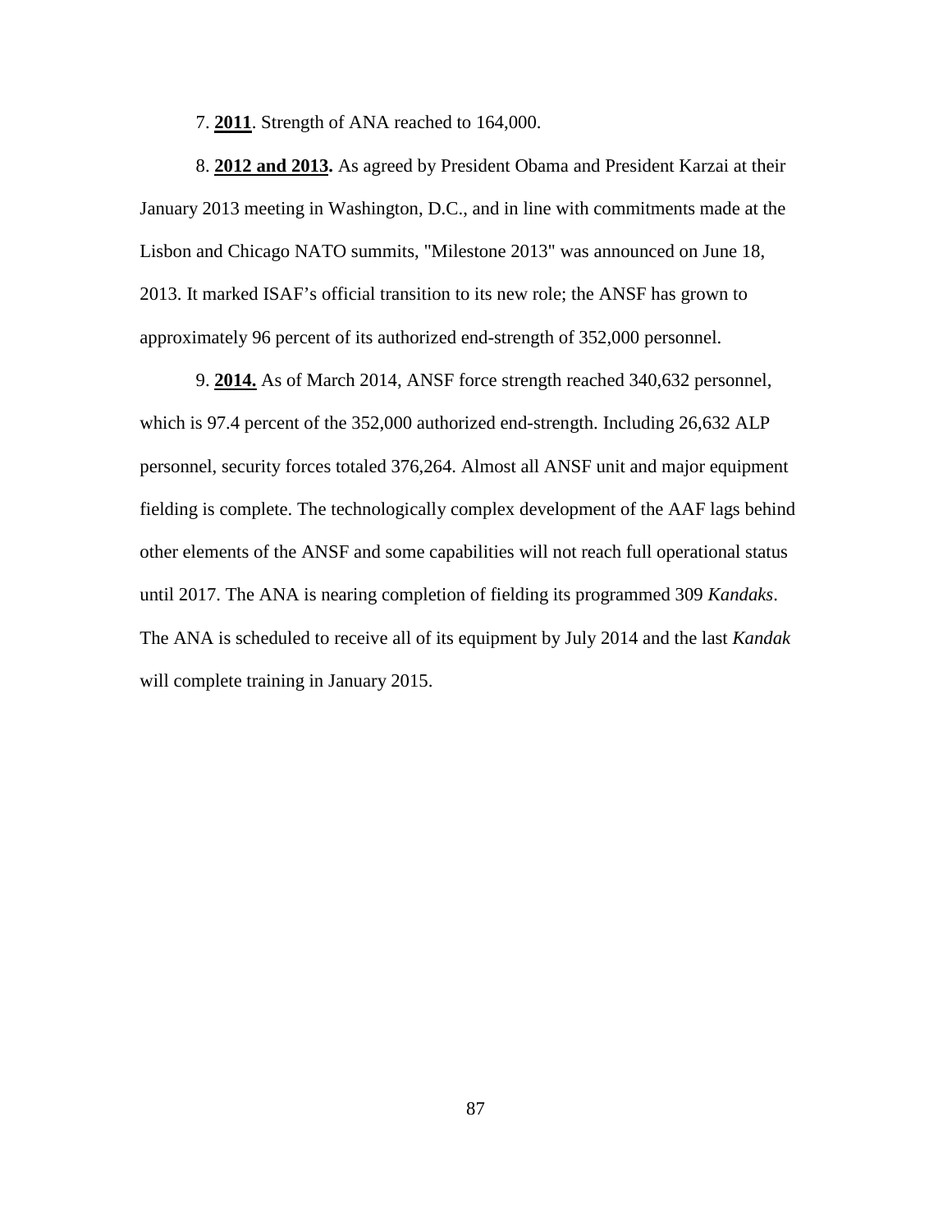7. **2011**. Strength of ANA reached to 164,000.

8. **2012 and 2013.** As agreed by President Obama and President Karzai at their January 2013 meeting in Washington, D.C., and in line with commitments made at the Lisbon and Chicago NATO summits, "Milestone 2013" was announced on June 18, 2013. It marked ISAF's official transition to its new role; the ANSF has grown to approximately 96 percent of its authorized end-strength of 352,000 personnel.

9. **2014.** As of March 2014, ANSF force strength reached 340,632 personnel, which is 97.4 percent of the 352,000 authorized end-strength. Including 26,632 ALP personnel, security forces totaled 376,264. Almost all ANSF unit and major equipment fielding is complete. The technologically complex development of the AAF lags behind other elements of the ANSF and some capabilities will not reach full operational status until 2017. The ANA is nearing completion of fielding its programmed 309 *Kandaks*. The ANA is scheduled to receive all of its equipment by July 2014 and the last *Kandak* will complete training in January 2015.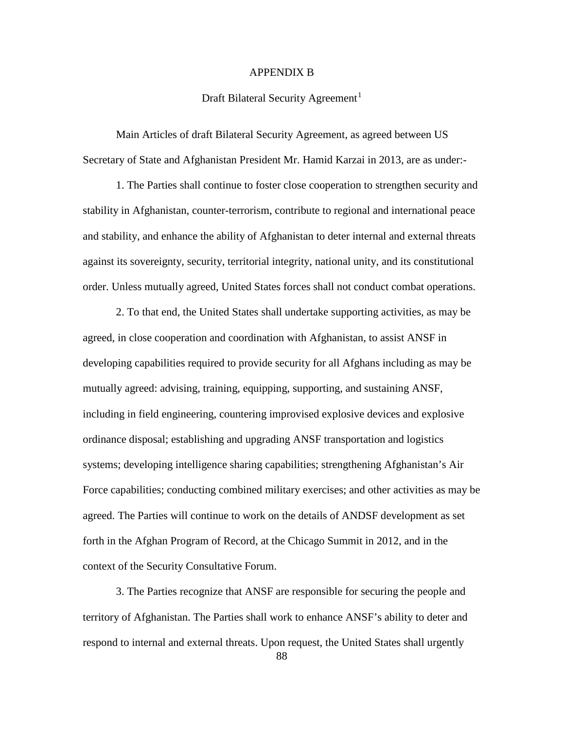# APPENDIX B

## Draft Bilateral Security Agreement[1]

Main Articles of draft Bilateral Security Agreement, as agreed between US Secretary of State and Afghanistan President Mr. Hamid Karzai in 2013, are as under:-

1. The Parties shall continue to foster close cooperation to strengthen security and stability in Afghanistan, counter-terrorism, contribute to regional and international peace and stability, and enhance the ability of Afghanistan to deter internal and external threats against its sovereignty, security, territorial integrity, national unity, and its constitutional order. Unless mutually agreed, United States forces shall not conduct combat operations.

2. To that end, the United States shall undertake supporting activities, as may be agreed, in close cooperation and coordination with Afghanistan, to assist ANSF in developing capabilities required to provide security for all Afghans including as may be mutually agreed: advising, training, equipping, supporting, and sustaining ANSF, including in field engineering, countering improvised explosive devices and explosive ordinance disposal; establishing and upgrading ANSF transportation and logistics systems; developing intelligence sharing capabilities; strengthening Afghanistan's Air Force capabilities; conducting combined military exercises; and other activities as may be agreed. The Parties will continue to work on the details of ANDSF development as set forth in the Afghan Program of Record, at the Chicago Summit in 2012, and in the context of the Security Consultative Forum.

3. The Parties recognize that ANSF are responsible for securing the people and territory of Afghanistan. The Parties shall work to enhance ANSF's ability to deter and respond to internal and external threats. Upon request, the United States shall urgently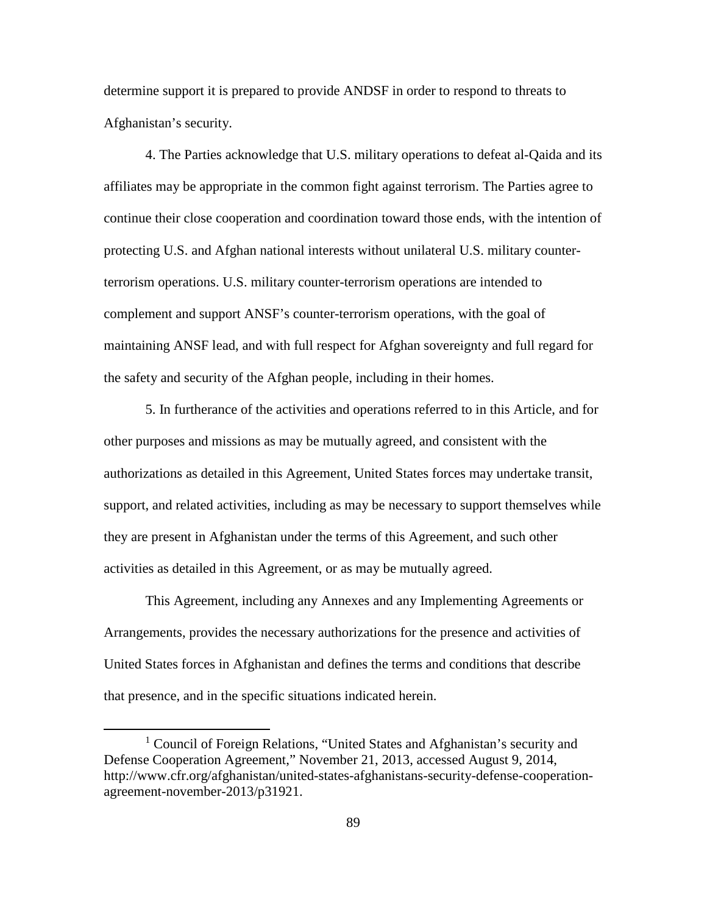determine support it is prepared to provide ANDSF in order to respond to threats to Afghanistan's security.

4. The Parties acknowledge that U.S. military operations to defeat al-Qaida and its affiliates may be appropriate in the common fight against terrorism. The Parties agree to continue their close cooperation and coordination toward those ends, with the intention of protecting U.S. and Afghan national interests without unilateral U.S. military counter-terrorism operations. U.S. military counter-terrorism operations are intended to complement and support ANSF's counter-terrorism operations, with the goal of maintaining ANSF lead, and with full respect for Afghan sovereignty and full regard for the safety and security of the Afghan people, including in their homes.

5. In furtherance of the activities and operations referred to in this Article, and for other purposes and missions as may be mutually agreed, and consistent with the authorizations as detailed in this Agreement, United States forces may undertake transit, support, and related activities, including as may be necessary to support themselves while they are present in Afghanistan under the terms of this Agreement, and such other activities as detailed in this Agreement, or as may be mutually agreed.

This Agreement, including any Annexes and any Implementing Agreements or Arrangements, provides the necessary authorizations for the presence and activities of United States forces in Afghanistan and defines the terms and conditions that describe that presence, and in the specific situations indicated herein.

---

[1] Council of Foreign Relations, "United States and Afghanistan's security and Defense Cooperation Agreement," November 21, 2013, accessed August 9, 2014, http://www.cfr.org/afghanistan/united-states-afghanistans-security-defense-cooperation-agreement-november-2013/p31921.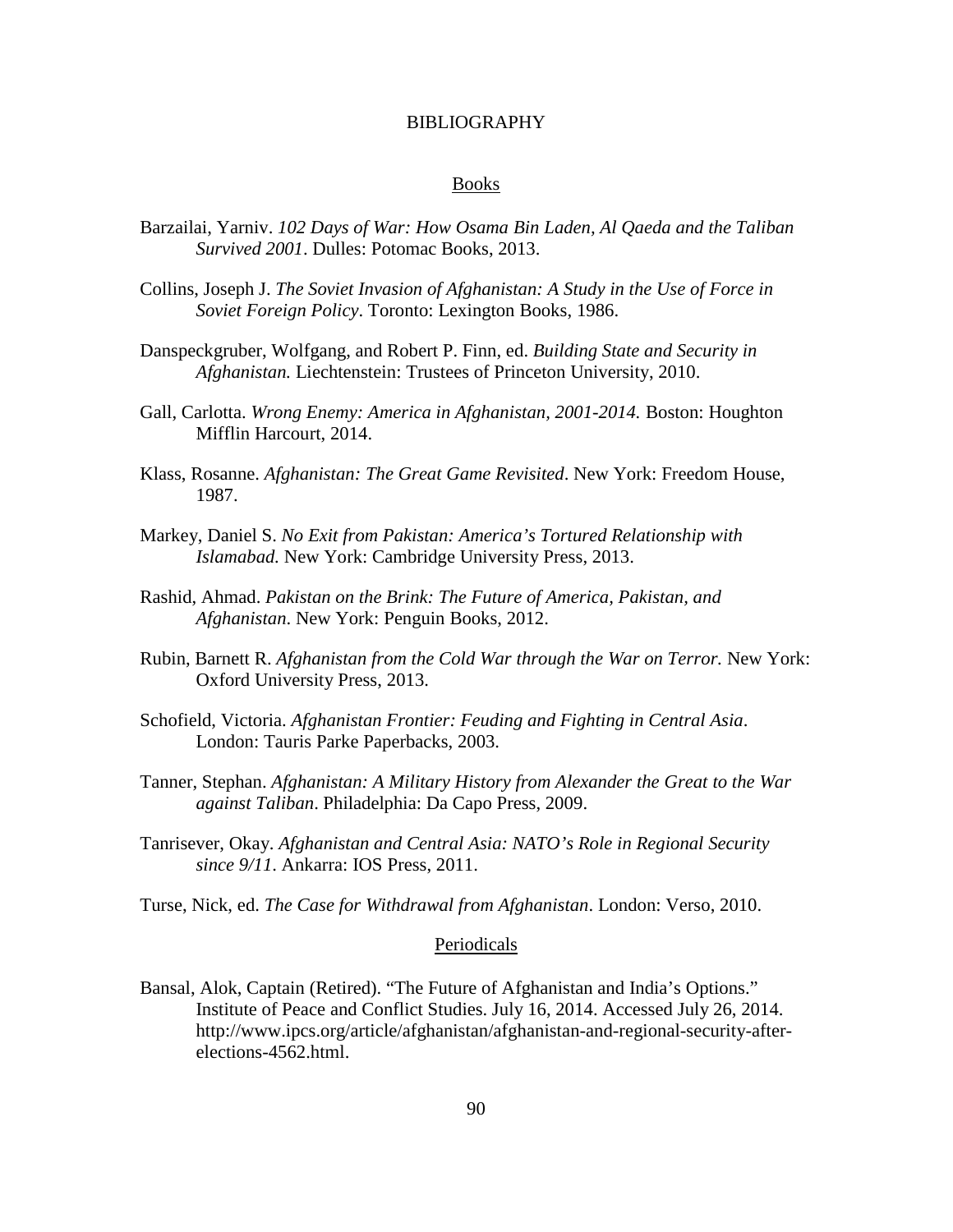# BIBLIOGRAPHY

## Books

Barzailai, Yarniv. *102 Days of War: How Osama Bin Laden, Al Qaeda and the Taliban Survived 2001*. Dulles: Potomac Books, 2013.

Collins, Joseph J. *The Soviet Invasion of Afghanistan: A Study in the Use of Force in Soviet Foreign Policy*. Toronto: Lexington Books, 1986.

Danspeckgruber, Wolfgang, and Robert P. Finn, ed. *Building State and Security in Afghanistan.* Liechtenstein: Trustees of Princeton University, 2010.

Gall, Carlotta. *Wrong Enemy: America in Afghanistan, 2001-2014.* Boston: Houghton Mifflin Harcourt, 2014.

Klass, Rosanne. *Afghanistan: The Great Game Revisited*. New York: Freedom House, 1987.

Markey, Daniel S. *No Exit from Pakistan: America's Tortured Relationship with Islamabad.* New York: Cambridge University Press, 2013.

Rashid, Ahmad. *Pakistan on the Brink: The Future of America, Pakistan, and Afghanistan*. New York: Penguin Books, 2012.

Rubin, Barnett R. *Afghanistan from the Cold War through the War on Terror.* New York: Oxford University Press, 2013.

Schofield, Victoria. *Afghanistan Frontier: Feuding and Fighting in Central Asia*. London: Tauris Parke Paperbacks, 2003.

Tanner, Stephan. *Afghanistan: A Military History from Alexander the Great to the War against Taliban*. Philadelphia: Da Capo Press, 2009.

Tanrisever, Okay. *Afghanistan and Central Asia: NATO's Role in Regional Security since 9/11*. Ankarra: IOS Press, 2011.

Turse, Nick, ed. *The Case for Withdrawal from Afghanistan*. London: Verso, 2010.

## Periodicals

Bansal, Alok, Captain (Retired). "The Future of Afghanistan and India's Options." Institute of Peace and Conflict Studies. July 16, 2014. Accessed July 26, 2014. http://www.ipcs.org/article/afghanistan/afghanistan-and-regional-security-after-elections-4562.html.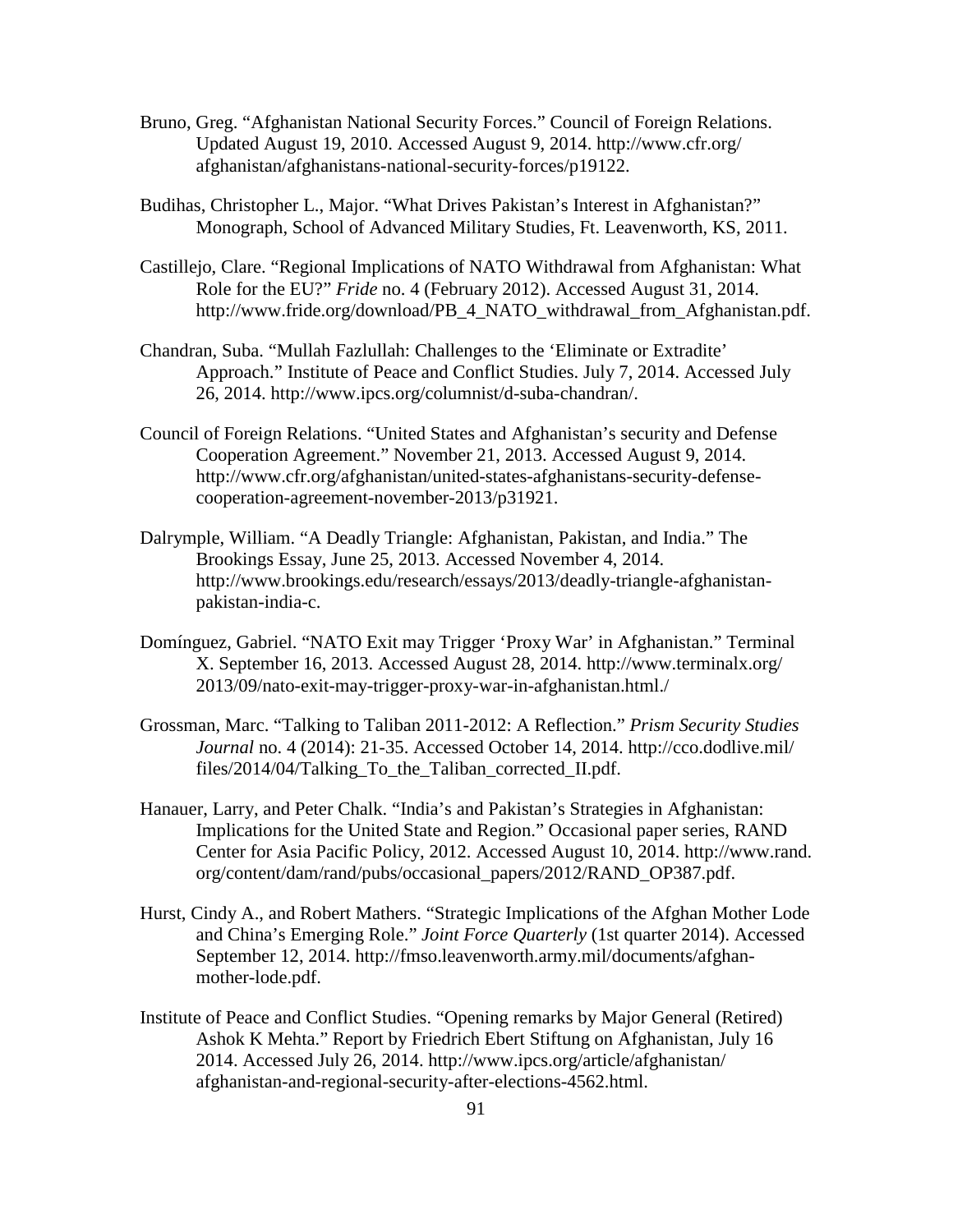Bruno, Greg. “Afghanistan National Security Forces.” Council of Foreign Relations. Updated August 19, 2010. Accessed August 9, 2014. http://www.cfr.org/afghanistan/afghanistans-national-security-forces/p19122.

Budihas, Christopher L., Major. “What Drives Pakistan’s Interest in Afghanistan?” Monograph, School of Advanced Military Studies, Ft. Leavenworth, KS, 2011.

Castillejo, Clare. “Regional Implications of NATO Withdrawal from Afghanistan: What Role for the EU?” *Fride* no. 4 (February 2012). Accessed August 31, 2014. http://www.fride.org/download/PB_4_NATO_withdrawal_from_Afghanistan.pdf.

Chandran, Suba. “Mullah Fazlullah: Challenges to the ‘Eliminate or Extradite’ Approach.” Institute of Peace and Conflict Studies. July 7, 2014. Accessed July 26, 2014. http://www.ipcs.org/columnist/d-suba-chandran/.

Council of Foreign Relations. “United States and Afghanistan’s security and Defense Cooperation Agreement.” November 21, 2013. Accessed August 9, 2014. http://www.cfr.org/afghanistan/united-states-afghanistans-security-defense-cooperation-agreement-november-2013/p31921.

Dalrymple, William. “A Deadly Triangle: Afghanistan, Pakistan, and India.” The Brookings Essay, June 25, 2013. Accessed November 4, 2014. http://www.brookings.edu/research/essays/2013/deadly-triangle-afghanistan-pakistan-india-c.

Domínguez, Gabriel. “NATO Exit may Trigger ‘Proxy War’ in Afghanistan.” Terminal X. September 16, 2013. Accessed August 28, 2014. http://www.terminalx.org/2013/09/nato-exit-may-trigger-proxy-war-in-afghanistan.html./

Grossman, Marc. “Talking to Taliban 2011-2012: A Reflection.” *Prism Security Studies Journal* no. 4 (2014): 21-35. Accessed October 14, 2014. http://cco.dodlive.mil/files/2014/04/Talking_To_the_Taliban_corrected_II.pdf.

Hanauer, Larry, and Peter Chalk. “India’s and Pakistan’s Strategies in Afghanistan: Implications for the United State and Region.” Occasional paper series, RAND Center for Asia Pacific Policy, 2012. Accessed August 10, 2014. http://www.rand.org/content/dam/rand/pubs/occasional_papers/2012/RAND_OP387.pdf.

Hurst, Cindy A., and Robert Mathers. “Strategic Implications of the Afghan Mother Lode and China’s Emerging Role.” *Joint Force Quarterly* (1st quarter 2014). Accessed September 12, 2014. http://fmso.leavenworth.army.mil/documents/afghan-mother-lode.pdf.

Institute of Peace and Conflict Studies. “Opening remarks by Major General (Retired) Ashok K Mehta.” Report by Friedrich Ebert Stiftung on Afghanistan, July 16 2014. Accessed July 26, 2014. http://www.ipcs.org/article/afghanistan/afghanistan-and-regional-security-after-elections-4562.html.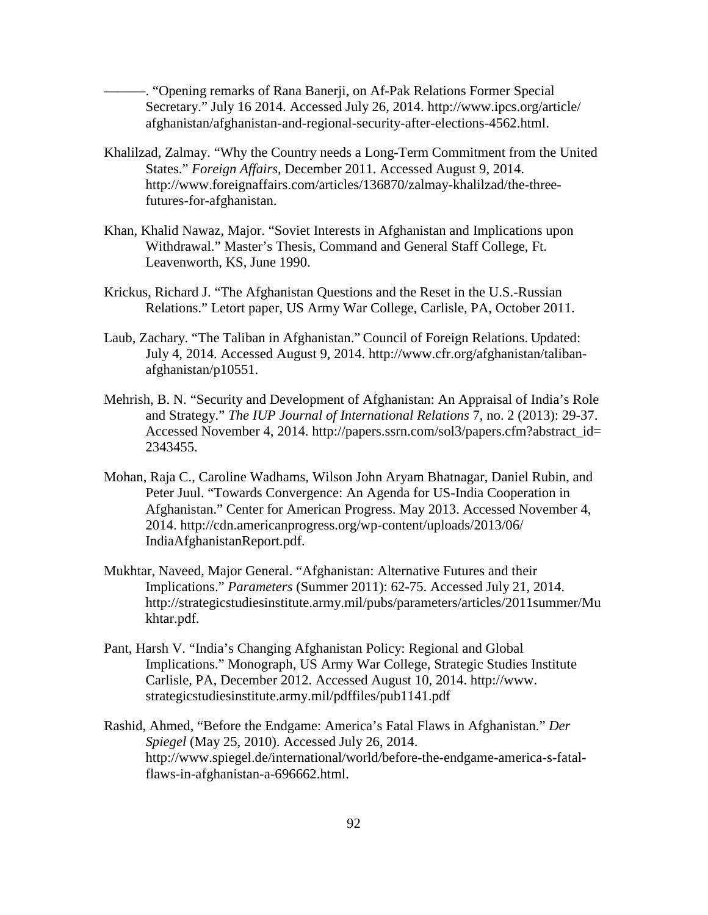———. "Opening remarks of Rana Banerji, on Af-Pak Relations Former Special Secretary." July 16 2014. Accessed July 26, 2014. http://www.ipcs.org/article/afghanistan/afghanistan-and-regional-security-after-elections-4562.html.

Khalilzad, Zalmay. "Why the Country needs a Long-Term Commitment from the United States." *Foreign Affairs,* December 2011. Accessed August 9, 2014. http://www.foreignaffairs.com/articles/136870/zalmay-khalilzad/the-three-futures-for-afghanistan.

Khan, Khalid Nawaz, Major. "Soviet Interests in Afghanistan and Implications upon Withdrawal." Master's Thesis, Command and General Staff College, Ft. Leavenworth, KS, June 1990.

Krickus, Richard J. "The Afghanistan Questions and the Reset in the U.S.-Russian Relations." Letort paper, US Army War College, Carlisle, PA, October 2011.

Laub, Zachary. "The Taliban in Afghanistan." Council of Foreign Relations. Updated: July 4, 2014. Accessed August 9, 2014. http://www.cfr.org/afghanistan/taliban-afghanistan/p10551.

Mehrish, B. N. "Security and Development of Afghanistan: An Appraisal of India's Role and Strategy." *The IUP Journal of International Relations* 7, no. 2 (2013): 29-37. Accessed November 4, 2014. http://papers.ssrn.com/sol3/papers.cfm?abstract_id=2343455.

Mohan, Raja C., Caroline Wadhams, Wilson John Aryam Bhatnagar, Daniel Rubin, and Peter Juul. "Towards Convergence: An Agenda for US-India Cooperation in Afghanistan." Center for American Progress. May 2013. Accessed November 4, 2014. http://cdn.americanprogress.org/wp-content/uploads/2013/06/IndiaAfghanistanReport.pdf.

Mukhtar, Naveed, Major General. "Afghanistan: Alternative Futures and their Implications." *Parameters* (Summer 2011): 62-75. Accessed July 21, 2014. http://strategicstudiesinstitute.army.mil/pubs/parameters/articles/2011summer/Mukhtar.pdf.

Pant, Harsh V. "India's Changing Afghanistan Policy: Regional and Global Implications." Monograph, US Army War College, Strategic Studies Institute Carlisle, PA, December 2012. Accessed August 10, 2014. http://www.strategicstudiesinstitute.army.mil/pdffiles/pub1141.pdf

Rashid, Ahmed, "Before the Endgame: America's Fatal Flaws in Afghanistan." *Der Spiegel* (May 25, 2010). Accessed July 26, 2014. http://www.spiegel.de/international/world/before-the-endgame-america-s-fatal-flaws-in-afghanistan-a-696662.html.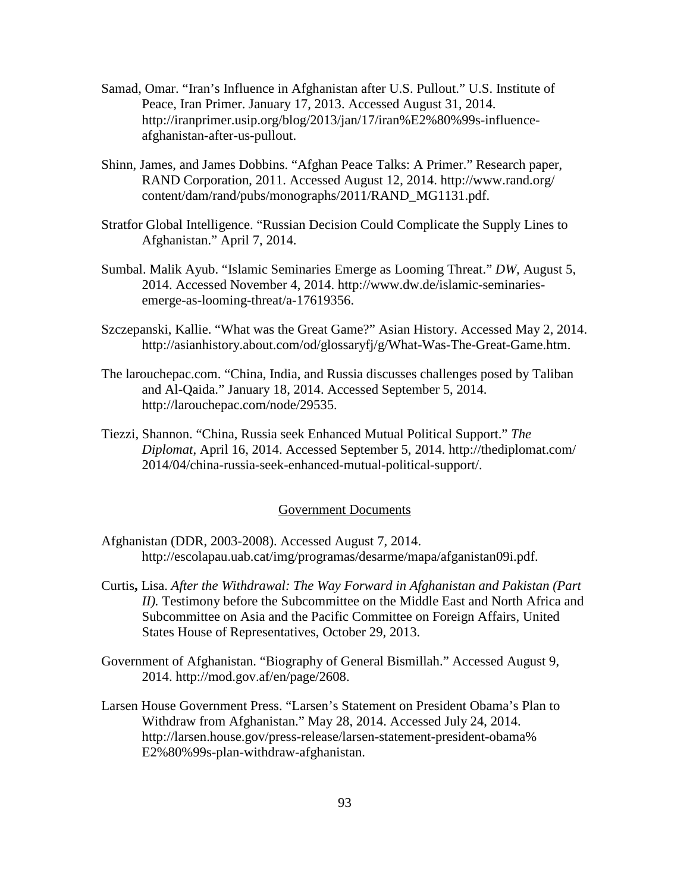Samad, Omar. “Iran’s Influence in Afghanistan after U.S. Pullout.” U.S. Institute of Peace, Iran Primer. January 17, 2013. Accessed August 31, 2014. http://iranprimer.usip.org/blog/2013/jan/17/iran%E2%80%99s-influence-afghanistan-after-us-pullout.

Shinn, James, and James Dobbins. “Afghan Peace Talks: A Primer.” Research paper, RAND Corporation, 2011. Accessed August 12, 2014. http://www.rand.org/content/dam/rand/pubs/monographs/2011/RAND_MG1131.pdf.

Stratfor Global Intelligence. “Russian Decision Could Complicate the Supply Lines to Afghanistan.” April 7, 2014.

Sumbal. Malik Ayub. “Islamic Seminaries Emerge as Looming Threat.” *DW*, August 5, 2014. Accessed November 4, 2014. http://www.dw.de/islamic-seminaries-emerge-as-looming-threat/a-17619356.

Szczepanski, Kallie. “What was the Great Game?” Asian History. Accessed May 2, 2014. http://asianhistory.about.com/od/glossaryfj/g/What-Was-The-Great-Game.htm.

The larouchepac.com. “China, India, and Russia discusses challenges posed by Taliban and Al-Qaida.” January 18, 2014. Accessed September 5, 2014. http://larouchepac.com/node/29535.

Tiezzi, Shannon. “China, Russia seek Enhanced Mutual Political Support.” *The Diplomat*, April 16, 2014. Accessed September 5, 2014. http://thediplomat.com/2014/04/china-russia-seek-enhanced-mutual-political-support/.

## Government Documents

Afghanistan (DDR, 2003-2008). Accessed August 7, 2014. http://escolapau.uab.cat/img/programas/desarme/mapa/afganistan09i.pdf.

Curtis**,** Lisa. *After the Withdrawal: The Way Forward in Afghanistan and Pakistan (Part II).* Testimony before the Subcommittee on the Middle East and North Africa and Subcommittee on Asia and the Pacific Committee on Foreign Affairs, United States House of Representatives, October 29, 2013.

Government of Afghanistan. “Biography of General Bismillah.” Accessed August 9, 2014. http://mod.gov.af/en/page/2608.

Larsen House Government Press. “Larsen’s Statement on President Obama’s Plan to Withdraw from Afghanistan.” May 28, 2014. Accessed July 24, 2014. http://larsen.house.gov/press-release/larsen-statement-president-obama%E2%80%99s-plan-withdraw-afghanistan.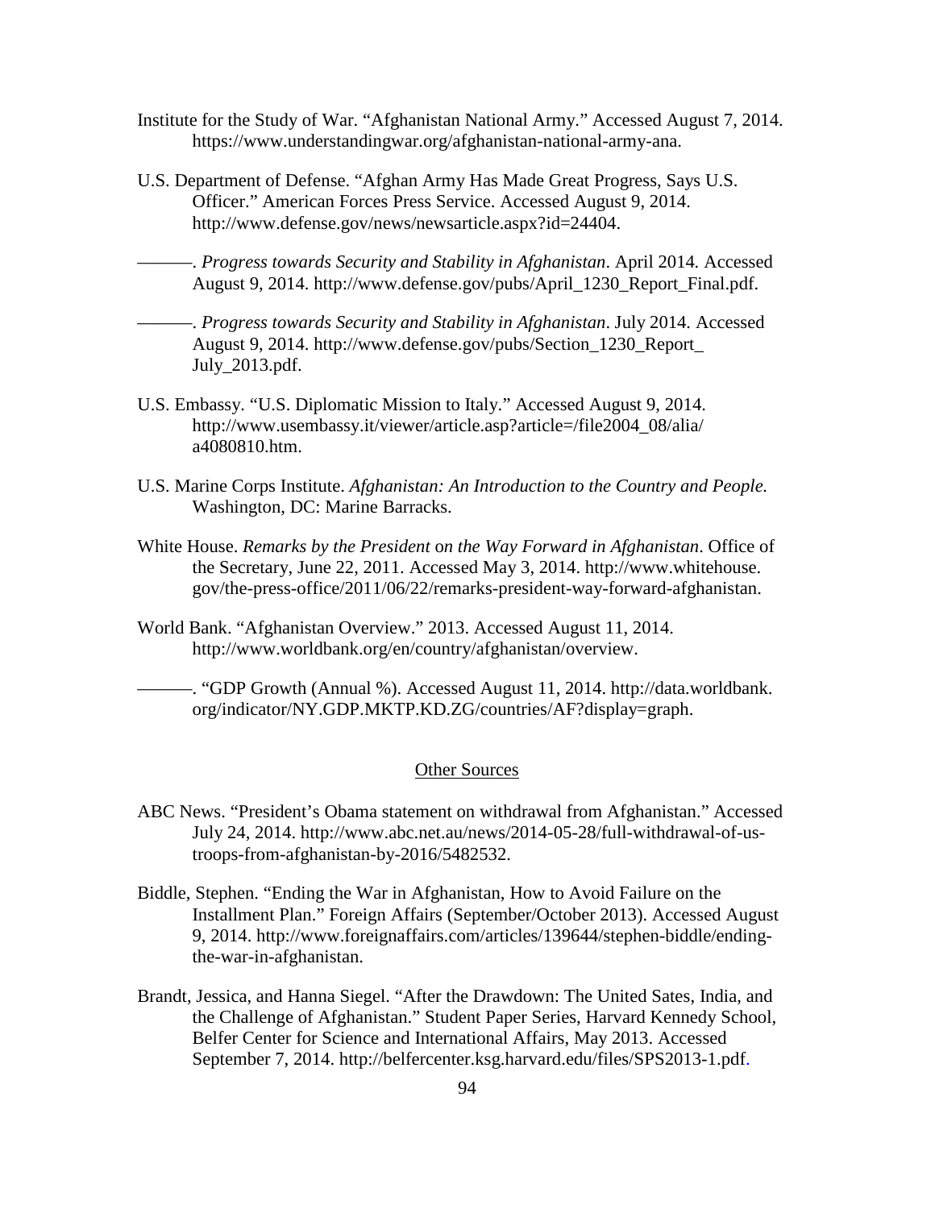Institute for the Study of War. "Afghanistan National Army." Accessed August 7, 2014. https://www.understandingwar.org/afghanistan-national-army-ana.

U.S. Department of Defense. "Afghan Army Has Made Great Progress, Says U.S. Officer." American Forces Press Service. Accessed August 9, 2014. http://www.defense.gov/news/newsarticle.aspx?id=24404.

———. *Progress towards Security and Stability in Afghanistan*. April 2014. Accessed August 9, 2014. http://www.defense.gov/pubs/April_1230_Report_Final.pdf.

———. *Progress towards Security and Stability in Afghanistan*. July 2014. Accessed August 9, 2014. http://www.defense.gov/pubs/Section_1230_Report_July_2013.pdf.

U.S. Embassy. "U.S. Diplomatic Mission to Italy." Accessed August 9, 2014. http://www.usembassy.it/viewer/article.asp?article=/file2004_08/alia/a4080810.htm.

U.S. Marine Corps Institute. *Afghanistan: An Introduction to the Country and People.* Washington, DC: Marine Barracks.

White House. *Remarks by the President on the Way Forward in Afghanistan*. Office of the Secretary, June 22, 2011. Accessed May 3, 2014. http://www.whitehouse.gov/the-press-office/2011/06/22/remarks-president-way-forward-afghanistan.

World Bank. "Afghanistan Overview." 2013. Accessed August 11, 2014. http://www.worldbank.org/en/country/afghanistan/overview.

———. "GDP Growth (Annual %). Accessed August 11, 2014. http://data.worldbank.org/indicator/NY.GDP.MKTP.KD.ZG/countries/AF?display=graph.

## Other Sources

ABC News. "President's Obama statement on withdrawal from Afghanistan." Accessed July 24, 2014. http://www.abc.net.au/news/2014-05-28/full-withdrawal-of-us-troops-from-afghanistan-by-2016/5482532.

Biddle, Stephen. "Ending the War in Afghanistan, How to Avoid Failure on the Installment Plan." Foreign Affairs (September/October 2013). Accessed August 9, 2014. http://www.foreignaffairs.com/articles/139644/stephen-biddle/ending-the-war-in-afghanistan.

Brandt, Jessica, and Hanna Siegel. "After the Drawdown: The United Sates, India, and the Challenge of Afghanistan." Student Paper Series, Harvard Kennedy School, Belfer Center for Science and International Affairs, May 2013. Accessed September 7, 2014. http://belfercenter.ksg.harvard.edu/files/SPS2013-1.pdf.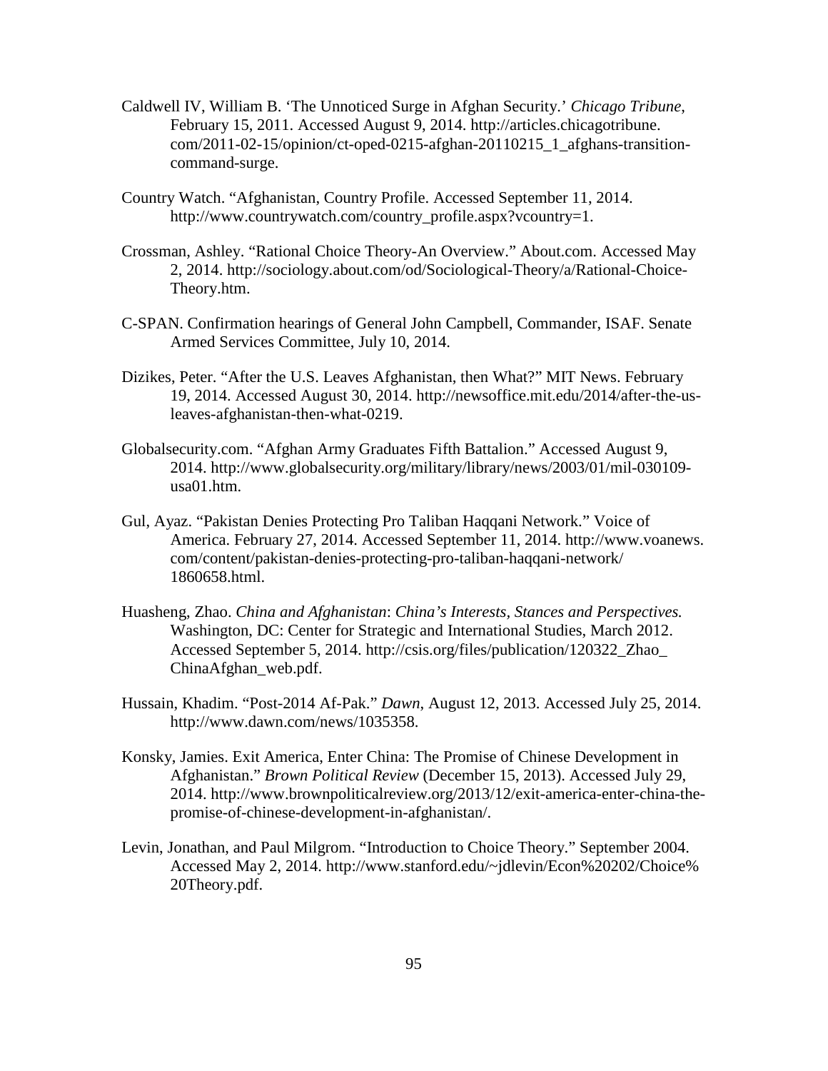Caldwell IV, William B. 'The Unnoticed Surge in Afghan Security.' *Chicago Tribune*, February 15, 2011. Accessed August 9, 2014. http://articles.chicagotribune.com/2011-02-15/opinion/ct-oped-0215-afghan-20110215_1_afghans-transition-command-surge.

Country Watch. "Afghanistan, Country Profile. Accessed September 11, 2014. http://www.countrywatch.com/country_profile.aspx?vcountry=1.

Crossman, Ashley. "Rational Choice Theory-An Overview." About.com. Accessed May 2, 2014. http://sociology.about.com/od/Sociological-Theory/a/Rational-Choice-Theory.htm.

C-SPAN. Confirmation hearings of General John Campbell, Commander, ISAF. Senate Armed Services Committee, July 10, 2014.

Dizikes, Peter. "After the U.S. Leaves Afghanistan, then What?" MIT News. February 19, 2014. Accessed August 30, 2014. http://newsoffice.mit.edu/2014/after-the-us-leaves-afghanistan-then-what-0219.

Globalsecurity.com. "Afghan Army Graduates Fifth Battalion." Accessed August 9, 2014. http://www.globalsecurity.org/military/library/news/2003/01/mil-030109-usa01.htm.

Gul, Ayaz. "Pakistan Denies Protecting Pro Taliban Haqqani Network." Voice of America. February 27, 2014. Accessed September 11, 2014. http://www.voanews.com/content/pakistan-denies-protecting-pro-taliban-haqqani-network/1860658.html.

Huasheng, Zhao. *China and Afghanistan*: *China's Interests, Stances and Perspectives.* Washington, DC: Center for Strategic and International Studies, March 2012. Accessed September 5, 2014. http://csis.org/files/publication/120322_Zhao_ChinaAfghan_web.pdf.

Hussain, Khadim. "Post-2014 Af-Pak." *Dawn*, August 12, 2013. Accessed July 25, 2014. http://www.dawn.com/news/1035358.

Konsky, Jamies. Exit America, Enter China: The Promise of Chinese Development in Afghanistan." *Brown Political Review* (December 15, 2013). Accessed July 29, 2014. http://www.brownpoliticalreview.org/2013/12/exit-america-enter-china-the-promise-of-chinese-development-in-afghanistan/.

Levin, Jonathan, and Paul Milgrom. "Introduction to Choice Theory." September 2004. Accessed May 2, 2014. http://www.stanford.edu/~jdlevin/Econ%20202/Choice%20Theory.pdf.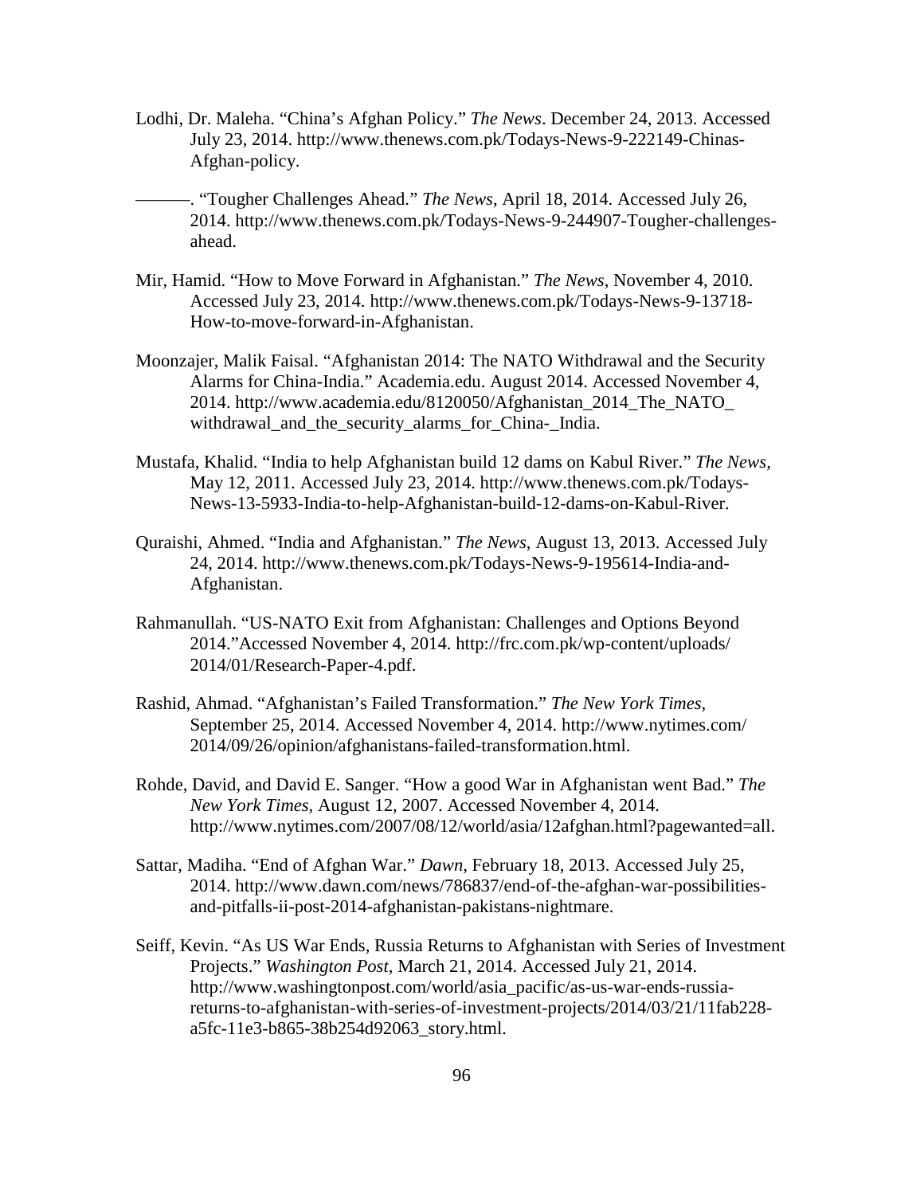Lodhi, Dr. Maleha. "China's Afghan Policy." *The News*. December 24, 2013. Accessed July 23, 2014. http://www.thenews.com.pk/Todays-News-9-222149-Chinas-Afghan-policy.

———. "Tougher Challenges Ahead." *The News*, April 18, 2014. Accessed July 26, 2014. http://www.thenews.com.pk/Todays-News-9-244907-Tougher-challenges-ahead.

Mir, Hamid. "How to Move Forward in Afghanistan." *The News*, November 4, 2010. Accessed July 23, 2014. http://www.thenews.com.pk/Todays-News-9-13718-How-to-move-forward-in-Afghanistan.

Moonzajer, Malik Faisal. "Afghanistan 2014: The NATO Withdrawal and the Security Alarms for China-India." Academia.edu. August 2014. Accessed November 4, 2014. http://www.academia.edu/8120050/Afghanistan_2014_The_NATO_withdrawal_and_the_security_alarms_for_China-_India.

Mustafa, Khalid. "India to help Afghanistan build 12 dams on Kabul River." *The News*, May 12, 2011. Accessed July 23, 2014. http://www.thenews.com.pk/Todays-News-13-5933-India-to-help-Afghanistan-build-12-dams-on-Kabul-River.

Quraishi, Ahmed. "India and Afghanistan." *The News*, August 13, 2013. Accessed July 24, 2014. http://www.thenews.com.pk/Todays-News-9-195614-India-and-Afghanistan.

Rahmanullah. "US-NATO Exit from Afghanistan: Challenges and Options Beyond 2014."Accessed November 4, 2014. http://frc.com.pk/wp-content/uploads/2014/01/Research-Paper-4.pdf.

Rashid, Ahmad. "Afghanistan's Failed Transformation." *The New York Times*, September 25, 2014. Accessed November 4, 2014. http://www.nytimes.com/2014/09/26/opinion/afghanistans-failed-transformation.html.

Rohde, David, and David E. Sanger. "How a good War in Afghanistan went Bad." *The New York Times,* August 12, 2007. Accessed November 4, 2014. http://www.nytimes.com/2007/08/12/world/asia/12afghan.html?pagewanted=all.

Sattar, Madiha. "End of Afghan War." *Dawn*, February 18, 2013. Accessed July 25, 2014. http://www.dawn.com/news/786837/end-of-the-afghan-war-possibilities-and-pitfalls-ii-post-2014-afghanistan-pakistans-nightmare.

Seiff, Kevin. "As US War Ends, Russia Returns to Afghanistan with Series of Investment Projects." *Washington Post*, March 21, 2014. Accessed July 21, 2014. http://www.washingtonpost.com/world/asia_pacific/as-us-war-ends-russia-returns-to-afghanistan-with-series-of-investment-projects/2014/03/21/11fab228-a5fc-11e3-b865-38b254d92063_story.html.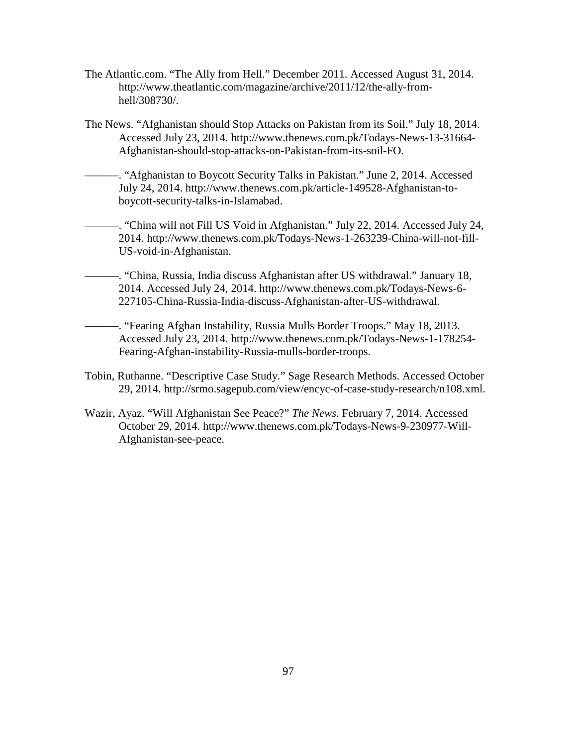The Atlantic.com. "The Ally from Hell." December 2011. Accessed August 31, 2014. http://www.theatlantic.com/magazine/archive/2011/12/the-ally-from-hell/308730/.

The News. "Afghanistan should Stop Attacks on Pakistan from its Soil." July 18, 2014. Accessed July 23, 2014. http://www.thenews.com.pk/Todays-News-13-31664-Afghanistan-should-stop-attacks-on-Pakistan-from-its-soil-FO.

———. "Afghanistan to Boycott Security Talks in Pakistan." June 2, 2014. Accessed July 24, 2014. http://www.thenews.com.pk/article-149528-Afghanistan-to-boycott-security-talks-in-Islamabad.

———. "China will not Fill US Void in Afghanistan." July 22, 2014. Accessed July 24, 2014. http://www.thenews.com.pk/Todays-News-1-263239-China-will-not-fill-US-void-in-Afghanistan.

———. "China, Russia, India discuss Afghanistan after US withdrawal." January 18, 2014. Accessed July 24, 2014. http://www.thenews.com.pk/Todays-News-6-227105-China-Russia-India-discuss-Afghanistan-after-US-withdrawal.

———. "Fearing Afghan Instability, Russia Mulls Border Troops." May 18, 2013. Accessed July 23, 2014. http://www.thenews.com.pk/Todays-News-1-178254-Fearing-Afghan-instability-Russia-mulls-border-troops.

Tobin, Ruthanne. "Descriptive Case Study." Sage Research Methods. Accessed October 29, 2014. http://srmo.sagepub.com/view/encyc-of-case-study-research/n108.xml.

Wazir, Ayaz. "Will Afghanistan See Peace?" *The News*. February 7, 2014. Accessed October 29, 2014. http://www.thenews.com.pk/Todays-News-9-230977-Will-Afghanistan-see-peace.